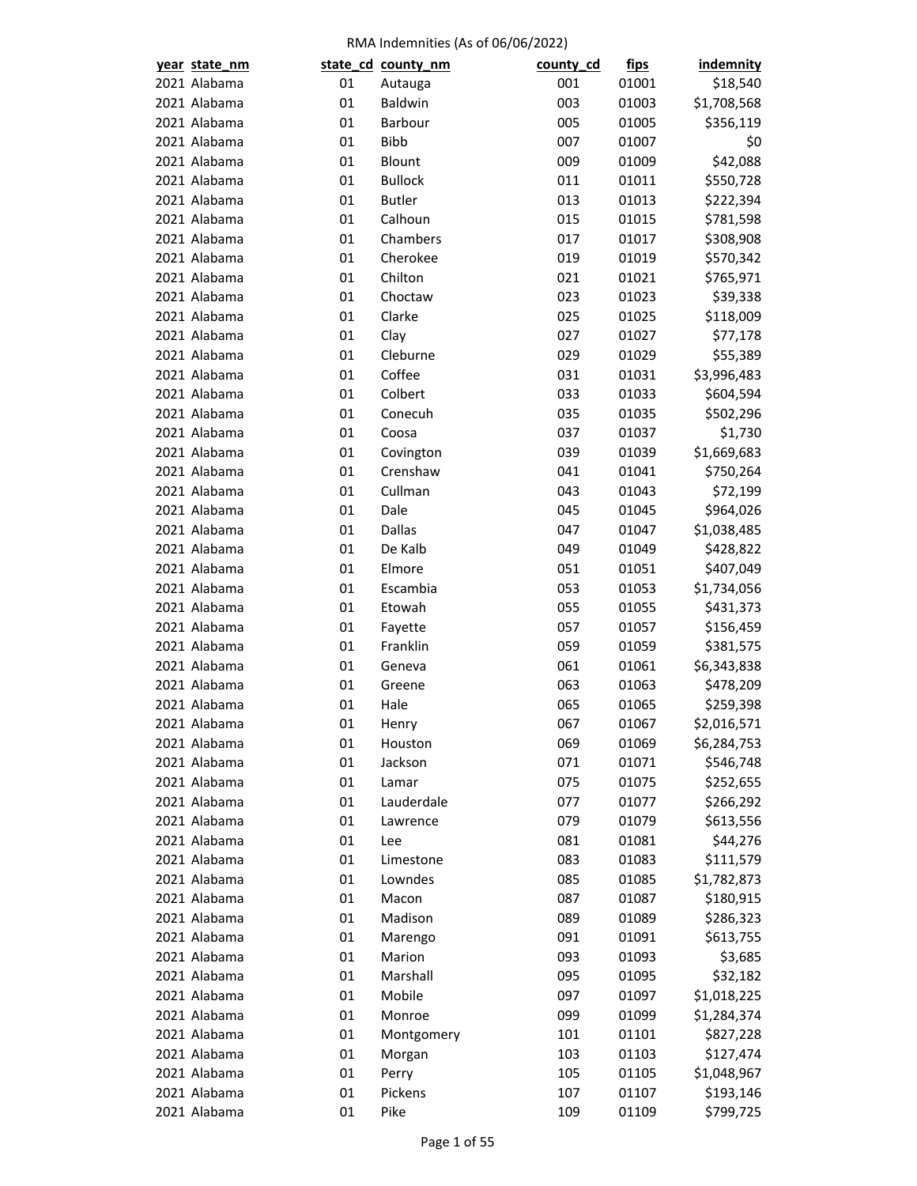RMA Indemnities (As of 06/06/2022)

| year | state_nm | state_cd | county_nm | county_cd | fips | indemnity |
|---|---|---|---|---|---|---|
| 2021 | Alabama | 01 | Autauga | 001 | 01001 | $18,540 |
| 2021 | Alabama | 01 | Baldwin | 003 | 01003 | $1,708,568 |
| 2021 | Alabama | 01 | Barbour | 005 | 01005 | $356,119 |
| 2021 | Alabama | 01 | Bibb | 007 | 01007 | $0 |
| 2021 | Alabama | 01 | Blount | 009 | 01009 | $42,088 |
| 2021 | Alabama | 01 | Bullock | 011 | 01011 | $550,728 |
| 2021 | Alabama | 01 | Butler | 013 | 01013 | $222,394 |
| 2021 | Alabama | 01 | Calhoun | 015 | 01015 | $781,598 |
| 2021 | Alabama | 01 | Chambers | 017 | 01017 | $308,908 |
| 2021 | Alabama | 01 | Cherokee | 019 | 01019 | $570,342 |
| 2021 | Alabama | 01 | Chilton | 021 | 01021 | $765,971 |
| 2021 | Alabama | 01 | Choctaw | 023 | 01023 | $39,338 |
| 2021 | Alabama | 01 | Clarke | 025 | 01025 | $118,009 |
| 2021 | Alabama | 01 | Clay | 027 | 01027 | $77,178 |
| 2021 | Alabama | 01 | Cleburne | 029 | 01029 | $55,389 |
| 2021 | Alabama | 01 | Coffee | 031 | 01031 | $3,996,483 |
| 2021 | Alabama | 01 | Colbert | 033 | 01033 | $604,594 |
| 2021 | Alabama | 01 | Conecuh | 035 | 01035 | $502,296 |
| 2021 | Alabama | 01 | Coosa | 037 | 01037 | $1,730 |
| 2021 | Alabama | 01 | Covington | 039 | 01039 | $1,669,683 |
| 2021 | Alabama | 01 | Crenshaw | 041 | 01041 | $750,264 |
| 2021 | Alabama | 01 | Cullman | 043 | 01043 | $72,199 |
| 2021 | Alabama | 01 | Dale | 045 | 01045 | $964,026 |
| 2021 | Alabama | 01 | Dallas | 047 | 01047 | $1,038,485 |
| 2021 | Alabama | 01 | De Kalb | 049 | 01049 | $428,822 |
| 2021 | Alabama | 01 | Elmore | 051 | 01051 | $407,049 |
| 2021 | Alabama | 01 | Escambia | 053 | 01053 | $1,734,056 |
| 2021 | Alabama | 01 | Etowah | 055 | 01055 | $431,373 |
| 2021 | Alabama | 01 | Fayette | 057 | 01057 | $156,459 |
| 2021 | Alabama | 01 | Franklin | 059 | 01059 | $381,575 |
| 2021 | Alabama | 01 | Geneva | 061 | 01061 | $6,343,838 |
| 2021 | Alabama | 01 | Greene | 063 | 01063 | $478,209 |
| 2021 | Alabama | 01 | Hale | 065 | 01065 | $259,398 |
| 2021 | Alabama | 01 | Henry | 067 | 01067 | $2,016,571 |
| 2021 | Alabama | 01 | Houston | 069 | 01069 | $6,284,753 |
| 2021 | Alabama | 01 | Jackson | 071 | 01071 | $546,748 |
| 2021 | Alabama | 01 | Lamar | 075 | 01075 | $252,655 |
| 2021 | Alabama | 01 | Lauderdale | 077 | 01077 | $266,292 |
| 2021 | Alabama | 01 | Lawrence | 079 | 01079 | $613,556 |
| 2021 | Alabama | 01 | Lee | 081 | 01081 | $44,276 |
| 2021 | Alabama | 01 | Limestone | 083 | 01083 | $111,579 |
| 2021 | Alabama | 01 | Lowndes | 085 | 01085 | $1,782,873 |
| 2021 | Alabama | 01 | Macon | 087 | 01087 | $180,915 |
| 2021 | Alabama | 01 | Madison | 089 | 01089 | $286,323 |
| 2021 | Alabama | 01 | Marengo | 091 | 01091 | $613,755 |
| 2021 | Alabama | 01 | Marion | 093 | 01093 | $3,685 |
| 2021 | Alabama | 01 | Marshall | 095 | 01095 | $32,182 |
| 2021 | Alabama | 01 | Mobile | 097 | 01097 | $1,018,225 |
| 2021 | Alabama | 01 | Monroe | 099 | 01099 | $1,284,374 |
| 2021 | Alabama | 01 | Montgomery | 101 | 01101 | $827,228 |
| 2021 | Alabama | 01 | Morgan | 103 | 01103 | $127,474 |
| 2021 | Alabama | 01 | Perry | 105 | 01105 | $1,048,967 |
| 2021 | Alabama | 01 | Pickens | 107 | 01107 | $193,146 |
| 2021 | Alabama | 01 | Pike | 109 | 01109 | $799,725 |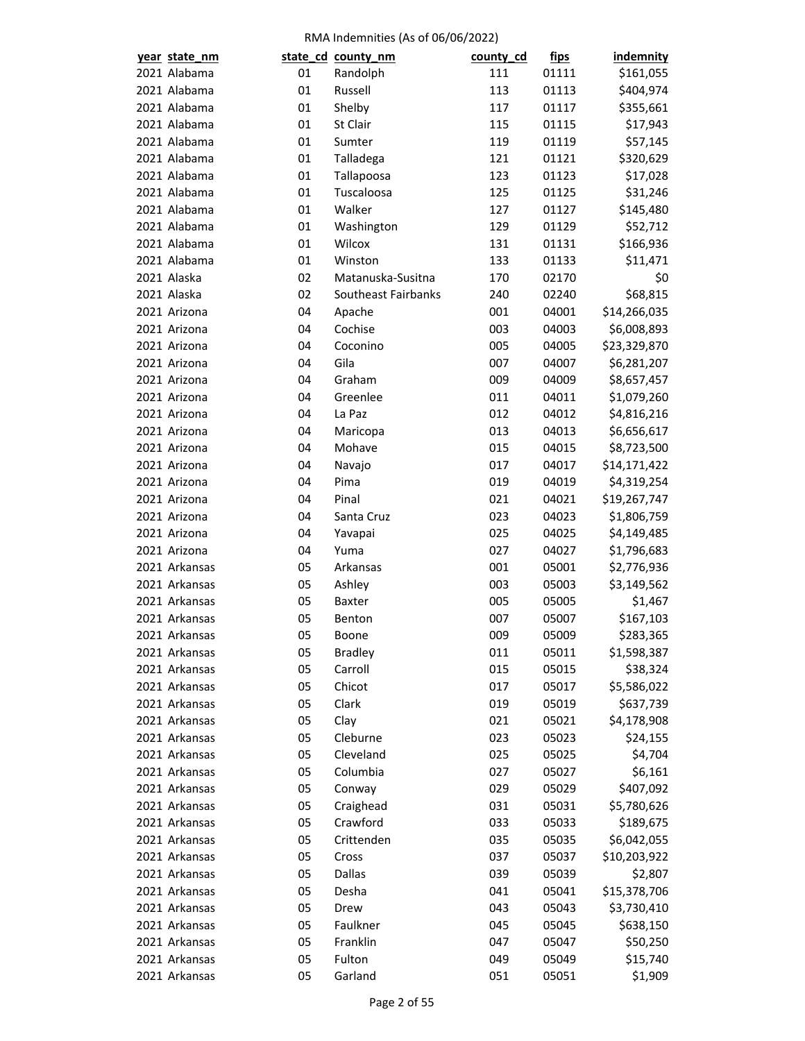RMA Indemnities (As of 06/06/2022)

| year | state_nm | state_cd | county_nm | county_cd | fips | indemnity |
|---|---|---|---|---|---|---|
| 2021 | Alabama | 01 | Randolph | 111 | 01111 | $161,055 |
| 2021 | Alabama | 01 | Russell | 113 | 01113 | $404,974 |
| 2021 | Alabama | 01 | Shelby | 117 | 01117 | $355,661 |
| 2021 | Alabama | 01 | St Clair | 115 | 01115 | $17,943 |
| 2021 | Alabama | 01 | Sumter | 119 | 01119 | $57,145 |
| 2021 | Alabama | 01 | Talladega | 121 | 01121 | $320,629 |
| 2021 | Alabama | 01 | Tallapoosa | 123 | 01123 | $17,028 |
| 2021 | Alabama | 01 | Tuscaloosa | 125 | 01125 | $31,246 |
| 2021 | Alabama | 01 | Walker | 127 | 01127 | $145,480 |
| 2021 | Alabama | 01 | Washington | 129 | 01129 | $52,712 |
| 2021 | Alabama | 01 | Wilcox | 131 | 01131 | $166,936 |
| 2021 | Alabama | 01 | Winston | 133 | 01133 | $11,471 |
| 2021 | Alaska | 02 | Matanuska-Susitna | 170 | 02170 | $0 |
| 2021 | Alaska | 02 | Southeast Fairbanks | 240 | 02240 | $68,815 |
| 2021 | Arizona | 04 | Apache | 001 | 04001 | $14,266,035 |
| 2021 | Arizona | 04 | Cochise | 003 | 04003 | $6,008,893 |
| 2021 | Arizona | 04 | Coconino | 005 | 04005 | $23,329,870 |
| 2021 | Arizona | 04 | Gila | 007 | 04007 | $6,281,207 |
| 2021 | Arizona | 04 | Graham | 009 | 04009 | $8,657,457 |
| 2021 | Arizona | 04 | Greenlee | 011 | 04011 | $1,079,260 |
| 2021 | Arizona | 04 | La Paz | 012 | 04012 | $4,816,216 |
| 2021 | Arizona | 04 | Maricopa | 013 | 04013 | $6,656,617 |
| 2021 | Arizona | 04 | Mohave | 015 | 04015 | $8,723,500 |
| 2021 | Arizona | 04 | Navajo | 017 | 04017 | $14,171,422 |
| 2021 | Arizona | 04 | Pima | 019 | 04019 | $4,319,254 |
| 2021 | Arizona | 04 | Pinal | 021 | 04021 | $19,267,747 |
| 2021 | Arizona | 04 | Santa Cruz | 023 | 04023 | $1,806,759 |
| 2021 | Arizona | 04 | Yavapai | 025 | 04025 | $4,149,485 |
| 2021 | Arizona | 04 | Yuma | 027 | 04027 | $1,796,683 |
| 2021 | Arkansas | 05 | Arkansas | 001 | 05001 | $2,776,936 |
| 2021 | Arkansas | 05 | Ashley | 003 | 05003 | $3,149,562 |
| 2021 | Arkansas | 05 | Baxter | 005 | 05005 | $1,467 |
| 2021 | Arkansas | 05 | Benton | 007 | 05007 | $167,103 |
| 2021 | Arkansas | 05 | Boone | 009 | 05009 | $283,365 |
| 2021 | Arkansas | 05 | Bradley | 011 | 05011 | $1,598,387 |
| 2021 | Arkansas | 05 | Carroll | 015 | 05015 | $38,324 |
| 2021 | Arkansas | 05 | Chicot | 017 | 05017 | $5,586,022 |
| 2021 | Arkansas | 05 | Clark | 019 | 05019 | $637,739 |
| 2021 | Arkansas | 05 | Clay | 021 | 05021 | $4,178,908 |
| 2021 | Arkansas | 05 | Cleburne | 023 | 05023 | $24,155 |
| 2021 | Arkansas | 05 | Cleveland | 025 | 05025 | $4,704 |
| 2021 | Arkansas | 05 | Columbia | 027 | 05027 | $6,161 |
| 2021 | Arkansas | 05 | Conway | 029 | 05029 | $407,092 |
| 2021 | Arkansas | 05 | Craighead | 031 | 05031 | $5,780,626 |
| 2021 | Arkansas | 05 | Crawford | 033 | 05033 | $189,675 |
| 2021 | Arkansas | 05 | Crittenden | 035 | 05035 | $6,042,055 |
| 2021 | Arkansas | 05 | Cross | 037 | 05037 | $10,203,922 |
| 2021 | Arkansas | 05 | Dallas | 039 | 05039 | $2,807 |
| 2021 | Arkansas | 05 | Desha | 041 | 05041 | $15,378,706 |
| 2021 | Arkansas | 05 | Drew | 043 | 05043 | $3,730,410 |
| 2021 | Arkansas | 05 | Faulkner | 045 | 05045 | $638,150 |
| 2021 | Arkansas | 05 | Franklin | 047 | 05047 | $50,250 |
| 2021 | Arkansas | 05 | Fulton | 049 | 05049 | $15,740 |
| 2021 | Arkansas | 05 | Garland | 051 | 05051 | $1,909 |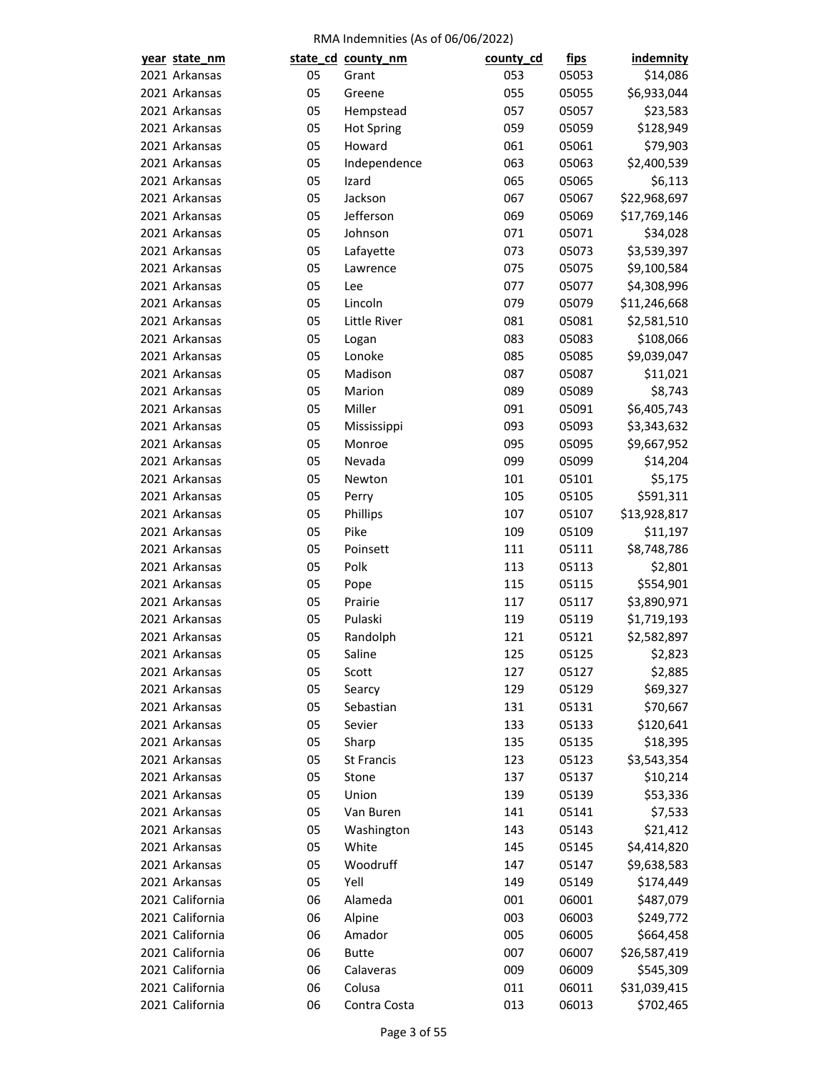RMA Indemnities (As of 06/06/2022)

| year | state_nm | state_cd | county_nm | county_cd | fips | indemnity |
|---|---|---|---|---|---|---|
| 2021 | Arkansas | 05 | Grant | 053 | 05053 | $14,086 |
| 2021 | Arkansas | 05 | Greene | 055 | 05055 | $6,933,044 |
| 2021 | Arkansas | 05 | Hempstead | 057 | 05057 | $23,583 |
| 2021 | Arkansas | 05 | Hot Spring | 059 | 05059 | $128,949 |
| 2021 | Arkansas | 05 | Howard | 061 | 05061 | $79,903 |
| 2021 | Arkansas | 05 | Independence | 063 | 05063 | $2,400,539 |
| 2021 | Arkansas | 05 | Izard | 065 | 05065 | $6,113 |
| 2021 | Arkansas | 05 | Jackson | 067 | 05067 | $22,968,697 |
| 2021 | Arkansas | 05 | Jefferson | 069 | 05069 | $17,769,146 |
| 2021 | Arkansas | 05 | Johnson | 071 | 05071 | $34,028 |
| 2021 | Arkansas | 05 | Lafayette | 073 | 05073 | $3,539,397 |
| 2021 | Arkansas | 05 | Lawrence | 075 | 05075 | $9,100,584 |
| 2021 | Arkansas | 05 | Lee | 077 | 05077 | $4,308,996 |
| 2021 | Arkansas | 05 | Lincoln | 079 | 05079 | $11,246,668 |
| 2021 | Arkansas | 05 | Little River | 081 | 05081 | $2,581,510 |
| 2021 | Arkansas | 05 | Logan | 083 | 05083 | $108,066 |
| 2021 | Arkansas | 05 | Lonoke | 085 | 05085 | $9,039,047 |
| 2021 | Arkansas | 05 | Madison | 087 | 05087 | $11,021 |
| 2021 | Arkansas | 05 | Marion | 089 | 05089 | $8,743 |
| 2021 | Arkansas | 05 | Miller | 091 | 05091 | $6,405,743 |
| 2021 | Arkansas | 05 | Mississippi | 093 | 05093 | $3,343,632 |
| 2021 | Arkansas | 05 | Monroe | 095 | 05095 | $9,667,952 |
| 2021 | Arkansas | 05 | Nevada | 099 | 05099 | $14,204 |
| 2021 | Arkansas | 05 | Newton | 101 | 05101 | $5,175 |
| 2021 | Arkansas | 05 | Perry | 105 | 05105 | $591,311 |
| 2021 | Arkansas | 05 | Phillips | 107 | 05107 | $13,928,817 |
| 2021 | Arkansas | 05 | Pike | 109 | 05109 | $11,197 |
| 2021 | Arkansas | 05 | Poinsett | 111 | 05111 | $8,748,786 |
| 2021 | Arkansas | 05 | Polk | 113 | 05113 | $2,801 |
| 2021 | Arkansas | 05 | Pope | 115 | 05115 | $554,901 |
| 2021 | Arkansas | 05 | Prairie | 117 | 05117 | $3,890,971 |
| 2021 | Arkansas | 05 | Pulaski | 119 | 05119 | $1,719,193 |
| 2021 | Arkansas | 05 | Randolph | 121 | 05121 | $2,582,897 |
| 2021 | Arkansas | 05 | Saline | 125 | 05125 | $2,823 |
| 2021 | Arkansas | 05 | Scott | 127 | 05127 | $2,885 |
| 2021 | Arkansas | 05 | Searcy | 129 | 05129 | $69,327 |
| 2021 | Arkansas | 05 | Sebastian | 131 | 05131 | $70,667 |
| 2021 | Arkansas | 05 | Sevier | 133 | 05133 | $120,641 |
| 2021 | Arkansas | 05 | Sharp | 135 | 05135 | $18,395 |
| 2021 | Arkansas | 05 | St Francis | 123 | 05123 | $3,543,354 |
| 2021 | Arkansas | 05 | Stone | 137 | 05137 | $10,214 |
| 2021 | Arkansas | 05 | Union | 139 | 05139 | $53,336 |
| 2021 | Arkansas | 05 | Van Buren | 141 | 05141 | $7,533 |
| 2021 | Arkansas | 05 | Washington | 143 | 05143 | $21,412 |
| 2021 | Arkansas | 05 | White | 145 | 05145 | $4,414,820 |
| 2021 | Arkansas | 05 | Woodruff | 147 | 05147 | $9,638,583 |
| 2021 | Arkansas | 05 | Yell | 149 | 05149 | $174,449 |
| 2021 | California | 06 | Alameda | 001 | 06001 | $487,079 |
| 2021 | California | 06 | Alpine | 003 | 06003 | $249,772 |
| 2021 | California | 06 | Amador | 005 | 06005 | $664,458 |
| 2021 | California | 06 | Butte | 007 | 06007 | $26,587,419 |
| 2021 | California | 06 | Calaveras | 009 | 06009 | $545,309 |
| 2021 | California | 06 | Colusa | 011 | 06011 | $31,039,415 |
| 2021 | California | 06 | Contra Costa | 013 | 06013 | $702,465 |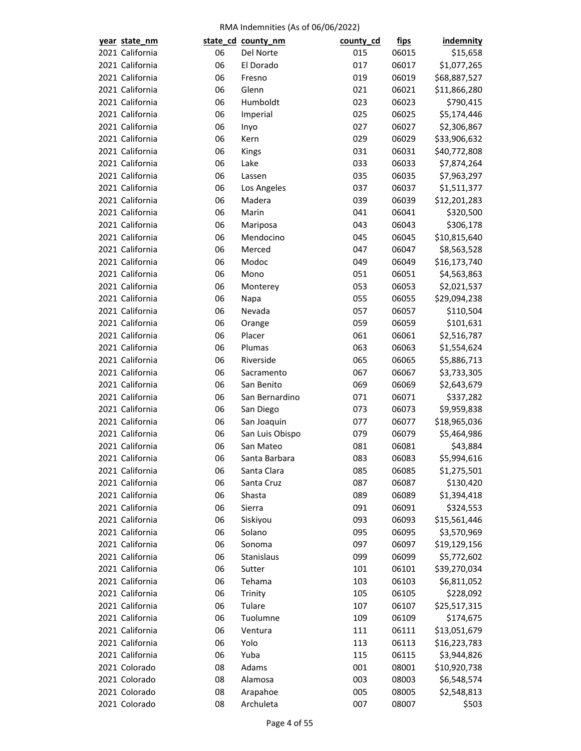RMA Indemnities (As of 06/06/2022)

| year | state_nm | state_cd | county_nm | county_cd | fips | indemnity |
|---|---|---|---|---|---|---|
| 2021 | California | 06 | Del Norte | 015 | 06015 | $15,658 |
| 2021 | California | 06 | El Dorado | 017 | 06017 | $1,077,265 |
| 2021 | California | 06 | Fresno | 019 | 06019 | $68,887,527 |
| 2021 | California | 06 | Glenn | 021 | 06021 | $11,866,280 |
| 2021 | California | 06 | Humboldt | 023 | 06023 | $790,415 |
| 2021 | California | 06 | Imperial | 025 | 06025 | $5,174,446 |
| 2021 | California | 06 | Inyo | 027 | 06027 | $2,306,867 |
| 2021 | California | 06 | Kern | 029 | 06029 | $33,906,632 |
| 2021 | California | 06 | Kings | 031 | 06031 | $40,772,808 |
| 2021 | California | 06 | Lake | 033 | 06033 | $7,874,264 |
| 2021 | California | 06 | Lassen | 035 | 06035 | $7,963,297 |
| 2021 | California | 06 | Los Angeles | 037 | 06037 | $1,511,377 |
| 2021 | California | 06 | Madera | 039 | 06039 | $12,201,283 |
| 2021 | California | 06 | Marin | 041 | 06041 | $320,500 |
| 2021 | California | 06 | Mariposa | 043 | 06043 | $306,178 |
| 2021 | California | 06 | Mendocino | 045 | 06045 | $10,815,640 |
| 2021 | California | 06 | Merced | 047 | 06047 | $8,563,528 |
| 2021 | California | 06 | Modoc | 049 | 06049 | $16,173,740 |
| 2021 | California | 06 | Mono | 051 | 06051 | $4,563,863 |
| 2021 | California | 06 | Monterey | 053 | 06053 | $2,021,537 |
| 2021 | California | 06 | Napa | 055 | 06055 | $29,094,238 |
| 2021 | California | 06 | Nevada | 057 | 06057 | $110,504 |
| 2021 | California | 06 | Orange | 059 | 06059 | $101,631 |
| 2021 | California | 06 | Placer | 061 | 06061 | $2,516,787 |
| 2021 | California | 06 | Plumas | 063 | 06063 | $1,554,624 |
| 2021 | California | 06 | Riverside | 065 | 06065 | $5,886,713 |
| 2021 | California | 06 | Sacramento | 067 | 06067 | $3,733,305 |
| 2021 | California | 06 | San Benito | 069 | 06069 | $2,643,679 |
| 2021 | California | 06 | San Bernardino | 071 | 06071 | $337,282 |
| 2021 | California | 06 | San Diego | 073 | 06073 | $9,959,838 |
| 2021 | California | 06 | San Joaquin | 077 | 06077 | $18,965,036 |
| 2021 | California | 06 | San Luis Obispo | 079 | 06079 | $5,464,986 |
| 2021 | California | 06 | San Mateo | 081 | 06081 | $43,884 |
| 2021 | California | 06 | Santa Barbara | 083 | 06083 | $5,994,616 |
| 2021 | California | 06 | Santa Clara | 085 | 06085 | $1,275,501 |
| 2021 | California | 06 | Santa Cruz | 087 | 06087 | $130,420 |
| 2021 | California | 06 | Shasta | 089 | 06089 | $1,394,418 |
| 2021 | California | 06 | Sierra | 091 | 06091 | $324,553 |
| 2021 | California | 06 | Siskiyou | 093 | 06093 | $15,561,446 |
| 2021 | California | 06 | Solano | 095 | 06095 | $3,570,969 |
| 2021 | California | 06 | Sonoma | 097 | 06097 | $19,129,156 |
| 2021 | California | 06 | Stanislaus | 099 | 06099 | $5,772,602 |
| 2021 | California | 06 | Sutter | 101 | 06101 | $39,270,034 |
| 2021 | California | 06 | Tehama | 103 | 06103 | $6,811,052 |
| 2021 | California | 06 | Trinity | 105 | 06105 | $228,092 |
| 2021 | California | 06 | Tulare | 107 | 06107 | $25,517,315 |
| 2021 | California | 06 | Tuolumne | 109 | 06109 | $174,675 |
| 2021 | California | 06 | Ventura | 111 | 06111 | $13,051,679 |
| 2021 | California | 06 | Yolo | 113 | 06113 | $16,223,783 |
| 2021 | California | 06 | Yuba | 115 | 06115 | $3,944,826 |
| 2021 | Colorado | 08 | Adams | 001 | 08001 | $10,920,738 |
| 2021 | Colorado | 08 | Alamosa | 003 | 08003 | $6,548,574 |
| 2021 | Colorado | 08 | Arapahoe | 005 | 08005 | $2,548,813 |
| 2021 | Colorado | 08 | Archuleta | 007 | 08007 | $503 |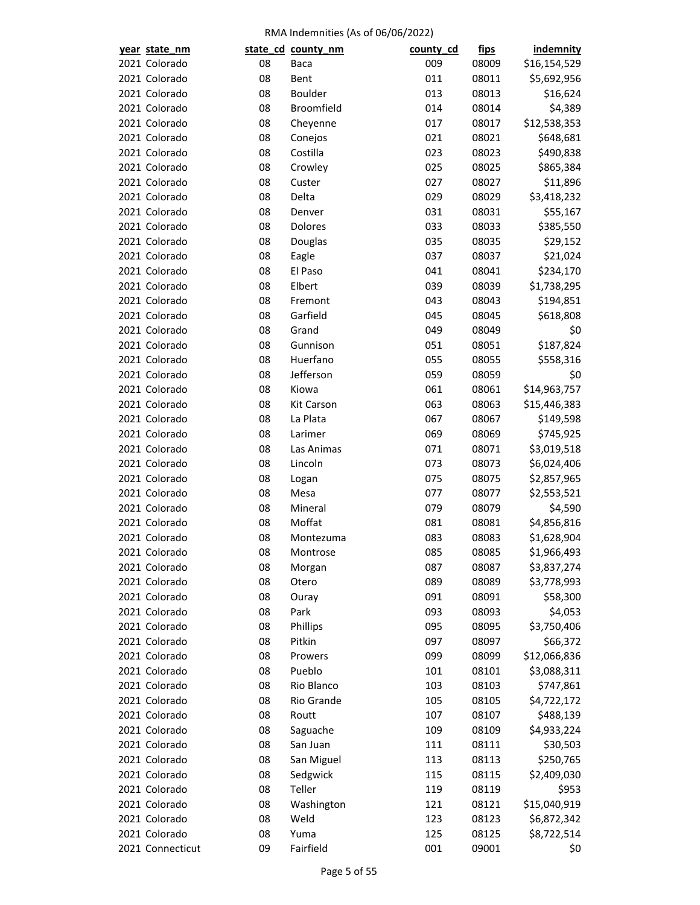RMA Indemnities (As of 06/06/2022)

| year | state_nm | state_cd | county_nm | county_cd | fips | indemnity |
|---|---|---|---|---|---|---|
| 2021 | Colorado | 08 | Baca | 009 | 08009 | $16,154,529 |
| 2021 | Colorado | 08 | Bent | 011 | 08011 | $5,692,956 |
| 2021 | Colorado | 08 | Boulder | 013 | 08013 | $16,624 |
| 2021 | Colorado | 08 | Broomfield | 014 | 08014 | $4,389 |
| 2021 | Colorado | 08 | Cheyenne | 017 | 08017 | $12,538,353 |
| 2021 | Colorado | 08 | Conejos | 021 | 08021 | $648,681 |
| 2021 | Colorado | 08 | Costilla | 023 | 08023 | $490,838 |
| 2021 | Colorado | 08 | Crowley | 025 | 08025 | $865,384 |
| 2021 | Colorado | 08 | Custer | 027 | 08027 | $11,896 |
| 2021 | Colorado | 08 | Delta | 029 | 08029 | $3,418,232 |
| 2021 | Colorado | 08 | Denver | 031 | 08031 | $55,167 |
| 2021 | Colorado | 08 | Dolores | 033 | 08033 | $385,550 |
| 2021 | Colorado | 08 | Douglas | 035 | 08035 | $29,152 |
| 2021 | Colorado | 08 | Eagle | 037 | 08037 | $21,024 |
| 2021 | Colorado | 08 | El Paso | 041 | 08041 | $234,170 |
| 2021 | Colorado | 08 | Elbert | 039 | 08039 | $1,738,295 |
| 2021 | Colorado | 08 | Fremont | 043 | 08043 | $194,851 |
| 2021 | Colorado | 08 | Garfield | 045 | 08045 | $618,808 |
| 2021 | Colorado | 08 | Grand | 049 | 08049 | $0 |
| 2021 | Colorado | 08 | Gunnison | 051 | 08051 | $187,824 |
| 2021 | Colorado | 08 | Huerfano | 055 | 08055 | $558,316 |
| 2021 | Colorado | 08 | Jefferson | 059 | 08059 | $0 |
| 2021 | Colorado | 08 | Kiowa | 061 | 08061 | $14,963,757 |
| 2021 | Colorado | 08 | Kit Carson | 063 | 08063 | $15,446,383 |
| 2021 | Colorado | 08 | La Plata | 067 | 08067 | $149,598 |
| 2021 | Colorado | 08 | Larimer | 069 | 08069 | $745,925 |
| 2021 | Colorado | 08 | Las Animas | 071 | 08071 | $3,019,518 |
| 2021 | Colorado | 08 | Lincoln | 073 | 08073 | $6,024,406 |
| 2021 | Colorado | 08 | Logan | 075 | 08075 | $2,857,965 |
| 2021 | Colorado | 08 | Mesa | 077 | 08077 | $2,553,521 |
| 2021 | Colorado | 08 | Mineral | 079 | 08079 | $4,590 |
| 2021 | Colorado | 08 | Moffat | 081 | 08081 | $4,856,816 |
| 2021 | Colorado | 08 | Montezuma | 083 | 08083 | $1,628,904 |
| 2021 | Colorado | 08 | Montrose | 085 | 08085 | $1,966,493 |
| 2021 | Colorado | 08 | Morgan | 087 | 08087 | $3,837,274 |
| 2021 | Colorado | 08 | Otero | 089 | 08089 | $3,778,993 |
| 2021 | Colorado | 08 | Ouray | 091 | 08091 | $58,300 |
| 2021 | Colorado | 08 | Park | 093 | 08093 | $4,053 |
| 2021 | Colorado | 08 | Phillips | 095 | 08095 | $3,750,406 |
| 2021 | Colorado | 08 | Pitkin | 097 | 08097 | $66,372 |
| 2021 | Colorado | 08 | Prowers | 099 | 08099 | $12,066,836 |
| 2021 | Colorado | 08 | Pueblo | 101 | 08101 | $3,088,311 |
| 2021 | Colorado | 08 | Rio Blanco | 103 | 08103 | $747,861 |
| 2021 | Colorado | 08 | Rio Grande | 105 | 08105 | $4,722,172 |
| 2021 | Colorado | 08 | Routt | 107 | 08107 | $488,139 |
| 2021 | Colorado | 08 | Saguache | 109 | 08109 | $4,933,224 |
| 2021 | Colorado | 08 | San Juan | 111 | 08111 | $30,503 |
| 2021 | Colorado | 08 | San Miguel | 113 | 08113 | $250,765 |
| 2021 | Colorado | 08 | Sedgwick | 115 | 08115 | $2,409,030 |
| 2021 | Colorado | 08 | Teller | 119 | 08119 | $953 |
| 2021 | Colorado | 08 | Washington | 121 | 08121 | $15,040,919 |
| 2021 | Colorado | 08 | Weld | 123 | 08123 | $6,872,342 |
| 2021 | Colorado | 08 | Yuma | 125 | 08125 | $8,722,514 |
| 2021 | Connecticut | 09 | Fairfield | 001 | 09001 | $0 |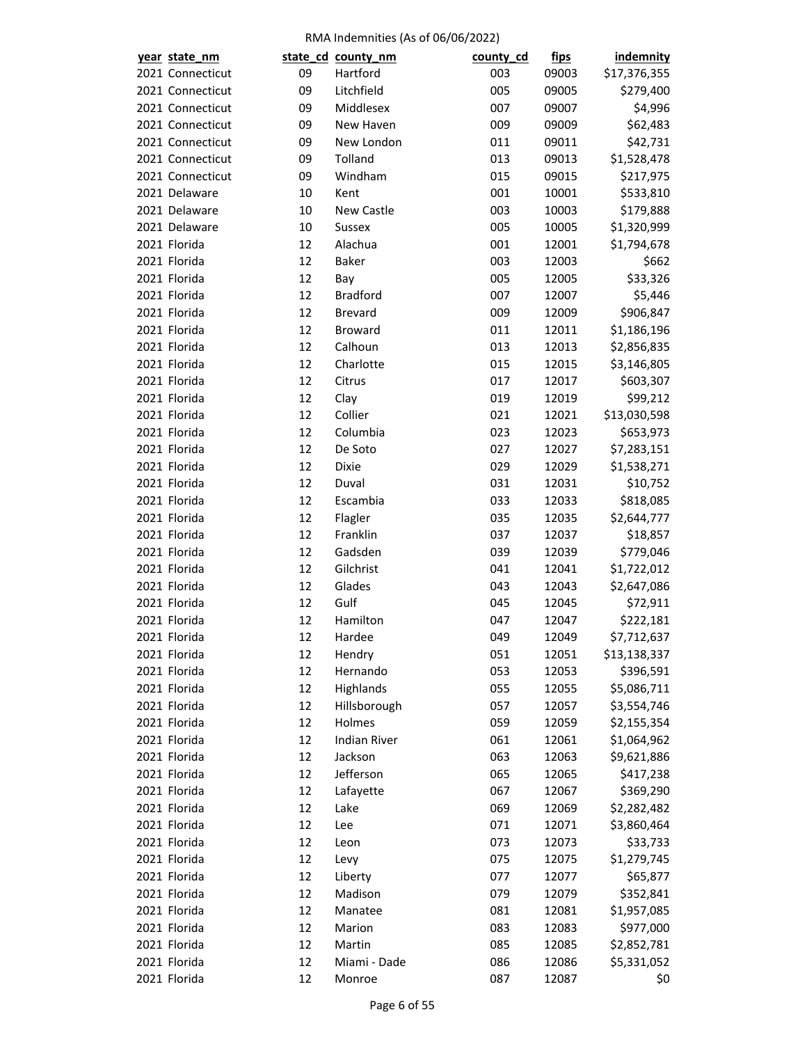RMA Indemnities (As of 06/06/2022)

| year | state_nm | state_cd | county_nm | county_cd | fips | indemnity |
|---|---|---|---|---|---|---|
| 2021 | Connecticut | 09 | Hartford | 003 | 09003 | $17,376,355 |
| 2021 | Connecticut | 09 | Litchfield | 005 | 09005 | $279,400 |
| 2021 | Connecticut | 09 | Middlesex | 007 | 09007 | $4,996 |
| 2021 | Connecticut | 09 | New Haven | 009 | 09009 | $62,483 |
| 2021 | Connecticut | 09 | New London | 011 | 09011 | $42,731 |
| 2021 | Connecticut | 09 | Tolland | 013 | 09013 | $1,528,478 |
| 2021 | Connecticut | 09 | Windham | 015 | 09015 | $217,975 |
| 2021 | Delaware | 10 | Kent | 001 | 10001 | $533,810 |
| 2021 | Delaware | 10 | New Castle | 003 | 10003 | $179,888 |
| 2021 | Delaware | 10 | Sussex | 005 | 10005 | $1,320,999 |
| 2021 | Florida | 12 | Alachua | 001 | 12001 | $1,794,678 |
| 2021 | Florida | 12 | Baker | 003 | 12003 | $662 |
| 2021 | Florida | 12 | Bay | 005 | 12005 | $33,326 |
| 2021 | Florida | 12 | Bradford | 007 | 12007 | $5,446 |
| 2021 | Florida | 12 | Brevard | 009 | 12009 | $906,847 |
| 2021 | Florida | 12 | Broward | 011 | 12011 | $1,186,196 |
| 2021 | Florida | 12 | Calhoun | 013 | 12013 | $2,856,835 |
| 2021 | Florida | 12 | Charlotte | 015 | 12015 | $3,146,805 |
| 2021 | Florida | 12 | Citrus | 017 | 12017 | $603,307 |
| 2021 | Florida | 12 | Clay | 019 | 12019 | $99,212 |
| 2021 | Florida | 12 | Collier | 021 | 12021 | $13,030,598 |
| 2021 | Florida | 12 | Columbia | 023 | 12023 | $653,973 |
| 2021 | Florida | 12 | De Soto | 027 | 12027 | $7,283,151 |
| 2021 | Florida | 12 | Dixie | 029 | 12029 | $1,538,271 |
| 2021 | Florida | 12 | Duval | 031 | 12031 | $10,752 |
| 2021 | Florida | 12 | Escambia | 033 | 12033 | $818,085 |
| 2021 | Florida | 12 | Flagler | 035 | 12035 | $2,644,777 |
| 2021 | Florida | 12 | Franklin | 037 | 12037 | $18,857 |
| 2021 | Florida | 12 | Gadsden | 039 | 12039 | $779,046 |
| 2021 | Florida | 12 | Gilchrist | 041 | 12041 | $1,722,012 |
| 2021 | Florida | 12 | Glades | 043 | 12043 | $2,647,086 |
| 2021 | Florida | 12 | Gulf | 045 | 12045 | $72,911 |
| 2021 | Florida | 12 | Hamilton | 047 | 12047 | $222,181 |
| 2021 | Florida | 12 | Hardee | 049 | 12049 | $7,712,637 |
| 2021 | Florida | 12 | Hendry | 051 | 12051 | $13,138,337 |
| 2021 | Florida | 12 | Hernando | 053 | 12053 | $396,591 |
| 2021 | Florida | 12 | Highlands | 055 | 12055 | $5,086,711 |
| 2021 | Florida | 12 | Hillsborough | 057 | 12057 | $3,554,746 |
| 2021 | Florida | 12 | Holmes | 059 | 12059 | $2,155,354 |
| 2021 | Florida | 12 | Indian River | 061 | 12061 | $1,064,962 |
| 2021 | Florida | 12 | Jackson | 063 | 12063 | $9,621,886 |
| 2021 | Florida | 12 | Jefferson | 065 | 12065 | $417,238 |
| 2021 | Florida | 12 | Lafayette | 067 | 12067 | $369,290 |
| 2021 | Florida | 12 | Lake | 069 | 12069 | $2,282,482 |
| 2021 | Florida | 12 | Lee | 071 | 12071 | $3,860,464 |
| 2021 | Florida | 12 | Leon | 073 | 12073 | $33,733 |
| 2021 | Florida | 12 | Levy | 075 | 12075 | $1,279,745 |
| 2021 | Florida | 12 | Liberty | 077 | 12077 | $65,877 |
| 2021 | Florida | 12 | Madison | 079 | 12079 | $352,841 |
| 2021 | Florida | 12 | Manatee | 081 | 12081 | $1,957,085 |
| 2021 | Florida | 12 | Marion | 083 | 12083 | $977,000 |
| 2021 | Florida | 12 | Martin | 085 | 12085 | $2,852,781 |
| 2021 | Florida | 12 | Miami - Dade | 086 | 12086 | $5,331,052 |
| 2021 | Florida | 12 | Monroe | 087 | 12087 | $0 |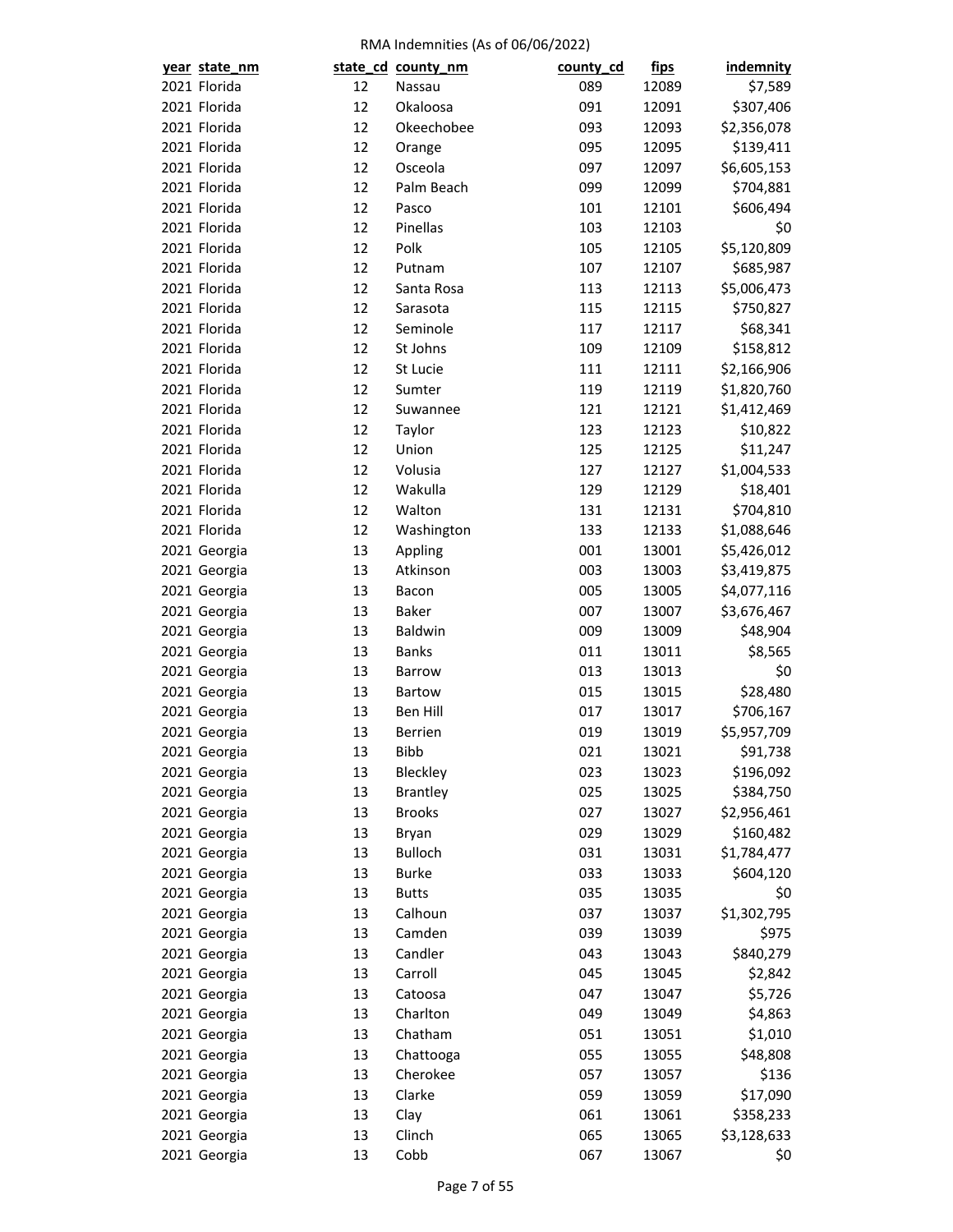RMA Indemnities (As of 06/06/2022)

| year | state_nm | state_cd | county_nm | county_cd | fips | indemnity |
|---|---|---|---|---|---|---|
| 2021 | Florida | 12 | Nassau | 089 | 12089 | $7,589 |
| 2021 | Florida | 12 | Okaloosa | 091 | 12091 | $307,406 |
| 2021 | Florida | 12 | Okeechobee | 093 | 12093 | $2,356,078 |
| 2021 | Florida | 12 | Orange | 095 | 12095 | $139,411 |
| 2021 | Florida | 12 | Osceola | 097 | 12097 | $6,605,153 |
| 2021 | Florida | 12 | Palm Beach | 099 | 12099 | $704,881 |
| 2021 | Florida | 12 | Pasco | 101 | 12101 | $606,494 |
| 2021 | Florida | 12 | Pinellas | 103 | 12103 | $0 |
| 2021 | Florida | 12 | Polk | 105 | 12105 | $5,120,809 |
| 2021 | Florida | 12 | Putnam | 107 | 12107 | $685,987 |
| 2021 | Florida | 12 | Santa Rosa | 113 | 12113 | $5,006,473 |
| 2021 | Florida | 12 | Sarasota | 115 | 12115 | $750,827 |
| 2021 | Florida | 12 | Seminole | 117 | 12117 | $68,341 |
| 2021 | Florida | 12 | St Johns | 109 | 12109 | $158,812 |
| 2021 | Florida | 12 | St Lucie | 111 | 12111 | $2,166,906 |
| 2021 | Florida | 12 | Sumter | 119 | 12119 | $1,820,760 |
| 2021 | Florida | 12 | Suwannee | 121 | 12121 | $1,412,469 |
| 2021 | Florida | 12 | Taylor | 123 | 12123 | $10,822 |
| 2021 | Florida | 12 | Union | 125 | 12125 | $11,247 |
| 2021 | Florida | 12 | Volusia | 127 | 12127 | $1,004,533 |
| 2021 | Florida | 12 | Wakulla | 129 | 12129 | $18,401 |
| 2021 | Florida | 12 | Walton | 131 | 12131 | $704,810 |
| 2021 | Florida | 12 | Washington | 133 | 12133 | $1,088,646 |
| 2021 | Georgia | 13 | Appling | 001 | 13001 | $5,426,012 |
| 2021 | Georgia | 13 | Atkinson | 003 | 13003 | $3,419,875 |
| 2021 | Georgia | 13 | Bacon | 005 | 13005 | $4,077,116 |
| 2021 | Georgia | 13 | Baker | 007 | 13007 | $3,676,467 |
| 2021 | Georgia | 13 | Baldwin | 009 | 13009 | $48,904 |
| 2021 | Georgia | 13 | Banks | 011 | 13011 | $8,565 |
| 2021 | Georgia | 13 | Barrow | 013 | 13013 | $0 |
| 2021 | Georgia | 13 | Bartow | 015 | 13015 | $28,480 |
| 2021 | Georgia | 13 | Ben Hill | 017 | 13017 | $706,167 |
| 2021 | Georgia | 13 | Berrien | 019 | 13019 | $5,957,709 |
| 2021 | Georgia | 13 | Bibb | 021 | 13021 | $91,738 |
| 2021 | Georgia | 13 | Bleckley | 023 | 13023 | $196,092 |
| 2021 | Georgia | 13 | Brantley | 025 | 13025 | $384,750 |
| 2021 | Georgia | 13 | Brooks | 027 | 13027 | $2,956,461 |
| 2021 | Georgia | 13 | Bryan | 029 | 13029 | $160,482 |
| 2021 | Georgia | 13 | Bulloch | 031 | 13031 | $1,784,477 |
| 2021 | Georgia | 13 | Burke | 033 | 13033 | $604,120 |
| 2021 | Georgia | 13 | Butts | 035 | 13035 | $0 |
| 2021 | Georgia | 13 | Calhoun | 037 | 13037 | $1,302,795 |
| 2021 | Georgia | 13 | Camden | 039 | 13039 | $975 |
| 2021 | Georgia | 13 | Candler | 043 | 13043 | $840,279 |
| 2021 | Georgia | 13 | Carroll | 045 | 13045 | $2,842 |
| 2021 | Georgia | 13 | Catoosa | 047 | 13047 | $5,726 |
| 2021 | Georgia | 13 | Charlton | 049 | 13049 | $4,863 |
| 2021 | Georgia | 13 | Chatham | 051 | 13051 | $1,010 |
| 2021 | Georgia | 13 | Chattooga | 055 | 13055 | $48,808 |
| 2021 | Georgia | 13 | Cherokee | 057 | 13057 | $136 |
| 2021 | Georgia | 13 | Clarke | 059 | 13059 | $17,090 |
| 2021 | Georgia | 13 | Clay | 061 | 13061 | $358,233 |
| 2021 | Georgia | 13 | Clinch | 065 | 13065 | $3,128,633 |
| 2021 | Georgia | 13 | Cobb | 067 | 13067 | $0 |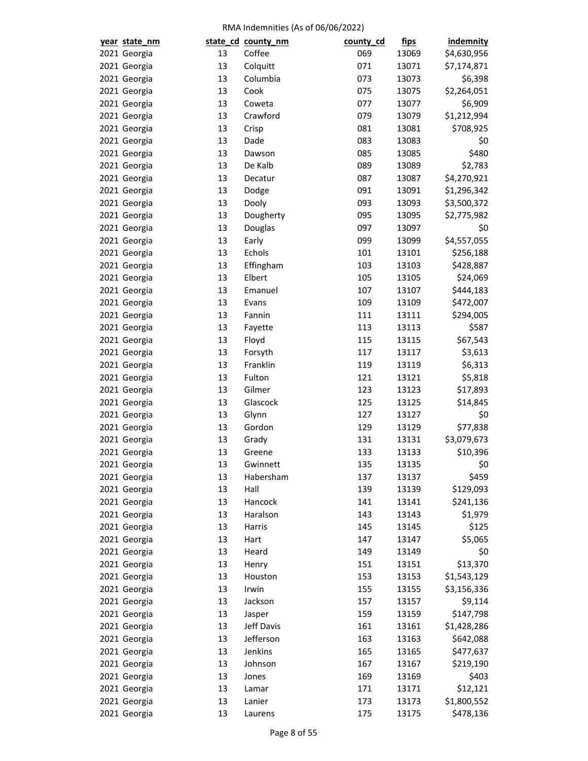RMA Indemnities (As of 06/06/2022)

| year | state_nm | state_cd | county_nm | county_cd | fips | indemnity |
|---|---|---|---|---|---|---|
| 2021 | Georgia | 13 | Coffee | 069 | 13069 | $4,630,956 |
| 2021 | Georgia | 13 | Colquitt | 071 | 13071 | $7,174,871 |
| 2021 | Georgia | 13 | Columbia | 073 | 13073 | $6,398 |
| 2021 | Georgia | 13 | Cook | 075 | 13075 | $2,264,051 |
| 2021 | Georgia | 13 | Coweta | 077 | 13077 | $6,909 |
| 2021 | Georgia | 13 | Crawford | 079 | 13079 | $1,212,994 |
| 2021 | Georgia | 13 | Crisp | 081 | 13081 | $708,925 |
| 2021 | Georgia | 13 | Dade | 083 | 13083 | $0 |
| 2021 | Georgia | 13 | Dawson | 085 | 13085 | $480 |
| 2021 | Georgia | 13 | De Kalb | 089 | 13089 | $2,783 |
| 2021 | Georgia | 13 | Decatur | 087 | 13087 | $4,270,921 |
| 2021 | Georgia | 13 | Dodge | 091 | 13091 | $1,296,342 |
| 2021 | Georgia | 13 | Dooly | 093 | 13093 | $3,500,372 |
| 2021 | Georgia | 13 | Dougherty | 095 | 13095 | $2,775,982 |
| 2021 | Georgia | 13 | Douglas | 097 | 13097 | $0 |
| 2021 | Georgia | 13 | Early | 099 | 13099 | $4,557,055 |
| 2021 | Georgia | 13 | Echols | 101 | 13101 | $256,188 |
| 2021 | Georgia | 13 | Effingham | 103 | 13103 | $428,887 |
| 2021 | Georgia | 13 | Elbert | 105 | 13105 | $24,069 |
| 2021 | Georgia | 13 | Emanuel | 107 | 13107 | $444,183 |
| 2021 | Georgia | 13 | Evans | 109 | 13109 | $472,007 |
| 2021 | Georgia | 13 | Fannin | 111 | 13111 | $294,005 |
| 2021 | Georgia | 13 | Fayette | 113 | 13113 | $587 |
| 2021 | Georgia | 13 | Floyd | 115 | 13115 | $67,543 |
| 2021 | Georgia | 13 | Forsyth | 117 | 13117 | $3,613 |
| 2021 | Georgia | 13 | Franklin | 119 | 13119 | $6,313 |
| 2021 | Georgia | 13 | Fulton | 121 | 13121 | $5,818 |
| 2021 | Georgia | 13 | Gilmer | 123 | 13123 | $17,893 |
| 2021 | Georgia | 13 | Glascock | 125 | 13125 | $14,845 |
| 2021 | Georgia | 13 | Glynn | 127 | 13127 | $0 |
| 2021 | Georgia | 13 | Gordon | 129 | 13129 | $77,838 |
| 2021 | Georgia | 13 | Grady | 131 | 13131 | $3,079,673 |
| 2021 | Georgia | 13 | Greene | 133 | 13133 | $10,396 |
| 2021 | Georgia | 13 | Gwinnett | 135 | 13135 | $0 |
| 2021 | Georgia | 13 | Habersham | 137 | 13137 | $459 |
| 2021 | Georgia | 13 | Hall | 139 | 13139 | $129,093 |
| 2021 | Georgia | 13 | Hancock | 141 | 13141 | $241,136 |
| 2021 | Georgia | 13 | Haralson | 143 | 13143 | $1,979 |
| 2021 | Georgia | 13 | Harris | 145 | 13145 | $125 |
| 2021 | Georgia | 13 | Hart | 147 | 13147 | $5,065 |
| 2021 | Georgia | 13 | Heard | 149 | 13149 | $0 |
| 2021 | Georgia | 13 | Henry | 151 | 13151 | $13,370 |
| 2021 | Georgia | 13 | Houston | 153 | 13153 | $1,543,129 |
| 2021 | Georgia | 13 | Irwin | 155 | 13155 | $3,156,336 |
| 2021 | Georgia | 13 | Jackson | 157 | 13157 | $9,114 |
| 2021 | Georgia | 13 | Jasper | 159 | 13159 | $147,798 |
| 2021 | Georgia | 13 | Jeff Davis | 161 | 13161 | $1,428,286 |
| 2021 | Georgia | 13 | Jefferson | 163 | 13163 | $642,088 |
| 2021 | Georgia | 13 | Jenkins | 165 | 13165 | $477,637 |
| 2021 | Georgia | 13 | Johnson | 167 | 13167 | $219,190 |
| 2021 | Georgia | 13 | Jones | 169 | 13169 | $403 |
| 2021 | Georgia | 13 | Lamar | 171 | 13171 | $12,121 |
| 2021 | Georgia | 13 | Lanier | 173 | 13173 | $1,800,552 |
| 2021 | Georgia | 13 | Laurens | 175 | 13175 | $478,136 |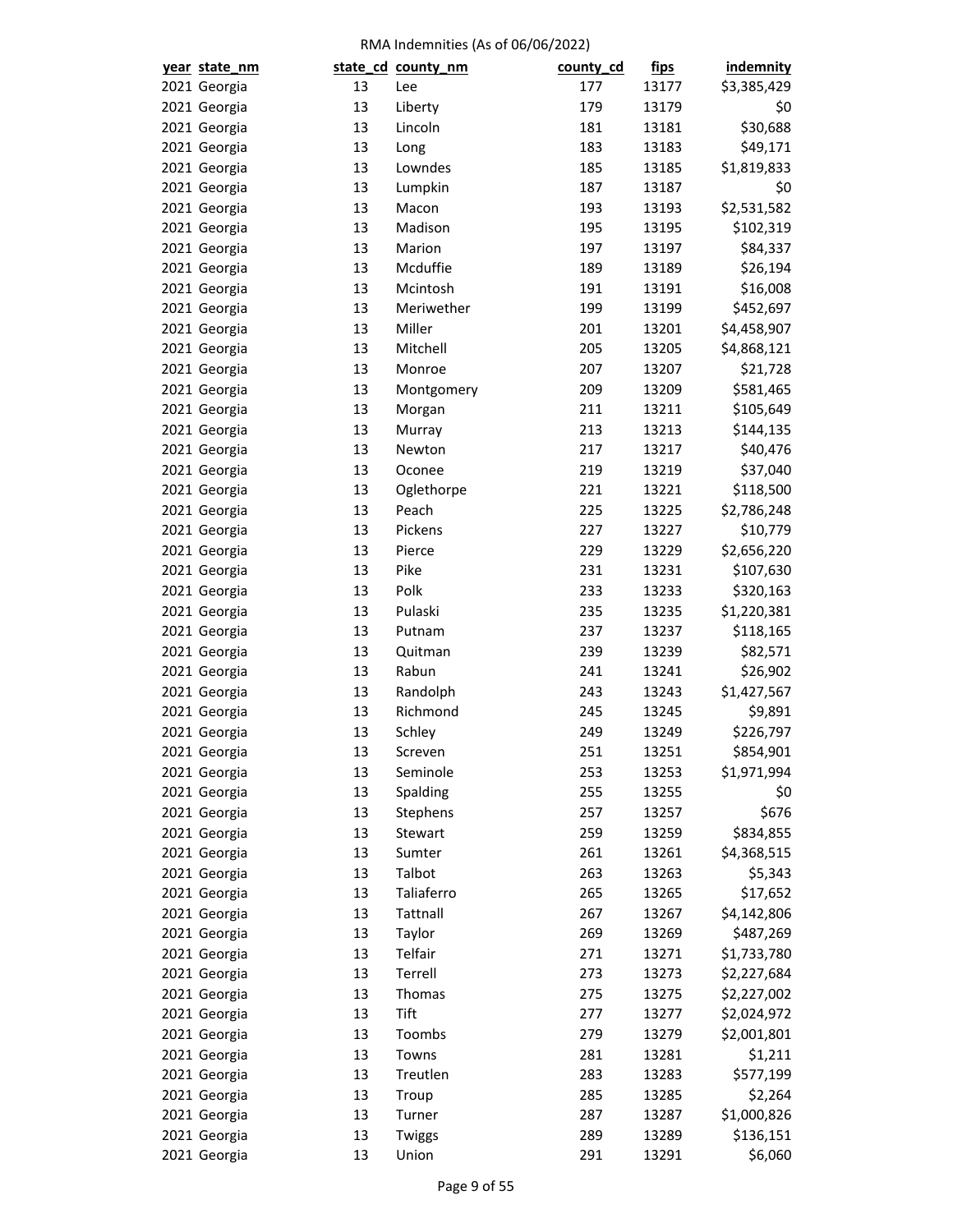RMA Indemnities (As of 06/06/2022)

| year | state_nm | state_cd | county_nm | county_cd | fips | indemnity |
|---|---|---|---|---|---|---|
| 2021 | Georgia | 13 | Lee | 177 | 13177 | $3,385,429 |
| 2021 | Georgia | 13 | Liberty | 179 | 13179 | $0 |
| 2021 | Georgia | 13 | Lincoln | 181 | 13181 | $30,688 |
| 2021 | Georgia | 13 | Long | 183 | 13183 | $49,171 |
| 2021 | Georgia | 13 | Lowndes | 185 | 13185 | $1,819,833 |
| 2021 | Georgia | 13 | Lumpkin | 187 | 13187 | $0 |
| 2021 | Georgia | 13 | Macon | 193 | 13193 | $2,531,582 |
| 2021 | Georgia | 13 | Madison | 195 | 13195 | $102,319 |
| 2021 | Georgia | 13 | Marion | 197 | 13197 | $84,337 |
| 2021 | Georgia | 13 | Mcduffie | 189 | 13189 | $26,194 |
| 2021 | Georgia | 13 | Mcintosh | 191 | 13191 | $16,008 |
| 2021 | Georgia | 13 | Meriwether | 199 | 13199 | $452,697 |
| 2021 | Georgia | 13 | Miller | 201 | 13201 | $4,458,907 |
| 2021 | Georgia | 13 | Mitchell | 205 | 13205 | $4,868,121 |
| 2021 | Georgia | 13 | Monroe | 207 | 13207 | $21,728 |
| 2021 | Georgia | 13 | Montgomery | 209 | 13209 | $581,465 |
| 2021 | Georgia | 13 | Morgan | 211 | 13211 | $105,649 |
| 2021 | Georgia | 13 | Murray | 213 | 13213 | $144,135 |
| 2021 | Georgia | 13 | Newton | 217 | 13217 | $40,476 |
| 2021 | Georgia | 13 | Oconee | 219 | 13219 | $37,040 |
| 2021 | Georgia | 13 | Oglethorpe | 221 | 13221 | $118,500 |
| 2021 | Georgia | 13 | Peach | 225 | 13225 | $2,786,248 |
| 2021 | Georgia | 13 | Pickens | 227 | 13227 | $10,779 |
| 2021 | Georgia | 13 | Pierce | 229 | 13229 | $2,656,220 |
| 2021 | Georgia | 13 | Pike | 231 | 13231 | $107,630 |
| 2021 | Georgia | 13 | Polk | 233 | 13233 | $320,163 |
| 2021 | Georgia | 13 | Pulaski | 235 | 13235 | $1,220,381 |
| 2021 | Georgia | 13 | Putnam | 237 | 13237 | $118,165 |
| 2021 | Georgia | 13 | Quitman | 239 | 13239 | $82,571 |
| 2021 | Georgia | 13 | Rabun | 241 | 13241 | $26,902 |
| 2021 | Georgia | 13 | Randolph | 243 | 13243 | $1,427,567 |
| 2021 | Georgia | 13 | Richmond | 245 | 13245 | $9,891 |
| 2021 | Georgia | 13 | Schley | 249 | 13249 | $226,797 |
| 2021 | Georgia | 13 | Screven | 251 | 13251 | $854,901 |
| 2021 | Georgia | 13 | Seminole | 253 | 13253 | $1,971,994 |
| 2021 | Georgia | 13 | Spalding | 255 | 13255 | $0 |
| 2021 | Georgia | 13 | Stephens | 257 | 13257 | $676 |
| 2021 | Georgia | 13 | Stewart | 259 | 13259 | $834,855 |
| 2021 | Georgia | 13 | Sumter | 261 | 13261 | $4,368,515 |
| 2021 | Georgia | 13 | Talbot | 263 | 13263 | $5,343 |
| 2021 | Georgia | 13 | Taliaferro | 265 | 13265 | $17,652 |
| 2021 | Georgia | 13 | Tattnall | 267 | 13267 | $4,142,806 |
| 2021 | Georgia | 13 | Taylor | 269 | 13269 | $487,269 |
| 2021 | Georgia | 13 | Telfair | 271 | 13271 | $1,733,780 |
| 2021 | Georgia | 13 | Terrell | 273 | 13273 | $2,227,684 |
| 2021 | Georgia | 13 | Thomas | 275 | 13275 | $2,227,002 |
| 2021 | Georgia | 13 | Tift | 277 | 13277 | $2,024,972 |
| 2021 | Georgia | 13 | Toombs | 279 | 13279 | $2,001,801 |
| 2021 | Georgia | 13 | Towns | 281 | 13281 | $1,211 |
| 2021 | Georgia | 13 | Treutlen | 283 | 13283 | $577,199 |
| 2021 | Georgia | 13 | Troup | 285 | 13285 | $2,264 |
| 2021 | Georgia | 13 | Turner | 287 | 13287 | $1,000,826 |
| 2021 | Georgia | 13 | Twiggs | 289 | 13289 | $136,151 |
| 2021 | Georgia | 13 | Union | 291 | 13291 | $6,060 |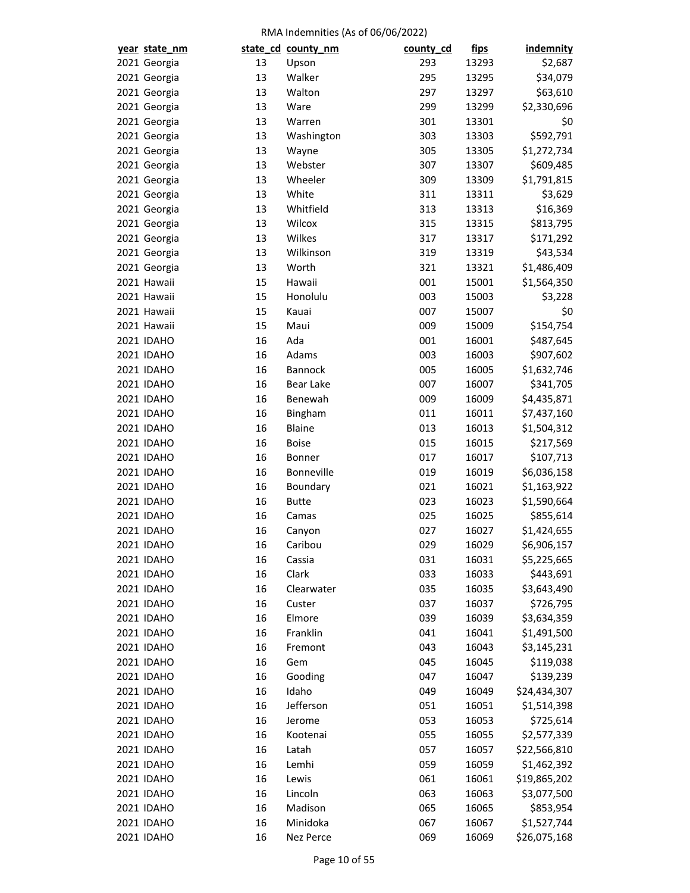RMA Indemnities (As of 06/06/2022)

| year | state_nm | state_cd | county_nm | county_cd | fips | indemnity |
|---|---|---|---|---|---|---|
| 2021 | Georgia | 13 | Upson | 293 | 13293 | $2,687 |
| 2021 | Georgia | 13 | Walker | 295 | 13295 | $34,079 |
| 2021 | Georgia | 13 | Walton | 297 | 13297 | $63,610 |
| 2021 | Georgia | 13 | Ware | 299 | 13299 | $2,330,696 |
| 2021 | Georgia | 13 | Warren | 301 | 13301 | $0 |
| 2021 | Georgia | 13 | Washington | 303 | 13303 | $592,791 |
| 2021 | Georgia | 13 | Wayne | 305 | 13305 | $1,272,734 |
| 2021 | Georgia | 13 | Webster | 307 | 13307 | $609,485 |
| 2021 | Georgia | 13 | Wheeler | 309 | 13309 | $1,791,815 |
| 2021 | Georgia | 13 | White | 311 | 13311 | $3,629 |
| 2021 | Georgia | 13 | Whitfield | 313 | 13313 | $16,369 |
| 2021 | Georgia | 13 | Wilcox | 315 | 13315 | $813,795 |
| 2021 | Georgia | 13 | Wilkes | 317 | 13317 | $171,292 |
| 2021 | Georgia | 13 | Wilkinson | 319 | 13319 | $43,534 |
| 2021 | Georgia | 13 | Worth | 321 | 13321 | $1,486,409 |
| 2021 | Hawaii | 15 | Hawaii | 001 | 15001 | $1,564,350 |
| 2021 | Hawaii | 15 | Honolulu | 003 | 15003 | $3,228 |
| 2021 | Hawaii | 15 | Kauai | 007 | 15007 | $0 |
| 2021 | Hawaii | 15 | Maui | 009 | 15009 | $154,754 |
| 2021 | IDAHO | 16 | Ada | 001 | 16001 | $487,645 |
| 2021 | IDAHO | 16 | Adams | 003 | 16003 | $907,602 |
| 2021 | IDAHO | 16 | Bannock | 005 | 16005 | $1,632,746 |
| 2021 | IDAHO | 16 | Bear Lake | 007 | 16007 | $341,705 |
| 2021 | IDAHO | 16 | Benewah | 009 | 16009 | $4,435,871 |
| 2021 | IDAHO | 16 | Bingham | 011 | 16011 | $7,437,160 |
| 2021 | IDAHO | 16 | Blaine | 013 | 16013 | $1,504,312 |
| 2021 | IDAHO | 16 | Boise | 015 | 16015 | $217,569 |
| 2021 | IDAHO | 16 | Bonner | 017 | 16017 | $107,713 |
| 2021 | IDAHO | 16 | Bonneville | 019 | 16019 | $6,036,158 |
| 2021 | IDAHO | 16 | Boundary | 021 | 16021 | $1,163,922 |
| 2021 | IDAHO | 16 | Butte | 023 | 16023 | $1,590,664 |
| 2021 | IDAHO | 16 | Camas | 025 | 16025 | $855,614 |
| 2021 | IDAHO | 16 | Canyon | 027 | 16027 | $1,424,655 |
| 2021 | IDAHO | 16 | Caribou | 029 | 16029 | $6,906,157 |
| 2021 | IDAHO | 16 | Cassia | 031 | 16031 | $5,225,665 |
| 2021 | IDAHO | 16 | Clark | 033 | 16033 | $443,691 |
| 2021 | IDAHO | 16 | Clearwater | 035 | 16035 | $3,643,490 |
| 2021 | IDAHO | 16 | Custer | 037 | 16037 | $726,795 |
| 2021 | IDAHO | 16 | Elmore | 039 | 16039 | $3,634,359 |
| 2021 | IDAHO | 16 | Franklin | 041 | 16041 | $1,491,500 |
| 2021 | IDAHO | 16 | Fremont | 043 | 16043 | $3,145,231 |
| 2021 | IDAHO | 16 | Gem | 045 | 16045 | $119,038 |
| 2021 | IDAHO | 16 | Gooding | 047 | 16047 | $139,239 |
| 2021 | IDAHO | 16 | Idaho | 049 | 16049 | $24,434,307 |
| 2021 | IDAHO | 16 | Jefferson | 051 | 16051 | $1,514,398 |
| 2021 | IDAHO | 16 | Jerome | 053 | 16053 | $725,614 |
| 2021 | IDAHO | 16 | Kootenai | 055 | 16055 | $2,577,339 |
| 2021 | IDAHO | 16 | Latah | 057 | 16057 | $22,566,810 |
| 2021 | IDAHO | 16 | Lemhi | 059 | 16059 | $1,462,392 |
| 2021 | IDAHO | 16 | Lewis | 061 | 16061 | $19,865,202 |
| 2021 | IDAHO | 16 | Lincoln | 063 | 16063 | $3,077,500 |
| 2021 | IDAHO | 16 | Madison | 065 | 16065 | $853,954 |
| 2021 | IDAHO | 16 | Minidoka | 067 | 16067 | $1,527,744 |
| 2021 | IDAHO | 16 | Nez Perce | 069 | 16069 | $26,075,168 |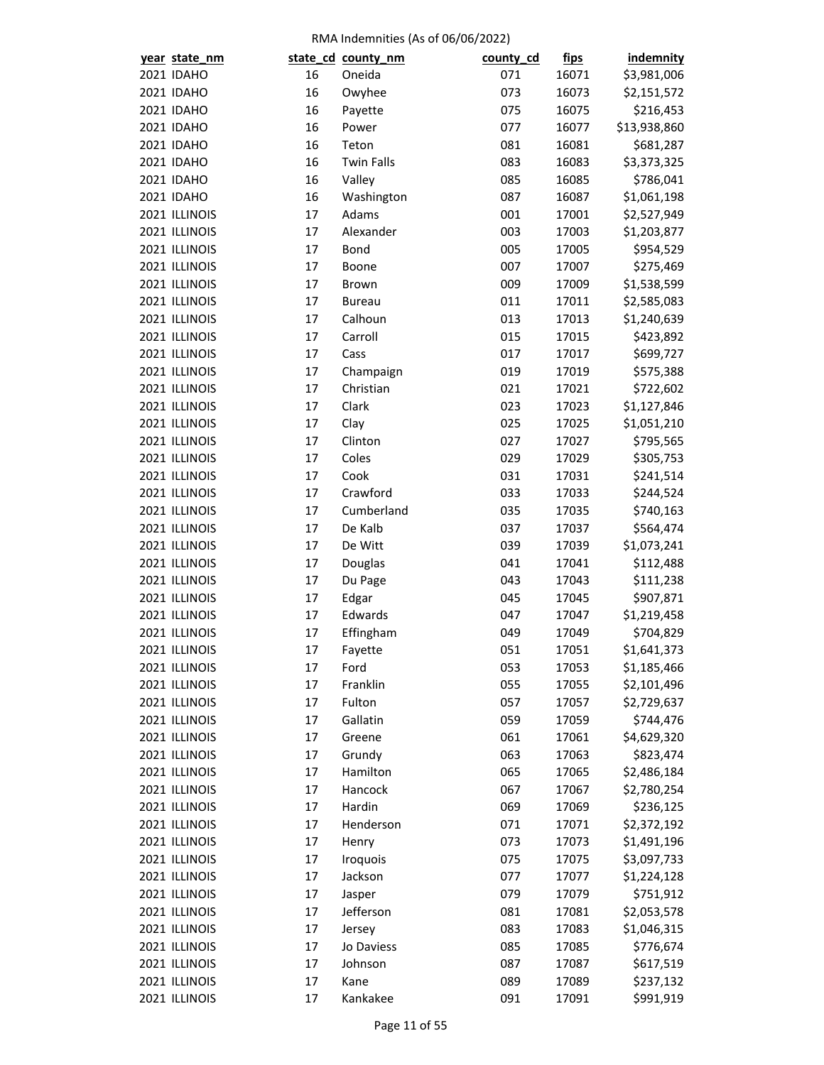RMA Indemnities (As of 06/06/2022)

| year | state_nm | state_cd | county_nm | county_cd | fips | indemnity |
|---|---|---|---|---|---|---|
| 2021 | IDAHO | 16 | Oneida | 071 | 16071 | $3,981,006 |
| 2021 | IDAHO | 16 | Owyhee | 073 | 16073 | $2,151,572 |
| 2021 | IDAHO | 16 | Payette | 075 | 16075 | $216,453 |
| 2021 | IDAHO | 16 | Power | 077 | 16077 | $13,938,860 |
| 2021 | IDAHO | 16 | Teton | 081 | 16081 | $681,287 |
| 2021 | IDAHO | 16 | Twin Falls | 083 | 16083 | $3,373,325 |
| 2021 | IDAHO | 16 | Valley | 085 | 16085 | $786,041 |
| 2021 | IDAHO | 16 | Washington | 087 | 16087 | $1,061,198 |
| 2021 | ILLINOIS | 17 | Adams | 001 | 17001 | $2,527,949 |
| 2021 | ILLINOIS | 17 | Alexander | 003 | 17003 | $1,203,877 |
| 2021 | ILLINOIS | 17 | Bond | 005 | 17005 | $954,529 |
| 2021 | ILLINOIS | 17 | Boone | 007 | 17007 | $275,469 |
| 2021 | ILLINOIS | 17 | Brown | 009 | 17009 | $1,538,599 |
| 2021 | ILLINOIS | 17 | Bureau | 011 | 17011 | $2,585,083 |
| 2021 | ILLINOIS | 17 | Calhoun | 013 | 17013 | $1,240,639 |
| 2021 | ILLINOIS | 17 | Carroll | 015 | 17015 | $423,892 |
| 2021 | ILLINOIS | 17 | Cass | 017 | 17017 | $699,727 |
| 2021 | ILLINOIS | 17 | Champaign | 019 | 17019 | $575,388 |
| 2021 | ILLINOIS | 17 | Christian | 021 | 17021 | $722,602 |
| 2021 | ILLINOIS | 17 | Clark | 023 | 17023 | $1,127,846 |
| 2021 | ILLINOIS | 17 | Clay | 025 | 17025 | $1,051,210 |
| 2021 | ILLINOIS | 17 | Clinton | 027 | 17027 | $795,565 |
| 2021 | ILLINOIS | 17 | Coles | 029 | 17029 | $305,753 |
| 2021 | ILLINOIS | 17 | Cook | 031 | 17031 | $241,514 |
| 2021 | ILLINOIS | 17 | Crawford | 033 | 17033 | $244,524 |
| 2021 | ILLINOIS | 17 | Cumberland | 035 | 17035 | $740,163 |
| 2021 | ILLINOIS | 17 | De Kalb | 037 | 17037 | $564,474 |
| 2021 | ILLINOIS | 17 | De Witt | 039 | 17039 | $1,073,241 |
| 2021 | ILLINOIS | 17 | Douglas | 041 | 17041 | $112,488 |
| 2021 | ILLINOIS | 17 | Du Page | 043 | 17043 | $111,238 |
| 2021 | ILLINOIS | 17 | Edgar | 045 | 17045 | $907,871 |
| 2021 | ILLINOIS | 17 | Edwards | 047 | 17047 | $1,219,458 |
| 2021 | ILLINOIS | 17 | Effingham | 049 | 17049 | $704,829 |
| 2021 | ILLINOIS | 17 | Fayette | 051 | 17051 | $1,641,373 |
| 2021 | ILLINOIS | 17 | Ford | 053 | 17053 | $1,185,466 |
| 2021 | ILLINOIS | 17 | Franklin | 055 | 17055 | $2,101,496 |
| 2021 | ILLINOIS | 17 | Fulton | 057 | 17057 | $2,729,637 |
| 2021 | ILLINOIS | 17 | Gallatin | 059 | 17059 | $744,476 |
| 2021 | ILLINOIS | 17 | Greene | 061 | 17061 | $4,629,320 |
| 2021 | ILLINOIS | 17 | Grundy | 063 | 17063 | $823,474 |
| 2021 | ILLINOIS | 17 | Hamilton | 065 | 17065 | $2,486,184 |
| 2021 | ILLINOIS | 17 | Hancock | 067 | 17067 | $2,780,254 |
| 2021 | ILLINOIS | 17 | Hardin | 069 | 17069 | $236,125 |
| 2021 | ILLINOIS | 17 | Henderson | 071 | 17071 | $2,372,192 |
| 2021 | ILLINOIS | 17 | Henry | 073 | 17073 | $1,491,196 |
| 2021 | ILLINOIS | 17 | Iroquois | 075 | 17075 | $3,097,733 |
| 2021 | ILLINOIS | 17 | Jackson | 077 | 17077 | $1,224,128 |
| 2021 | ILLINOIS | 17 | Jasper | 079 | 17079 | $751,912 |
| 2021 | ILLINOIS | 17 | Jefferson | 081 | 17081 | $2,053,578 |
| 2021 | ILLINOIS | 17 | Jersey | 083 | 17083 | $1,046,315 |
| 2021 | ILLINOIS | 17 | Jo Daviess | 085 | 17085 | $776,674 |
| 2021 | ILLINOIS | 17 | Johnson | 087 | 17087 | $617,519 |
| 2021 | ILLINOIS | 17 | Kane | 089 | 17089 | $237,132 |
| 2021 | ILLINOIS | 17 | Kankakee | 091 | 17091 | $991,919 |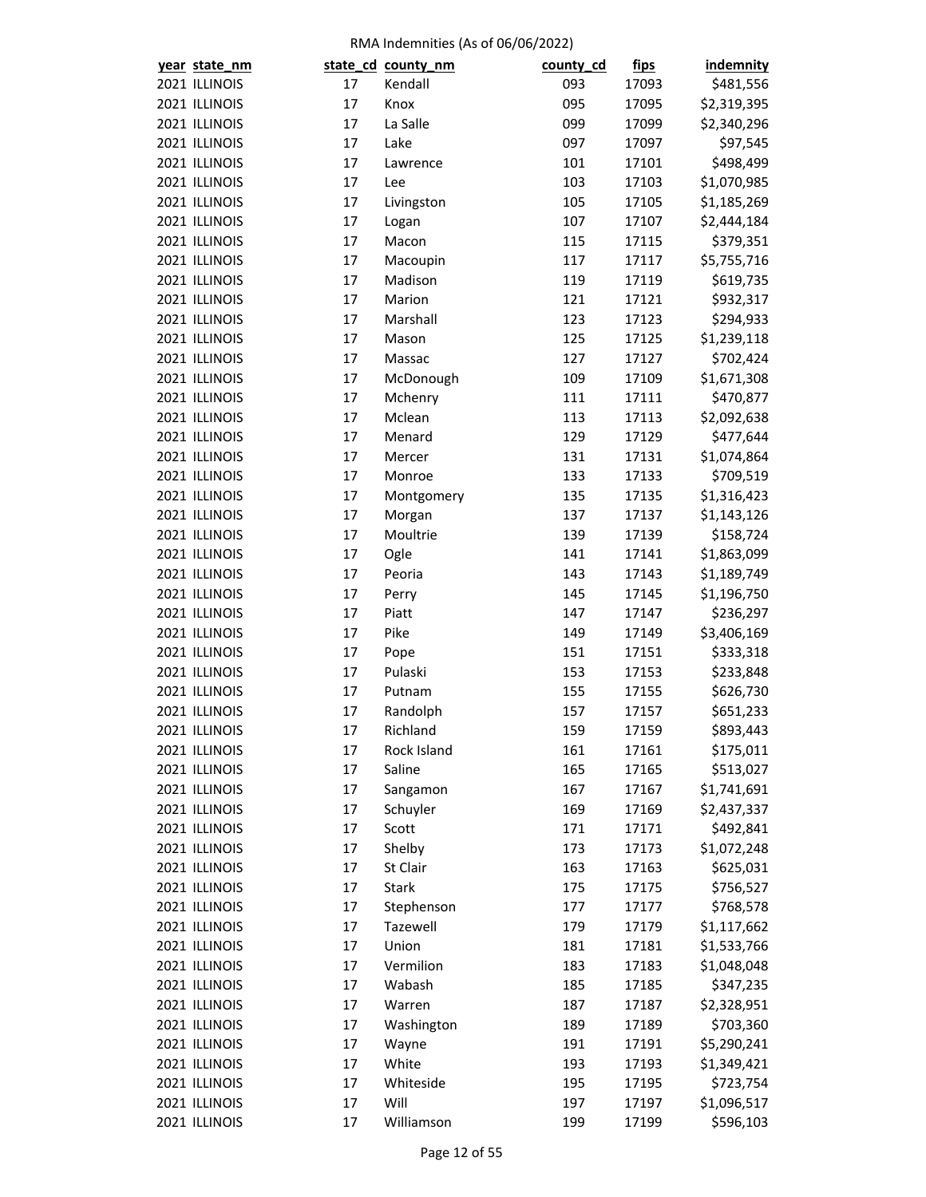RMA Indemnities (As of 06/06/2022)

| year | state_nm | state_cd | county_nm | county_cd | fips | indemnity |
|---|---|---|---|---|---|---|
| 2021 | ILLINOIS | 17 | Kendall | 093 | 17093 | $481,556 |
| 2021 | ILLINOIS | 17 | Knox | 095 | 17095 | $2,319,395 |
| 2021 | ILLINOIS | 17 | La Salle | 099 | 17099 | $2,340,296 |
| 2021 | ILLINOIS | 17 | Lake | 097 | 17097 | $97,545 |
| 2021 | ILLINOIS | 17 | Lawrence | 101 | 17101 | $498,499 |
| 2021 | ILLINOIS | 17 | Lee | 103 | 17103 | $1,070,985 |
| 2021 | ILLINOIS | 17 | Livingston | 105 | 17105 | $1,185,269 |
| 2021 | ILLINOIS | 17 | Logan | 107 | 17107 | $2,444,184 |
| 2021 | ILLINOIS | 17 | Macon | 115 | 17115 | $379,351 |
| 2021 | ILLINOIS | 17 | Macoupin | 117 | 17117 | $5,755,716 |
| 2021 | ILLINOIS | 17 | Madison | 119 | 17119 | $619,735 |
| 2021 | ILLINOIS | 17 | Marion | 121 | 17121 | $932,317 |
| 2021 | ILLINOIS | 17 | Marshall | 123 | 17123 | $294,933 |
| 2021 | ILLINOIS | 17 | Mason | 125 | 17125 | $1,239,118 |
| 2021 | ILLINOIS | 17 | Massac | 127 | 17127 | $702,424 |
| 2021 | ILLINOIS | 17 | McDonough | 109 | 17109 | $1,671,308 |
| 2021 | ILLINOIS | 17 | Mchenry | 111 | 17111 | $470,877 |
| 2021 | ILLINOIS | 17 | Mclean | 113 | 17113 | $2,092,638 |
| 2021 | ILLINOIS | 17 | Menard | 129 | 17129 | $477,644 |
| 2021 | ILLINOIS | 17 | Mercer | 131 | 17131 | $1,074,864 |
| 2021 | ILLINOIS | 17 | Monroe | 133 | 17133 | $709,519 |
| 2021 | ILLINOIS | 17 | Montgomery | 135 | 17135 | $1,316,423 |
| 2021 | ILLINOIS | 17 | Morgan | 137 | 17137 | $1,143,126 |
| 2021 | ILLINOIS | 17 | Moultrie | 139 | 17139 | $158,724 |
| 2021 | ILLINOIS | 17 | Ogle | 141 | 17141 | $1,863,099 |
| 2021 | ILLINOIS | 17 | Peoria | 143 | 17143 | $1,189,749 |
| 2021 | ILLINOIS | 17 | Perry | 145 | 17145 | $1,196,750 |
| 2021 | ILLINOIS | 17 | Piatt | 147 | 17147 | $236,297 |
| 2021 | ILLINOIS | 17 | Pike | 149 | 17149 | $3,406,169 |
| 2021 | ILLINOIS | 17 | Pope | 151 | 17151 | $333,318 |
| 2021 | ILLINOIS | 17 | Pulaski | 153 | 17153 | $233,848 |
| 2021 | ILLINOIS | 17 | Putnam | 155 | 17155 | $626,730 |
| 2021 | ILLINOIS | 17 | Randolph | 157 | 17157 | $651,233 |
| 2021 | ILLINOIS | 17 | Richland | 159 | 17159 | $893,443 |
| 2021 | ILLINOIS | 17 | Rock Island | 161 | 17161 | $175,011 |
| 2021 | ILLINOIS | 17 | Saline | 165 | 17165 | $513,027 |
| 2021 | ILLINOIS | 17 | Sangamon | 167 | 17167 | $1,741,691 |
| 2021 | ILLINOIS | 17 | Schuyler | 169 | 17169 | $2,437,337 |
| 2021 | ILLINOIS | 17 | Scott | 171 | 17171 | $492,841 |
| 2021 | ILLINOIS | 17 | Shelby | 173 | 17173 | $1,072,248 |
| 2021 | ILLINOIS | 17 | St Clair | 163 | 17163 | $625,031 |
| 2021 | ILLINOIS | 17 | Stark | 175 | 17175 | $756,527 |
| 2021 | ILLINOIS | 17 | Stephenson | 177 | 17177 | $768,578 |
| 2021 | ILLINOIS | 17 | Tazewell | 179 | 17179 | $1,117,662 |
| 2021 | ILLINOIS | 17 | Union | 181 | 17181 | $1,533,766 |
| 2021 | ILLINOIS | 17 | Vermilion | 183 | 17183 | $1,048,048 |
| 2021 | ILLINOIS | 17 | Wabash | 185 | 17185 | $347,235 |
| 2021 | ILLINOIS | 17 | Warren | 187 | 17187 | $2,328,951 |
| 2021 | ILLINOIS | 17 | Washington | 189 | 17189 | $703,360 |
| 2021 | ILLINOIS | 17 | Wayne | 191 | 17191 | $5,290,241 |
| 2021 | ILLINOIS | 17 | White | 193 | 17193 | $1,349,421 |
| 2021 | ILLINOIS | 17 | Whiteside | 195 | 17195 | $723,754 |
| 2021 | ILLINOIS | 17 | Will | 197 | 17197 | $1,096,517 |
| 2021 | ILLINOIS | 17 | Williamson | 199 | 17199 | $596,103 |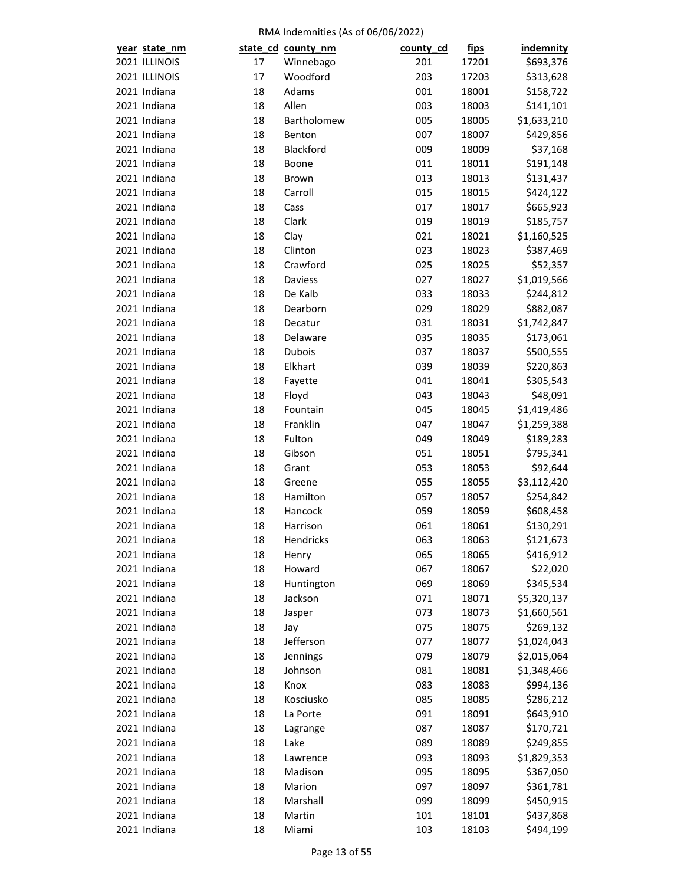RMA Indemnities (As of 06/06/2022)

| year | state_nm | state_cd | county_nm | county_cd | fips | indemnity |
|---|---|---|---|---|---|---|
| 2021 | ILLINOIS | 17 | Winnebago | 201 | 17201 | $693,376 |
| 2021 | ILLINOIS | 17 | Woodford | 203 | 17203 | $313,628 |
| 2021 | Indiana | 18 | Adams | 001 | 18001 | $158,722 |
| 2021 | Indiana | 18 | Allen | 003 | 18003 | $141,101 |
| 2021 | Indiana | 18 | Bartholomew | 005 | 18005 | $1,633,210 |
| 2021 | Indiana | 18 | Benton | 007 | 18007 | $429,856 |
| 2021 | Indiana | 18 | Blackford | 009 | 18009 | $37,168 |
| 2021 | Indiana | 18 | Boone | 011 | 18011 | $191,148 |
| 2021 | Indiana | 18 | Brown | 013 | 18013 | $131,437 |
| 2021 | Indiana | 18 | Carroll | 015 | 18015 | $424,122 |
| 2021 | Indiana | 18 | Cass | 017 | 18017 | $665,923 |
| 2021 | Indiana | 18 | Clark | 019 | 18019 | $185,757 |
| 2021 | Indiana | 18 | Clay | 021 | 18021 | $1,160,525 |
| 2021 | Indiana | 18 | Clinton | 023 | 18023 | $387,469 |
| 2021 | Indiana | 18 | Crawford | 025 | 18025 | $52,357 |
| 2021 | Indiana | 18 | Daviess | 027 | 18027 | $1,019,566 |
| 2021 | Indiana | 18 | De Kalb | 033 | 18033 | $244,812 |
| 2021 | Indiana | 18 | Dearborn | 029 | 18029 | $882,087 |
| 2021 | Indiana | 18 | Decatur | 031 | 18031 | $1,742,847 |
| 2021 | Indiana | 18 | Delaware | 035 | 18035 | $173,061 |
| 2021 | Indiana | 18 | Dubois | 037 | 18037 | $500,555 |
| 2021 | Indiana | 18 | Elkhart | 039 | 18039 | $220,863 |
| 2021 | Indiana | 18 | Fayette | 041 | 18041 | $305,543 |
| 2021 | Indiana | 18 | Floyd | 043 | 18043 | $48,091 |
| 2021 | Indiana | 18 | Fountain | 045 | 18045 | $1,419,486 |
| 2021 | Indiana | 18 | Franklin | 047 | 18047 | $1,259,388 |
| 2021 | Indiana | 18 | Fulton | 049 | 18049 | $189,283 |
| 2021 | Indiana | 18 | Gibson | 051 | 18051 | $795,341 |
| 2021 | Indiana | 18 | Grant | 053 | 18053 | $92,644 |
| 2021 | Indiana | 18 | Greene | 055 | 18055 | $3,112,420 |
| 2021 | Indiana | 18 | Hamilton | 057 | 18057 | $254,842 |
| 2021 | Indiana | 18 | Hancock | 059 | 18059 | $608,458 |
| 2021 | Indiana | 18 | Harrison | 061 | 18061 | $130,291 |
| 2021 | Indiana | 18 | Hendricks | 063 | 18063 | $121,673 |
| 2021 | Indiana | 18 | Henry | 065 | 18065 | $416,912 |
| 2021 | Indiana | 18 | Howard | 067 | 18067 | $22,020 |
| 2021 | Indiana | 18 | Huntington | 069 | 18069 | $345,534 |
| 2021 | Indiana | 18 | Jackson | 071 | 18071 | $5,320,137 |
| 2021 | Indiana | 18 | Jasper | 073 | 18073 | $1,660,561 |
| 2021 | Indiana | 18 | Jay | 075 | 18075 | $269,132 |
| 2021 | Indiana | 18 | Jefferson | 077 | 18077 | $1,024,043 |
| 2021 | Indiana | 18 | Jennings | 079 | 18079 | $2,015,064 |
| 2021 | Indiana | 18 | Johnson | 081 | 18081 | $1,348,466 |
| 2021 | Indiana | 18 | Knox | 083 | 18083 | $994,136 |
| 2021 | Indiana | 18 | Kosciusko | 085 | 18085 | $286,212 |
| 2021 | Indiana | 18 | La Porte | 091 | 18091 | $643,910 |
| 2021 | Indiana | 18 | Lagrange | 087 | 18087 | $170,721 |
| 2021 | Indiana | 18 | Lake | 089 | 18089 | $249,855 |
| 2021 | Indiana | 18 | Lawrence | 093 | 18093 | $1,829,353 |
| 2021 | Indiana | 18 | Madison | 095 | 18095 | $367,050 |
| 2021 | Indiana | 18 | Marion | 097 | 18097 | $361,781 |
| 2021 | Indiana | 18 | Marshall | 099 | 18099 | $450,915 |
| 2021 | Indiana | 18 | Martin | 101 | 18101 | $437,868 |
| 2021 | Indiana | 18 | Miami | 103 | 18103 | $494,199 |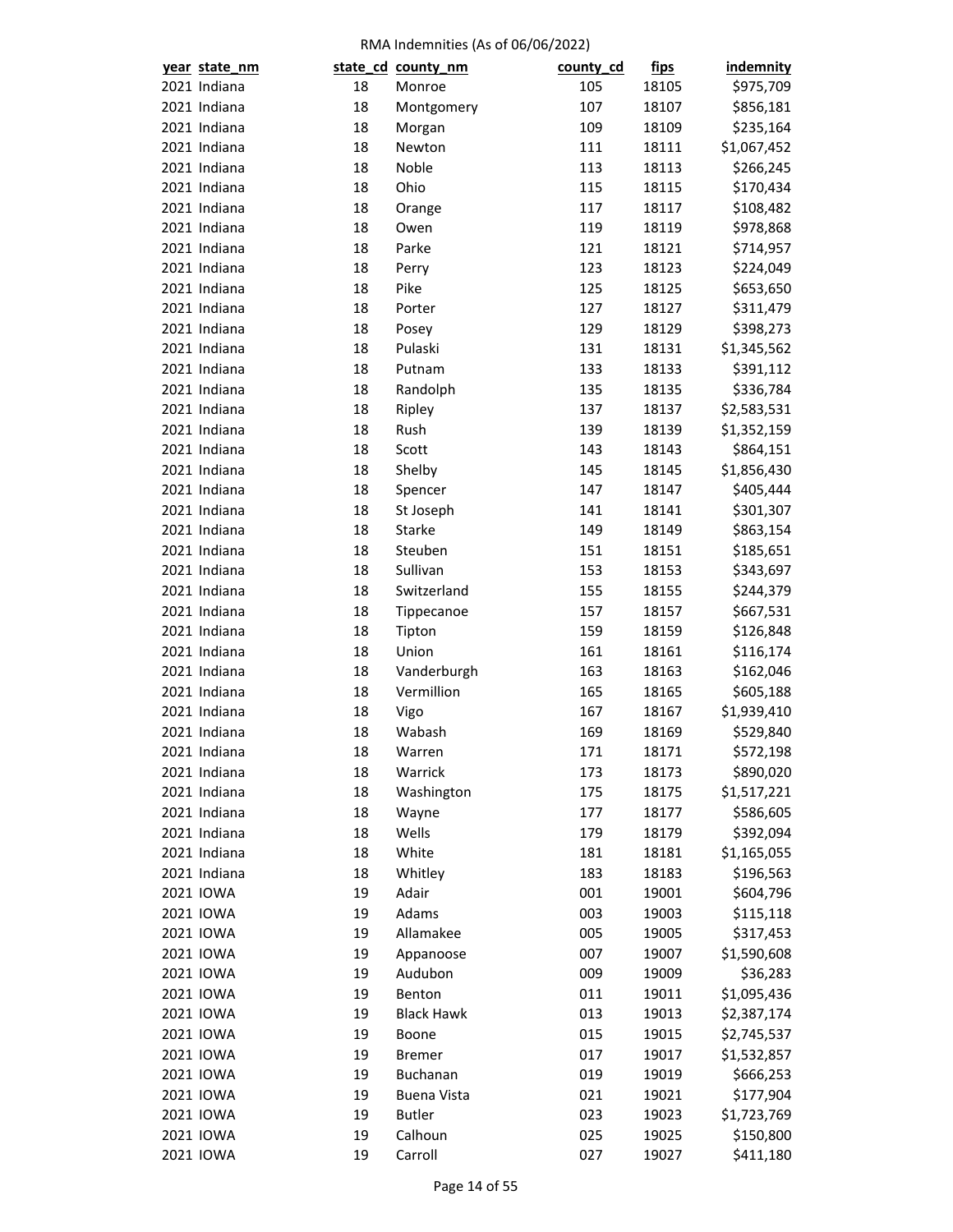RMA Indemnities (As of 06/06/2022)

| year | state_nm | state_cd | county_nm | county_cd | fips | indemnity |
|---|---|---|---|---|---|---|
| 2021 | Indiana | 18 | Monroe | 105 | 18105 | $975,709 |
| 2021 | Indiana | 18 | Montgomery | 107 | 18107 | $856,181 |
| 2021 | Indiana | 18 | Morgan | 109 | 18109 | $235,164 |
| 2021 | Indiana | 18 | Newton | 111 | 18111 | $1,067,452 |
| 2021 | Indiana | 18 | Noble | 113 | 18113 | $266,245 |
| 2021 | Indiana | 18 | Ohio | 115 | 18115 | $170,434 |
| 2021 | Indiana | 18 | Orange | 117 | 18117 | $108,482 |
| 2021 | Indiana | 18 | Owen | 119 | 18119 | $978,868 |
| 2021 | Indiana | 18 | Parke | 121 | 18121 | $714,957 |
| 2021 | Indiana | 18 | Perry | 123 | 18123 | $224,049 |
| 2021 | Indiana | 18 | Pike | 125 | 18125 | $653,650 |
| 2021 | Indiana | 18 | Porter | 127 | 18127 | $311,479 |
| 2021 | Indiana | 18 | Posey | 129 | 18129 | $398,273 |
| 2021 | Indiana | 18 | Pulaski | 131 | 18131 | $1,345,562 |
| 2021 | Indiana | 18 | Putnam | 133 | 18133 | $391,112 |
| 2021 | Indiana | 18 | Randolph | 135 | 18135 | $336,784 |
| 2021 | Indiana | 18 | Ripley | 137 | 18137 | $2,583,531 |
| 2021 | Indiana | 18 | Rush | 139 | 18139 | $1,352,159 |
| 2021 | Indiana | 18 | Scott | 143 | 18143 | $864,151 |
| 2021 | Indiana | 18 | Shelby | 145 | 18145 | $1,856,430 |
| 2021 | Indiana | 18 | Spencer | 147 | 18147 | $405,444 |
| 2021 | Indiana | 18 | St Joseph | 141 | 18141 | $301,307 |
| 2021 | Indiana | 18 | Starke | 149 | 18149 | $863,154 |
| 2021 | Indiana | 18 | Steuben | 151 | 18151 | $185,651 |
| 2021 | Indiana | 18 | Sullivan | 153 | 18153 | $343,697 |
| 2021 | Indiana | 18 | Switzerland | 155 | 18155 | $244,379 |
| 2021 | Indiana | 18 | Tippecanoe | 157 | 18157 | $667,531 |
| 2021 | Indiana | 18 | Tipton | 159 | 18159 | $126,848 |
| 2021 | Indiana | 18 | Union | 161 | 18161 | $116,174 |
| 2021 | Indiana | 18 | Vanderburgh | 163 | 18163 | $162,046 |
| 2021 | Indiana | 18 | Vermillion | 165 | 18165 | $605,188 |
| 2021 | Indiana | 18 | Vigo | 167 | 18167 | $1,939,410 |
| 2021 | Indiana | 18 | Wabash | 169 | 18169 | $529,840 |
| 2021 | Indiana | 18 | Warren | 171 | 18171 | $572,198 |
| 2021 | Indiana | 18 | Warrick | 173 | 18173 | $890,020 |
| 2021 | Indiana | 18 | Washington | 175 | 18175 | $1,517,221 |
| 2021 | Indiana | 18 | Wayne | 177 | 18177 | $586,605 |
| 2021 | Indiana | 18 | Wells | 179 | 18179 | $392,094 |
| 2021 | Indiana | 18 | White | 181 | 18181 | $1,165,055 |
| 2021 | Indiana | 18 | Whitley | 183 | 18183 | $196,563 |
| 2021 | IOWA | 19 | Adair | 001 | 19001 | $604,796 |
| 2021 | IOWA | 19 | Adams | 003 | 19003 | $115,118 |
| 2021 | IOWA | 19 | Allamakee | 005 | 19005 | $317,453 |
| 2021 | IOWA | 19 | Appanoose | 007 | 19007 | $1,590,608 |
| 2021 | IOWA | 19 | Audubon | 009 | 19009 | $36,283 |
| 2021 | IOWA | 19 | Benton | 011 | 19011 | $1,095,436 |
| 2021 | IOWA | 19 | Black Hawk | 013 | 19013 | $2,387,174 |
| 2021 | IOWA | 19 | Boone | 015 | 19015 | $2,745,537 |
| 2021 | IOWA | 19 | Bremer | 017 | 19017 | $1,532,857 |
| 2021 | IOWA | 19 | Buchanan | 019 | 19019 | $666,253 |
| 2021 | IOWA | 19 | Buena Vista | 021 | 19021 | $177,904 |
| 2021 | IOWA | 19 | Butler | 023 | 19023 | $1,723,769 |
| 2021 | IOWA | 19 | Calhoun | 025 | 19025 | $150,800 |
| 2021 | IOWA | 19 | Carroll | 027 | 19027 | $411,180 |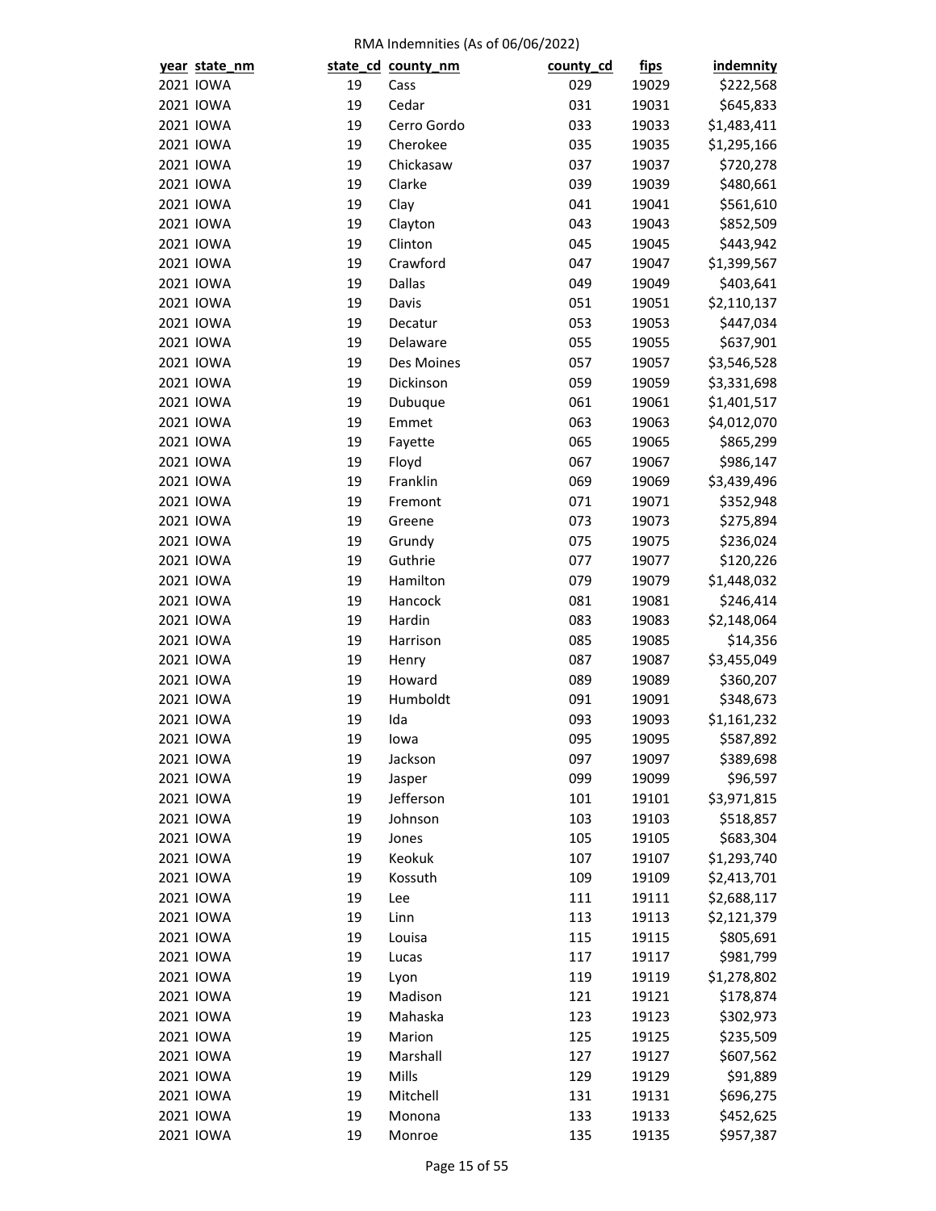RMA Indemnities (As of 06/06/2022)

| year | state_nm | state_cd | county_nm | county_cd | fips | indemnity |
|---|---|---|---|---|---|---|
| 2021 | IOWA | 19 | Cass | 029 | 19029 | $222,568 |
| 2021 | IOWA | 19 | Cedar | 031 | 19031 | $645,833 |
| 2021 | IOWA | 19 | Cerro Gordo | 033 | 19033 | $1,483,411 |
| 2021 | IOWA | 19 | Cherokee | 035 | 19035 | $1,295,166 |
| 2021 | IOWA | 19 | Chickasaw | 037 | 19037 | $720,278 |
| 2021 | IOWA | 19 | Clarke | 039 | 19039 | $480,661 |
| 2021 | IOWA | 19 | Clay | 041 | 19041 | $561,610 |
| 2021 | IOWA | 19 | Clayton | 043 | 19043 | $852,509 |
| 2021 | IOWA | 19 | Clinton | 045 | 19045 | $443,942 |
| 2021 | IOWA | 19 | Crawford | 047 | 19047 | $1,399,567 |
| 2021 | IOWA | 19 | Dallas | 049 | 19049 | $403,641 |
| 2021 | IOWA | 19 | Davis | 051 | 19051 | $2,110,137 |
| 2021 | IOWA | 19 | Decatur | 053 | 19053 | $447,034 |
| 2021 | IOWA | 19 | Delaware | 055 | 19055 | $637,901 |
| 2021 | IOWA | 19 | Des Moines | 057 | 19057 | $3,546,528 |
| 2021 | IOWA | 19 | Dickinson | 059 | 19059 | $3,331,698 |
| 2021 | IOWA | 19 | Dubuque | 061 | 19061 | $1,401,517 |
| 2021 | IOWA | 19 | Emmet | 063 | 19063 | $4,012,070 |
| 2021 | IOWA | 19 | Fayette | 065 | 19065 | $865,299 |
| 2021 | IOWA | 19 | Floyd | 067 | 19067 | $986,147 |
| 2021 | IOWA | 19 | Franklin | 069 | 19069 | $3,439,496 |
| 2021 | IOWA | 19 | Fremont | 071 | 19071 | $352,948 |
| 2021 | IOWA | 19 | Greene | 073 | 19073 | $275,894 |
| 2021 | IOWA | 19 | Grundy | 075 | 19075 | $236,024 |
| 2021 | IOWA | 19 | Guthrie | 077 | 19077 | $120,226 |
| 2021 | IOWA | 19 | Hamilton | 079 | 19079 | $1,448,032 |
| 2021 | IOWA | 19 | Hancock | 081 | 19081 | $246,414 |
| 2021 | IOWA | 19 | Hardin | 083 | 19083 | $2,148,064 |
| 2021 | IOWA | 19 | Harrison | 085 | 19085 | $14,356 |
| 2021 | IOWA | 19 | Henry | 087 | 19087 | $3,455,049 |
| 2021 | IOWA | 19 | Howard | 089 | 19089 | $360,207 |
| 2021 | IOWA | 19 | Humboldt | 091 | 19091 | $348,673 |
| 2021 | IOWA | 19 | Ida | 093 | 19093 | $1,161,232 |
| 2021 | IOWA | 19 | Iowa | 095 | 19095 | $587,892 |
| 2021 | IOWA | 19 | Jackson | 097 | 19097 | $389,698 |
| 2021 | IOWA | 19 | Jasper | 099 | 19099 | $96,597 |
| 2021 | IOWA | 19 | Jefferson | 101 | 19101 | $3,971,815 |
| 2021 | IOWA | 19 | Johnson | 103 | 19103 | $518,857 |
| 2021 | IOWA | 19 | Jones | 105 | 19105 | $683,304 |
| 2021 | IOWA | 19 | Keokuk | 107 | 19107 | $1,293,740 |
| 2021 | IOWA | 19 | Kossuth | 109 | 19109 | $2,413,701 |
| 2021 | IOWA | 19 | Lee | 111 | 19111 | $2,688,117 |
| 2021 | IOWA | 19 | Linn | 113 | 19113 | $2,121,379 |
| 2021 | IOWA | 19 | Louisa | 115 | 19115 | $805,691 |
| 2021 | IOWA | 19 | Lucas | 117 | 19117 | $981,799 |
| 2021 | IOWA | 19 | Lyon | 119 | 19119 | $1,278,802 |
| 2021 | IOWA | 19 | Madison | 121 | 19121 | $178,874 |
| 2021 | IOWA | 19 | Mahaska | 123 | 19123 | $302,973 |
| 2021 | IOWA | 19 | Marion | 125 | 19125 | $235,509 |
| 2021 | IOWA | 19 | Marshall | 127 | 19127 | $607,562 |
| 2021 | IOWA | 19 | Mills | 129 | 19129 | $91,889 |
| 2021 | IOWA | 19 | Mitchell | 131 | 19131 | $696,275 |
| 2021 | IOWA | 19 | Monona | 133 | 19133 | $452,625 |
| 2021 | IOWA | 19 | Monroe | 135 | 19135 | $957,387 |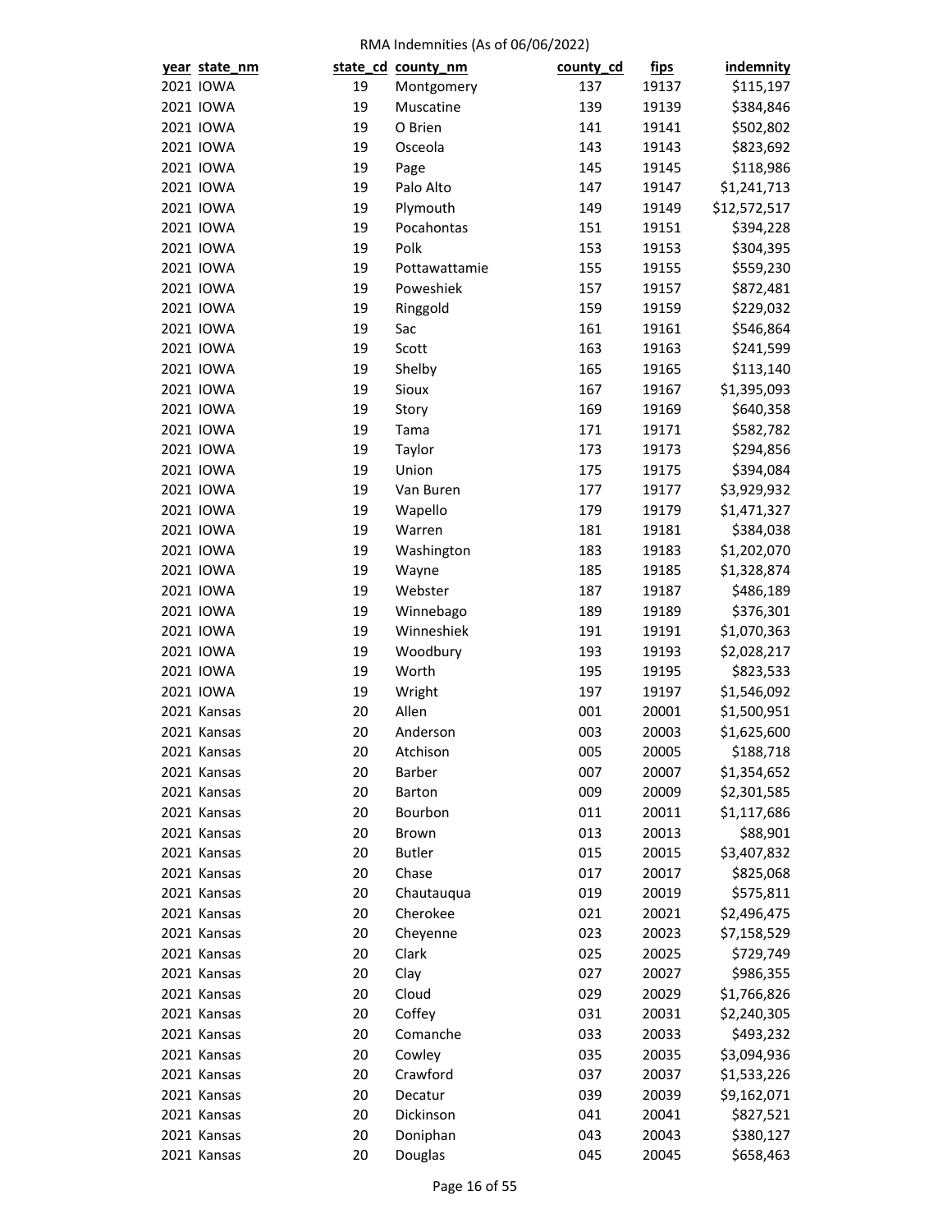RMA Indemnities (As of 06/06/2022)

| year | state_nm | state_cd | county_nm | county_cd | fips | indemnity |
|---|---|---|---|---|---|---|
| 2021 | IOWA | 19 | Montgomery | 137 | 19137 | $115,197 |
| 2021 | IOWA | 19 | Muscatine | 139 | 19139 | $384,846 |
| 2021 | IOWA | 19 | O Brien | 141 | 19141 | $502,802 |
| 2021 | IOWA | 19 | Osceola | 143 | 19143 | $823,692 |
| 2021 | IOWA | 19 | Page | 145 | 19145 | $118,986 |
| 2021 | IOWA | 19 | Palo Alto | 147 | 19147 | $1,241,713 |
| 2021 | IOWA | 19 | Plymouth | 149 | 19149 | $12,572,517 |
| 2021 | IOWA | 19 | Pocahontas | 151 | 19151 | $394,228 |
| 2021 | IOWA | 19 | Polk | 153 | 19153 | $304,395 |
| 2021 | IOWA | 19 | Pottawattamie | 155 | 19155 | $559,230 |
| 2021 | IOWA | 19 | Poweshiek | 157 | 19157 | $872,481 |
| 2021 | IOWA | 19 | Ringgold | 159 | 19159 | $229,032 |
| 2021 | IOWA | 19 | Sac | 161 | 19161 | $546,864 |
| 2021 | IOWA | 19 | Scott | 163 | 19163 | $241,599 |
| 2021 | IOWA | 19 | Shelby | 165 | 19165 | $113,140 |
| 2021 | IOWA | 19 | Sioux | 167 | 19167 | $1,395,093 |
| 2021 | IOWA | 19 | Story | 169 | 19169 | $640,358 |
| 2021 | IOWA | 19 | Tama | 171 | 19171 | $582,782 |
| 2021 | IOWA | 19 | Taylor | 173 | 19173 | $294,856 |
| 2021 | IOWA | 19 | Union | 175 | 19175 | $394,084 |
| 2021 | IOWA | 19 | Van Buren | 177 | 19177 | $3,929,932 |
| 2021 | IOWA | 19 | Wapello | 179 | 19179 | $1,471,327 |
| 2021 | IOWA | 19 | Warren | 181 | 19181 | $384,038 |
| 2021 | IOWA | 19 | Washington | 183 | 19183 | $1,202,070 |
| 2021 | IOWA | 19 | Wayne | 185 | 19185 | $1,328,874 |
| 2021 | IOWA | 19 | Webster | 187 | 19187 | $486,189 |
| 2021 | IOWA | 19 | Winnebago | 189 | 19189 | $376,301 |
| 2021 | IOWA | 19 | Winneshiek | 191 | 19191 | $1,070,363 |
| 2021 | IOWA | 19 | Woodbury | 193 | 19193 | $2,028,217 |
| 2021 | IOWA | 19 | Worth | 195 | 19195 | $823,533 |
| 2021 | IOWA | 19 | Wright | 197 | 19197 | $1,546,092 |
| 2021 | Kansas | 20 | Allen | 001 | 20001 | $1,500,951 |
| 2021 | Kansas | 20 | Anderson | 003 | 20003 | $1,625,600 |
| 2021 | Kansas | 20 | Atchison | 005 | 20005 | $188,718 |
| 2021 | Kansas | 20 | Barber | 007 | 20007 | $1,354,652 |
| 2021 | Kansas | 20 | Barton | 009 | 20009 | $2,301,585 |
| 2021 | Kansas | 20 | Bourbon | 011 | 20011 | $1,117,686 |
| 2021 | Kansas | 20 | Brown | 013 | 20013 | $88,901 |
| 2021 | Kansas | 20 | Butler | 015 | 20015 | $3,407,832 |
| 2021 | Kansas | 20 | Chase | 017 | 20017 | $825,068 |
| 2021 | Kansas | 20 | Chautauqua | 019 | 20019 | $575,811 |
| 2021 | Kansas | 20 | Cherokee | 021 | 20021 | $2,496,475 |
| 2021 | Kansas | 20 | Cheyenne | 023 | 20023 | $7,158,529 |
| 2021 | Kansas | 20 | Clark | 025 | 20025 | $729,749 |
| 2021 | Kansas | 20 | Clay | 027 | 20027 | $986,355 |
| 2021 | Kansas | 20 | Cloud | 029 | 20029 | $1,766,826 |
| 2021 | Kansas | 20 | Coffey | 031 | 20031 | $2,240,305 |
| 2021 | Kansas | 20 | Comanche | 033 | 20033 | $493,232 |
| 2021 | Kansas | 20 | Cowley | 035 | 20035 | $3,094,936 |
| 2021 | Kansas | 20 | Crawford | 037 | 20037 | $1,533,226 |
| 2021 | Kansas | 20 | Decatur | 039 | 20039 | $9,162,071 |
| 2021 | Kansas | 20 | Dickinson | 041 | 20041 | $827,521 |
| 2021 | Kansas | 20 | Doniphan | 043 | 20043 | $380,127 |
| 2021 | Kansas | 20 | Douglas | 045 | 20045 | $658,463 |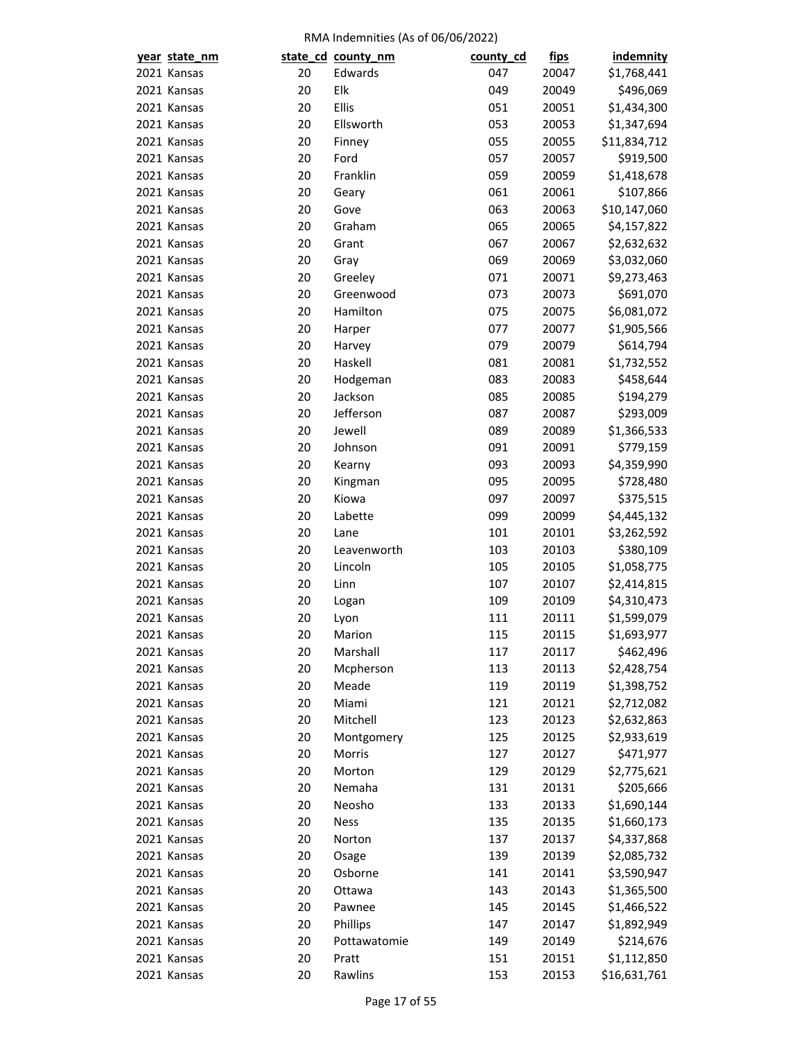RMA Indemnities (As of 06/06/2022)

| year | state_nm | state_cd | county_nm | county_cd | fips | indemnity |
|---|---|---|---|---|---|---|
| 2021 | Kansas | 20 | Edwards | 047 | 20047 | $1,768,441 |
| 2021 | Kansas | 20 | Elk | 049 | 20049 | $496,069 |
| 2021 | Kansas | 20 | Ellis | 051 | 20051 | $1,434,300 |
| 2021 | Kansas | 20 | Ellsworth | 053 | 20053 | $1,347,694 |
| 2021 | Kansas | 20 | Finney | 055 | 20055 | $11,834,712 |
| 2021 | Kansas | 20 | Ford | 057 | 20057 | $919,500 |
| 2021 | Kansas | 20 | Franklin | 059 | 20059 | $1,418,678 |
| 2021 | Kansas | 20 | Geary | 061 | 20061 | $107,866 |
| 2021 | Kansas | 20 | Gove | 063 | 20063 | $10,147,060 |
| 2021 | Kansas | 20 | Graham | 065 | 20065 | $4,157,822 |
| 2021 | Kansas | 20 | Grant | 067 | 20067 | $2,632,632 |
| 2021 | Kansas | 20 | Gray | 069 | 20069 | $3,032,060 |
| 2021 | Kansas | 20 | Greeley | 071 | 20071 | $9,273,463 |
| 2021 | Kansas | 20 | Greenwood | 073 | 20073 | $691,070 |
| 2021 | Kansas | 20 | Hamilton | 075 | 20075 | $6,081,072 |
| 2021 | Kansas | 20 | Harper | 077 | 20077 | $1,905,566 |
| 2021 | Kansas | 20 | Harvey | 079 | 20079 | $614,794 |
| 2021 | Kansas | 20 | Haskell | 081 | 20081 | $1,732,552 |
| 2021 | Kansas | 20 | Hodgeman | 083 | 20083 | $458,644 |
| 2021 | Kansas | 20 | Jackson | 085 | 20085 | $194,279 |
| 2021 | Kansas | 20 | Jefferson | 087 | 20087 | $293,009 |
| 2021 | Kansas | 20 | Jewell | 089 | 20089 | $1,366,533 |
| 2021 | Kansas | 20 | Johnson | 091 | 20091 | $779,159 |
| 2021 | Kansas | 20 | Kearny | 093 | 20093 | $4,359,990 |
| 2021 | Kansas | 20 | Kingman | 095 | 20095 | $728,480 |
| 2021 | Kansas | 20 | Kiowa | 097 | 20097 | $375,515 |
| 2021 | Kansas | 20 | Labette | 099 | 20099 | $4,445,132 |
| 2021 | Kansas | 20 | Lane | 101 | 20101 | $3,262,592 |
| 2021 | Kansas | 20 | Leavenworth | 103 | 20103 | $380,109 |
| 2021 | Kansas | 20 | Lincoln | 105 | 20105 | $1,058,775 |
| 2021 | Kansas | 20 | Linn | 107 | 20107 | $2,414,815 |
| 2021 | Kansas | 20 | Logan | 109 | 20109 | $4,310,473 |
| 2021 | Kansas | 20 | Lyon | 111 | 20111 | $1,599,079 |
| 2021 | Kansas | 20 | Marion | 115 | 20115 | $1,693,977 |
| 2021 | Kansas | 20 | Marshall | 117 | 20117 | $462,496 |
| 2021 | Kansas | 20 | Mcpherson | 113 | 20113 | $2,428,754 |
| 2021 | Kansas | 20 | Meade | 119 | 20119 | $1,398,752 |
| 2021 | Kansas | 20 | Miami | 121 | 20121 | $2,712,082 |
| 2021 | Kansas | 20 | Mitchell | 123 | 20123 | $2,632,863 |
| 2021 | Kansas | 20 | Montgomery | 125 | 20125 | $2,933,619 |
| 2021 | Kansas | 20 | Morris | 127 | 20127 | $471,977 |
| 2021 | Kansas | 20 | Morton | 129 | 20129 | $2,775,621 |
| 2021 | Kansas | 20 | Nemaha | 131 | 20131 | $205,666 |
| 2021 | Kansas | 20 | Neosho | 133 | 20133 | $1,690,144 |
| 2021 | Kansas | 20 | Ness | 135 | 20135 | $1,660,173 |
| 2021 | Kansas | 20 | Norton | 137 | 20137 | $4,337,868 |
| 2021 | Kansas | 20 | Osage | 139 | 20139 | $2,085,732 |
| 2021 | Kansas | 20 | Osborne | 141 | 20141 | $3,590,947 |
| 2021 | Kansas | 20 | Ottawa | 143 | 20143 | $1,365,500 |
| 2021 | Kansas | 20 | Pawnee | 145 | 20145 | $1,466,522 |
| 2021 | Kansas | 20 | Phillips | 147 | 20147 | $1,892,949 |
| 2021 | Kansas | 20 | Pottawatomie | 149 | 20149 | $214,676 |
| 2021 | Kansas | 20 | Pratt | 151 | 20151 | $1,112,850 |
| 2021 | Kansas | 20 | Rawlins | 153 | 20153 | $16,631,761 |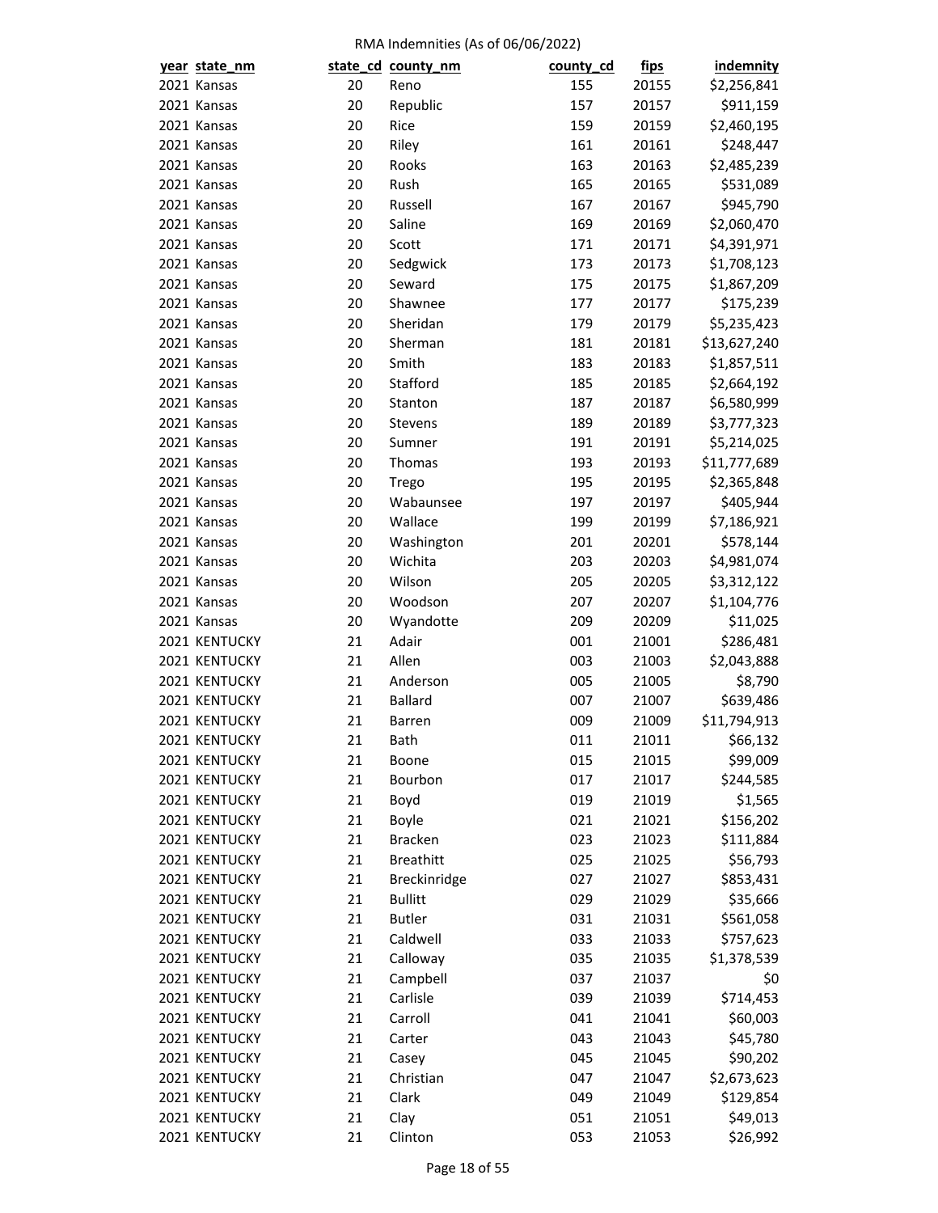RMA Indemnities (As of 06/06/2022)

| year | state_nm | state_cd | county_nm | county_cd | fips | indemnity |
|---|---|---|---|---|---|---|
| 2021 | Kansas | 20 | Reno | 155 | 20155 | $2,256,841 |
| 2021 | Kansas | 20 | Republic | 157 | 20157 | $911,159 |
| 2021 | Kansas | 20 | Rice | 159 | 20159 | $2,460,195 |
| 2021 | Kansas | 20 | Riley | 161 | 20161 | $248,447 |
| 2021 | Kansas | 20 | Rooks | 163 | 20163 | $2,485,239 |
| 2021 | Kansas | 20 | Rush | 165 | 20165 | $531,089 |
| 2021 | Kansas | 20 | Russell | 167 | 20167 | $945,790 |
| 2021 | Kansas | 20 | Saline | 169 | 20169 | $2,060,470 |
| 2021 | Kansas | 20 | Scott | 171 | 20171 | $4,391,971 |
| 2021 | Kansas | 20 | Sedgwick | 173 | 20173 | $1,708,123 |
| 2021 | Kansas | 20 | Seward | 175 | 20175 | $1,867,209 |
| 2021 | Kansas | 20 | Shawnee | 177 | 20177 | $175,239 |
| 2021 | Kansas | 20 | Sheridan | 179 | 20179 | $5,235,423 |
| 2021 | Kansas | 20 | Sherman | 181 | 20181 | $13,627,240 |
| 2021 | Kansas | 20 | Smith | 183 | 20183 | $1,857,511 |
| 2021 | Kansas | 20 | Stafford | 185 | 20185 | $2,664,192 |
| 2021 | Kansas | 20 | Stanton | 187 | 20187 | $6,580,999 |
| 2021 | Kansas | 20 | Stevens | 189 | 20189 | $3,777,323 |
| 2021 | Kansas | 20 | Sumner | 191 | 20191 | $5,214,025 |
| 2021 | Kansas | 20 | Thomas | 193 | 20193 | $11,777,689 |
| 2021 | Kansas | 20 | Trego | 195 | 20195 | $2,365,848 |
| 2021 | Kansas | 20 | Wabaunsee | 197 | 20197 | $405,944 |
| 2021 | Kansas | 20 | Wallace | 199 | 20199 | $7,186,921 |
| 2021 | Kansas | 20 | Washington | 201 | 20201 | $578,144 |
| 2021 | Kansas | 20 | Wichita | 203 | 20203 | $4,981,074 |
| 2021 | Kansas | 20 | Wilson | 205 | 20205 | $3,312,122 |
| 2021 | Kansas | 20 | Woodson | 207 | 20207 | $1,104,776 |
| 2021 | Kansas | 20 | Wyandotte | 209 | 20209 | $11,025 |
| 2021 | KENTUCKY | 21 | Adair | 001 | 21001 | $286,481 |
| 2021 | KENTUCKY | 21 | Allen | 003 | 21003 | $2,043,888 |
| 2021 | KENTUCKY | 21 | Anderson | 005 | 21005 | $8,790 |
| 2021 | KENTUCKY | 21 | Ballard | 007 | 21007 | $639,486 |
| 2021 | KENTUCKY | 21 | Barren | 009 | 21009 | $11,794,913 |
| 2021 | KENTUCKY | 21 | Bath | 011 | 21011 | $66,132 |
| 2021 | KENTUCKY | 21 | Boone | 015 | 21015 | $99,009 |
| 2021 | KENTUCKY | 21 | Bourbon | 017 | 21017 | $244,585 |
| 2021 | KENTUCKY | 21 | Boyd | 019 | 21019 | $1,565 |
| 2021 | KENTUCKY | 21 | Boyle | 021 | 21021 | $156,202 |
| 2021 | KENTUCKY | 21 | Bracken | 023 | 21023 | $111,884 |
| 2021 | KENTUCKY | 21 | Breathitt | 025 | 21025 | $56,793 |
| 2021 | KENTUCKY | 21 | Breckinridge | 027 | 21027 | $853,431 |
| 2021 | KENTUCKY | 21 | Bullitt | 029 | 21029 | $35,666 |
| 2021 | KENTUCKY | 21 | Butler | 031 | 21031 | $561,058 |
| 2021 | KENTUCKY | 21 | Caldwell | 033 | 21033 | $757,623 |
| 2021 | KENTUCKY | 21 | Calloway | 035 | 21035 | $1,378,539 |
| 2021 | KENTUCKY | 21 | Campbell | 037 | 21037 | $0 |
| 2021 | KENTUCKY | 21 | Carlisle | 039 | 21039 | $714,453 |
| 2021 | KENTUCKY | 21 | Carroll | 041 | 21041 | $60,003 |
| 2021 | KENTUCKY | 21 | Carter | 043 | 21043 | $45,780 |
| 2021 | KENTUCKY | 21 | Casey | 045 | 21045 | $90,202 |
| 2021 | KENTUCKY | 21 | Christian | 047 | 21047 | $2,673,623 |
| 2021 | KENTUCKY | 21 | Clark | 049 | 21049 | $129,854 |
| 2021 | KENTUCKY | 21 | Clay | 051 | 21051 | $49,013 |
| 2021 | KENTUCKY | 21 | Clinton | 053 | 21053 | $26,992 |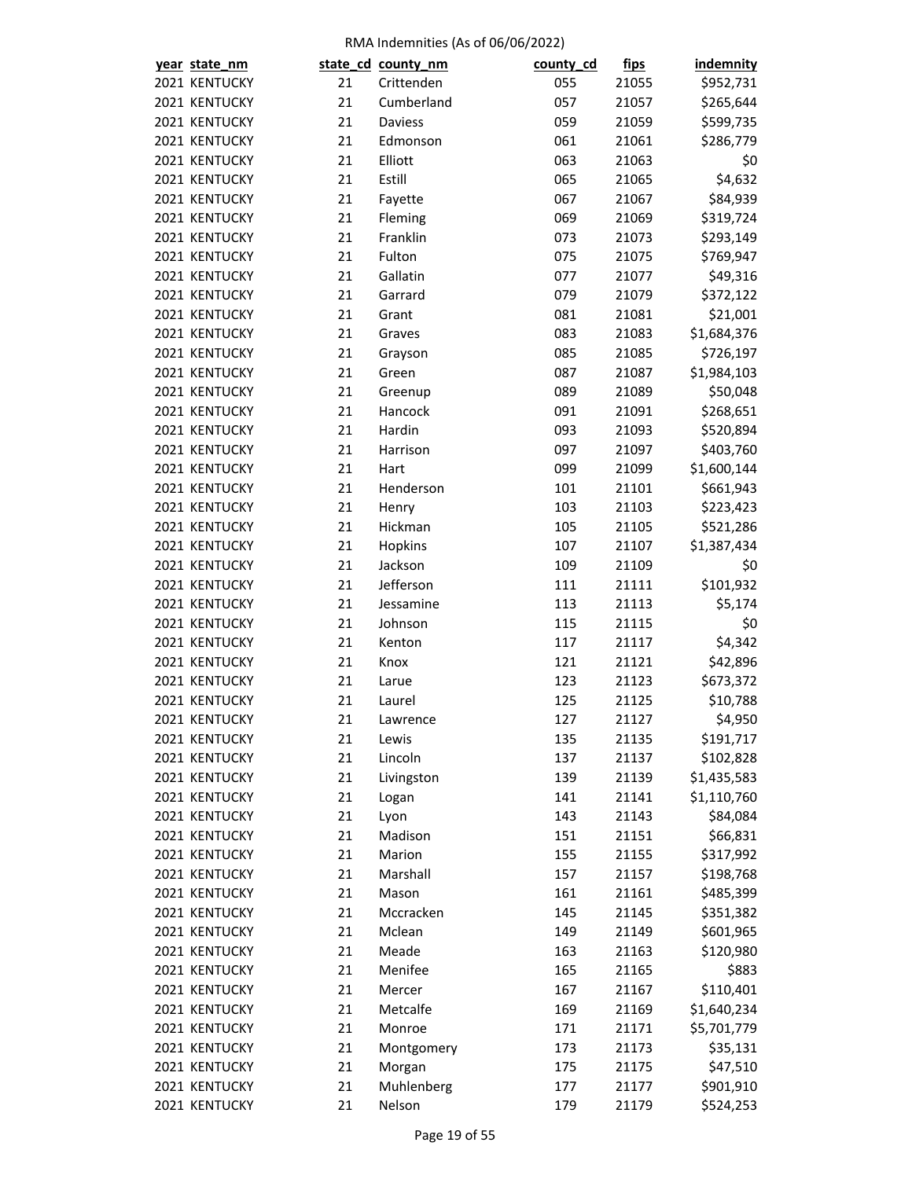RMA Indemnities (As of 06/06/2022)

| year | state_nm | state_cd | county_nm | county_cd | fips | indemnity |
|---|---|---|---|---|---|---|
| 2021 | KENTUCKY | 21 | Crittenden | 055 | 21055 | $952,731 |
| 2021 | KENTUCKY | 21 | Cumberland | 057 | 21057 | $265,644 |
| 2021 | KENTUCKY | 21 | Daviess | 059 | 21059 | $599,735 |
| 2021 | KENTUCKY | 21 | Edmonson | 061 | 21061 | $286,779 |
| 2021 | KENTUCKY | 21 | Elliott | 063 | 21063 | $0 |
| 2021 | KENTUCKY | 21 | Estill | 065 | 21065 | $4,632 |
| 2021 | KENTUCKY | 21 | Fayette | 067 | 21067 | $84,939 |
| 2021 | KENTUCKY | 21 | Fleming | 069 | 21069 | $319,724 |
| 2021 | KENTUCKY | 21 | Franklin | 073 | 21073 | $293,149 |
| 2021 | KENTUCKY | 21 | Fulton | 075 | 21075 | $769,947 |
| 2021 | KENTUCKY | 21 | Gallatin | 077 | 21077 | $49,316 |
| 2021 | KENTUCKY | 21 | Garrard | 079 | 21079 | $372,122 |
| 2021 | KENTUCKY | 21 | Grant | 081 | 21081 | $21,001 |
| 2021 | KENTUCKY | 21 | Graves | 083 | 21083 | $1,684,376 |
| 2021 | KENTUCKY | 21 | Grayson | 085 | 21085 | $726,197 |
| 2021 | KENTUCKY | 21 | Green | 087 | 21087 | $1,984,103 |
| 2021 | KENTUCKY | 21 | Greenup | 089 | 21089 | $50,048 |
| 2021 | KENTUCKY | 21 | Hancock | 091 | 21091 | $268,651 |
| 2021 | KENTUCKY | 21 | Hardin | 093 | 21093 | $520,894 |
| 2021 | KENTUCKY | 21 | Harrison | 097 | 21097 | $403,760 |
| 2021 | KENTUCKY | 21 | Hart | 099 | 21099 | $1,600,144 |
| 2021 | KENTUCKY | 21 | Henderson | 101 | 21101 | $661,943 |
| 2021 | KENTUCKY | 21 | Henry | 103 | 21103 | $223,423 |
| 2021 | KENTUCKY | 21 | Hickman | 105 | 21105 | $521,286 |
| 2021 | KENTUCKY | 21 | Hopkins | 107 | 21107 | $1,387,434 |
| 2021 | KENTUCKY | 21 | Jackson | 109 | 21109 | $0 |
| 2021 | KENTUCKY | 21 | Jefferson | 111 | 21111 | $101,932 |
| 2021 | KENTUCKY | 21 | Jessamine | 113 | 21113 | $5,174 |
| 2021 | KENTUCKY | 21 | Johnson | 115 | 21115 | $0 |
| 2021 | KENTUCKY | 21 | Kenton | 117 | 21117 | $4,342 |
| 2021 | KENTUCKY | 21 | Knox | 121 | 21121 | $42,896 |
| 2021 | KENTUCKY | 21 | Larue | 123 | 21123 | $673,372 |
| 2021 | KENTUCKY | 21 | Laurel | 125 | 21125 | $10,788 |
| 2021 | KENTUCKY | 21 | Lawrence | 127 | 21127 | $4,950 |
| 2021 | KENTUCKY | 21 | Lewis | 135 | 21135 | $191,717 |
| 2021 | KENTUCKY | 21 | Lincoln | 137 | 21137 | $102,828 |
| 2021 | KENTUCKY | 21 | Livingston | 139 | 21139 | $1,435,583 |
| 2021 | KENTUCKY | 21 | Logan | 141 | 21141 | $1,110,760 |
| 2021 | KENTUCKY | 21 | Lyon | 143 | 21143 | $84,084 |
| 2021 | KENTUCKY | 21 | Madison | 151 | 21151 | $66,831 |
| 2021 | KENTUCKY | 21 | Marion | 155 | 21155 | $317,992 |
| 2021 | KENTUCKY | 21 | Marshall | 157 | 21157 | $198,768 |
| 2021 | KENTUCKY | 21 | Mason | 161 | 21161 | $485,399 |
| 2021 | KENTUCKY | 21 | Mccracken | 145 | 21145 | $351,382 |
| 2021 | KENTUCKY | 21 | Mclean | 149 | 21149 | $601,965 |
| 2021 | KENTUCKY | 21 | Meade | 163 | 21163 | $120,980 |
| 2021 | KENTUCKY | 21 | Menifee | 165 | 21165 | $883 |
| 2021 | KENTUCKY | 21 | Mercer | 167 | 21167 | $110,401 |
| 2021 | KENTUCKY | 21 | Metcalfe | 169 | 21169 | $1,640,234 |
| 2021 | KENTUCKY | 21 | Monroe | 171 | 21171 | $5,701,779 |
| 2021 | KENTUCKY | 21 | Montgomery | 173 | 21173 | $35,131 |
| 2021 | KENTUCKY | 21 | Morgan | 175 | 21175 | $47,510 |
| 2021 | KENTUCKY | 21 | Muhlenberg | 177 | 21177 | $901,910 |
| 2021 | KENTUCKY | 21 | Nelson | 179 | 21179 | $524,253 |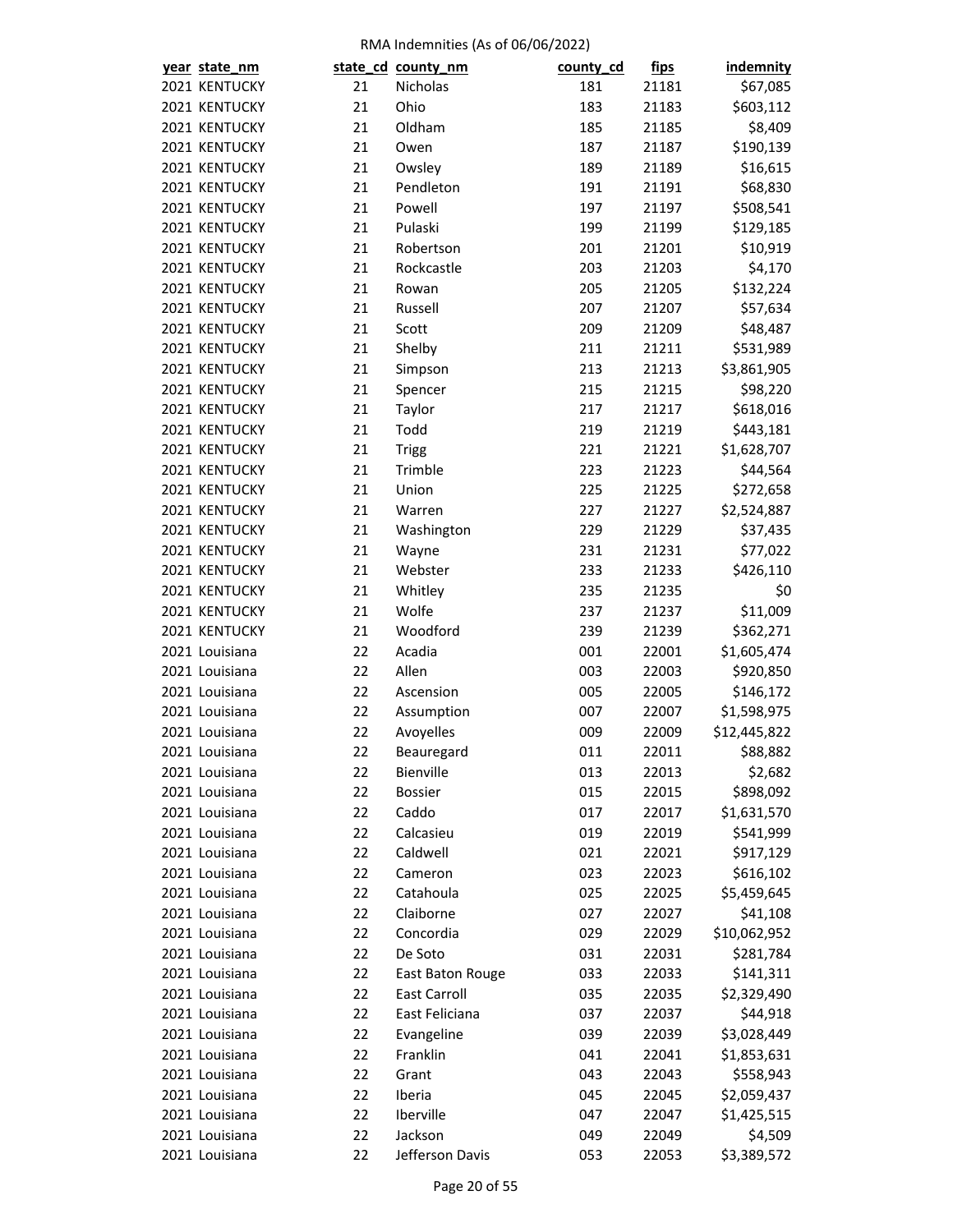RMA Indemnities (As of 06/06/2022)

| year | state_nm | state_cd | county_nm | county_cd | fips | indemnity |
|---|---|---|---|---|---|---|
| 2021 | KENTUCKY | 21 | Nicholas | 181 | 21181 | $67,085 |
| 2021 | KENTUCKY | 21 | Ohio | 183 | 21183 | $603,112 |
| 2021 | KENTUCKY | 21 | Oldham | 185 | 21185 | $8,409 |
| 2021 | KENTUCKY | 21 | Owen | 187 | 21187 | $190,139 |
| 2021 | KENTUCKY | 21 | Owsley | 189 | 21189 | $16,615 |
| 2021 | KENTUCKY | 21 | Pendleton | 191 | 21191 | $68,830 |
| 2021 | KENTUCKY | 21 | Powell | 197 | 21197 | $508,541 |
| 2021 | KENTUCKY | 21 | Pulaski | 199 | 21199 | $129,185 |
| 2021 | KENTUCKY | 21 | Robertson | 201 | 21201 | $10,919 |
| 2021 | KENTUCKY | 21 | Rockcastle | 203 | 21203 | $4,170 |
| 2021 | KENTUCKY | 21 | Rowan | 205 | 21205 | $132,224 |
| 2021 | KENTUCKY | 21 | Russell | 207 | 21207 | $57,634 |
| 2021 | KENTUCKY | 21 | Scott | 209 | 21209 | $48,487 |
| 2021 | KENTUCKY | 21 | Shelby | 211 | 21211 | $531,989 |
| 2021 | KENTUCKY | 21 | Simpson | 213 | 21213 | $3,861,905 |
| 2021 | KENTUCKY | 21 | Spencer | 215 | 21215 | $98,220 |
| 2021 | KENTUCKY | 21 | Taylor | 217 | 21217 | $618,016 |
| 2021 | KENTUCKY | 21 | Todd | 219 | 21219 | $443,181 |
| 2021 | KENTUCKY | 21 | Trigg | 221 | 21221 | $1,628,707 |
| 2021 | KENTUCKY | 21 | Trimble | 223 | 21223 | $44,564 |
| 2021 | KENTUCKY | 21 | Union | 225 | 21225 | $272,658 |
| 2021 | KENTUCKY | 21 | Warren | 227 | 21227 | $2,524,887 |
| 2021 | KENTUCKY | 21 | Washington | 229 | 21229 | $37,435 |
| 2021 | KENTUCKY | 21 | Wayne | 231 | 21231 | $77,022 |
| 2021 | KENTUCKY | 21 | Webster | 233 | 21233 | $426,110 |
| 2021 | KENTUCKY | 21 | Whitley | 235 | 21235 | $0 |
| 2021 | KENTUCKY | 21 | Wolfe | 237 | 21237 | $11,009 |
| 2021 | KENTUCKY | 21 | Woodford | 239 | 21239 | $362,271 |
| 2021 | Louisiana | 22 | Acadia | 001 | 22001 | $1,605,474 |
| 2021 | Louisiana | 22 | Allen | 003 | 22003 | $920,850 |
| 2021 | Louisiana | 22 | Ascension | 005 | 22005 | $146,172 |
| 2021 | Louisiana | 22 | Assumption | 007 | 22007 | $1,598,975 |
| 2021 | Louisiana | 22 | Avoyelles | 009 | 22009 | $12,445,822 |
| 2021 | Louisiana | 22 | Beauregard | 011 | 22011 | $88,882 |
| 2021 | Louisiana | 22 | Bienville | 013 | 22013 | $2,682 |
| 2021 | Louisiana | 22 | Bossier | 015 | 22015 | $898,092 |
| 2021 | Louisiana | 22 | Caddo | 017 | 22017 | $1,631,570 |
| 2021 | Louisiana | 22 | Calcasieu | 019 | 22019 | $541,999 |
| 2021 | Louisiana | 22 | Caldwell | 021 | 22021 | $917,129 |
| 2021 | Louisiana | 22 | Cameron | 023 | 22023 | $616,102 |
| 2021 | Louisiana | 22 | Catahoula | 025 | 22025 | $5,459,645 |
| 2021 | Louisiana | 22 | Claiborne | 027 | 22027 | $41,108 |
| 2021 | Louisiana | 22 | Concordia | 029 | 22029 | $10,062,952 |
| 2021 | Louisiana | 22 | De Soto | 031 | 22031 | $281,784 |
| 2021 | Louisiana | 22 | East Baton Rouge | 033 | 22033 | $141,311 |
| 2021 | Louisiana | 22 | East Carroll | 035 | 22035 | $2,329,490 |
| 2021 | Louisiana | 22 | East Feliciana | 037 | 22037 | $44,918 |
| 2021 | Louisiana | 22 | Evangeline | 039 | 22039 | $3,028,449 |
| 2021 | Louisiana | 22 | Franklin | 041 | 22041 | $1,853,631 |
| 2021 | Louisiana | 22 | Grant | 043 | 22043 | $558,943 |
| 2021 | Louisiana | 22 | Iberia | 045 | 22045 | $2,059,437 |
| 2021 | Louisiana | 22 | Iberville | 047 | 22047 | $1,425,515 |
| 2021 | Louisiana | 22 | Jackson | 049 | 22049 | $4,509 |
| 2021 | Louisiana | 22 | Jefferson Davis | 053 | 22053 | $3,389,572 |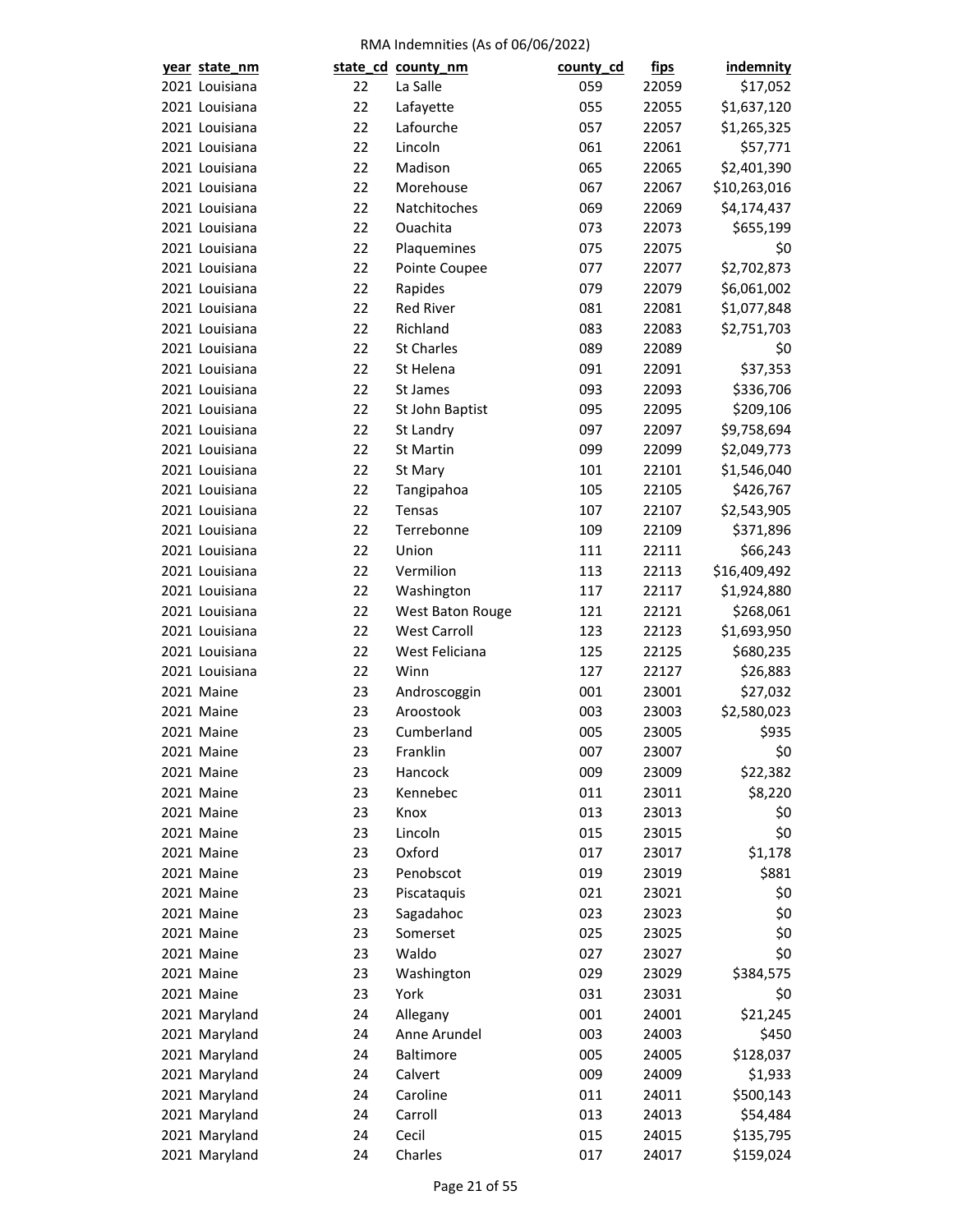RMA Indemnities (As of 06/06/2022)

| year | state_nm | state_cd | county_nm | county_cd | fips | indemnity |
|---|---|---|---|---|---|---|
| 2021 | Louisiana | 22 | La Salle | 059 | 22059 | $17,052 |
| 2021 | Louisiana | 22 | Lafayette | 055 | 22055 | $1,637,120 |
| 2021 | Louisiana | 22 | Lafourche | 057 | 22057 | $1,265,325 |
| 2021 | Louisiana | 22 | Lincoln | 061 | 22061 | $57,771 |
| 2021 | Louisiana | 22 | Madison | 065 | 22065 | $2,401,390 |
| 2021 | Louisiana | 22 | Morehouse | 067 | 22067 | $10,263,016 |
| 2021 | Louisiana | 22 | Natchitoches | 069 | 22069 | $4,174,437 |
| 2021 | Louisiana | 22 | Ouachita | 073 | 22073 | $655,199 |
| 2021 | Louisiana | 22 | Plaquemines | 075 | 22075 | $0 |
| 2021 | Louisiana | 22 | Pointe Coupee | 077 | 22077 | $2,702,873 |
| 2021 | Louisiana | 22 | Rapides | 079 | 22079 | $6,061,002 |
| 2021 | Louisiana | 22 | Red River | 081 | 22081 | $1,077,848 |
| 2021 | Louisiana | 22 | Richland | 083 | 22083 | $2,751,703 |
| 2021 | Louisiana | 22 | St Charles | 089 | 22089 | $0 |
| 2021 | Louisiana | 22 | St Helena | 091 | 22091 | $37,353 |
| 2021 | Louisiana | 22 | St James | 093 | 22093 | $336,706 |
| 2021 | Louisiana | 22 | St John Baptist | 095 | 22095 | $209,106 |
| 2021 | Louisiana | 22 | St Landry | 097 | 22097 | $9,758,694 |
| 2021 | Louisiana | 22 | St Martin | 099 | 22099 | $2,049,773 |
| 2021 | Louisiana | 22 | St Mary | 101 | 22101 | $1,546,040 |
| 2021 | Louisiana | 22 | Tangipahoa | 105 | 22105 | $426,767 |
| 2021 | Louisiana | 22 | Tensas | 107 | 22107 | $2,543,905 |
| 2021 | Louisiana | 22 | Terrebonne | 109 | 22109 | $371,896 |
| 2021 | Louisiana | 22 | Union | 111 | 22111 | $66,243 |
| 2021 | Louisiana | 22 | Vermilion | 113 | 22113 | $16,409,492 |
| 2021 | Louisiana | 22 | Washington | 117 | 22117 | $1,924,880 |
| 2021 | Louisiana | 22 | West Baton Rouge | 121 | 22121 | $268,061 |
| 2021 | Louisiana | 22 | West Carroll | 123 | 22123 | $1,693,950 |
| 2021 | Louisiana | 22 | West Feliciana | 125 | 22125 | $680,235 |
| 2021 | Louisiana | 22 | Winn | 127 | 22127 | $26,883 |
| 2021 | Maine | 23 | Androscoggin | 001 | 23001 | $27,032 |
| 2021 | Maine | 23 | Aroostook | 003 | 23003 | $2,580,023 |
| 2021 | Maine | 23 | Cumberland | 005 | 23005 | $935 |
| 2021 | Maine | 23 | Franklin | 007 | 23007 | $0 |
| 2021 | Maine | 23 | Hancock | 009 | 23009 | $22,382 |
| 2021 | Maine | 23 | Kennebec | 011 | 23011 | $8,220 |
| 2021 | Maine | 23 | Knox | 013 | 23013 | $0 |
| 2021 | Maine | 23 | Lincoln | 015 | 23015 | $0 |
| 2021 | Maine | 23 | Oxford | 017 | 23017 | $1,178 |
| 2021 | Maine | 23 | Penobscot | 019 | 23019 | $881 |
| 2021 | Maine | 23 | Piscataquis | 021 | 23021 | $0 |
| 2021 | Maine | 23 | Sagadahoc | 023 | 23023 | $0 |
| 2021 | Maine | 23 | Somerset | 025 | 23025 | $0 |
| 2021 | Maine | 23 | Waldo | 027 | 23027 | $0 |
| 2021 | Maine | 23 | Washington | 029 | 23029 | $384,575 |
| 2021 | Maine | 23 | York | 031 | 23031 | $0 |
| 2021 | Maryland | 24 | Allegany | 001 | 24001 | $21,245 |
| 2021 | Maryland | 24 | Anne Arundel | 003 | 24003 | $450 |
| 2021 | Maryland | 24 | Baltimore | 005 | 24005 | $128,037 |
| 2021 | Maryland | 24 | Calvert | 009 | 24009 | $1,933 |
| 2021 | Maryland | 24 | Caroline | 011 | 24011 | $500,143 |
| 2021 | Maryland | 24 | Carroll | 013 | 24013 | $54,484 |
| 2021 | Maryland | 24 | Cecil | 015 | 24015 | $135,795 |
| 2021 | Maryland | 24 | Charles | 017 | 24017 | $159,024 |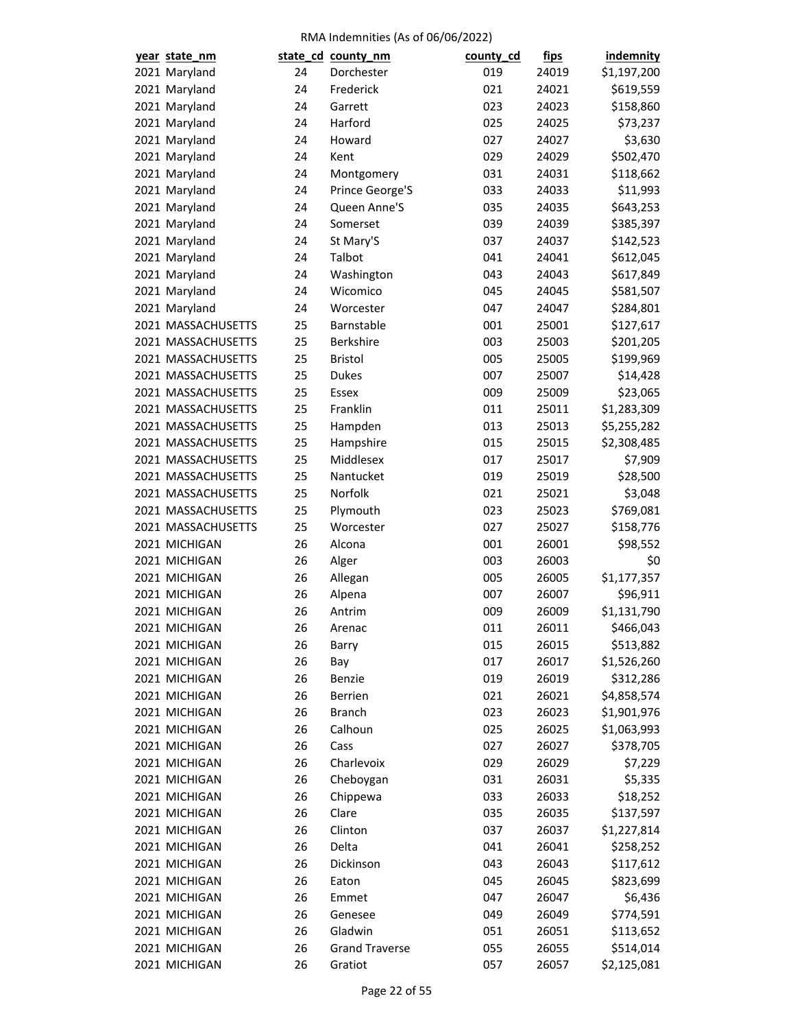RMA Indemnities (As of 06/06/2022)

| year | state_nm | state_cd | county_nm | county_cd | fips | indemnity |
|---|---|---|---|---|---|---|
| 2021 | Maryland | 24 | Dorchester | 019 | 24019 | $1,197,200 |
| 2021 | Maryland | 24 | Frederick | 021 | 24021 | $619,559 |
| 2021 | Maryland | 24 | Garrett | 023 | 24023 | $158,860 |
| 2021 | Maryland | 24 | Harford | 025 | 24025 | $73,237 |
| 2021 | Maryland | 24 | Howard | 027 | 24027 | $3,630 |
| 2021 | Maryland | 24 | Kent | 029 | 24029 | $502,470 |
| 2021 | Maryland | 24 | Montgomery | 031 | 24031 | $118,662 |
| 2021 | Maryland | 24 | Prince George'S | 033 | 24033 | $11,993 |
| 2021 | Maryland | 24 | Queen Anne'S | 035 | 24035 | $643,253 |
| 2021 | Maryland | 24 | Somerset | 039 | 24039 | $385,397 |
| 2021 | Maryland | 24 | St Mary'S | 037 | 24037 | $142,523 |
| 2021 | Maryland | 24 | Talbot | 041 | 24041 | $612,045 |
| 2021 | Maryland | 24 | Washington | 043 | 24043 | $617,849 |
| 2021 | Maryland | 24 | Wicomico | 045 | 24045 | $581,507 |
| 2021 | Maryland | 24 | Worcester | 047 | 24047 | $284,801 |
| 2021 | MASSACHUSETTS | 25 | Barnstable | 001 | 25001 | $127,617 |
| 2021 | MASSACHUSETTS | 25 | Berkshire | 003 | 25003 | $201,205 |
| 2021 | MASSACHUSETTS | 25 | Bristol | 005 | 25005 | $199,969 |
| 2021 | MASSACHUSETTS | 25 | Dukes | 007 | 25007 | $14,428 |
| 2021 | MASSACHUSETTS | 25 | Essex | 009 | 25009 | $23,065 |
| 2021 | MASSACHUSETTS | 25 | Franklin | 011 | 25011 | $1,283,309 |
| 2021 | MASSACHUSETTS | 25 | Hampden | 013 | 25013 | $5,255,282 |
| 2021 | MASSACHUSETTS | 25 | Hampshire | 015 | 25015 | $2,308,485 |
| 2021 | MASSACHUSETTS | 25 | Middlesex | 017 | 25017 | $7,909 |
| 2021 | MASSACHUSETTS | 25 | Nantucket | 019 | 25019 | $28,500 |
| 2021 | MASSACHUSETTS | 25 | Norfolk | 021 | 25021 | $3,048 |
| 2021 | MASSACHUSETTS | 25 | Plymouth | 023 | 25023 | $769,081 |
| 2021 | MASSACHUSETTS | 25 | Worcester | 027 | 25027 | $158,776 |
| 2021 | MICHIGAN | 26 | Alcona | 001 | 26001 | $98,552 |
| 2021 | MICHIGAN | 26 | Alger | 003 | 26003 | $0 |
| 2021 | MICHIGAN | 26 | Allegan | 005 | 26005 | $1,177,357 |
| 2021 | MICHIGAN | 26 | Alpena | 007 | 26007 | $96,911 |
| 2021 | MICHIGAN | 26 | Antrim | 009 | 26009 | $1,131,790 |
| 2021 | MICHIGAN | 26 | Arenac | 011 | 26011 | $466,043 |
| 2021 | MICHIGAN | 26 | Barry | 015 | 26015 | $513,882 |
| 2021 | MICHIGAN | 26 | Bay | 017 | 26017 | $1,526,260 |
| 2021 | MICHIGAN | 26 | Benzie | 019 | 26019 | $312,286 |
| 2021 | MICHIGAN | 26 | Berrien | 021 | 26021 | $4,858,574 |
| 2021 | MICHIGAN | 26 | Branch | 023 | 26023 | $1,901,976 |
| 2021 | MICHIGAN | 26 | Calhoun | 025 | 26025 | $1,063,993 |
| 2021 | MICHIGAN | 26 | Cass | 027 | 26027 | $378,705 |
| 2021 | MICHIGAN | 26 | Charlevoix | 029 | 26029 | $7,229 |
| 2021 | MICHIGAN | 26 | Cheboygan | 031 | 26031 | $5,335 |
| 2021 | MICHIGAN | 26 | Chippewa | 033 | 26033 | $18,252 |
| 2021 | MICHIGAN | 26 | Clare | 035 | 26035 | $137,597 |
| 2021 | MICHIGAN | 26 | Clinton | 037 | 26037 | $1,227,814 |
| 2021 | MICHIGAN | 26 | Delta | 041 | 26041 | $258,252 |
| 2021 | MICHIGAN | 26 | Dickinson | 043 | 26043 | $117,612 |
| 2021 | MICHIGAN | 26 | Eaton | 045 | 26045 | $823,699 |
| 2021 | MICHIGAN | 26 | Emmet | 047 | 26047 | $6,436 |
| 2021 | MICHIGAN | 26 | Genesee | 049 | 26049 | $774,591 |
| 2021 | MICHIGAN | 26 | Gladwin | 051 | 26051 | $113,652 |
| 2021 | MICHIGAN | 26 | Grand Traverse | 055 | 26055 | $514,014 |
| 2021 | MICHIGAN | 26 | Gratiot | 057 | 26057 | $2,125,081 |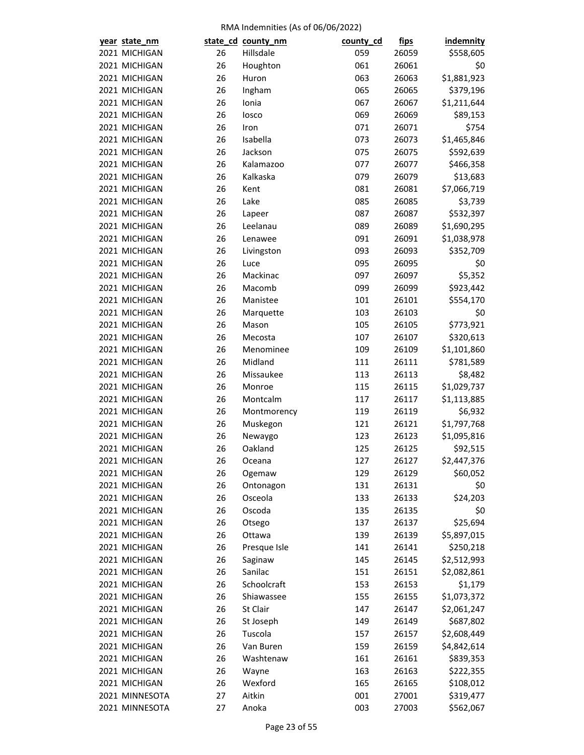RMA Indemnities (As of 06/06/2022)

| year | state_nm | state_cd | county_nm | county_cd | fips | indemnity |
|---|---|---|---|---|---|---|
| 2021 | MICHIGAN | 26 | Hillsdale | 059 | 26059 | $558,605 |
| 2021 | MICHIGAN | 26 | Houghton | 061 | 26061 | $0 |
| 2021 | MICHIGAN | 26 | Huron | 063 | 26063 | $1,881,923 |
| 2021 | MICHIGAN | 26 | Ingham | 065 | 26065 | $379,196 |
| 2021 | MICHIGAN | 26 | Ionia | 067 | 26067 | $1,211,644 |
| 2021 | MICHIGAN | 26 | Iosco | 069 | 26069 | $89,153 |
| 2021 | MICHIGAN | 26 | Iron | 071 | 26071 | $754 |
| 2021 | MICHIGAN | 26 | Isabella | 073 | 26073 | $1,465,846 |
| 2021 | MICHIGAN | 26 | Jackson | 075 | 26075 | $592,639 |
| 2021 | MICHIGAN | 26 | Kalamazoo | 077 | 26077 | $466,358 |
| 2021 | MICHIGAN | 26 | Kalkaska | 079 | 26079 | $13,683 |
| 2021 | MICHIGAN | 26 | Kent | 081 | 26081 | $7,066,719 |
| 2021 | MICHIGAN | 26 | Lake | 085 | 26085 | $3,739 |
| 2021 | MICHIGAN | 26 | Lapeer | 087 | 26087 | $532,397 |
| 2021 | MICHIGAN | 26 | Leelanau | 089 | 26089 | $1,690,295 |
| 2021 | MICHIGAN | 26 | Lenawee | 091 | 26091 | $1,038,978 |
| 2021 | MICHIGAN | 26 | Livingston | 093 | 26093 | $352,709 |
| 2021 | MICHIGAN | 26 | Luce | 095 | 26095 | $0 |
| 2021 | MICHIGAN | 26 | Mackinac | 097 | 26097 | $5,352 |
| 2021 | MICHIGAN | 26 | Macomb | 099 | 26099 | $923,442 |
| 2021 | MICHIGAN | 26 | Manistee | 101 | 26101 | $554,170 |
| 2021 | MICHIGAN | 26 | Marquette | 103 | 26103 | $0 |
| 2021 | MICHIGAN | 26 | Mason | 105 | 26105 | $773,921 |
| 2021 | MICHIGAN | 26 | Mecosta | 107 | 26107 | $320,613 |
| 2021 | MICHIGAN | 26 | Menominee | 109 | 26109 | $1,101,860 |
| 2021 | MICHIGAN | 26 | Midland | 111 | 26111 | $781,589 |
| 2021 | MICHIGAN | 26 | Missaukee | 113 | 26113 | $8,482 |
| 2021 | MICHIGAN | 26 | Monroe | 115 | 26115 | $1,029,737 |
| 2021 | MICHIGAN | 26 | Montcalm | 117 | 26117 | $1,113,885 |
| 2021 | MICHIGAN | 26 | Montmorency | 119 | 26119 | $6,932 |
| 2021 | MICHIGAN | 26 | Muskegon | 121 | 26121 | $1,797,768 |
| 2021 | MICHIGAN | 26 | Newaygo | 123 | 26123 | $1,095,816 |
| 2021 | MICHIGAN | 26 | Oakland | 125 | 26125 | $92,515 |
| 2021 | MICHIGAN | 26 | Oceana | 127 | 26127 | $2,447,376 |
| 2021 | MICHIGAN | 26 | Ogemaw | 129 | 26129 | $60,052 |
| 2021 | MICHIGAN | 26 | Ontonagon | 131 | 26131 | $0 |
| 2021 | MICHIGAN | 26 | Osceola | 133 | 26133 | $24,203 |
| 2021 | MICHIGAN | 26 | Oscoda | 135 | 26135 | $0 |
| 2021 | MICHIGAN | 26 | Otsego | 137 | 26137 | $25,694 |
| 2021 | MICHIGAN | 26 | Ottawa | 139 | 26139 | $5,897,015 |
| 2021 | MICHIGAN | 26 | Presque Isle | 141 | 26141 | $250,218 |
| 2021 | MICHIGAN | 26 | Saginaw | 145 | 26145 | $2,512,993 |
| 2021 | MICHIGAN | 26 | Sanilac | 151 | 26151 | $2,082,861 |
| 2021 | MICHIGAN | 26 | Schoolcraft | 153 | 26153 | $1,179 |
| 2021 | MICHIGAN | 26 | Shiawassee | 155 | 26155 | $1,073,372 |
| 2021 | MICHIGAN | 26 | St Clair | 147 | 26147 | $2,061,247 |
| 2021 | MICHIGAN | 26 | St Joseph | 149 | 26149 | $687,802 |
| 2021 | MICHIGAN | 26 | Tuscola | 157 | 26157 | $2,608,449 |
| 2021 | MICHIGAN | 26 | Van Buren | 159 | 26159 | $4,842,614 |
| 2021 | MICHIGAN | 26 | Washtenaw | 161 | 26161 | $839,353 |
| 2021 | MICHIGAN | 26 | Wayne | 163 | 26163 | $222,355 |
| 2021 | MICHIGAN | 26 | Wexford | 165 | 26165 | $108,012 |
| 2021 | MINNESOTA | 27 | Aitkin | 001 | 27001 | $319,477 |
| 2021 | MINNESOTA | 27 | Anoka | 003 | 27003 | $562,067 |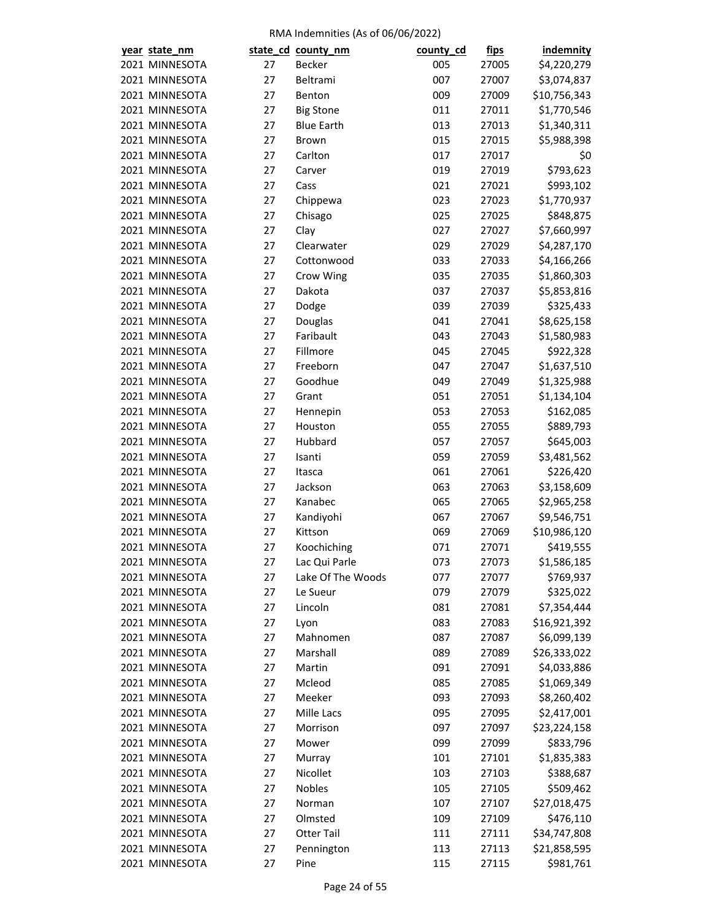RMA Indemnities (As of 06/06/2022)

| year | state_nm | state_cd | county_nm | county_cd | fips | indemnity |
|---|---|---|---|---|---|---|
| 2021 | MINNESOTA | 27 | Becker | 005 | 27005 | $4,220,279 |
| 2021 | MINNESOTA | 27 | Beltrami | 007 | 27007 | $3,074,837 |
| 2021 | MINNESOTA | 27 | Benton | 009 | 27009 | $10,756,343 |
| 2021 | MINNESOTA | 27 | Big Stone | 011 | 27011 | $1,770,546 |
| 2021 | MINNESOTA | 27 | Blue Earth | 013 | 27013 | $1,340,311 |
| 2021 | MINNESOTA | 27 | Brown | 015 | 27015 | $5,988,398 |
| 2021 | MINNESOTA | 27 | Carlton | 017 | 27017 | $0 |
| 2021 | MINNESOTA | 27 | Carver | 019 | 27019 | $793,623 |
| 2021 | MINNESOTA | 27 | Cass | 021 | 27021 | $993,102 |
| 2021 | MINNESOTA | 27 | Chippewa | 023 | 27023 | $1,770,937 |
| 2021 | MINNESOTA | 27 | Chisago | 025 | 27025 | $848,875 |
| 2021 | MINNESOTA | 27 | Clay | 027 | 27027 | $7,660,997 |
| 2021 | MINNESOTA | 27 | Clearwater | 029 | 27029 | $4,287,170 |
| 2021 | MINNESOTA | 27 | Cottonwood | 033 | 27033 | $4,166,266 |
| 2021 | MINNESOTA | 27 | Crow Wing | 035 | 27035 | $1,860,303 |
| 2021 | MINNESOTA | 27 | Dakota | 037 | 27037 | $5,853,816 |
| 2021 | MINNESOTA | 27 | Dodge | 039 | 27039 | $325,433 |
| 2021 | MINNESOTA | 27 | Douglas | 041 | 27041 | $8,625,158 |
| 2021 | MINNESOTA | 27 | Faribault | 043 | 27043 | $1,580,983 |
| 2021 | MINNESOTA | 27 | Fillmore | 045 | 27045 | $922,328 |
| 2021 | MINNESOTA | 27 | Freeborn | 047 | 27047 | $1,637,510 |
| 2021 | MINNESOTA | 27 | Goodhue | 049 | 27049 | $1,325,988 |
| 2021 | MINNESOTA | 27 | Grant | 051 | 27051 | $1,134,104 |
| 2021 | MINNESOTA | 27 | Hennepin | 053 | 27053 | $162,085 |
| 2021 | MINNESOTA | 27 | Houston | 055 | 27055 | $889,793 |
| 2021 | MINNESOTA | 27 | Hubbard | 057 | 27057 | $645,003 |
| 2021 | MINNESOTA | 27 | Isanti | 059 | 27059 | $3,481,562 |
| 2021 | MINNESOTA | 27 | Itasca | 061 | 27061 | $226,420 |
| 2021 | MINNESOTA | 27 | Jackson | 063 | 27063 | $3,158,609 |
| 2021 | MINNESOTA | 27 | Kanabec | 065 | 27065 | $2,965,258 |
| 2021 | MINNESOTA | 27 | Kandiyohi | 067 | 27067 | $9,546,751 |
| 2021 | MINNESOTA | 27 | Kittson | 069 | 27069 | $10,986,120 |
| 2021 | MINNESOTA | 27 | Koochiching | 071 | 27071 | $419,555 |
| 2021 | MINNESOTA | 27 | Lac Qui Parle | 073 | 27073 | $1,586,185 |
| 2021 | MINNESOTA | 27 | Lake Of The Woods | 077 | 27077 | $769,937 |
| 2021 | MINNESOTA | 27 | Le Sueur | 079 | 27079 | $325,022 |
| 2021 | MINNESOTA | 27 | Lincoln | 081 | 27081 | $7,354,444 |
| 2021 | MINNESOTA | 27 | Lyon | 083 | 27083 | $16,921,392 |
| 2021 | MINNESOTA | 27 | Mahnomen | 087 | 27087 | $6,099,139 |
| 2021 | MINNESOTA | 27 | Marshall | 089 | 27089 | $26,333,022 |
| 2021 | MINNESOTA | 27 | Martin | 091 | 27091 | $4,033,886 |
| 2021 | MINNESOTA | 27 | Mcleod | 085 | 27085 | $1,069,349 |
| 2021 | MINNESOTA | 27 | Meeker | 093 | 27093 | $8,260,402 |
| 2021 | MINNESOTA | 27 | Mille Lacs | 095 | 27095 | $2,417,001 |
| 2021 | MINNESOTA | 27 | Morrison | 097 | 27097 | $23,224,158 |
| 2021 | MINNESOTA | 27 | Mower | 099 | 27099 | $833,796 |
| 2021 | MINNESOTA | 27 | Murray | 101 | 27101 | $1,835,383 |
| 2021 | MINNESOTA | 27 | Nicollet | 103 | 27103 | $388,687 |
| 2021 | MINNESOTA | 27 | Nobles | 105 | 27105 | $509,462 |
| 2021 | MINNESOTA | 27 | Norman | 107 | 27107 | $27,018,475 |
| 2021 | MINNESOTA | 27 | Olmsted | 109 | 27109 | $476,110 |
| 2021 | MINNESOTA | 27 | Otter Tail | 111 | 27111 | $34,747,808 |
| 2021 | MINNESOTA | 27 | Pennington | 113 | 27113 | $21,858,595 |
| 2021 | MINNESOTA | 27 | Pine | 115 | 27115 | $981,761 |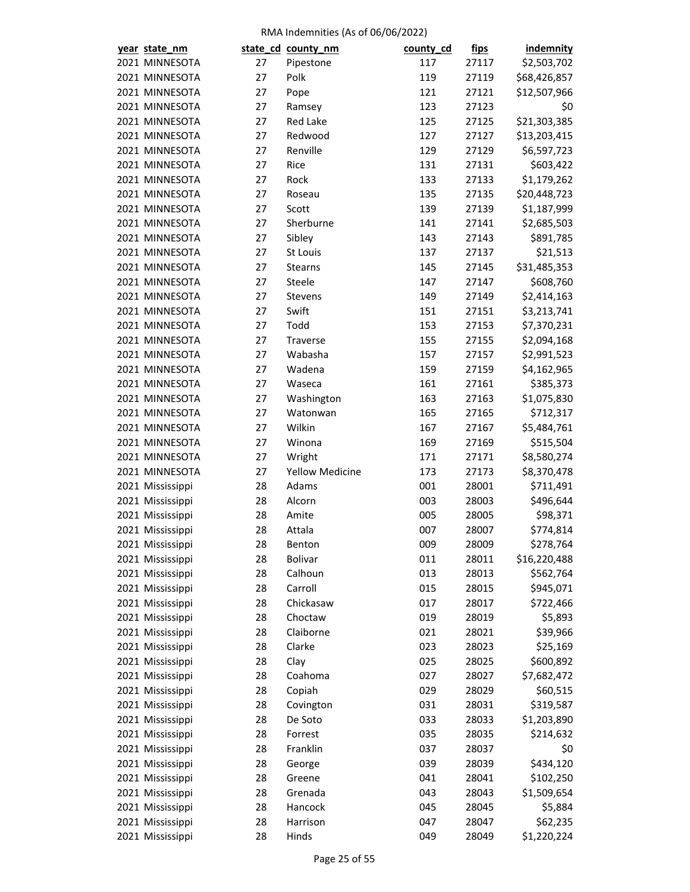RMA Indemnities (As of 06/06/2022)

| year | state_nm | state_cd | county_nm | county_cd | fips | indemnity |
|---|---|---|---|---|---|---|
| 2021 | MINNESOTA | 27 | Pipestone | 117 | 27117 | $2,503,702 |
| 2021 | MINNESOTA | 27 | Polk | 119 | 27119 | $68,426,857 |
| 2021 | MINNESOTA | 27 | Pope | 121 | 27121 | $12,507,966 |
| 2021 | MINNESOTA | 27 | Ramsey | 123 | 27123 | $0 |
| 2021 | MINNESOTA | 27 | Red Lake | 125 | 27125 | $21,303,385 |
| 2021 | MINNESOTA | 27 | Redwood | 127 | 27127 | $13,203,415 |
| 2021 | MINNESOTA | 27 | Renville | 129 | 27129 | $6,597,723 |
| 2021 | MINNESOTA | 27 | Rice | 131 | 27131 | $603,422 |
| 2021 | MINNESOTA | 27 | Rock | 133 | 27133 | $1,179,262 |
| 2021 | MINNESOTA | 27 | Roseau | 135 | 27135 | $20,448,723 |
| 2021 | MINNESOTA | 27 | Scott | 139 | 27139 | $1,187,999 |
| 2021 | MINNESOTA | 27 | Sherburne | 141 | 27141 | $2,685,503 |
| 2021 | MINNESOTA | 27 | Sibley | 143 | 27143 | $891,785 |
| 2021 | MINNESOTA | 27 | St Louis | 137 | 27137 | $21,513 |
| 2021 | MINNESOTA | 27 | Stearns | 145 | 27145 | $31,485,353 |
| 2021 | MINNESOTA | 27 | Steele | 147 | 27147 | $608,760 |
| 2021 | MINNESOTA | 27 | Stevens | 149 | 27149 | $2,414,163 |
| 2021 | MINNESOTA | 27 | Swift | 151 | 27151 | $3,213,741 |
| 2021 | MINNESOTA | 27 | Todd | 153 | 27153 | $7,370,231 |
| 2021 | MINNESOTA | 27 | Traverse | 155 | 27155 | $2,094,168 |
| 2021 | MINNESOTA | 27 | Wabasha | 157 | 27157 | $2,991,523 |
| 2021 | MINNESOTA | 27 | Wadena | 159 | 27159 | $4,162,965 |
| 2021 | MINNESOTA | 27 | Waseca | 161 | 27161 | $385,373 |
| 2021 | MINNESOTA | 27 | Washington | 163 | 27163 | $1,075,830 |
| 2021 | MINNESOTA | 27 | Watonwan | 165 | 27165 | $712,317 |
| 2021 | MINNESOTA | 27 | Wilkin | 167 | 27167 | $5,484,761 |
| 2021 | MINNESOTA | 27 | Winona | 169 | 27169 | $515,504 |
| 2021 | MINNESOTA | 27 | Wright | 171 | 27171 | $8,580,274 |
| 2021 | MINNESOTA | 27 | Yellow Medicine | 173 | 27173 | $8,370,478 |
| 2021 | Mississippi | 28 | Adams | 001 | 28001 | $711,491 |
| 2021 | Mississippi | 28 | Alcorn | 003 | 28003 | $496,644 |
| 2021 | Mississippi | 28 | Amite | 005 | 28005 | $98,371 |
| 2021 | Mississippi | 28 | Attala | 007 | 28007 | $774,814 |
| 2021 | Mississippi | 28 | Benton | 009 | 28009 | $278,764 |
| 2021 | Mississippi | 28 | Bolivar | 011 | 28011 | $16,220,488 |
| 2021 | Mississippi | 28 | Calhoun | 013 | 28013 | $562,764 |
| 2021 | Mississippi | 28 | Carroll | 015 | 28015 | $945,071 |
| 2021 | Mississippi | 28 | Chickasaw | 017 | 28017 | $722,466 |
| 2021 | Mississippi | 28 | Choctaw | 019 | 28019 | $5,893 |
| 2021 | Mississippi | 28 | Claiborne | 021 | 28021 | $39,966 |
| 2021 | Mississippi | 28 | Clarke | 023 | 28023 | $25,169 |
| 2021 | Mississippi | 28 | Clay | 025 | 28025 | $600,892 |
| 2021 | Mississippi | 28 | Coahoma | 027 | 28027 | $7,682,472 |
| 2021 | Mississippi | 28 | Copiah | 029 | 28029 | $60,515 |
| 2021 | Mississippi | 28 | Covington | 031 | 28031 | $319,587 |
| 2021 | Mississippi | 28 | De Soto | 033 | 28033 | $1,203,890 |
| 2021 | Mississippi | 28 | Forrest | 035 | 28035 | $214,632 |
| 2021 | Mississippi | 28 | Franklin | 037 | 28037 | $0 |
| 2021 | Mississippi | 28 | George | 039 | 28039 | $434,120 |
| 2021 | Mississippi | 28 | Greene | 041 | 28041 | $102,250 |
| 2021 | Mississippi | 28 | Grenada | 043 | 28043 | $1,509,654 |
| 2021 | Mississippi | 28 | Hancock | 045 | 28045 | $5,884 |
| 2021 | Mississippi | 28 | Harrison | 047 | 28047 | $62,235 |
| 2021 | Mississippi | 28 | Hinds | 049 | 28049 | $1,220,224 |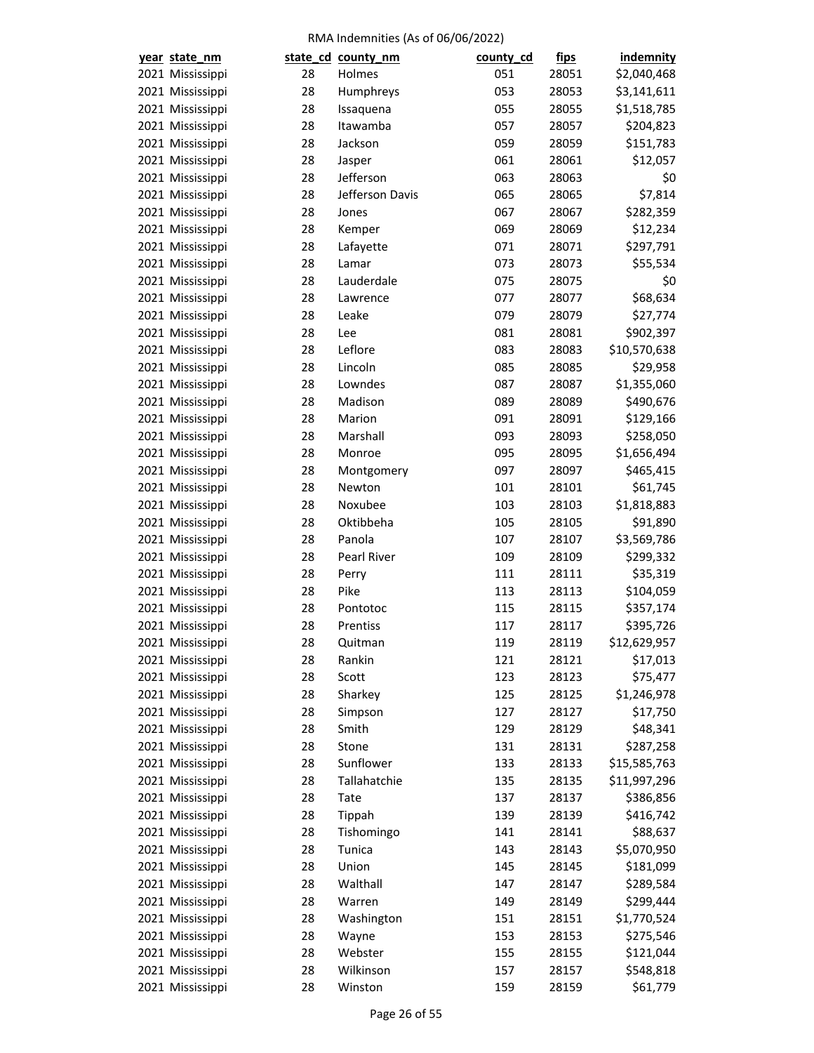RMA Indemnities (As of 06/06/2022)

| year | state_nm | state_cd | county_nm | county_cd | fips | indemnity |
|---|---|---|---|---|---|---|
| 2021 | Mississippi | 28 | Holmes | 051 | 28051 | $2,040,468 |
| 2021 | Mississippi | 28 | Humphreys | 053 | 28053 | $3,141,611 |
| 2021 | Mississippi | 28 | Issaquena | 055 | 28055 | $1,518,785 |
| 2021 | Mississippi | 28 | Itawamba | 057 | 28057 | $204,823 |
| 2021 | Mississippi | 28 | Jackson | 059 | 28059 | $151,783 |
| 2021 | Mississippi | 28 | Jasper | 061 | 28061 | $12,057 |
| 2021 | Mississippi | 28 | Jefferson | 063 | 28063 | $0 |
| 2021 | Mississippi | 28 | Jefferson Davis | 065 | 28065 | $7,814 |
| 2021 | Mississippi | 28 | Jones | 067 | 28067 | $282,359 |
| 2021 | Mississippi | 28 | Kemper | 069 | 28069 | $12,234 |
| 2021 | Mississippi | 28 | Lafayette | 071 | 28071 | $297,791 |
| 2021 | Mississippi | 28 | Lamar | 073 | 28073 | $55,534 |
| 2021 | Mississippi | 28 | Lauderdale | 075 | 28075 | $0 |
| 2021 | Mississippi | 28 | Lawrence | 077 | 28077 | $68,634 |
| 2021 | Mississippi | 28 | Leake | 079 | 28079 | $27,774 |
| 2021 | Mississippi | 28 | Lee | 081 | 28081 | $902,397 |
| 2021 | Mississippi | 28 | Leflore | 083 | 28083 | $10,570,638 |
| 2021 | Mississippi | 28 | Lincoln | 085 | 28085 | $29,958 |
| 2021 | Mississippi | 28 | Lowndes | 087 | 28087 | $1,355,060 |
| 2021 | Mississippi | 28 | Madison | 089 | 28089 | $490,676 |
| 2021 | Mississippi | 28 | Marion | 091 | 28091 | $129,166 |
| 2021 | Mississippi | 28 | Marshall | 093 | 28093 | $258,050 |
| 2021 | Mississippi | 28 | Monroe | 095 | 28095 | $1,656,494 |
| 2021 | Mississippi | 28 | Montgomery | 097 | 28097 | $465,415 |
| 2021 | Mississippi | 28 | Newton | 101 | 28101 | $61,745 |
| 2021 | Mississippi | 28 | Noxubee | 103 | 28103 | $1,818,883 |
| 2021 | Mississippi | 28 | Oktibbeha | 105 | 28105 | $91,890 |
| 2021 | Mississippi | 28 | Panola | 107 | 28107 | $3,569,786 |
| 2021 | Mississippi | 28 | Pearl River | 109 | 28109 | $299,332 |
| 2021 | Mississippi | 28 | Perry | 111 | 28111 | $35,319 |
| 2021 | Mississippi | 28 | Pike | 113 | 28113 | $104,059 |
| 2021 | Mississippi | 28 | Pontotoc | 115 | 28115 | $357,174 |
| 2021 | Mississippi | 28 | Prentiss | 117 | 28117 | $395,726 |
| 2021 | Mississippi | 28 | Quitman | 119 | 28119 | $12,629,957 |
| 2021 | Mississippi | 28 | Rankin | 121 | 28121 | $17,013 |
| 2021 | Mississippi | 28 | Scott | 123 | 28123 | $75,477 |
| 2021 | Mississippi | 28 | Sharkey | 125 | 28125 | $1,246,978 |
| 2021 | Mississippi | 28 | Simpson | 127 | 28127 | $17,750 |
| 2021 | Mississippi | 28 | Smith | 129 | 28129 | $48,341 |
| 2021 | Mississippi | 28 | Stone | 131 | 28131 | $287,258 |
| 2021 | Mississippi | 28 | Sunflower | 133 | 28133 | $15,585,763 |
| 2021 | Mississippi | 28 | Tallahatchie | 135 | 28135 | $11,997,296 |
| 2021 | Mississippi | 28 | Tate | 137 | 28137 | $386,856 |
| 2021 | Mississippi | 28 | Tippah | 139 | 28139 | $416,742 |
| 2021 | Mississippi | 28 | Tishomingo | 141 | 28141 | $88,637 |
| 2021 | Mississippi | 28 | Tunica | 143 | 28143 | $5,070,950 |
| 2021 | Mississippi | 28 | Union | 145 | 28145 | $181,099 |
| 2021 | Mississippi | 28 | Walthall | 147 | 28147 | $289,584 |
| 2021 | Mississippi | 28 | Warren | 149 | 28149 | $299,444 |
| 2021 | Mississippi | 28 | Washington | 151 | 28151 | $1,770,524 |
| 2021 | Mississippi | 28 | Wayne | 153 | 28153 | $275,546 |
| 2021 | Mississippi | 28 | Webster | 155 | 28155 | $121,044 |
| 2021 | Mississippi | 28 | Wilkinson | 157 | 28157 | $548,818 |
| 2021 | Mississippi | 28 | Winston | 159 | 28159 | $61,779 |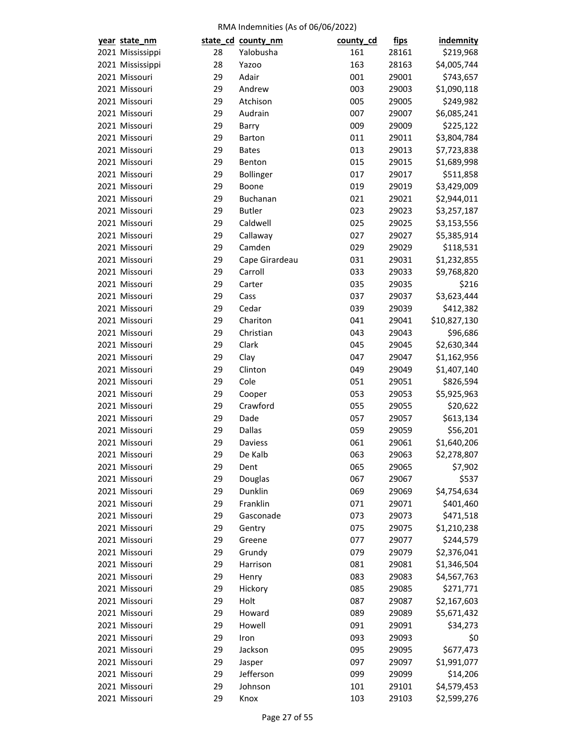RMA Indemnities (As of 06/06/2022)

| year | state_nm | state_cd | county_nm | county_cd | fips | indemnity |
|---|---|---|---|---|---|---|
| 2021 | Mississippi | 28 | Yalobusha | 161 | 28161 | $219,968 |
| 2021 | Mississippi | 28 | Yazoo | 163 | 28163 | $4,005,744 |
| 2021 | Missouri | 29 | Adair | 001 | 29001 | $743,657 |
| 2021 | Missouri | 29 | Andrew | 003 | 29003 | $1,090,118 |
| 2021 | Missouri | 29 | Atchison | 005 | 29005 | $249,982 |
| 2021 | Missouri | 29 | Audrain | 007 | 29007 | $6,085,241 |
| 2021 | Missouri | 29 | Barry | 009 | 29009 | $225,122 |
| 2021 | Missouri | 29 | Barton | 011 | 29011 | $3,804,784 |
| 2021 | Missouri | 29 | Bates | 013 | 29013 | $7,723,838 |
| 2021 | Missouri | 29 | Benton | 015 | 29015 | $1,689,998 |
| 2021 | Missouri | 29 | Bollinger | 017 | 29017 | $511,858 |
| 2021 | Missouri | 29 | Boone | 019 | 29019 | $3,429,009 |
| 2021 | Missouri | 29 | Buchanan | 021 | 29021 | $2,944,011 |
| 2021 | Missouri | 29 | Butler | 023 | 29023 | $3,257,187 |
| 2021 | Missouri | 29 | Caldwell | 025 | 29025 | $3,153,556 |
| 2021 | Missouri | 29 | Callaway | 027 | 29027 | $5,385,914 |
| 2021 | Missouri | 29 | Camden | 029 | 29029 | $118,531 |
| 2021 | Missouri | 29 | Cape Girardeau | 031 | 29031 | $1,232,855 |
| 2021 | Missouri | 29 | Carroll | 033 | 29033 | $9,768,820 |
| 2021 | Missouri | 29 | Carter | 035 | 29035 | $216 |
| 2021 | Missouri | 29 | Cass | 037 | 29037 | $3,623,444 |
| 2021 | Missouri | 29 | Cedar | 039 | 29039 | $412,382 |
| 2021 | Missouri | 29 | Chariton | 041 | 29041 | $10,827,130 |
| 2021 | Missouri | 29 | Christian | 043 | 29043 | $96,686 |
| 2021 | Missouri | 29 | Clark | 045 | 29045 | $2,630,344 |
| 2021 | Missouri | 29 | Clay | 047 | 29047 | $1,162,956 |
| 2021 | Missouri | 29 | Clinton | 049 | 29049 | $1,407,140 |
| 2021 | Missouri | 29 | Cole | 051 | 29051 | $826,594 |
| 2021 | Missouri | 29 | Cooper | 053 | 29053 | $5,925,963 |
| 2021 | Missouri | 29 | Crawford | 055 | 29055 | $20,622 |
| 2021 | Missouri | 29 | Dade | 057 | 29057 | $613,134 |
| 2021 | Missouri | 29 | Dallas | 059 | 29059 | $56,201 |
| 2021 | Missouri | 29 | Daviess | 061 | 29061 | $1,640,206 |
| 2021 | Missouri | 29 | De Kalb | 063 | 29063 | $2,278,807 |
| 2021 | Missouri | 29 | Dent | 065 | 29065 | $7,902 |
| 2021 | Missouri | 29 | Douglas | 067 | 29067 | $537 |
| 2021 | Missouri | 29 | Dunklin | 069 | 29069 | $4,754,634 |
| 2021 | Missouri | 29 | Franklin | 071 | 29071 | $401,460 |
| 2021 | Missouri | 29 | Gasconade | 073 | 29073 | $471,518 |
| 2021 | Missouri | 29 | Gentry | 075 | 29075 | $1,210,238 |
| 2021 | Missouri | 29 | Greene | 077 | 29077 | $244,579 |
| 2021 | Missouri | 29 | Grundy | 079 | 29079 | $2,376,041 |
| 2021 | Missouri | 29 | Harrison | 081 | 29081 | $1,346,504 |
| 2021 | Missouri | 29 | Henry | 083 | 29083 | $4,567,763 |
| 2021 | Missouri | 29 | Hickory | 085 | 29085 | $271,771 |
| 2021 | Missouri | 29 | Holt | 087 | 29087 | $2,167,603 |
| 2021 | Missouri | 29 | Howard | 089 | 29089 | $5,671,432 |
| 2021 | Missouri | 29 | Howell | 091 | 29091 | $34,273 |
| 2021 | Missouri | 29 | Iron | 093 | 29093 | $0 |
| 2021 | Missouri | 29 | Jackson | 095 | 29095 | $677,473 |
| 2021 | Missouri | 29 | Jasper | 097 | 29097 | $1,991,077 |
| 2021 | Missouri | 29 | Jefferson | 099 | 29099 | $14,206 |
| 2021 | Missouri | 29 | Johnson | 101 | 29101 | $4,579,453 |
| 2021 | Missouri | 29 | Knox | 103 | 29103 | $2,599,276 |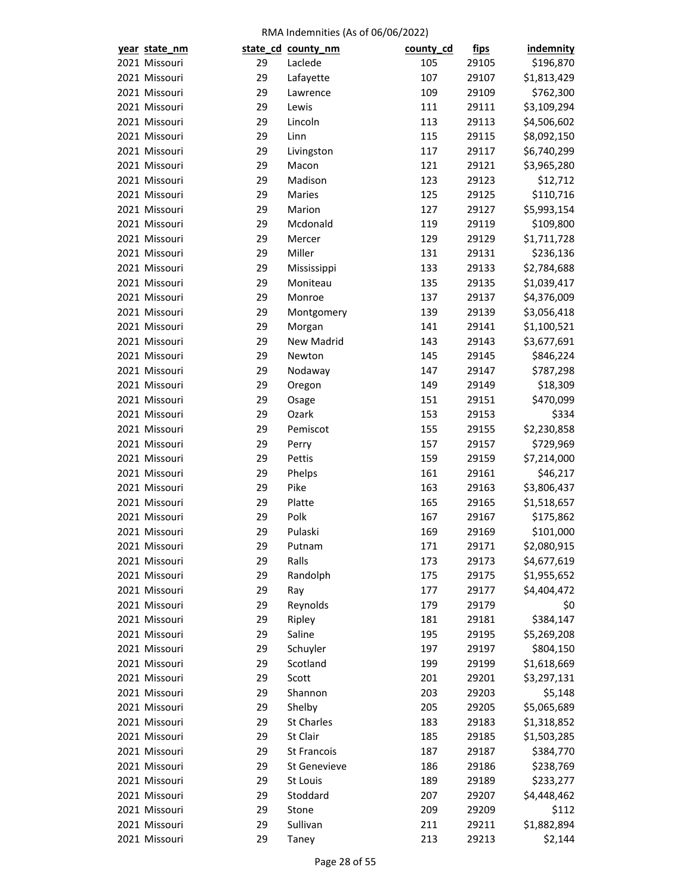RMA Indemnities (As of 06/06/2022)

| year | state_nm | state_cd | county_nm | county_cd | fips | indemnity |
|---|---|---|---|---|---|---|
| 2021 | Missouri | 29 | Laclede | 105 | 29105 | $196,870 |
| 2021 | Missouri | 29 | Lafayette | 107 | 29107 | $1,813,429 |
| 2021 | Missouri | 29 | Lawrence | 109 | 29109 | $762,300 |
| 2021 | Missouri | 29 | Lewis | 111 | 29111 | $3,109,294 |
| 2021 | Missouri | 29 | Lincoln | 113 | 29113 | $4,506,602 |
| 2021 | Missouri | 29 | Linn | 115 | 29115 | $8,092,150 |
| 2021 | Missouri | 29 | Livingston | 117 | 29117 | $6,740,299 |
| 2021 | Missouri | 29 | Macon | 121 | 29121 | $3,965,280 |
| 2021 | Missouri | 29 | Madison | 123 | 29123 | $12,712 |
| 2021 | Missouri | 29 | Maries | 125 | 29125 | $110,716 |
| 2021 | Missouri | 29 | Marion | 127 | 29127 | $5,993,154 |
| 2021 | Missouri | 29 | Mcdonald | 119 | 29119 | $109,800 |
| 2021 | Missouri | 29 | Mercer | 129 | 29129 | $1,711,728 |
| 2021 | Missouri | 29 | Miller | 131 | 29131 | $236,136 |
| 2021 | Missouri | 29 | Mississippi | 133 | 29133 | $2,784,688 |
| 2021 | Missouri | 29 | Moniteau | 135 | 29135 | $1,039,417 |
| 2021 | Missouri | 29 | Monroe | 137 | 29137 | $4,376,009 |
| 2021 | Missouri | 29 | Montgomery | 139 | 29139 | $3,056,418 |
| 2021 | Missouri | 29 | Morgan | 141 | 29141 | $1,100,521 |
| 2021 | Missouri | 29 | New Madrid | 143 | 29143 | $3,677,691 |
| 2021 | Missouri | 29 | Newton | 145 | 29145 | $846,224 |
| 2021 | Missouri | 29 | Nodaway | 147 | 29147 | $787,298 |
| 2021 | Missouri | 29 | Oregon | 149 | 29149 | $18,309 |
| 2021 | Missouri | 29 | Osage | 151 | 29151 | $470,099 |
| 2021 | Missouri | 29 | Ozark | 153 | 29153 | $334 |
| 2021 | Missouri | 29 | Pemiscot | 155 | 29155 | $2,230,858 |
| 2021 | Missouri | 29 | Perry | 157 | 29157 | $729,969 |
| 2021 | Missouri | 29 | Pettis | 159 | 29159 | $7,214,000 |
| 2021 | Missouri | 29 | Phelps | 161 | 29161 | $46,217 |
| 2021 | Missouri | 29 | Pike | 163 | 29163 | $3,806,437 |
| 2021 | Missouri | 29 | Platte | 165 | 29165 | $1,518,657 |
| 2021 | Missouri | 29 | Polk | 167 | 29167 | $175,862 |
| 2021 | Missouri | 29 | Pulaski | 169 | 29169 | $101,000 |
| 2021 | Missouri | 29 | Putnam | 171 | 29171 | $2,080,915 |
| 2021 | Missouri | 29 | Ralls | 173 | 29173 | $4,677,619 |
| 2021 | Missouri | 29 | Randolph | 175 | 29175 | $1,955,652 |
| 2021 | Missouri | 29 | Ray | 177 | 29177 | $4,404,472 |
| 2021 | Missouri | 29 | Reynolds | 179 | 29179 | $0 |
| 2021 | Missouri | 29 | Ripley | 181 | 29181 | $384,147 |
| 2021 | Missouri | 29 | Saline | 195 | 29195 | $5,269,208 |
| 2021 | Missouri | 29 | Schuyler | 197 | 29197 | $804,150 |
| 2021 | Missouri | 29 | Scotland | 199 | 29199 | $1,618,669 |
| 2021 | Missouri | 29 | Scott | 201 | 29201 | $3,297,131 |
| 2021 | Missouri | 29 | Shannon | 203 | 29203 | $5,148 |
| 2021 | Missouri | 29 | Shelby | 205 | 29205 | $5,065,689 |
| 2021 | Missouri | 29 | St Charles | 183 | 29183 | $1,318,852 |
| 2021 | Missouri | 29 | St Clair | 185 | 29185 | $1,503,285 |
| 2021 | Missouri | 29 | St Francois | 187 | 29187 | $384,770 |
| 2021 | Missouri | 29 | St Genevieve | 186 | 29186 | $238,769 |
| 2021 | Missouri | 29 | St Louis | 189 | 29189 | $233,277 |
| 2021 | Missouri | 29 | Stoddard | 207 | 29207 | $4,448,462 |
| 2021 | Missouri | 29 | Stone | 209 | 29209 | $112 |
| 2021 | Missouri | 29 | Sullivan | 211 | 29211 | $1,882,894 |
| 2021 | Missouri | 29 | Taney | 213 | 29213 | $2,144 |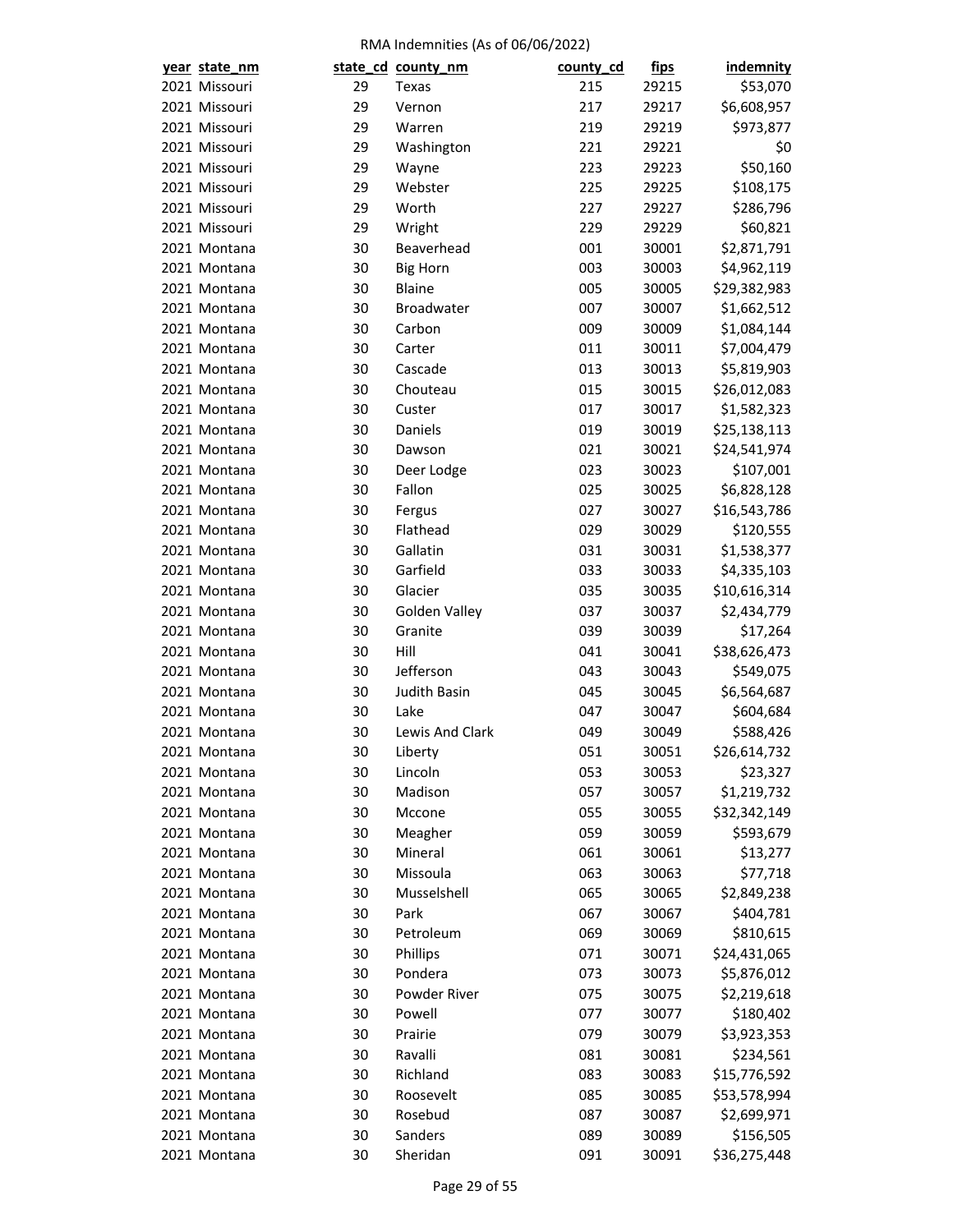RMA Indemnities (As of 06/06/2022)

| year | state_nm | state_cd | county_nm | county_cd | fips | indemnity |
|---|---|---|---|---|---|---|
| 2021 | Missouri | 29 | Texas | 215 | 29215 | $53,070 |
| 2021 | Missouri | 29 | Vernon | 217 | 29217 | $6,608,957 |
| 2021 | Missouri | 29 | Warren | 219 | 29219 | $973,877 |
| 2021 | Missouri | 29 | Washington | 221 | 29221 | $0 |
| 2021 | Missouri | 29 | Wayne | 223 | 29223 | $50,160 |
| 2021 | Missouri | 29 | Webster | 225 | 29225 | $108,175 |
| 2021 | Missouri | 29 | Worth | 227 | 29227 | $286,796 |
| 2021 | Missouri | 29 | Wright | 229 | 29229 | $60,821 |
| 2021 | Montana | 30 | Beaverhead | 001 | 30001 | $2,871,791 |
| 2021 | Montana | 30 | Big Horn | 003 | 30003 | $4,962,119 |
| 2021 | Montana | 30 | Blaine | 005 | 30005 | $29,382,983 |
| 2021 | Montana | 30 | Broadwater | 007 | 30007 | $1,662,512 |
| 2021 | Montana | 30 | Carbon | 009 | 30009 | $1,084,144 |
| 2021 | Montana | 30 | Carter | 011 | 30011 | $7,004,479 |
| 2021 | Montana | 30 | Cascade | 013 | 30013 | $5,819,903 |
| 2021 | Montana | 30 | Chouteau | 015 | 30015 | $26,012,083 |
| 2021 | Montana | 30 | Custer | 017 | 30017 | $1,582,323 |
| 2021 | Montana | 30 | Daniels | 019 | 30019 | $25,138,113 |
| 2021 | Montana | 30 | Dawson | 021 | 30021 | $24,541,974 |
| 2021 | Montana | 30 | Deer Lodge | 023 | 30023 | $107,001 |
| 2021 | Montana | 30 | Fallon | 025 | 30025 | $6,828,128 |
| 2021 | Montana | 30 | Fergus | 027 | 30027 | $16,543,786 |
| 2021 | Montana | 30 | Flathead | 029 | 30029 | $120,555 |
| 2021 | Montana | 30 | Gallatin | 031 | 30031 | $1,538,377 |
| 2021 | Montana | 30 | Garfield | 033 | 30033 | $4,335,103 |
| 2021 | Montana | 30 | Glacier | 035 | 30035 | $10,616,314 |
| 2021 | Montana | 30 | Golden Valley | 037 | 30037 | $2,434,779 |
| 2021 | Montana | 30 | Granite | 039 | 30039 | $17,264 |
| 2021 | Montana | 30 | Hill | 041 | 30041 | $38,626,473 |
| 2021 | Montana | 30 | Jefferson | 043 | 30043 | $549,075 |
| 2021 | Montana | 30 | Judith Basin | 045 | 30045 | $6,564,687 |
| 2021 | Montana | 30 | Lake | 047 | 30047 | $604,684 |
| 2021 | Montana | 30 | Lewis And Clark | 049 | 30049 | $588,426 |
| 2021 | Montana | 30 | Liberty | 051 | 30051 | $26,614,732 |
| 2021 | Montana | 30 | Lincoln | 053 | 30053 | $23,327 |
| 2021 | Montana | 30 | Madison | 057 | 30057 | $1,219,732 |
| 2021 | Montana | 30 | Mccone | 055 | 30055 | $32,342,149 |
| 2021 | Montana | 30 | Meagher | 059 | 30059 | $593,679 |
| 2021 | Montana | 30 | Mineral | 061 | 30061 | $13,277 |
| 2021 | Montana | 30 | Missoula | 063 | 30063 | $77,718 |
| 2021 | Montana | 30 | Musselshell | 065 | 30065 | $2,849,238 |
| 2021 | Montana | 30 | Park | 067 | 30067 | $404,781 |
| 2021 | Montana | 30 | Petroleum | 069 | 30069 | $810,615 |
| 2021 | Montana | 30 | Phillips | 071 | 30071 | $24,431,065 |
| 2021 | Montana | 30 | Pondera | 073 | 30073 | $5,876,012 |
| 2021 | Montana | 30 | Powder River | 075 | 30075 | $2,219,618 |
| 2021 | Montana | 30 | Powell | 077 | 30077 | $180,402 |
| 2021 | Montana | 30 | Prairie | 079 | 30079 | $3,923,353 |
| 2021 | Montana | 30 | Ravalli | 081 | 30081 | $234,561 |
| 2021 | Montana | 30 | Richland | 083 | 30083 | $15,776,592 |
| 2021 | Montana | 30 | Roosevelt | 085 | 30085 | $53,578,994 |
| 2021 | Montana | 30 | Rosebud | 087 | 30087 | $2,699,971 |
| 2021 | Montana | 30 | Sanders | 089 | 30089 | $156,505 |
| 2021 | Montana | 30 | Sheridan | 091 | 30091 | $36,275,448 |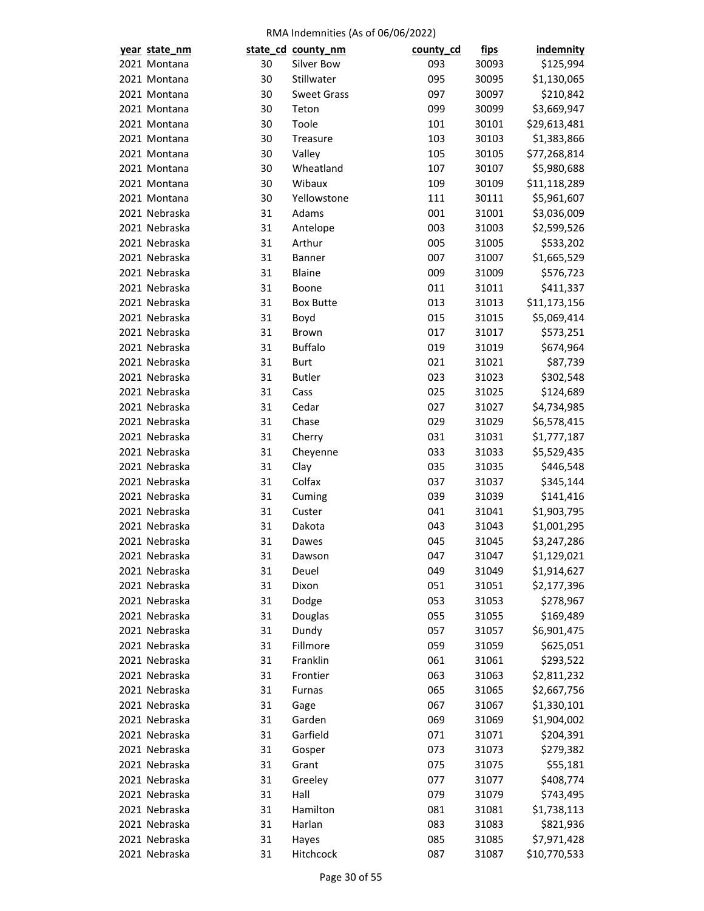RMA Indemnities (As of 06/06/2022)

| year | state_nm | state_cd | county_nm | county_cd | fips | indemnity |
|---|---|---|---|---|---|---|
| 2021 | Montana | 30 | Silver Bow | 093 | 30093 | $125,994 |
| 2021 | Montana | 30 | Stillwater | 095 | 30095 | $1,130,065 |
| 2021 | Montana | 30 | Sweet Grass | 097 | 30097 | $210,842 |
| 2021 | Montana | 30 | Teton | 099 | 30099 | $3,669,947 |
| 2021 | Montana | 30 | Toole | 101 | 30101 | $29,613,481 |
| 2021 | Montana | 30 | Treasure | 103 | 30103 | $1,383,866 |
| 2021 | Montana | 30 | Valley | 105 | 30105 | $77,268,814 |
| 2021 | Montana | 30 | Wheatland | 107 | 30107 | $5,980,688 |
| 2021 | Montana | 30 | Wibaux | 109 | 30109 | $11,118,289 |
| 2021 | Montana | 30 | Yellowstone | 111 | 30111 | $5,961,607 |
| 2021 | Nebraska | 31 | Adams | 001 | 31001 | $3,036,009 |
| 2021 | Nebraska | 31 | Antelope | 003 | 31003 | $2,599,526 |
| 2021 | Nebraska | 31 | Arthur | 005 | 31005 | $533,202 |
| 2021 | Nebraska | 31 | Banner | 007 | 31007 | $1,665,529 |
| 2021 | Nebraska | 31 | Blaine | 009 | 31009 | $576,723 |
| 2021 | Nebraska | 31 | Boone | 011 | 31011 | $411,337 |
| 2021 | Nebraska | 31 | Box Butte | 013 | 31013 | $11,173,156 |
| 2021 | Nebraska | 31 | Boyd | 015 | 31015 | $5,069,414 |
| 2021 | Nebraska | 31 | Brown | 017 | 31017 | $573,251 |
| 2021 | Nebraska | 31 | Buffalo | 019 | 31019 | $674,964 |
| 2021 | Nebraska | 31 | Burt | 021 | 31021 | $87,739 |
| 2021 | Nebraska | 31 | Butler | 023 | 31023 | $302,548 |
| 2021 | Nebraska | 31 | Cass | 025 | 31025 | $124,689 |
| 2021 | Nebraska | 31 | Cedar | 027 | 31027 | $4,734,985 |
| 2021 | Nebraska | 31 | Chase | 029 | 31029 | $6,578,415 |
| 2021 | Nebraska | 31 | Cherry | 031 | 31031 | $1,777,187 |
| 2021 | Nebraska | 31 | Cheyenne | 033 | 31033 | $5,529,435 |
| 2021 | Nebraska | 31 | Clay | 035 | 31035 | $446,548 |
| 2021 | Nebraska | 31 | Colfax | 037 | 31037 | $345,144 |
| 2021 | Nebraska | 31 | Cuming | 039 | 31039 | $141,416 |
| 2021 | Nebraska | 31 | Custer | 041 | 31041 | $1,903,795 |
| 2021 | Nebraska | 31 | Dakota | 043 | 31043 | $1,001,295 |
| 2021 | Nebraska | 31 | Dawes | 045 | 31045 | $3,247,286 |
| 2021 | Nebraska | 31 | Dawson | 047 | 31047 | $1,129,021 |
| 2021 | Nebraska | 31 | Deuel | 049 | 31049 | $1,914,627 |
| 2021 | Nebraska | 31 | Dixon | 051 | 31051 | $2,177,396 |
| 2021 | Nebraska | 31 | Dodge | 053 | 31053 | $278,967 |
| 2021 | Nebraska | 31 | Douglas | 055 | 31055 | $169,489 |
| 2021 | Nebraska | 31 | Dundy | 057 | 31057 | $6,901,475 |
| 2021 | Nebraska | 31 | Fillmore | 059 | 31059 | $625,051 |
| 2021 | Nebraska | 31 | Franklin | 061 | 31061 | $293,522 |
| 2021 | Nebraska | 31 | Frontier | 063 | 31063 | $2,811,232 |
| 2021 | Nebraska | 31 | Furnas | 065 | 31065 | $2,667,756 |
| 2021 | Nebraska | 31 | Gage | 067 | 31067 | $1,330,101 |
| 2021 | Nebraska | 31 | Garden | 069 | 31069 | $1,904,002 |
| 2021 | Nebraska | 31 | Garfield | 071 | 31071 | $204,391 |
| 2021 | Nebraska | 31 | Gosper | 073 | 31073 | $279,382 |
| 2021 | Nebraska | 31 | Grant | 075 | 31075 | $55,181 |
| 2021 | Nebraska | 31 | Greeley | 077 | 31077 | $408,774 |
| 2021 | Nebraska | 31 | Hall | 079 | 31079 | $743,495 |
| 2021 | Nebraska | 31 | Hamilton | 081 | 31081 | $1,738,113 |
| 2021 | Nebraska | 31 | Harlan | 083 | 31083 | $821,936 |
| 2021 | Nebraska | 31 | Hayes | 085 | 31085 | $7,971,428 |
| 2021 | Nebraska | 31 | Hitchcock | 087 | 31087 | $10,770,533 |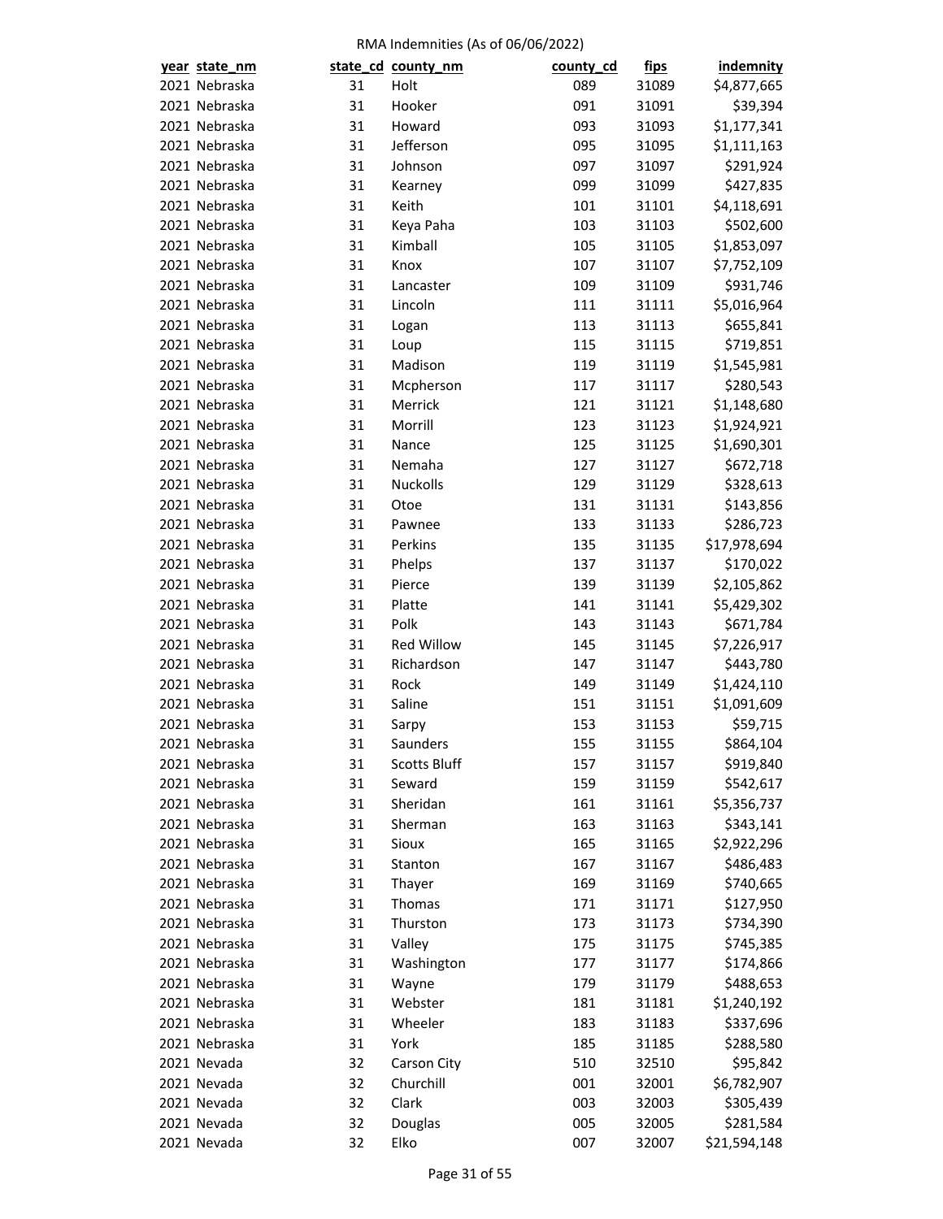RMA Indemnities (As of 06/06/2022)

| year | state_nm | state_cd | county_nm | county_cd | fips | indemnity |
|---|---|---|---|---|---|---|
| 2021 | Nebraska | 31 | Holt | 089 | 31089 | $4,877,665 |
| 2021 | Nebraska | 31 | Hooker | 091 | 31091 | $39,394 |
| 2021 | Nebraska | 31 | Howard | 093 | 31093 | $1,177,341 |
| 2021 | Nebraska | 31 | Jefferson | 095 | 31095 | $1,111,163 |
| 2021 | Nebraska | 31 | Johnson | 097 | 31097 | $291,924 |
| 2021 | Nebraska | 31 | Kearney | 099 | 31099 | $427,835 |
| 2021 | Nebraska | 31 | Keith | 101 | 31101 | $4,118,691 |
| 2021 | Nebraska | 31 | Keya Paha | 103 | 31103 | $502,600 |
| 2021 | Nebraska | 31 | Kimball | 105 | 31105 | $1,853,097 |
| 2021 | Nebraska | 31 | Knox | 107 | 31107 | $7,752,109 |
| 2021 | Nebraska | 31 | Lancaster | 109 | 31109 | $931,746 |
| 2021 | Nebraska | 31 | Lincoln | 111 | 31111 | $5,016,964 |
| 2021 | Nebraska | 31 | Logan | 113 | 31113 | $655,841 |
| 2021 | Nebraska | 31 | Loup | 115 | 31115 | $719,851 |
| 2021 | Nebraska | 31 | Madison | 119 | 31119 | $1,545,981 |
| 2021 | Nebraska | 31 | Mcpherson | 117 | 31117 | $280,543 |
| 2021 | Nebraska | 31 | Merrick | 121 | 31121 | $1,148,680 |
| 2021 | Nebraska | 31 | Morrill | 123 | 31123 | $1,924,921 |
| 2021 | Nebraska | 31 | Nance | 125 | 31125 | $1,690,301 |
| 2021 | Nebraska | 31 | Nemaha | 127 | 31127 | $672,718 |
| 2021 | Nebraska | 31 | Nuckolls | 129 | 31129 | $328,613 |
| 2021 | Nebraska | 31 | Otoe | 131 | 31131 | $143,856 |
| 2021 | Nebraska | 31 | Pawnee | 133 | 31133 | $286,723 |
| 2021 | Nebraska | 31 | Perkins | 135 | 31135 | $17,978,694 |
| 2021 | Nebraska | 31 | Phelps | 137 | 31137 | $170,022 |
| 2021 | Nebraska | 31 | Pierce | 139 | 31139 | $2,105,862 |
| 2021 | Nebraska | 31 | Platte | 141 | 31141 | $5,429,302 |
| 2021 | Nebraska | 31 | Polk | 143 | 31143 | $671,784 |
| 2021 | Nebraska | 31 | Red Willow | 145 | 31145 | $7,226,917 |
| 2021 | Nebraska | 31 | Richardson | 147 | 31147 | $443,780 |
| 2021 | Nebraska | 31 | Rock | 149 | 31149 | $1,424,110 |
| 2021 | Nebraska | 31 | Saline | 151 | 31151 | $1,091,609 |
| 2021 | Nebraska | 31 | Sarpy | 153 | 31153 | $59,715 |
| 2021 | Nebraska | 31 | Saunders | 155 | 31155 | $864,104 |
| 2021 | Nebraska | 31 | Scotts Bluff | 157 | 31157 | $919,840 |
| 2021 | Nebraska | 31 | Seward | 159 | 31159 | $542,617 |
| 2021 | Nebraska | 31 | Sheridan | 161 | 31161 | $5,356,737 |
| 2021 | Nebraska | 31 | Sherman | 163 | 31163 | $343,141 |
| 2021 | Nebraska | 31 | Sioux | 165 | 31165 | $2,922,296 |
| 2021 | Nebraska | 31 | Stanton | 167 | 31167 | $486,483 |
| 2021 | Nebraska | 31 | Thayer | 169 | 31169 | $740,665 |
| 2021 | Nebraska | 31 | Thomas | 171 | 31171 | $127,950 |
| 2021 | Nebraska | 31 | Thurston | 173 | 31173 | $734,390 |
| 2021 | Nebraska | 31 | Valley | 175 | 31175 | $745,385 |
| 2021 | Nebraska | 31 | Washington | 177 | 31177 | $174,866 |
| 2021 | Nebraska | 31 | Wayne | 179 | 31179 | $488,653 |
| 2021 | Nebraska | 31 | Webster | 181 | 31181 | $1,240,192 |
| 2021 | Nebraska | 31 | Wheeler | 183 | 31183 | $337,696 |
| 2021 | Nebraska | 31 | York | 185 | 31185 | $288,580 |
| 2021 | Nevada | 32 | Carson City | 510 | 32510 | $95,842 |
| 2021 | Nevada | 32 | Churchill | 001 | 32001 | $6,782,907 |
| 2021 | Nevada | 32 | Clark | 003 | 32003 | $305,439 |
| 2021 | Nevada | 32 | Douglas | 005 | 32005 | $281,584 |
| 2021 | Nevada | 32 | Elko | 007 | 32007 | $21,594,148 |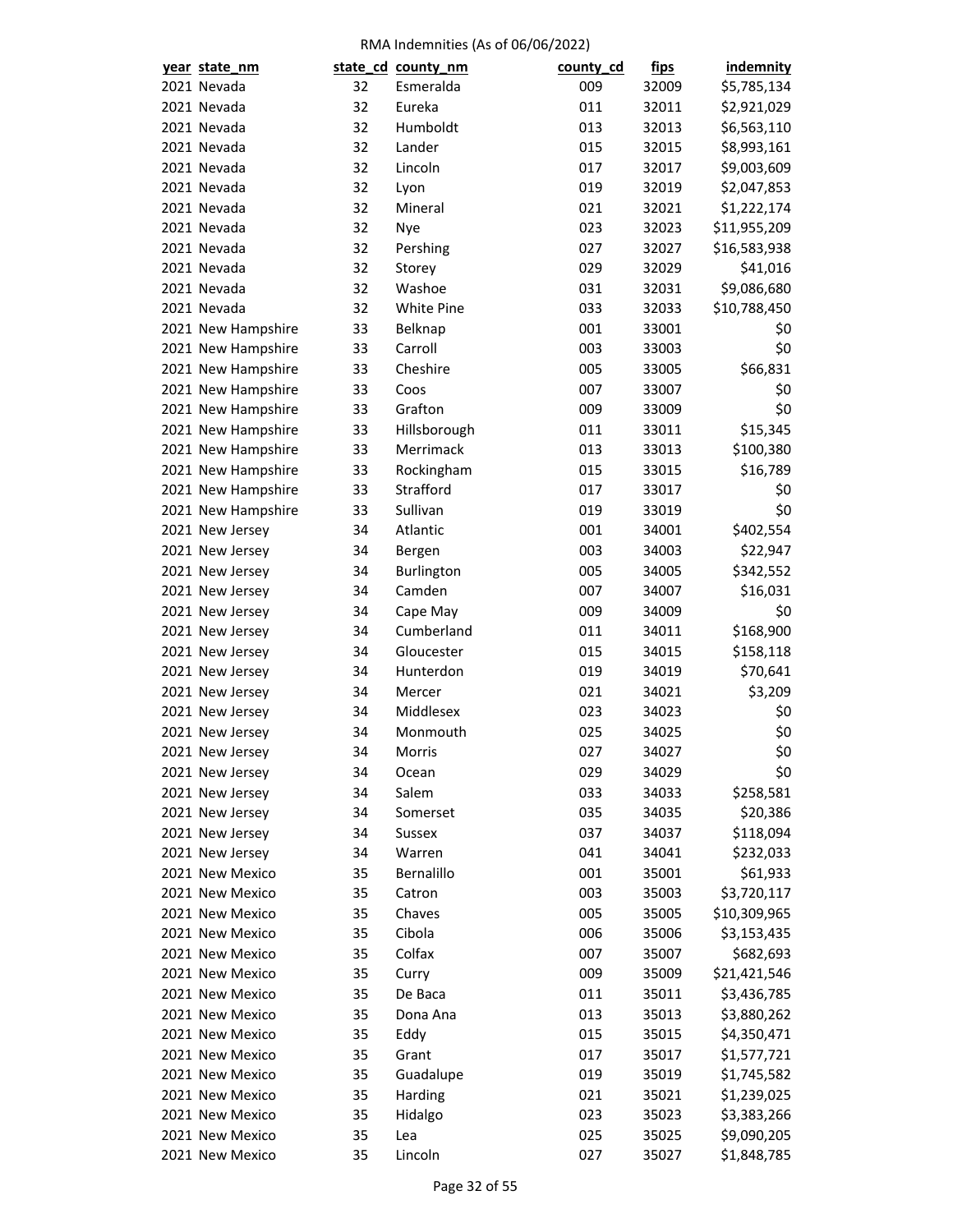RMA Indemnities (As of 06/06/2022)

| year | state_nm | state_cd | county_nm | county_cd | fips | indemnity |
|---|---|---|---|---|---|---|
| 2021 | Nevada | 32 | Esmeralda | 009 | 32009 | $5,785,134 |
| 2021 | Nevada | 32 | Eureka | 011 | 32011 | $2,921,029 |
| 2021 | Nevada | 32 | Humboldt | 013 | 32013 | $6,563,110 |
| 2021 | Nevada | 32 | Lander | 015 | 32015 | $8,993,161 |
| 2021 | Nevada | 32 | Lincoln | 017 | 32017 | $9,003,609 |
| 2021 | Nevada | 32 | Lyon | 019 | 32019 | $2,047,853 |
| 2021 | Nevada | 32 | Mineral | 021 | 32021 | $1,222,174 |
| 2021 | Nevada | 32 | Nye | 023 | 32023 | $11,955,209 |
| 2021 | Nevada | 32 | Pershing | 027 | 32027 | $16,583,938 |
| 2021 | Nevada | 32 | Storey | 029 | 32029 | $41,016 |
| 2021 | Nevada | 32 | Washoe | 031 | 32031 | $9,086,680 |
| 2021 | Nevada | 32 | White Pine | 033 | 32033 | $10,788,450 |
| 2021 | New Hampshire | 33 | Belknap | 001 | 33001 | $0 |
| 2021 | New Hampshire | 33 | Carroll | 003 | 33003 | $0 |
| 2021 | New Hampshire | 33 | Cheshire | 005 | 33005 | $66,831 |
| 2021 | New Hampshire | 33 | Coos | 007 | 33007 | $0 |
| 2021 | New Hampshire | 33 | Grafton | 009 | 33009 | $0 |
| 2021 | New Hampshire | 33 | Hillsborough | 011 | 33011 | $15,345 |
| 2021 | New Hampshire | 33 | Merrimack | 013 | 33013 | $100,380 |
| 2021 | New Hampshire | 33 | Rockingham | 015 | 33015 | $16,789 |
| 2021 | New Hampshire | 33 | Strafford | 017 | 33017 | $0 |
| 2021 | New Hampshire | 33 | Sullivan | 019 | 33019 | $0 |
| 2021 | New Jersey | 34 | Atlantic | 001 | 34001 | $402,554 |
| 2021 | New Jersey | 34 | Bergen | 003 | 34003 | $22,947 |
| 2021 | New Jersey | 34 | Burlington | 005 | 34005 | $342,552 |
| 2021 | New Jersey | 34 | Camden | 007 | 34007 | $16,031 |
| 2021 | New Jersey | 34 | Cape May | 009 | 34009 | $0 |
| 2021 | New Jersey | 34 | Cumberland | 011 | 34011 | $168,900 |
| 2021 | New Jersey | 34 | Gloucester | 015 | 34015 | $158,118 |
| 2021 | New Jersey | 34 | Hunterdon | 019 | 34019 | $70,641 |
| 2021 | New Jersey | 34 | Mercer | 021 | 34021 | $3,209 |
| 2021 | New Jersey | 34 | Middlesex | 023 | 34023 | $0 |
| 2021 | New Jersey | 34 | Monmouth | 025 | 34025 | $0 |
| 2021 | New Jersey | 34 | Morris | 027 | 34027 | $0 |
| 2021 | New Jersey | 34 | Ocean | 029 | 34029 | $0 |
| 2021 | New Jersey | 34 | Salem | 033 | 34033 | $258,581 |
| 2021 | New Jersey | 34 | Somerset | 035 | 34035 | $20,386 |
| 2021 | New Jersey | 34 | Sussex | 037 | 34037 | $118,094 |
| 2021 | New Jersey | 34 | Warren | 041 | 34041 | $232,033 |
| 2021 | New Mexico | 35 | Bernalillo | 001 | 35001 | $61,933 |
| 2021 | New Mexico | 35 | Catron | 003 | 35003 | $3,720,117 |
| 2021 | New Mexico | 35 | Chaves | 005 | 35005 | $10,309,965 |
| 2021 | New Mexico | 35 | Cibola | 006 | 35006 | $3,153,435 |
| 2021 | New Mexico | 35 | Colfax | 007 | 35007 | $682,693 |
| 2021 | New Mexico | 35 | Curry | 009 | 35009 | $21,421,546 |
| 2021 | New Mexico | 35 | De Baca | 011 | 35011 | $3,436,785 |
| 2021 | New Mexico | 35 | Dona Ana | 013 | 35013 | $3,880,262 |
| 2021 | New Mexico | 35 | Eddy | 015 | 35015 | $4,350,471 |
| 2021 | New Mexico | 35 | Grant | 017 | 35017 | $1,577,721 |
| 2021 | New Mexico | 35 | Guadalupe | 019 | 35019 | $1,745,582 |
| 2021 | New Mexico | 35 | Harding | 021 | 35021 | $1,239,025 |
| 2021 | New Mexico | 35 | Hidalgo | 023 | 35023 | $3,383,266 |
| 2021 | New Mexico | 35 | Lea | 025 | 35025 | $9,090,205 |
| 2021 | New Mexico | 35 | Lincoln | 027 | 35027 | $1,848,785 |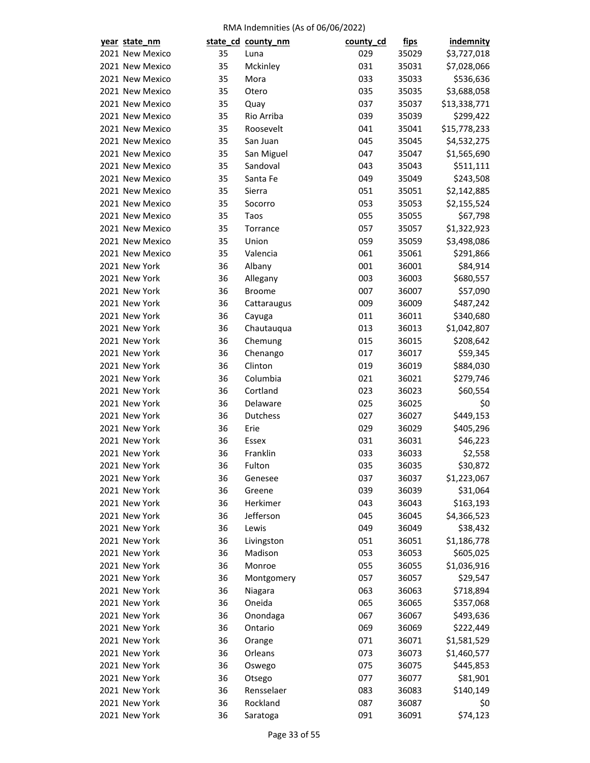RMA Indemnities (As of 06/06/2022)

| year | state_nm | state_cd | county_nm | county_cd | fips | indemnity |
|---|---|---|---|---|---|---|
| 2021 | New Mexico | 35 | Luna | 029 | 35029 | $3,727,018 |
| 2021 | New Mexico | 35 | Mckinley | 031 | 35031 | $7,028,066 |
| 2021 | New Mexico | 35 | Mora | 033 | 35033 | $536,636 |
| 2021 | New Mexico | 35 | Otero | 035 | 35035 | $3,688,058 |
| 2021 | New Mexico | 35 | Quay | 037 | 35037 | $13,338,771 |
| 2021 | New Mexico | 35 | Rio Arriba | 039 | 35039 | $299,422 |
| 2021 | New Mexico | 35 | Roosevelt | 041 | 35041 | $15,778,233 |
| 2021 | New Mexico | 35 | San Juan | 045 | 35045 | $4,532,275 |
| 2021 | New Mexico | 35 | San Miguel | 047 | 35047 | $1,565,690 |
| 2021 | New Mexico | 35 | Sandoval | 043 | 35043 | $511,111 |
| 2021 | New Mexico | 35 | Santa Fe | 049 | 35049 | $243,508 |
| 2021 | New Mexico | 35 | Sierra | 051 | 35051 | $2,142,885 |
| 2021 | New Mexico | 35 | Socorro | 053 | 35053 | $2,155,524 |
| 2021 | New Mexico | 35 | Taos | 055 | 35055 | $67,798 |
| 2021 | New Mexico | 35 | Torrance | 057 | 35057 | $1,322,923 |
| 2021 | New Mexico | 35 | Union | 059 | 35059 | $3,498,086 |
| 2021 | New Mexico | 35 | Valencia | 061 | 35061 | $291,866 |
| 2021 | New York | 36 | Albany | 001 | 36001 | $84,914 |
| 2021 | New York | 36 | Allegany | 003 | 36003 | $680,557 |
| 2021 | New York | 36 | Broome | 007 | 36007 | $57,090 |
| 2021 | New York | 36 | Cattaraugus | 009 | 36009 | $487,242 |
| 2021 | New York | 36 | Cayuga | 011 | 36011 | $340,680 |
| 2021 | New York | 36 | Chautauqua | 013 | 36013 | $1,042,807 |
| 2021 | New York | 36 | Chemung | 015 | 36015 | $208,642 |
| 2021 | New York | 36 | Chenango | 017 | 36017 | $59,345 |
| 2021 | New York | 36 | Clinton | 019 | 36019 | $884,030 |
| 2021 | New York | 36 | Columbia | 021 | 36021 | $279,746 |
| 2021 | New York | 36 | Cortland | 023 | 36023 | $60,554 |
| 2021 | New York | 36 | Delaware | 025 | 36025 | $0 |
| 2021 | New York | 36 | Dutchess | 027 | 36027 | $449,153 |
| 2021 | New York | 36 | Erie | 029 | 36029 | $405,296 |
| 2021 | New York | 36 | Essex | 031 | 36031 | $46,223 |
| 2021 | New York | 36 | Franklin | 033 | 36033 | $2,558 |
| 2021 | New York | 36 | Fulton | 035 | 36035 | $30,872 |
| 2021 | New York | 36 | Genesee | 037 | 36037 | $1,223,067 |
| 2021 | New York | 36 | Greene | 039 | 36039 | $31,064 |
| 2021 | New York | 36 | Herkimer | 043 | 36043 | $163,193 |
| 2021 | New York | 36 | Jefferson | 045 | 36045 | $4,366,523 |
| 2021 | New York | 36 | Lewis | 049 | 36049 | $38,432 |
| 2021 | New York | 36 | Livingston | 051 | 36051 | $1,186,778 |
| 2021 | New York | 36 | Madison | 053 | 36053 | $605,025 |
| 2021 | New York | 36 | Monroe | 055 | 36055 | $1,036,916 |
| 2021 | New York | 36 | Montgomery | 057 | 36057 | $29,547 |
| 2021 | New York | 36 | Niagara | 063 | 36063 | $718,894 |
| 2021 | New York | 36 | Oneida | 065 | 36065 | $357,068 |
| 2021 | New York | 36 | Onondaga | 067 | 36067 | $493,636 |
| 2021 | New York | 36 | Ontario | 069 | 36069 | $222,449 |
| 2021 | New York | 36 | Orange | 071 | 36071 | $1,581,529 |
| 2021 | New York | 36 | Orleans | 073 | 36073 | $1,460,577 |
| 2021 | New York | 36 | Oswego | 075 | 36075 | $445,853 |
| 2021 | New York | 36 | Otsego | 077 | 36077 | $81,901 |
| 2021 | New York | 36 | Rensselaer | 083 | 36083 | $140,149 |
| 2021 | New York | 36 | Rockland | 087 | 36087 | $0 |
| 2021 | New York | 36 | Saratoga | 091 | 36091 | $74,123 |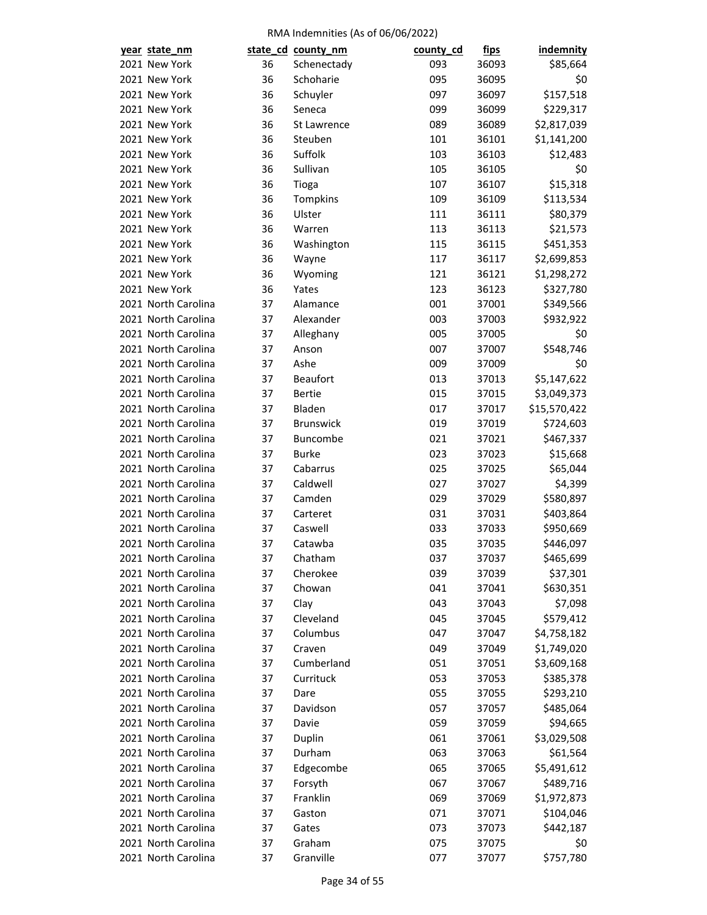RMA Indemnities (As of 06/06/2022)

| year | state_nm | state_cd | county_nm | county_cd | fips | indemnity |
|---|---|---|---|---|---|---|
| 2021 | New York | 36 | Schenectady | 093 | 36093 | $85,664 |
| 2021 | New York | 36 | Schoharie | 095 | 36095 | $0 |
| 2021 | New York | 36 | Schuyler | 097 | 36097 | $157,518 |
| 2021 | New York | 36 | Seneca | 099 | 36099 | $229,317 |
| 2021 | New York | 36 | St Lawrence | 089 | 36089 | $2,817,039 |
| 2021 | New York | 36 | Steuben | 101 | 36101 | $1,141,200 |
| 2021 | New York | 36 | Suffolk | 103 | 36103 | $12,483 |
| 2021 | New York | 36 | Sullivan | 105 | 36105 | $0 |
| 2021 | New York | 36 | Tioga | 107 | 36107 | $15,318 |
| 2021 | New York | 36 | Tompkins | 109 | 36109 | $113,534 |
| 2021 | New York | 36 | Ulster | 111 | 36111 | $80,379 |
| 2021 | New York | 36 | Warren | 113 | 36113 | $21,573 |
| 2021 | New York | 36 | Washington | 115 | 36115 | $451,353 |
| 2021 | New York | 36 | Wayne | 117 | 36117 | $2,699,853 |
| 2021 | New York | 36 | Wyoming | 121 | 36121 | $1,298,272 |
| 2021 | New York | 36 | Yates | 123 | 36123 | $327,780 |
| 2021 | North Carolina | 37 | Alamance | 001 | 37001 | $349,566 |
| 2021 | North Carolina | 37 | Alexander | 003 | 37003 | $932,922 |
| 2021 | North Carolina | 37 | Alleghany | 005 | 37005 | $0 |
| 2021 | North Carolina | 37 | Anson | 007 | 37007 | $548,746 |
| 2021 | North Carolina | 37 | Ashe | 009 | 37009 | $0 |
| 2021 | North Carolina | 37 | Beaufort | 013 | 37013 | $5,147,622 |
| 2021 | North Carolina | 37 | Bertie | 015 | 37015 | $3,049,373 |
| 2021 | North Carolina | 37 | Bladen | 017 | 37017 | $15,570,422 |
| 2021 | North Carolina | 37 | Brunswick | 019 | 37019 | $724,603 |
| 2021 | North Carolina | 37 | Buncombe | 021 | 37021 | $467,337 |
| 2021 | North Carolina | 37 | Burke | 023 | 37023 | $15,668 |
| 2021 | North Carolina | 37 | Cabarrus | 025 | 37025 | $65,044 |
| 2021 | North Carolina | 37 | Caldwell | 027 | 37027 | $4,399 |
| 2021 | North Carolina | 37 | Camden | 029 | 37029 | $580,897 |
| 2021 | North Carolina | 37 | Carteret | 031 | 37031 | $403,864 |
| 2021 | North Carolina | 37 | Caswell | 033 | 37033 | $950,669 |
| 2021 | North Carolina | 37 | Catawba | 035 | 37035 | $446,097 |
| 2021 | North Carolina | 37 | Chatham | 037 | 37037 | $465,699 |
| 2021 | North Carolina | 37 | Cherokee | 039 | 37039 | $37,301 |
| 2021 | North Carolina | 37 | Chowan | 041 | 37041 | $630,351 |
| 2021 | North Carolina | 37 | Clay | 043 | 37043 | $7,098 |
| 2021 | North Carolina | 37 | Cleveland | 045 | 37045 | $579,412 |
| 2021 | North Carolina | 37 | Columbus | 047 | 37047 | $4,758,182 |
| 2021 | North Carolina | 37 | Craven | 049 | 37049 | $1,749,020 |
| 2021 | North Carolina | 37 | Cumberland | 051 | 37051 | $3,609,168 |
| 2021 | North Carolina | 37 | Currituck | 053 | 37053 | $385,378 |
| 2021 | North Carolina | 37 | Dare | 055 | 37055 | $293,210 |
| 2021 | North Carolina | 37 | Davidson | 057 | 37057 | $485,064 |
| 2021 | North Carolina | 37 | Davie | 059 | 37059 | $94,665 |
| 2021 | North Carolina | 37 | Duplin | 061 | 37061 | $3,029,508 |
| 2021 | North Carolina | 37 | Durham | 063 | 37063 | $61,564 |
| 2021 | North Carolina | 37 | Edgecombe | 065 | 37065 | $5,491,612 |
| 2021 | North Carolina | 37 | Forsyth | 067 | 37067 | $489,716 |
| 2021 | North Carolina | 37 | Franklin | 069 | 37069 | $1,972,873 |
| 2021 | North Carolina | 37 | Gaston | 071 | 37071 | $104,046 |
| 2021 | North Carolina | 37 | Gates | 073 | 37073 | $442,187 |
| 2021 | North Carolina | 37 | Graham | 075 | 37075 | $0 |
| 2021 | North Carolina | 37 | Granville | 077 | 37077 | $757,780 |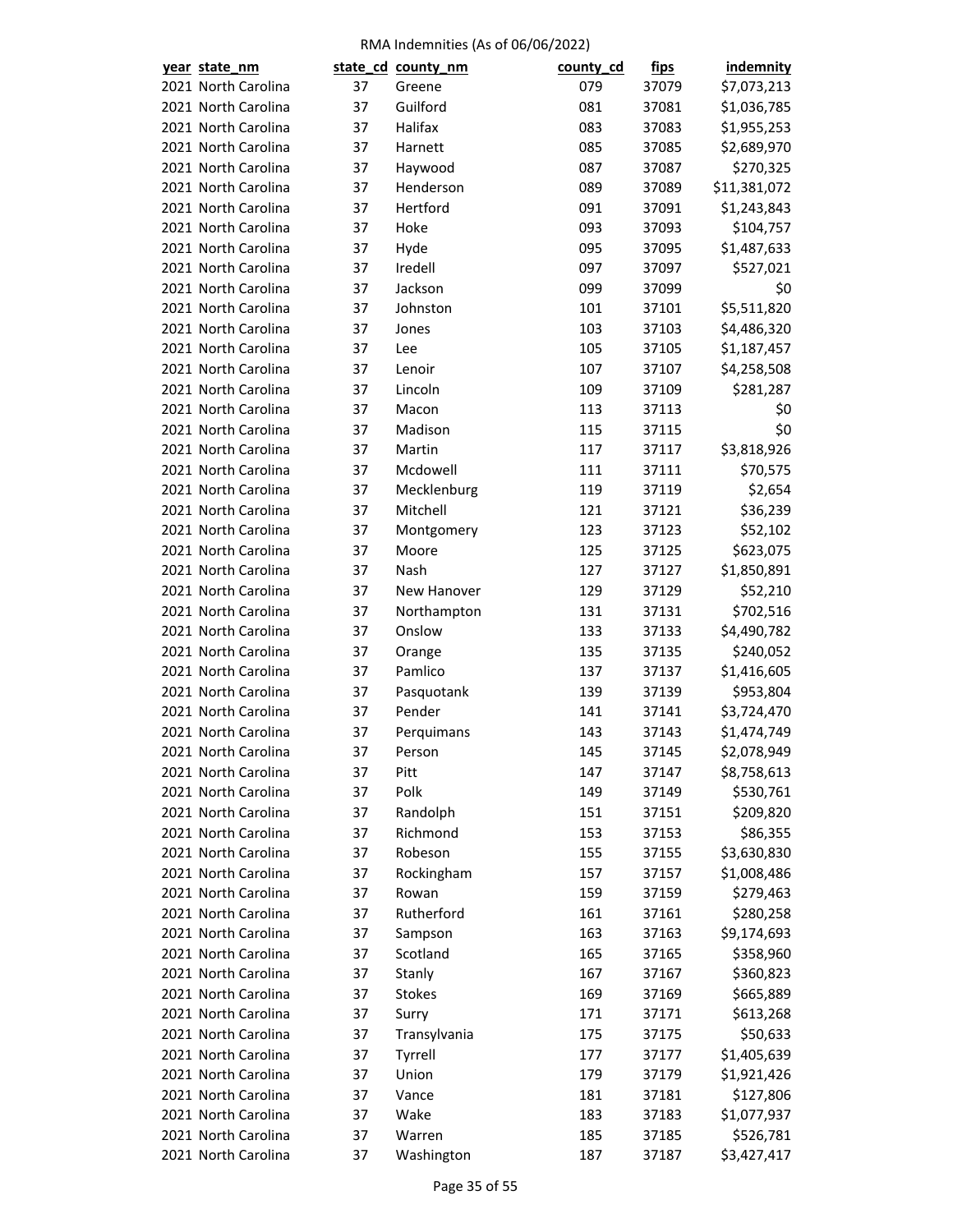RMA Indemnities (As of 06/06/2022)

| year | state_nm | state_cd | county_nm | county_cd | fips | indemnity |
|---|---|---|---|---|---|---|
| 2021 | North Carolina | 37 | Greene | 079 | 37079 | $7,073,213 |
| 2021 | North Carolina | 37 | Guilford | 081 | 37081 | $1,036,785 |
| 2021 | North Carolina | 37 | Halifax | 083 | 37083 | $1,955,253 |
| 2021 | North Carolina | 37 | Harnett | 085 | 37085 | $2,689,970 |
| 2021 | North Carolina | 37 | Haywood | 087 | 37087 | $270,325 |
| 2021 | North Carolina | 37 | Henderson | 089 | 37089 | $11,381,072 |
| 2021 | North Carolina | 37 | Hertford | 091 | 37091 | $1,243,843 |
| 2021 | North Carolina | 37 | Hoke | 093 | 37093 | $104,757 |
| 2021 | North Carolina | 37 | Hyde | 095 | 37095 | $1,487,633 |
| 2021 | North Carolina | 37 | Iredell | 097 | 37097 | $527,021 |
| 2021 | North Carolina | 37 | Jackson | 099 | 37099 | $0 |
| 2021 | North Carolina | 37 | Johnston | 101 | 37101 | $5,511,820 |
| 2021 | North Carolina | 37 | Jones | 103 | 37103 | $4,486,320 |
| 2021 | North Carolina | 37 | Lee | 105 | 37105 | $1,187,457 |
| 2021 | North Carolina | 37 | Lenoir | 107 | 37107 | $4,258,508 |
| 2021 | North Carolina | 37 | Lincoln | 109 | 37109 | $281,287 |
| 2021 | North Carolina | 37 | Macon | 113 | 37113 | $0 |
| 2021 | North Carolina | 37 | Madison | 115 | 37115 | $0 |
| 2021 | North Carolina | 37 | Martin | 117 | 37117 | $3,818,926 |
| 2021 | North Carolina | 37 | Mcdowell | 111 | 37111 | $70,575 |
| 2021 | North Carolina | 37 | Mecklenburg | 119 | 37119 | $2,654 |
| 2021 | North Carolina | 37 | Mitchell | 121 | 37121 | $36,239 |
| 2021 | North Carolina | 37 | Montgomery | 123 | 37123 | $52,102 |
| 2021 | North Carolina | 37 | Moore | 125 | 37125 | $623,075 |
| 2021 | North Carolina | 37 | Nash | 127 | 37127 | $1,850,891 |
| 2021 | North Carolina | 37 | New Hanover | 129 | 37129 | $52,210 |
| 2021 | North Carolina | 37 | Northampton | 131 | 37131 | $702,516 |
| 2021 | North Carolina | 37 | Onslow | 133 | 37133 | $4,490,782 |
| 2021 | North Carolina | 37 | Orange | 135 | 37135 | $240,052 |
| 2021 | North Carolina | 37 | Pamlico | 137 | 37137 | $1,416,605 |
| 2021 | North Carolina | 37 | Pasquotank | 139 | 37139 | $953,804 |
| 2021 | North Carolina | 37 | Pender | 141 | 37141 | $3,724,470 |
| 2021 | North Carolina | 37 | Perquimans | 143 | 37143 | $1,474,749 |
| 2021 | North Carolina | 37 | Person | 145 | 37145 | $2,078,949 |
| 2021 | North Carolina | 37 | Pitt | 147 | 37147 | $8,758,613 |
| 2021 | North Carolina | 37 | Polk | 149 | 37149 | $530,761 |
| 2021 | North Carolina | 37 | Randolph | 151 | 37151 | $209,820 |
| 2021 | North Carolina | 37 | Richmond | 153 | 37153 | $86,355 |
| 2021 | North Carolina | 37 | Robeson | 155 | 37155 | $3,630,830 |
| 2021 | North Carolina | 37 | Rockingham | 157 | 37157 | $1,008,486 |
| 2021 | North Carolina | 37 | Rowan | 159 | 37159 | $279,463 |
| 2021 | North Carolina | 37 | Rutherford | 161 | 37161 | $280,258 |
| 2021 | North Carolina | 37 | Sampson | 163 | 37163 | $9,174,693 |
| 2021 | North Carolina | 37 | Scotland | 165 | 37165 | $358,960 |
| 2021 | North Carolina | 37 | Stanly | 167 | 37167 | $360,823 |
| 2021 | North Carolina | 37 | Stokes | 169 | 37169 | $665,889 |
| 2021 | North Carolina | 37 | Surry | 171 | 37171 | $613,268 |
| 2021 | North Carolina | 37 | Transylvania | 175 | 37175 | $50,633 |
| 2021 | North Carolina | 37 | Tyrrell | 177 | 37177 | $1,405,639 |
| 2021 | North Carolina | 37 | Union | 179 | 37179 | $1,921,426 |
| 2021 | North Carolina | 37 | Vance | 181 | 37181 | $127,806 |
| 2021 | North Carolina | 37 | Wake | 183 | 37183 | $1,077,937 |
| 2021 | North Carolina | 37 | Warren | 185 | 37185 | $526,781 |
| 2021 | North Carolina | 37 | Washington | 187 | 37187 | $3,427,417 |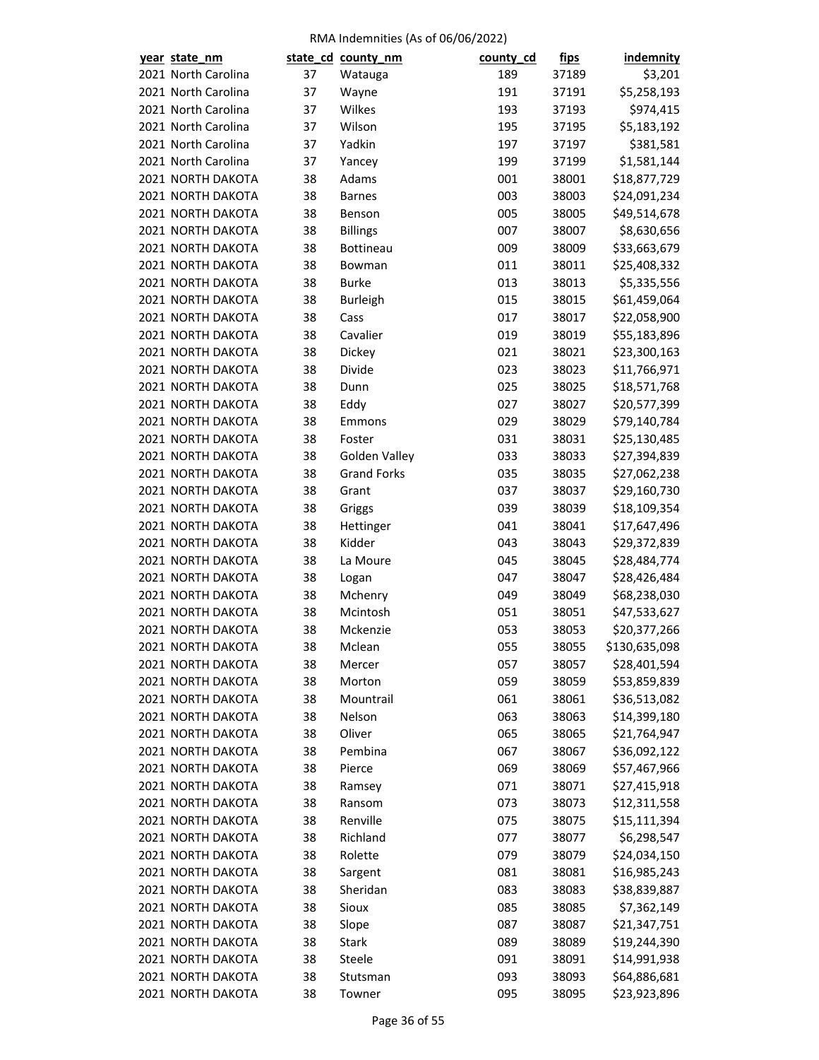RMA Indemnities (As of 06/06/2022)

| year | state_nm | state_cd | county_nm | county_cd | fips | indemnity |
|---|---|---|---|---|---|---|
| 2021 | North Carolina | 37 | Watauga | 189 | 37189 | $3,201 |
| 2021 | North Carolina | 37 | Wayne | 191 | 37191 | $5,258,193 |
| 2021 | North Carolina | 37 | Wilkes | 193 | 37193 | $974,415 |
| 2021 | North Carolina | 37 | Wilson | 195 | 37195 | $5,183,192 |
| 2021 | North Carolina | 37 | Yadkin | 197 | 37197 | $381,581 |
| 2021 | North Carolina | 37 | Yancey | 199 | 37199 | $1,581,144 |
| 2021 | NORTH DAKOTA | 38 | Adams | 001 | 38001 | $18,877,729 |
| 2021 | NORTH DAKOTA | 38 | Barnes | 003 | 38003 | $24,091,234 |
| 2021 | NORTH DAKOTA | 38 | Benson | 005 | 38005 | $49,514,678 |
| 2021 | NORTH DAKOTA | 38 | Billings | 007 | 38007 | $8,630,656 |
| 2021 | NORTH DAKOTA | 38 | Bottineau | 009 | 38009 | $33,663,679 |
| 2021 | NORTH DAKOTA | 38 | Bowman | 011 | 38011 | $25,408,332 |
| 2021 | NORTH DAKOTA | 38 | Burke | 013 | 38013 | $5,335,556 |
| 2021 | NORTH DAKOTA | 38 | Burleigh | 015 | 38015 | $61,459,064 |
| 2021 | NORTH DAKOTA | 38 | Cass | 017 | 38017 | $22,058,900 |
| 2021 | NORTH DAKOTA | 38 | Cavalier | 019 | 38019 | $55,183,896 |
| 2021 | NORTH DAKOTA | 38 | Dickey | 021 | 38021 | $23,300,163 |
| 2021 | NORTH DAKOTA | 38 | Divide | 023 | 38023 | $11,766,971 |
| 2021 | NORTH DAKOTA | 38 | Dunn | 025 | 38025 | $18,571,768 |
| 2021 | NORTH DAKOTA | 38 | Eddy | 027 | 38027 | $20,577,399 |
| 2021 | NORTH DAKOTA | 38 | Emmons | 029 | 38029 | $79,140,784 |
| 2021 | NORTH DAKOTA | 38 | Foster | 031 | 38031 | $25,130,485 |
| 2021 | NORTH DAKOTA | 38 | Golden Valley | 033 | 38033 | $27,394,839 |
| 2021 | NORTH DAKOTA | 38 | Grand Forks | 035 | 38035 | $27,062,238 |
| 2021 | NORTH DAKOTA | 38 | Grant | 037 | 38037 | $29,160,730 |
| 2021 | NORTH DAKOTA | 38 | Griggs | 039 | 38039 | $18,109,354 |
| 2021 | NORTH DAKOTA | 38 | Hettinger | 041 | 38041 | $17,647,496 |
| 2021 | NORTH DAKOTA | 38 | Kidder | 043 | 38043 | $29,372,839 |
| 2021 | NORTH DAKOTA | 38 | La Moure | 045 | 38045 | $28,484,774 |
| 2021 | NORTH DAKOTA | 38 | Logan | 047 | 38047 | $28,426,484 |
| 2021 | NORTH DAKOTA | 38 | Mchenry | 049 | 38049 | $68,238,030 |
| 2021 | NORTH DAKOTA | 38 | Mcintosh | 051 | 38051 | $47,533,627 |
| 2021 | NORTH DAKOTA | 38 | Mckenzie | 053 | 38053 | $20,377,266 |
| 2021 | NORTH DAKOTA | 38 | Mclean | 055 | 38055 | $130,635,098 |
| 2021 | NORTH DAKOTA | 38 | Mercer | 057 | 38057 | $28,401,594 |
| 2021 | NORTH DAKOTA | 38 | Morton | 059 | 38059 | $53,859,839 |
| 2021 | NORTH DAKOTA | 38 | Mountrail | 061 | 38061 | $36,513,082 |
| 2021 | NORTH DAKOTA | 38 | Nelson | 063 | 38063 | $14,399,180 |
| 2021 | NORTH DAKOTA | 38 | Oliver | 065 | 38065 | $21,764,947 |
| 2021 | NORTH DAKOTA | 38 | Pembina | 067 | 38067 | $36,092,122 |
| 2021 | NORTH DAKOTA | 38 | Pierce | 069 | 38069 | $57,467,966 |
| 2021 | NORTH DAKOTA | 38 | Ramsey | 071 | 38071 | $27,415,918 |
| 2021 | NORTH DAKOTA | 38 | Ransom | 073 | 38073 | $12,311,558 |
| 2021 | NORTH DAKOTA | 38 | Renville | 075 | 38075 | $15,111,394 |
| 2021 | NORTH DAKOTA | 38 | Richland | 077 | 38077 | $6,298,547 |
| 2021 | NORTH DAKOTA | 38 | Rolette | 079 | 38079 | $24,034,150 |
| 2021 | NORTH DAKOTA | 38 | Sargent | 081 | 38081 | $16,985,243 |
| 2021 | NORTH DAKOTA | 38 | Sheridan | 083 | 38083 | $38,839,887 |
| 2021 | NORTH DAKOTA | 38 | Sioux | 085 | 38085 | $7,362,149 |
| 2021 | NORTH DAKOTA | 38 | Slope | 087 | 38087 | $21,347,751 |
| 2021 | NORTH DAKOTA | 38 | Stark | 089 | 38089 | $19,244,390 |
| 2021 | NORTH DAKOTA | 38 | Steele | 091 | 38091 | $14,991,938 |
| 2021 | NORTH DAKOTA | 38 | Stutsman | 093 | 38093 | $64,886,681 |
| 2021 | NORTH DAKOTA | 38 | Towner | 095 | 38095 | $23,923,896 |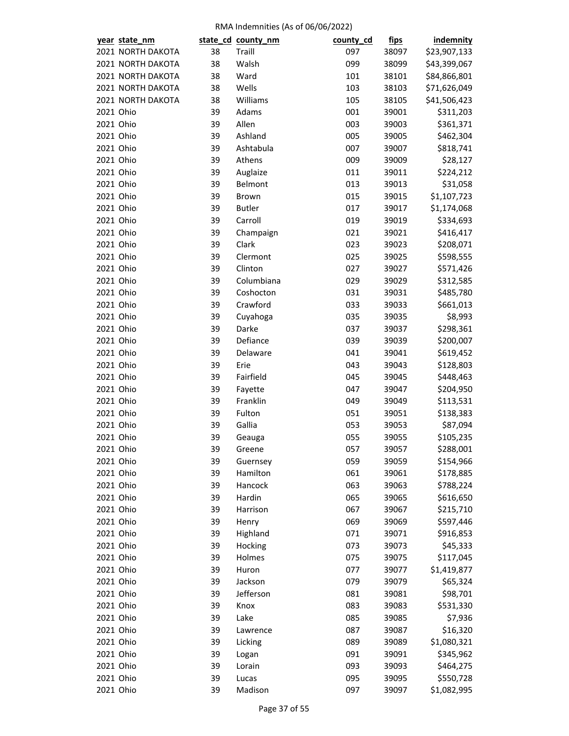RMA Indemnities (As of 06/06/2022)

| year | state_nm | state_cd | county_nm | county_cd | fips | indemnity |
|---|---|---|---|---|---|---|
| 2021 | NORTH DAKOTA | 38 | Traill | 097 | 38097 | $23,907,133 |
| 2021 | NORTH DAKOTA | 38 | Walsh | 099 | 38099 | $43,399,067 |
| 2021 | NORTH DAKOTA | 38 | Ward | 101 | 38101 | $84,866,801 |
| 2021 | NORTH DAKOTA | 38 | Wells | 103 | 38103 | $71,626,049 |
| 2021 | NORTH DAKOTA | 38 | Williams | 105 | 38105 | $41,506,423 |
| 2021 | Ohio | 39 | Adams | 001 | 39001 | $311,203 |
| 2021 | Ohio | 39 | Allen | 003 | 39003 | $361,371 |
| 2021 | Ohio | 39 | Ashland | 005 | 39005 | $462,304 |
| 2021 | Ohio | 39 | Ashtabula | 007 | 39007 | $818,741 |
| 2021 | Ohio | 39 | Athens | 009 | 39009 | $28,127 |
| 2021 | Ohio | 39 | Auglaize | 011 | 39011 | $224,212 |
| 2021 | Ohio | 39 | Belmont | 013 | 39013 | $31,058 |
| 2021 | Ohio | 39 | Brown | 015 | 39015 | $1,107,723 |
| 2021 | Ohio | 39 | Butler | 017 | 39017 | $1,174,068 |
| 2021 | Ohio | 39 | Carroll | 019 | 39019 | $334,693 |
| 2021 | Ohio | 39 | Champaign | 021 | 39021 | $416,417 |
| 2021 | Ohio | 39 | Clark | 023 | 39023 | $208,071 |
| 2021 | Ohio | 39 | Clermont | 025 | 39025 | $598,555 |
| 2021 | Ohio | 39 | Clinton | 027 | 39027 | $571,426 |
| 2021 | Ohio | 39 | Columbiana | 029 | 39029 | $312,585 |
| 2021 | Ohio | 39 | Coshocton | 031 | 39031 | $485,780 |
| 2021 | Ohio | 39 | Crawford | 033 | 39033 | $661,013 |
| 2021 | Ohio | 39 | Cuyahoga | 035 | 39035 | $8,993 |
| 2021 | Ohio | 39 | Darke | 037 | 39037 | $298,361 |
| 2021 | Ohio | 39 | Defiance | 039 | 39039 | $200,007 |
| 2021 | Ohio | 39 | Delaware | 041 | 39041 | $619,452 |
| 2021 | Ohio | 39 | Erie | 043 | 39043 | $128,803 |
| 2021 | Ohio | 39 | Fairfield | 045 | 39045 | $448,463 |
| 2021 | Ohio | 39 | Fayette | 047 | 39047 | $204,950 |
| 2021 | Ohio | 39 | Franklin | 049 | 39049 | $113,531 |
| 2021 | Ohio | 39 | Fulton | 051 | 39051 | $138,383 |
| 2021 | Ohio | 39 | Gallia | 053 | 39053 | $87,094 |
| 2021 | Ohio | 39 | Geauga | 055 | 39055 | $105,235 |
| 2021 | Ohio | 39 | Greene | 057 | 39057 | $288,001 |
| 2021 | Ohio | 39 | Guernsey | 059 | 39059 | $154,966 |
| 2021 | Ohio | 39 | Hamilton | 061 | 39061 | $178,885 |
| 2021 | Ohio | 39 | Hancock | 063 | 39063 | $788,224 |
| 2021 | Ohio | 39 | Hardin | 065 | 39065 | $616,650 |
| 2021 | Ohio | 39 | Harrison | 067 | 39067 | $215,710 |
| 2021 | Ohio | 39 | Henry | 069 | 39069 | $597,446 |
| 2021 | Ohio | 39 | Highland | 071 | 39071 | $916,853 |
| 2021 | Ohio | 39 | Hocking | 073 | 39073 | $45,333 |
| 2021 | Ohio | 39 | Holmes | 075 | 39075 | $117,045 |
| 2021 | Ohio | 39 | Huron | 077 | 39077 | $1,419,877 |
| 2021 | Ohio | 39 | Jackson | 079 | 39079 | $65,324 |
| 2021 | Ohio | 39 | Jefferson | 081 | 39081 | $98,701 |
| 2021 | Ohio | 39 | Knox | 083 | 39083 | $531,330 |
| 2021 | Ohio | 39 | Lake | 085 | 39085 | $7,936 |
| 2021 | Ohio | 39 | Lawrence | 087 | 39087 | $16,320 |
| 2021 | Ohio | 39 | Licking | 089 | 39089 | $1,080,321 |
| 2021 | Ohio | 39 | Logan | 091 | 39091 | $345,962 |
| 2021 | Ohio | 39 | Lorain | 093 | 39093 | $464,275 |
| 2021 | Ohio | 39 | Lucas | 095 | 39095 | $550,728 |
| 2021 | Ohio | 39 | Madison | 097 | 39097 | $1,082,995 |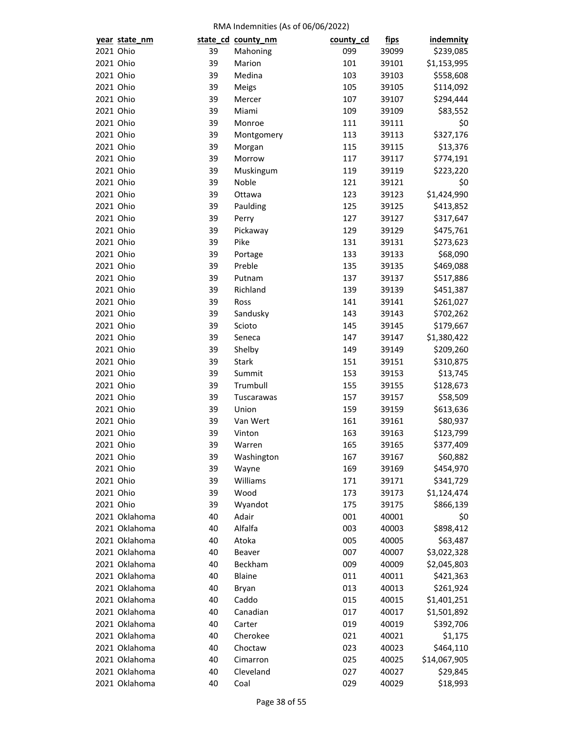RMA Indemnities (As of 06/06/2022)

| year | state_nm | state_cd | county_nm | county_cd | fips | indemnity |
|---|---|---|---|---|---|---|
| 2021 | Ohio | 39 | Mahoning | 099 | 39099 | $239,085 |
| 2021 | Ohio | 39 | Marion | 101 | 39101 | $1,153,995 |
| 2021 | Ohio | 39 | Medina | 103 | 39103 | $558,608 |
| 2021 | Ohio | 39 | Meigs | 105 | 39105 | $114,092 |
| 2021 | Ohio | 39 | Mercer | 107 | 39107 | $294,444 |
| 2021 | Ohio | 39 | Miami | 109 | 39109 | $83,552 |
| 2021 | Ohio | 39 | Monroe | 111 | 39111 | $0 |
| 2021 | Ohio | 39 | Montgomery | 113 | 39113 | $327,176 |
| 2021 | Ohio | 39 | Morgan | 115 | 39115 | $13,376 |
| 2021 | Ohio | 39 | Morrow | 117 | 39117 | $774,191 |
| 2021 | Ohio | 39 | Muskingum | 119 | 39119 | $223,220 |
| 2021 | Ohio | 39 | Noble | 121 | 39121 | $0 |
| 2021 | Ohio | 39 | Ottawa | 123 | 39123 | $1,424,990 |
| 2021 | Ohio | 39 | Paulding | 125 | 39125 | $413,852 |
| 2021 | Ohio | 39 | Perry | 127 | 39127 | $317,647 |
| 2021 | Ohio | 39 | Pickaway | 129 | 39129 | $475,761 |
| 2021 | Ohio | 39 | Pike | 131 | 39131 | $273,623 |
| 2021 | Ohio | 39 | Portage | 133 | 39133 | $68,090 |
| 2021 | Ohio | 39 | Preble | 135 | 39135 | $469,088 |
| 2021 | Ohio | 39 | Putnam | 137 | 39137 | $517,886 |
| 2021 | Ohio | 39 | Richland | 139 | 39139 | $451,387 |
| 2021 | Ohio | 39 | Ross | 141 | 39141 | $261,027 |
| 2021 | Ohio | 39 | Sandusky | 143 | 39143 | $702,262 |
| 2021 | Ohio | 39 | Scioto | 145 | 39145 | $179,667 |
| 2021 | Ohio | 39 | Seneca | 147 | 39147 | $1,380,422 |
| 2021 | Ohio | 39 | Shelby | 149 | 39149 | $209,260 |
| 2021 | Ohio | 39 | Stark | 151 | 39151 | $310,875 |
| 2021 | Ohio | 39 | Summit | 153 | 39153 | $13,745 |
| 2021 | Ohio | 39 | Trumbull | 155 | 39155 | $128,673 |
| 2021 | Ohio | 39 | Tuscarawas | 157 | 39157 | $58,509 |
| 2021 | Ohio | 39 | Union | 159 | 39159 | $613,636 |
| 2021 | Ohio | 39 | Van Wert | 161 | 39161 | $80,937 |
| 2021 | Ohio | 39 | Vinton | 163 | 39163 | $123,799 |
| 2021 | Ohio | 39 | Warren | 165 | 39165 | $377,409 |
| 2021 | Ohio | 39 | Washington | 167 | 39167 | $60,882 |
| 2021 | Ohio | 39 | Wayne | 169 | 39169 | $454,970 |
| 2021 | Ohio | 39 | Williams | 171 | 39171 | $341,729 |
| 2021 | Ohio | 39 | Wood | 173 | 39173 | $1,124,474 |
| 2021 | Ohio | 39 | Wyandot | 175 | 39175 | $866,139 |
| 2021 | Oklahoma | 40 | Adair | 001 | 40001 | $0 |
| 2021 | Oklahoma | 40 | Alfalfa | 003 | 40003 | $898,412 |
| 2021 | Oklahoma | 40 | Atoka | 005 | 40005 | $63,487 |
| 2021 | Oklahoma | 40 | Beaver | 007 | 40007 | $3,022,328 |
| 2021 | Oklahoma | 40 | Beckham | 009 | 40009 | $2,045,803 |
| 2021 | Oklahoma | 40 | Blaine | 011 | 40011 | $421,363 |
| 2021 | Oklahoma | 40 | Bryan | 013 | 40013 | $261,924 |
| 2021 | Oklahoma | 40 | Caddo | 015 | 40015 | $1,401,251 |
| 2021 | Oklahoma | 40 | Canadian | 017 | 40017 | $1,501,892 |
| 2021 | Oklahoma | 40 | Carter | 019 | 40019 | $392,706 |
| 2021 | Oklahoma | 40 | Cherokee | 021 | 40021 | $1,175 |
| 2021 | Oklahoma | 40 | Choctaw | 023 | 40023 | $464,110 |
| 2021 | Oklahoma | 40 | Cimarron | 025 | 40025 | $14,067,905 |
| 2021 | Oklahoma | 40 | Cleveland | 027 | 40027 | $29,845 |
| 2021 | Oklahoma | 40 | Coal | 029 | 40029 | $18,993 |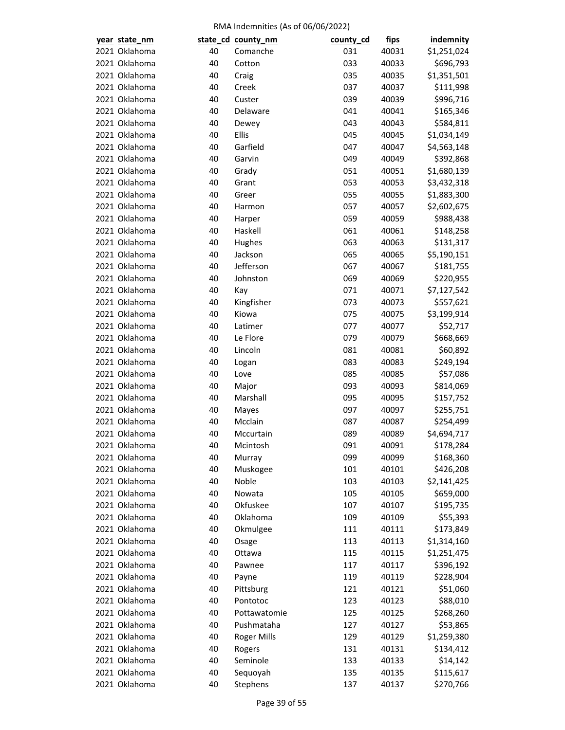RMA Indemnities (As of 06/06/2022)

| year | state_nm | state_cd | county_nm | county_cd | fips | indemnity |
|---|---|---|---|---|---|---|
| 2021 | Oklahoma | 40 | Comanche | 031 | 40031 | $1,251,024 |
| 2021 | Oklahoma | 40 | Cotton | 033 | 40033 | $696,793 |
| 2021 | Oklahoma | 40 | Craig | 035 | 40035 | $1,351,501 |
| 2021 | Oklahoma | 40 | Creek | 037 | 40037 | $111,998 |
| 2021 | Oklahoma | 40 | Custer | 039 | 40039 | $996,716 |
| 2021 | Oklahoma | 40 | Delaware | 041 | 40041 | $165,346 |
| 2021 | Oklahoma | 40 | Dewey | 043 | 40043 | $584,811 |
| 2021 | Oklahoma | 40 | Ellis | 045 | 40045 | $1,034,149 |
| 2021 | Oklahoma | 40 | Garfield | 047 | 40047 | $4,563,148 |
| 2021 | Oklahoma | 40 | Garvin | 049 | 40049 | $392,868 |
| 2021 | Oklahoma | 40 | Grady | 051 | 40051 | $1,680,139 |
| 2021 | Oklahoma | 40 | Grant | 053 | 40053 | $3,432,318 |
| 2021 | Oklahoma | 40 | Greer | 055 | 40055 | $1,883,300 |
| 2021 | Oklahoma | 40 | Harmon | 057 | 40057 | $2,602,675 |
| 2021 | Oklahoma | 40 | Harper | 059 | 40059 | $988,438 |
| 2021 | Oklahoma | 40 | Haskell | 061 | 40061 | $148,258 |
| 2021 | Oklahoma | 40 | Hughes | 063 | 40063 | $131,317 |
| 2021 | Oklahoma | 40 | Jackson | 065 | 40065 | $5,190,151 |
| 2021 | Oklahoma | 40 | Jefferson | 067 | 40067 | $181,755 |
| 2021 | Oklahoma | 40 | Johnston | 069 | 40069 | $220,955 |
| 2021 | Oklahoma | 40 | Kay | 071 | 40071 | $7,127,542 |
| 2021 | Oklahoma | 40 | Kingfisher | 073 | 40073 | $557,621 |
| 2021 | Oklahoma | 40 | Kiowa | 075 | 40075 | $3,199,914 |
| 2021 | Oklahoma | 40 | Latimer | 077 | 40077 | $52,717 |
| 2021 | Oklahoma | 40 | Le Flore | 079 | 40079 | $668,669 |
| 2021 | Oklahoma | 40 | Lincoln | 081 | 40081 | $60,892 |
| 2021 | Oklahoma | 40 | Logan | 083 | 40083 | $249,194 |
| 2021 | Oklahoma | 40 | Love | 085 | 40085 | $57,086 |
| 2021 | Oklahoma | 40 | Major | 093 | 40093 | $814,069 |
| 2021 | Oklahoma | 40 | Marshall | 095 | 40095 | $157,752 |
| 2021 | Oklahoma | 40 | Mayes | 097 | 40097 | $255,751 |
| 2021 | Oklahoma | 40 | Mcclain | 087 | 40087 | $254,499 |
| 2021 | Oklahoma | 40 | Mccurtain | 089 | 40089 | $4,694,717 |
| 2021 | Oklahoma | 40 | Mcintosh | 091 | 40091 | $178,284 |
| 2021 | Oklahoma | 40 | Murray | 099 | 40099 | $168,360 |
| 2021 | Oklahoma | 40 | Muskogee | 101 | 40101 | $426,208 |
| 2021 | Oklahoma | 40 | Noble | 103 | 40103 | $2,141,425 |
| 2021 | Oklahoma | 40 | Nowata | 105 | 40105 | $659,000 |
| 2021 | Oklahoma | 40 | Okfuskee | 107 | 40107 | $195,735 |
| 2021 | Oklahoma | 40 | Oklahoma | 109 | 40109 | $55,393 |
| 2021 | Oklahoma | 40 | Okmulgee | 111 | 40111 | $173,849 |
| 2021 | Oklahoma | 40 | Osage | 113 | 40113 | $1,314,160 |
| 2021 | Oklahoma | 40 | Ottawa | 115 | 40115 | $1,251,475 |
| 2021 | Oklahoma | 40 | Pawnee | 117 | 40117 | $396,192 |
| 2021 | Oklahoma | 40 | Payne | 119 | 40119 | $228,904 |
| 2021 | Oklahoma | 40 | Pittsburg | 121 | 40121 | $51,060 |
| 2021 | Oklahoma | 40 | Pontotoc | 123 | 40123 | $88,010 |
| 2021 | Oklahoma | 40 | Pottawatomie | 125 | 40125 | $268,260 |
| 2021 | Oklahoma | 40 | Pushmataha | 127 | 40127 | $53,865 |
| 2021 | Oklahoma | 40 | Roger Mills | 129 | 40129 | $1,259,380 |
| 2021 | Oklahoma | 40 | Rogers | 131 | 40131 | $134,412 |
| 2021 | Oklahoma | 40 | Seminole | 133 | 40133 | $14,142 |
| 2021 | Oklahoma | 40 | Sequoyah | 135 | 40135 | $115,617 |
| 2021 | Oklahoma | 40 | Stephens | 137 | 40137 | $270,766 |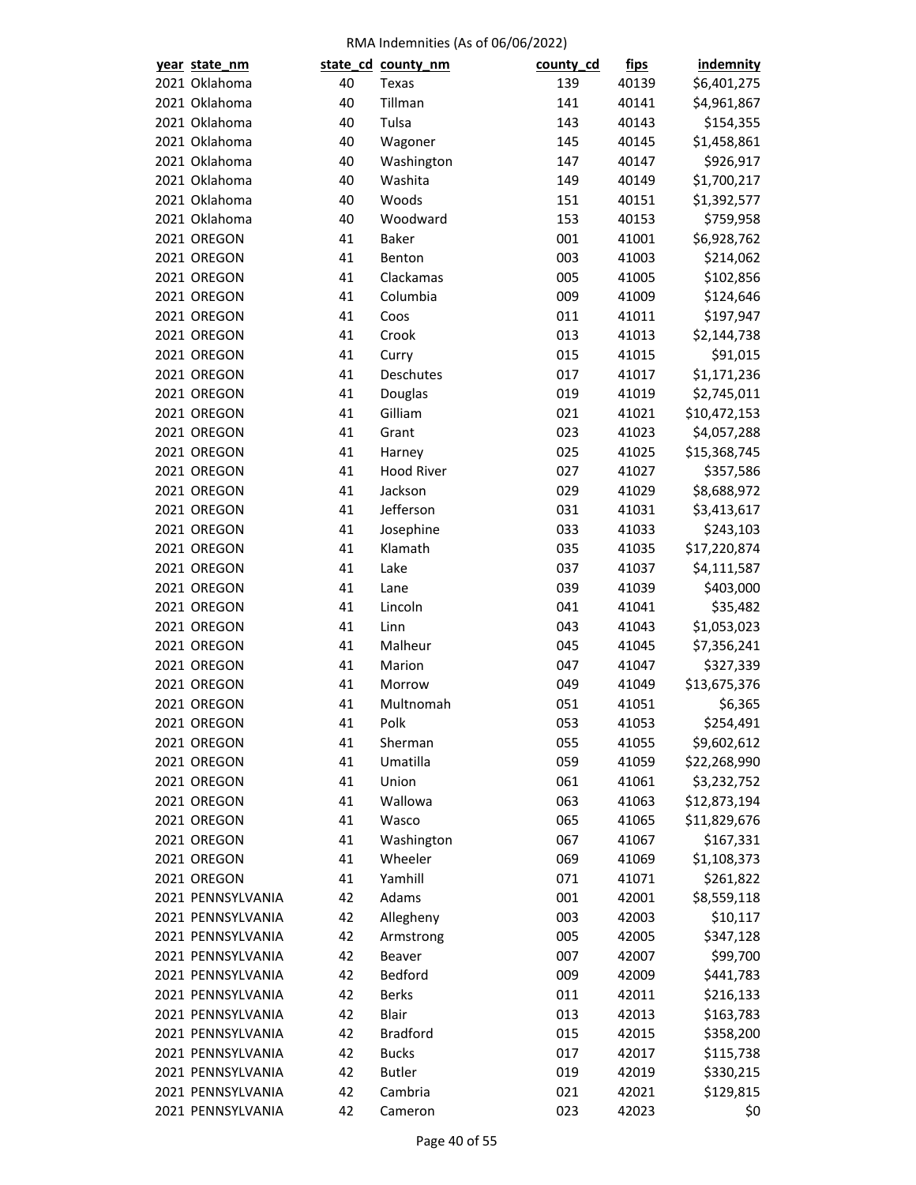RMA Indemnities (As of 06/06/2022)

| year | state_nm | state_cd | county_nm | county_cd | fips | indemnity |
|---|---|---|---|---|---|---|
| 2021 | Oklahoma | 40 | Texas | 139 | 40139 | $6,401,275 |
| 2021 | Oklahoma | 40 | Tillman | 141 | 40141 | $4,961,867 |
| 2021 | Oklahoma | 40 | Tulsa | 143 | 40143 | $154,355 |
| 2021 | Oklahoma | 40 | Wagoner | 145 | 40145 | $1,458,861 |
| 2021 | Oklahoma | 40 | Washington | 147 | 40147 | $926,917 |
| 2021 | Oklahoma | 40 | Washita | 149 | 40149 | $1,700,217 |
| 2021 | Oklahoma | 40 | Woods | 151 | 40151 | $1,392,577 |
| 2021 | Oklahoma | 40 | Woodward | 153 | 40153 | $759,958 |
| 2021 | OREGON | 41 | Baker | 001 | 41001 | $6,928,762 |
| 2021 | OREGON | 41 | Benton | 003 | 41003 | $214,062 |
| 2021 | OREGON | 41 | Clackamas | 005 | 41005 | $102,856 |
| 2021 | OREGON | 41 | Columbia | 009 | 41009 | $124,646 |
| 2021 | OREGON | 41 | Coos | 011 | 41011 | $197,947 |
| 2021 | OREGON | 41 | Crook | 013 | 41013 | $2,144,738 |
| 2021 | OREGON | 41 | Curry | 015 | 41015 | $91,015 |
| 2021 | OREGON | 41 | Deschutes | 017 | 41017 | $1,171,236 |
| 2021 | OREGON | 41 | Douglas | 019 | 41019 | $2,745,011 |
| 2021 | OREGON | 41 | Gilliam | 021 | 41021 | $10,472,153 |
| 2021 | OREGON | 41 | Grant | 023 | 41023 | $4,057,288 |
| 2021 | OREGON | 41 | Harney | 025 | 41025 | $15,368,745 |
| 2021 | OREGON | 41 | Hood River | 027 | 41027 | $357,586 |
| 2021 | OREGON | 41 | Jackson | 029 | 41029 | $8,688,972 |
| 2021 | OREGON | 41 | Jefferson | 031 | 41031 | $3,413,617 |
| 2021 | OREGON | 41 | Josephine | 033 | 41033 | $243,103 |
| 2021 | OREGON | 41 | Klamath | 035 | 41035 | $17,220,874 |
| 2021 | OREGON | 41 | Lake | 037 | 41037 | $4,111,587 |
| 2021 | OREGON | 41 | Lane | 039 | 41039 | $403,000 |
| 2021 | OREGON | 41 | Lincoln | 041 | 41041 | $35,482 |
| 2021 | OREGON | 41 | Linn | 043 | 41043 | $1,053,023 |
| 2021 | OREGON | 41 | Malheur | 045 | 41045 | $7,356,241 |
| 2021 | OREGON | 41 | Marion | 047 | 41047 | $327,339 |
| 2021 | OREGON | 41 | Morrow | 049 | 41049 | $13,675,376 |
| 2021 | OREGON | 41 | Multnomah | 051 | 41051 | $6,365 |
| 2021 | OREGON | 41 | Polk | 053 | 41053 | $254,491 |
| 2021 | OREGON | 41 | Sherman | 055 | 41055 | $9,602,612 |
| 2021 | OREGON | 41 | Umatilla | 059 | 41059 | $22,268,990 |
| 2021 | OREGON | 41 | Union | 061 | 41061 | $3,232,752 |
| 2021 | OREGON | 41 | Wallowa | 063 | 41063 | $12,873,194 |
| 2021 | OREGON | 41 | Wasco | 065 | 41065 | $11,829,676 |
| 2021 | OREGON | 41 | Washington | 067 | 41067 | $167,331 |
| 2021 | OREGON | 41 | Wheeler | 069 | 41069 | $1,108,373 |
| 2021 | OREGON | 41 | Yamhill | 071 | 41071 | $261,822 |
| 2021 | PENNSYLVANIA | 42 | Adams | 001 | 42001 | $8,559,118 |
| 2021 | PENNSYLVANIA | 42 | Allegheny | 003 | 42003 | $10,117 |
| 2021 | PENNSYLVANIA | 42 | Armstrong | 005 | 42005 | $347,128 |
| 2021 | PENNSYLVANIA | 42 | Beaver | 007 | 42007 | $99,700 |
| 2021 | PENNSYLVANIA | 42 | Bedford | 009 | 42009 | $441,783 |
| 2021 | PENNSYLVANIA | 42 | Berks | 011 | 42011 | $216,133 |
| 2021 | PENNSYLVANIA | 42 | Blair | 013 | 42013 | $163,783 |
| 2021 | PENNSYLVANIA | 42 | Bradford | 015 | 42015 | $358,200 |
| 2021 | PENNSYLVANIA | 42 | Bucks | 017 | 42017 | $115,738 |
| 2021 | PENNSYLVANIA | 42 | Butler | 019 | 42019 | $330,215 |
| 2021 | PENNSYLVANIA | 42 | Cambria | 021 | 42021 | $129,815 |
| 2021 | PENNSYLVANIA | 42 | Cameron | 023 | 42023 | $0 |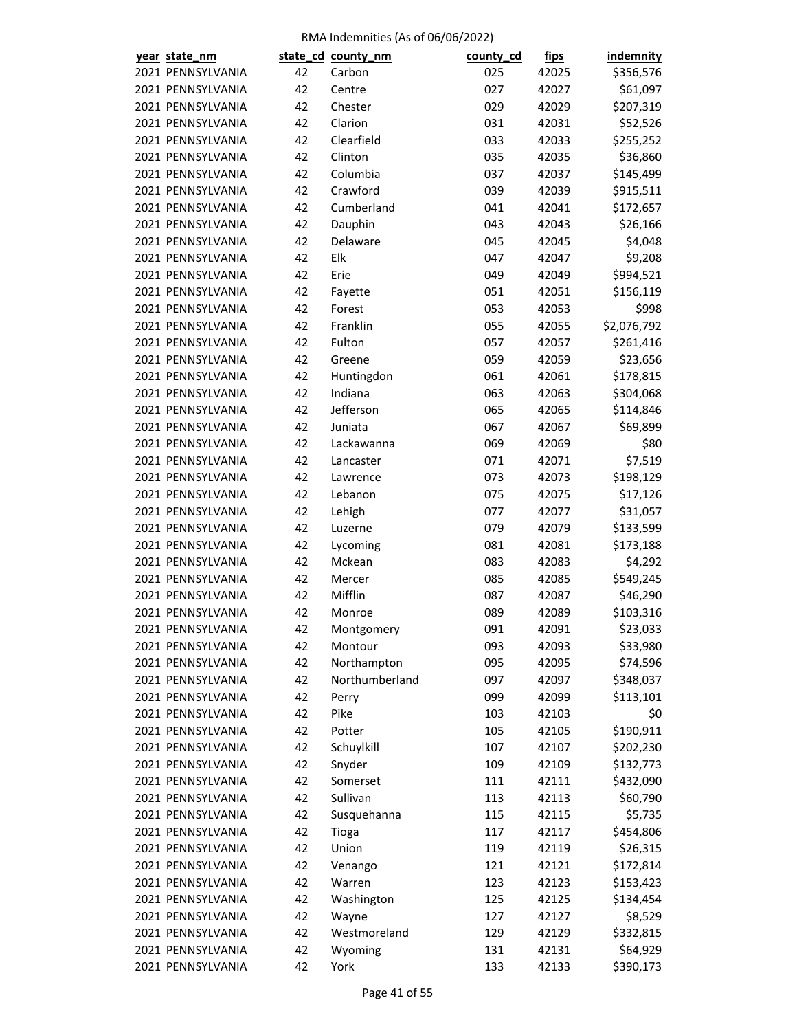RMA Indemnities (As of 06/06/2022)

| year | state_nm | state_cd | county_nm | county_cd | fips | indemnity |
|---|---|---|---|---|---|---|
| 2021 | PENNSYLVANIA | 42 | Carbon | 025 | 42025 | $356,576 |
| 2021 | PENNSYLVANIA | 42 | Centre | 027 | 42027 | $61,097 |
| 2021 | PENNSYLVANIA | 42 | Chester | 029 | 42029 | $207,319 |
| 2021 | PENNSYLVANIA | 42 | Clarion | 031 | 42031 | $52,526 |
| 2021 | PENNSYLVANIA | 42 | Clearfield | 033 | 42033 | $255,252 |
| 2021 | PENNSYLVANIA | 42 | Clinton | 035 | 42035 | $36,860 |
| 2021 | PENNSYLVANIA | 42 | Columbia | 037 | 42037 | $145,499 |
| 2021 | PENNSYLVANIA | 42 | Crawford | 039 | 42039 | $915,511 |
| 2021 | PENNSYLVANIA | 42 | Cumberland | 041 | 42041 | $172,657 |
| 2021 | PENNSYLVANIA | 42 | Dauphin | 043 | 42043 | $26,166 |
| 2021 | PENNSYLVANIA | 42 | Delaware | 045 | 42045 | $4,048 |
| 2021 | PENNSYLVANIA | 42 | Elk | 047 | 42047 | $9,208 |
| 2021 | PENNSYLVANIA | 42 | Erie | 049 | 42049 | $994,521 |
| 2021 | PENNSYLVANIA | 42 | Fayette | 051 | 42051 | $156,119 |
| 2021 | PENNSYLVANIA | 42 | Forest | 053 | 42053 | $998 |
| 2021 | PENNSYLVANIA | 42 | Franklin | 055 | 42055 | $2,076,792 |
| 2021 | PENNSYLVANIA | 42 | Fulton | 057 | 42057 | $261,416 |
| 2021 | PENNSYLVANIA | 42 | Greene | 059 | 42059 | $23,656 |
| 2021 | PENNSYLVANIA | 42 | Huntingdon | 061 | 42061 | $178,815 |
| 2021 | PENNSYLVANIA | 42 | Indiana | 063 | 42063 | $304,068 |
| 2021 | PENNSYLVANIA | 42 | Jefferson | 065 | 42065 | $114,846 |
| 2021 | PENNSYLVANIA | 42 | Juniata | 067 | 42067 | $69,899 |
| 2021 | PENNSYLVANIA | 42 | Lackawanna | 069 | 42069 | $80 |
| 2021 | PENNSYLVANIA | 42 | Lancaster | 071 | 42071 | $7,519 |
| 2021 | PENNSYLVANIA | 42 | Lawrence | 073 | 42073 | $198,129 |
| 2021 | PENNSYLVANIA | 42 | Lebanon | 075 | 42075 | $17,126 |
| 2021 | PENNSYLVANIA | 42 | Lehigh | 077 | 42077 | $31,057 |
| 2021 | PENNSYLVANIA | 42 | Luzerne | 079 | 42079 | $133,599 |
| 2021 | PENNSYLVANIA | 42 | Lycoming | 081 | 42081 | $173,188 |
| 2021 | PENNSYLVANIA | 42 | Mckean | 083 | 42083 | $4,292 |
| 2021 | PENNSYLVANIA | 42 | Mercer | 085 | 42085 | $549,245 |
| 2021 | PENNSYLVANIA | 42 | Mifflin | 087 | 42087 | $46,290 |
| 2021 | PENNSYLVANIA | 42 | Monroe | 089 | 42089 | $103,316 |
| 2021 | PENNSYLVANIA | 42 | Montgomery | 091 | 42091 | $23,033 |
| 2021 | PENNSYLVANIA | 42 | Montour | 093 | 42093 | $33,980 |
| 2021 | PENNSYLVANIA | 42 | Northampton | 095 | 42095 | $74,596 |
| 2021 | PENNSYLVANIA | 42 | Northumberland | 097 | 42097 | $348,037 |
| 2021 | PENNSYLVANIA | 42 | Perry | 099 | 42099 | $113,101 |
| 2021 | PENNSYLVANIA | 42 | Pike | 103 | 42103 | $0 |
| 2021 | PENNSYLVANIA | 42 | Potter | 105 | 42105 | $190,911 |
| 2021 | PENNSYLVANIA | 42 | Schuylkill | 107 | 42107 | $202,230 |
| 2021 | PENNSYLVANIA | 42 | Snyder | 109 | 42109 | $132,773 |
| 2021 | PENNSYLVANIA | 42 | Somerset | 111 | 42111 | $432,090 |
| 2021 | PENNSYLVANIA | 42 | Sullivan | 113 | 42113 | $60,790 |
| 2021 | PENNSYLVANIA | 42 | Susquehanna | 115 | 42115 | $5,735 |
| 2021 | PENNSYLVANIA | 42 | Tioga | 117 | 42117 | $454,806 |
| 2021 | PENNSYLVANIA | 42 | Union | 119 | 42119 | $26,315 |
| 2021 | PENNSYLVANIA | 42 | Venango | 121 | 42121 | $172,814 |
| 2021 | PENNSYLVANIA | 42 | Warren | 123 | 42123 | $153,423 |
| 2021 | PENNSYLVANIA | 42 | Washington | 125 | 42125 | $134,454 |
| 2021 | PENNSYLVANIA | 42 | Wayne | 127 | 42127 | $8,529 |
| 2021 | PENNSYLVANIA | 42 | Westmoreland | 129 | 42129 | $332,815 |
| 2021 | PENNSYLVANIA | 42 | Wyoming | 131 | 42131 | $64,929 |
| 2021 | PENNSYLVANIA | 42 | York | 133 | 42133 | $390,173 |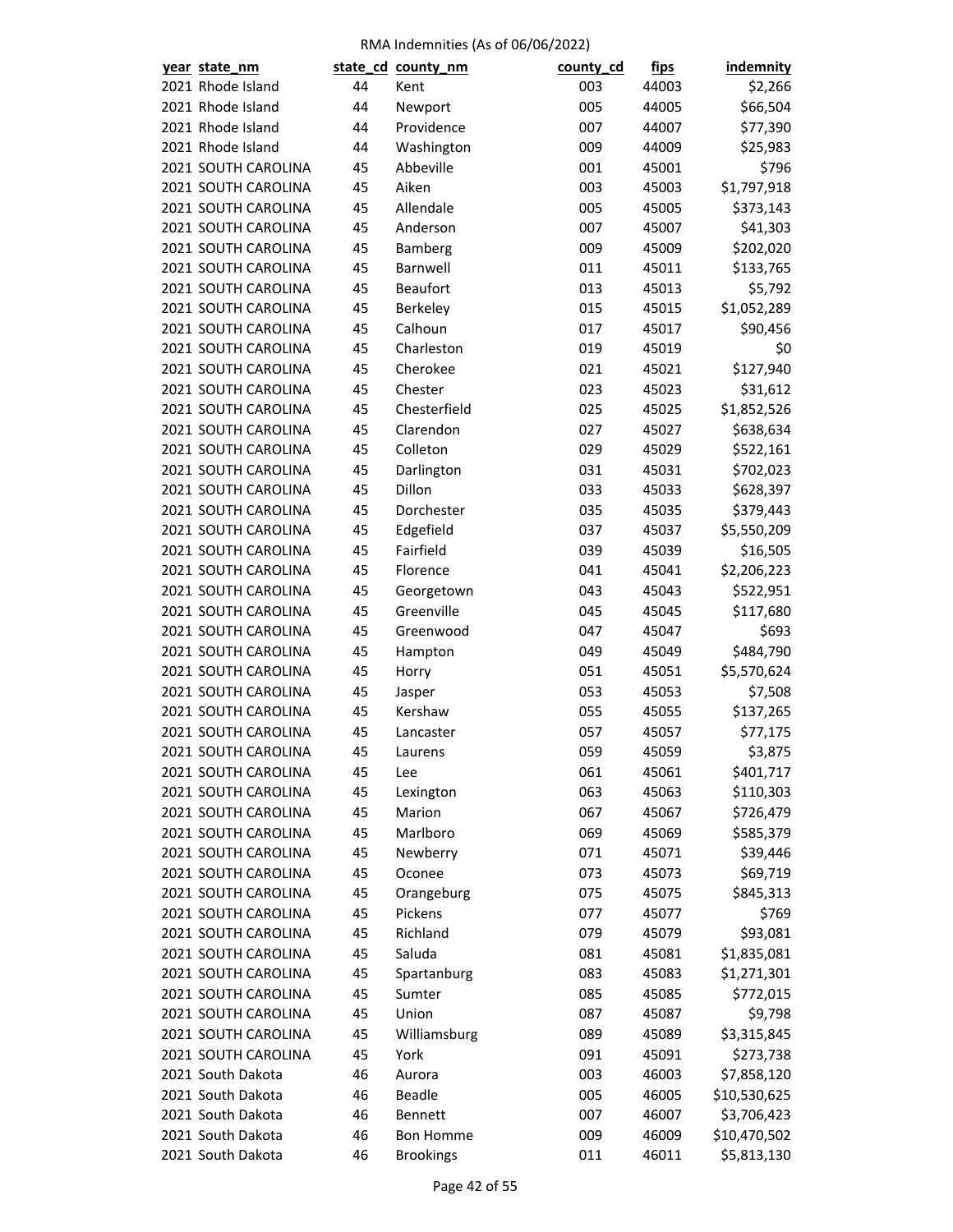RMA Indemnities (As of 06/06/2022)

| year | state_nm | state_cd | county_nm | county_cd | fips | indemnity |
|---|---|---|---|---|---|---|
| 2021 | Rhode Island | 44 | Kent | 003 | 44003 | $2,266 |
| 2021 | Rhode Island | 44 | Newport | 005 | 44005 | $66,504 |
| 2021 | Rhode Island | 44 | Providence | 007 | 44007 | $77,390 |
| 2021 | Rhode Island | 44 | Washington | 009 | 44009 | $25,983 |
| 2021 | SOUTH CAROLINA | 45 | Abbeville | 001 | 45001 | $796 |
| 2021 | SOUTH CAROLINA | 45 | Aiken | 003 | 45003 | $1,797,918 |
| 2021 | SOUTH CAROLINA | 45 | Allendale | 005 | 45005 | $373,143 |
| 2021 | SOUTH CAROLINA | 45 | Anderson | 007 | 45007 | $41,303 |
| 2021 | SOUTH CAROLINA | 45 | Bamberg | 009 | 45009 | $202,020 |
| 2021 | SOUTH CAROLINA | 45 | Barnwell | 011 | 45011 | $133,765 |
| 2021 | SOUTH CAROLINA | 45 | Beaufort | 013 | 45013 | $5,792 |
| 2021 | SOUTH CAROLINA | 45 | Berkeley | 015 | 45015 | $1,052,289 |
| 2021 | SOUTH CAROLINA | 45 | Calhoun | 017 | 45017 | $90,456 |
| 2021 | SOUTH CAROLINA | 45 | Charleston | 019 | 45019 | $0 |
| 2021 | SOUTH CAROLINA | 45 | Cherokee | 021 | 45021 | $127,940 |
| 2021 | SOUTH CAROLINA | 45 | Chester | 023 | 45023 | $31,612 |
| 2021 | SOUTH CAROLINA | 45 | Chesterfield | 025 | 45025 | $1,852,526 |
| 2021 | SOUTH CAROLINA | 45 | Clarendon | 027 | 45027 | $638,634 |
| 2021 | SOUTH CAROLINA | 45 | Colleton | 029 | 45029 | $522,161 |
| 2021 | SOUTH CAROLINA | 45 | Darlington | 031 | 45031 | $702,023 |
| 2021 | SOUTH CAROLINA | 45 | Dillon | 033 | 45033 | $628,397 |
| 2021 | SOUTH CAROLINA | 45 | Dorchester | 035 | 45035 | $379,443 |
| 2021 | SOUTH CAROLINA | 45 | Edgefield | 037 | 45037 | $5,550,209 |
| 2021 | SOUTH CAROLINA | 45 | Fairfield | 039 | 45039 | $16,505 |
| 2021 | SOUTH CAROLINA | 45 | Florence | 041 | 45041 | $2,206,223 |
| 2021 | SOUTH CAROLINA | 45 | Georgetown | 043 | 45043 | $522,951 |
| 2021 | SOUTH CAROLINA | 45 | Greenville | 045 | 45045 | $117,680 |
| 2021 | SOUTH CAROLINA | 45 | Greenwood | 047 | 45047 | $693 |
| 2021 | SOUTH CAROLINA | 45 | Hampton | 049 | 45049 | $484,790 |
| 2021 | SOUTH CAROLINA | 45 | Horry | 051 | 45051 | $5,570,624 |
| 2021 | SOUTH CAROLINA | 45 | Jasper | 053 | 45053 | $7,508 |
| 2021 | SOUTH CAROLINA | 45 | Kershaw | 055 | 45055 | $137,265 |
| 2021 | SOUTH CAROLINA | 45 | Lancaster | 057 | 45057 | $77,175 |
| 2021 | SOUTH CAROLINA | 45 | Laurens | 059 | 45059 | $3,875 |
| 2021 | SOUTH CAROLINA | 45 | Lee | 061 | 45061 | $401,717 |
| 2021 | SOUTH CAROLINA | 45 | Lexington | 063 | 45063 | $110,303 |
| 2021 | SOUTH CAROLINA | 45 | Marion | 067 | 45067 | $726,479 |
| 2021 | SOUTH CAROLINA | 45 | Marlboro | 069 | 45069 | $585,379 |
| 2021 | SOUTH CAROLINA | 45 | Newberry | 071 | 45071 | $39,446 |
| 2021 | SOUTH CAROLINA | 45 | Oconee | 073 | 45073 | $69,719 |
| 2021 | SOUTH CAROLINA | 45 | Orangeburg | 075 | 45075 | $845,313 |
| 2021 | SOUTH CAROLINA | 45 | Pickens | 077 | 45077 | $769 |
| 2021 | SOUTH CAROLINA | 45 | Richland | 079 | 45079 | $93,081 |
| 2021 | SOUTH CAROLINA | 45 | Saluda | 081 | 45081 | $1,835,081 |
| 2021 | SOUTH CAROLINA | 45 | Spartanburg | 083 | 45083 | $1,271,301 |
| 2021 | SOUTH CAROLINA | 45 | Sumter | 085 | 45085 | $772,015 |
| 2021 | SOUTH CAROLINA | 45 | Union | 087 | 45087 | $9,798 |
| 2021 | SOUTH CAROLINA | 45 | Williamsburg | 089 | 45089 | $3,315,845 |
| 2021 | SOUTH CAROLINA | 45 | York | 091 | 45091 | $273,738 |
| 2021 | South Dakota | 46 | Aurora | 003 | 46003 | $7,858,120 |
| 2021 | South Dakota | 46 | Beadle | 005 | 46005 | $10,530,625 |
| 2021 | South Dakota | 46 | Bennett | 007 | 46007 | $3,706,423 |
| 2021 | South Dakota | 46 | Bon Homme | 009 | 46009 | $10,470,502 |
| 2021 | South Dakota | 46 | Brookings | 011 | 46011 | $5,813,130 |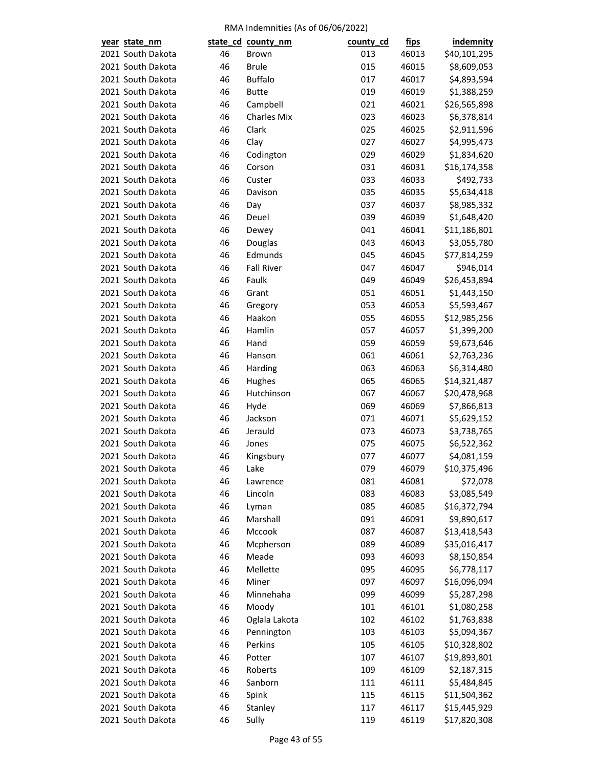RMA Indemnities (As of 06/06/2022)

| year | state_nm | state_cd | county_nm | county_cd | fips | indemnity |
|---|---|---|---|---|---|---|
| 2021 | South Dakota | 46 | Brown | 013 | 46013 | $40,101,295 |
| 2021 | South Dakota | 46 | Brule | 015 | 46015 | $8,609,053 |
| 2021 | South Dakota | 46 | Buffalo | 017 | 46017 | $4,893,594 |
| 2021 | South Dakota | 46 | Butte | 019 | 46019 | $1,388,259 |
| 2021 | South Dakota | 46 | Campbell | 021 | 46021 | $26,565,898 |
| 2021 | South Dakota | 46 | Charles Mix | 023 | 46023 | $6,378,814 |
| 2021 | South Dakota | 46 | Clark | 025 | 46025 | $2,911,596 |
| 2021 | South Dakota | 46 | Clay | 027 | 46027 | $4,995,473 |
| 2021 | South Dakota | 46 | Codington | 029 | 46029 | $1,834,620 |
| 2021 | South Dakota | 46 | Corson | 031 | 46031 | $16,174,358 |
| 2021 | South Dakota | 46 | Custer | 033 | 46033 | $492,733 |
| 2021 | South Dakota | 46 | Davison | 035 | 46035 | $5,634,418 |
| 2021 | South Dakota | 46 | Day | 037 | 46037 | $8,985,332 |
| 2021 | South Dakota | 46 | Deuel | 039 | 46039 | $1,648,420 |
| 2021 | South Dakota | 46 | Dewey | 041 | 46041 | $11,186,801 |
| 2021 | South Dakota | 46 | Douglas | 043 | 46043 | $3,055,780 |
| 2021 | South Dakota | 46 | Edmunds | 045 | 46045 | $77,814,259 |
| 2021 | South Dakota | 46 | Fall River | 047 | 46047 | $946,014 |
| 2021 | South Dakota | 46 | Faulk | 049 | 46049 | $26,453,894 |
| 2021 | South Dakota | 46 | Grant | 051 | 46051 | $1,443,150 |
| 2021 | South Dakota | 46 | Gregory | 053 | 46053 | $5,593,467 |
| 2021 | South Dakota | 46 | Haakon | 055 | 46055 | $12,985,256 |
| 2021 | South Dakota | 46 | Hamlin | 057 | 46057 | $1,399,200 |
| 2021 | South Dakota | 46 | Hand | 059 | 46059 | $9,673,646 |
| 2021 | South Dakota | 46 | Hanson | 061 | 46061 | $2,763,236 |
| 2021 | South Dakota | 46 | Harding | 063 | 46063 | $6,314,480 |
| 2021 | South Dakota | 46 | Hughes | 065 | 46065 | $14,321,487 |
| 2021 | South Dakota | 46 | Hutchinson | 067 | 46067 | $20,478,968 |
| 2021 | South Dakota | 46 | Hyde | 069 | 46069 | $7,866,813 |
| 2021 | South Dakota | 46 | Jackson | 071 | 46071 | $5,629,152 |
| 2021 | South Dakota | 46 | Jerauld | 073 | 46073 | $3,738,765 |
| 2021 | South Dakota | 46 | Jones | 075 | 46075 | $6,522,362 |
| 2021 | South Dakota | 46 | Kingsbury | 077 | 46077 | $4,081,159 |
| 2021 | South Dakota | 46 | Lake | 079 | 46079 | $10,375,496 |
| 2021 | South Dakota | 46 | Lawrence | 081 | 46081 | $72,078 |
| 2021 | South Dakota | 46 | Lincoln | 083 | 46083 | $3,085,549 |
| 2021 | South Dakota | 46 | Lyman | 085 | 46085 | $16,372,794 |
| 2021 | South Dakota | 46 | Marshall | 091 | 46091 | $9,890,617 |
| 2021 | South Dakota | 46 | Mccook | 087 | 46087 | $13,418,543 |
| 2021 | South Dakota | 46 | Mcpherson | 089 | 46089 | $35,016,417 |
| 2021 | South Dakota | 46 | Meade | 093 | 46093 | $8,150,854 |
| 2021 | South Dakota | 46 | Mellette | 095 | 46095 | $6,778,117 |
| 2021 | South Dakota | 46 | Miner | 097 | 46097 | $16,096,094 |
| 2021 | South Dakota | 46 | Minnehaha | 099 | 46099 | $5,287,298 |
| 2021 | South Dakota | 46 | Moody | 101 | 46101 | $1,080,258 |
| 2021 | South Dakota | 46 | Oglala Lakota | 102 | 46102 | $1,763,838 |
| 2021 | South Dakota | 46 | Pennington | 103 | 46103 | $5,094,367 |
| 2021 | South Dakota | 46 | Perkins | 105 | 46105 | $10,328,802 |
| 2021 | South Dakota | 46 | Potter | 107 | 46107 | $19,893,801 |
| 2021 | South Dakota | 46 | Roberts | 109 | 46109 | $2,187,315 |
| 2021 | South Dakota | 46 | Sanborn | 111 | 46111 | $5,484,845 |
| 2021 | South Dakota | 46 | Spink | 115 | 46115 | $11,504,362 |
| 2021 | South Dakota | 46 | Stanley | 117 | 46117 | $15,445,929 |
| 2021 | South Dakota | 46 | Sully | 119 | 46119 | $17,820,308 |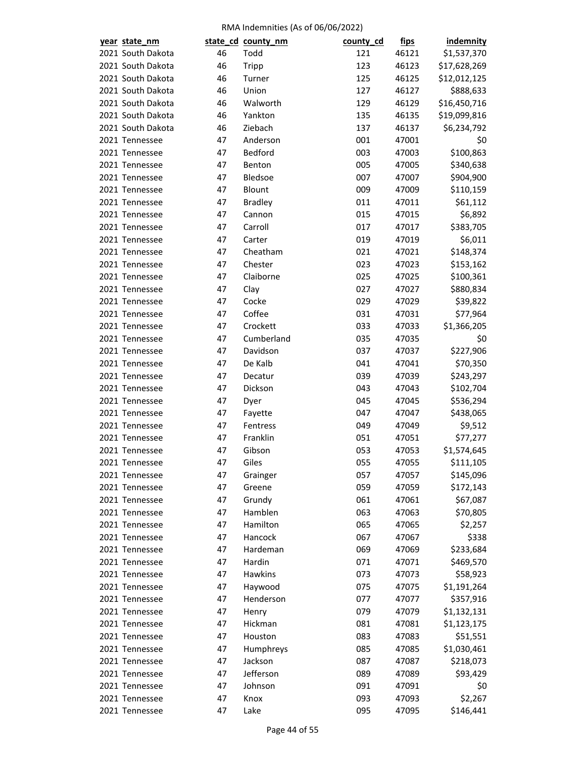RMA Indemnities (As of 06/06/2022)

| year | state_nm | state_cd | county_nm | county_cd | fips | indemnity |
|---|---|---|---|---|---|---|
| 2021 | South Dakota | 46 | Todd | 121 | 46121 | $1,537,370 |
| 2021 | South Dakota | 46 | Tripp | 123 | 46123 | $17,628,269 |
| 2021 | South Dakota | 46 | Turner | 125 | 46125 | $12,012,125 |
| 2021 | South Dakota | 46 | Union | 127 | 46127 | $888,633 |
| 2021 | South Dakota | 46 | Walworth | 129 | 46129 | $16,450,716 |
| 2021 | South Dakota | 46 | Yankton | 135 | 46135 | $19,099,816 |
| 2021 | South Dakota | 46 | Ziebach | 137 | 46137 | $6,234,792 |
| 2021 | Tennessee | 47 | Anderson | 001 | 47001 | $0 |
| 2021 | Tennessee | 47 | Bedford | 003 | 47003 | $100,863 |
| 2021 | Tennessee | 47 | Benton | 005 | 47005 | $340,638 |
| 2021 | Tennessee | 47 | Bledsoe | 007 | 47007 | $904,900 |
| 2021 | Tennessee | 47 | Blount | 009 | 47009 | $110,159 |
| 2021 | Tennessee | 47 | Bradley | 011 | 47011 | $61,112 |
| 2021 | Tennessee | 47 | Cannon | 015 | 47015 | $6,892 |
| 2021 | Tennessee | 47 | Carroll | 017 | 47017 | $383,705 |
| 2021 | Tennessee | 47 | Carter | 019 | 47019 | $6,011 |
| 2021 | Tennessee | 47 | Cheatham | 021 | 47021 | $148,374 |
| 2021 | Tennessee | 47 | Chester | 023 | 47023 | $153,162 |
| 2021 | Tennessee | 47 | Claiborne | 025 | 47025 | $100,361 |
| 2021 | Tennessee | 47 | Clay | 027 | 47027 | $880,834 |
| 2021 | Tennessee | 47 | Cocke | 029 | 47029 | $39,822 |
| 2021 | Tennessee | 47 | Coffee | 031 | 47031 | $77,964 |
| 2021 | Tennessee | 47 | Crockett | 033 | 47033 | $1,366,205 |
| 2021 | Tennessee | 47 | Cumberland | 035 | 47035 | $0 |
| 2021 | Tennessee | 47 | Davidson | 037 | 47037 | $227,906 |
| 2021 | Tennessee | 47 | De Kalb | 041 | 47041 | $70,350 |
| 2021 | Tennessee | 47 | Decatur | 039 | 47039 | $243,297 |
| 2021 | Tennessee | 47 | Dickson | 043 | 47043 | $102,704 |
| 2021 | Tennessee | 47 | Dyer | 045 | 47045 | $536,294 |
| 2021 | Tennessee | 47 | Fayette | 047 | 47047 | $438,065 |
| 2021 | Tennessee | 47 | Fentress | 049 | 47049 | $9,512 |
| 2021 | Tennessee | 47 | Franklin | 051 | 47051 | $77,277 |
| 2021 | Tennessee | 47 | Gibson | 053 | 47053 | $1,574,645 |
| 2021 | Tennessee | 47 | Giles | 055 | 47055 | $111,105 |
| 2021 | Tennessee | 47 | Grainger | 057 | 47057 | $145,096 |
| 2021 | Tennessee | 47 | Greene | 059 | 47059 | $172,143 |
| 2021 | Tennessee | 47 | Grundy | 061 | 47061 | $67,087 |
| 2021 | Tennessee | 47 | Hamblen | 063 | 47063 | $70,805 |
| 2021 | Tennessee | 47 | Hamilton | 065 | 47065 | $2,257 |
| 2021 | Tennessee | 47 | Hancock | 067 | 47067 | $338 |
| 2021 | Tennessee | 47 | Hardeman | 069 | 47069 | $233,684 |
| 2021 | Tennessee | 47 | Hardin | 071 | 47071 | $469,570 |
| 2021 | Tennessee | 47 | Hawkins | 073 | 47073 | $58,923 |
| 2021 | Tennessee | 47 | Haywood | 075 | 47075 | $1,191,264 |
| 2021 | Tennessee | 47 | Henderson | 077 | 47077 | $357,916 |
| 2021 | Tennessee | 47 | Henry | 079 | 47079 | $1,132,131 |
| 2021 | Tennessee | 47 | Hickman | 081 | 47081 | $1,123,175 |
| 2021 | Tennessee | 47 | Houston | 083 | 47083 | $51,551 |
| 2021 | Tennessee | 47 | Humphreys | 085 | 47085 | $1,030,461 |
| 2021 | Tennessee | 47 | Jackson | 087 | 47087 | $218,073 |
| 2021 | Tennessee | 47 | Jefferson | 089 | 47089 | $93,429 |
| 2021 | Tennessee | 47 | Johnson | 091 | 47091 | $0 |
| 2021 | Tennessee | 47 | Knox | 093 | 47093 | $2,267 |
| 2021 | Tennessee | 47 | Lake | 095 | 47095 | $146,441 |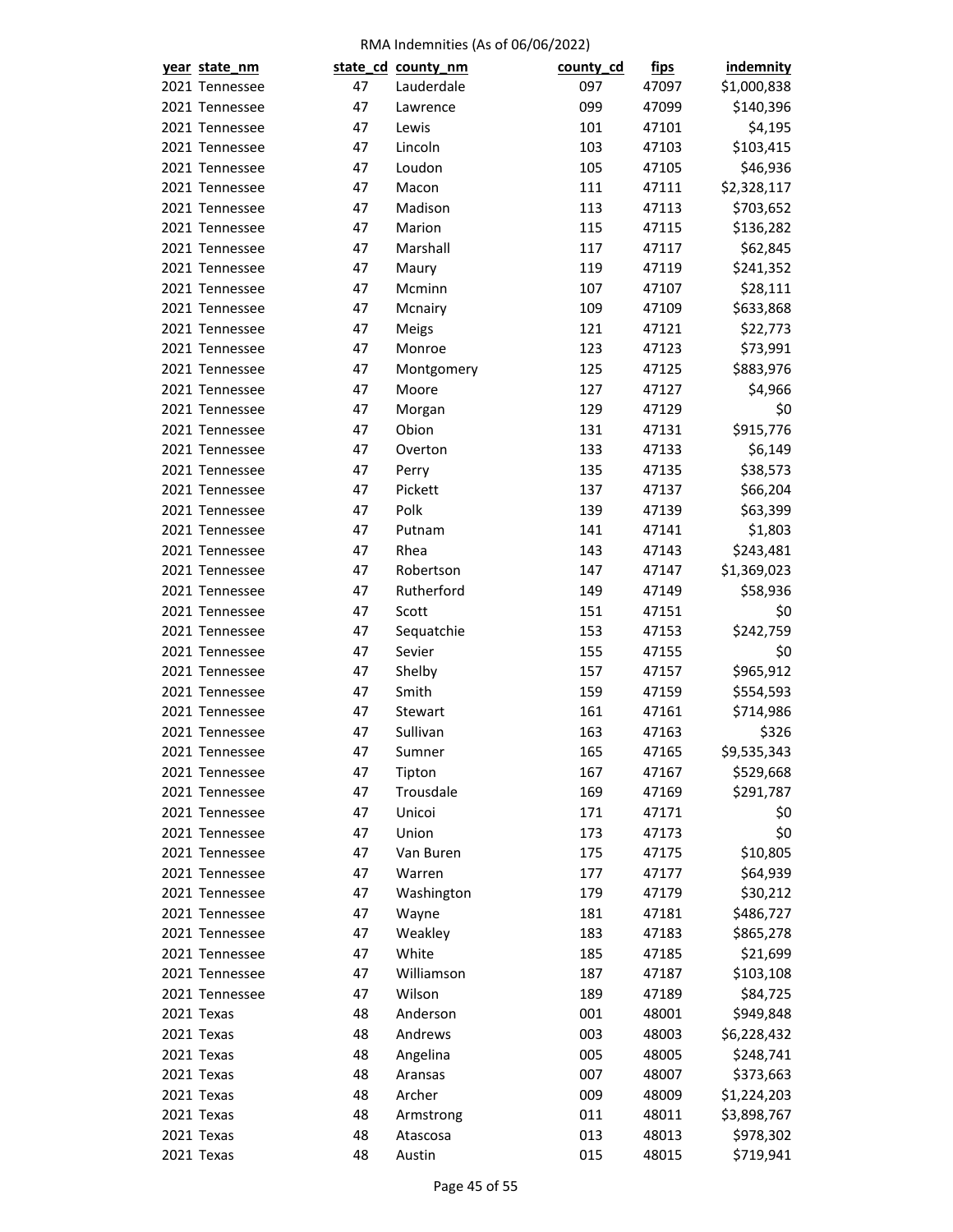RMA Indemnities (As of 06/06/2022)

| year | state_nm | state_cd | county_nm | county_cd | fips | indemnity |
|---|---|---|---|---|---|---|
| 2021 | Tennessee | 47 | Lauderdale | 097 | 47097 | $1,000,838 |
| 2021 | Tennessee | 47 | Lawrence | 099 | 47099 | $140,396 |
| 2021 | Tennessee | 47 | Lewis | 101 | 47101 | $4,195 |
| 2021 | Tennessee | 47 | Lincoln | 103 | 47103 | $103,415 |
| 2021 | Tennessee | 47 | Loudon | 105 | 47105 | $46,936 |
| 2021 | Tennessee | 47 | Macon | 111 | 47111 | $2,328,117 |
| 2021 | Tennessee | 47 | Madison | 113 | 47113 | $703,652 |
| 2021 | Tennessee | 47 | Marion | 115 | 47115 | $136,282 |
| 2021 | Tennessee | 47 | Marshall | 117 | 47117 | $62,845 |
| 2021 | Tennessee | 47 | Maury | 119 | 47119 | $241,352 |
| 2021 | Tennessee | 47 | Mcminn | 107 | 47107 | $28,111 |
| 2021 | Tennessee | 47 | Mcnairy | 109 | 47109 | $633,868 |
| 2021 | Tennessee | 47 | Meigs | 121 | 47121 | $22,773 |
| 2021 | Tennessee | 47 | Monroe | 123 | 47123 | $73,991 |
| 2021 | Tennessee | 47 | Montgomery | 125 | 47125 | $883,976 |
| 2021 | Tennessee | 47 | Moore | 127 | 47127 | $4,966 |
| 2021 | Tennessee | 47 | Morgan | 129 | 47129 | $0 |
| 2021 | Tennessee | 47 | Obion | 131 | 47131 | $915,776 |
| 2021 | Tennessee | 47 | Overton | 133 | 47133 | $6,149 |
| 2021 | Tennessee | 47 | Perry | 135 | 47135 | $38,573 |
| 2021 | Tennessee | 47 | Pickett | 137 | 47137 | $66,204 |
| 2021 | Tennessee | 47 | Polk | 139 | 47139 | $63,399 |
| 2021 | Tennessee | 47 | Putnam | 141 | 47141 | $1,803 |
| 2021 | Tennessee | 47 | Rhea | 143 | 47143 | $243,481 |
| 2021 | Tennessee | 47 | Robertson | 147 | 47147 | $1,369,023 |
| 2021 | Tennessee | 47 | Rutherford | 149 | 47149 | $58,936 |
| 2021 | Tennessee | 47 | Scott | 151 | 47151 | $0 |
| 2021 | Tennessee | 47 | Sequatchie | 153 | 47153 | $242,759 |
| 2021 | Tennessee | 47 | Sevier | 155 | 47155 | $0 |
| 2021 | Tennessee | 47 | Shelby | 157 | 47157 | $965,912 |
| 2021 | Tennessee | 47 | Smith | 159 | 47159 | $554,593 |
| 2021 | Tennessee | 47 | Stewart | 161 | 47161 | $714,986 |
| 2021 | Tennessee | 47 | Sullivan | 163 | 47163 | $326 |
| 2021 | Tennessee | 47 | Sumner | 165 | 47165 | $9,535,343 |
| 2021 | Tennessee | 47 | Tipton | 167 | 47167 | $529,668 |
| 2021 | Tennessee | 47 | Trousdale | 169 | 47169 | $291,787 |
| 2021 | Tennessee | 47 | Unicoi | 171 | 47171 | $0 |
| 2021 | Tennessee | 47 | Union | 173 | 47173 | $0 |
| 2021 | Tennessee | 47 | Van Buren | 175 | 47175 | $10,805 |
| 2021 | Tennessee | 47 | Warren | 177 | 47177 | $64,939 |
| 2021 | Tennessee | 47 | Washington | 179 | 47179 | $30,212 |
| 2021 | Tennessee | 47 | Wayne | 181 | 47181 | $486,727 |
| 2021 | Tennessee | 47 | Weakley | 183 | 47183 | $865,278 |
| 2021 | Tennessee | 47 | White | 185 | 47185 | $21,699 |
| 2021 | Tennessee | 47 | Williamson | 187 | 47187 | $103,108 |
| 2021 | Tennessee | 47 | Wilson | 189 | 47189 | $84,725 |
| 2021 | Texas | 48 | Anderson | 001 | 48001 | $949,848 |
| 2021 | Texas | 48 | Andrews | 003 | 48003 | $6,228,432 |
| 2021 | Texas | 48 | Angelina | 005 | 48005 | $248,741 |
| 2021 | Texas | 48 | Aransas | 007 | 48007 | $373,663 |
| 2021 | Texas | 48 | Archer | 009 | 48009 | $1,224,203 |
| 2021 | Texas | 48 | Armstrong | 011 | 48011 | $3,898,767 |
| 2021 | Texas | 48 | Atascosa | 013 | 48013 | $978,302 |
| 2021 | Texas | 48 | Austin | 015 | 48015 | $719,941 |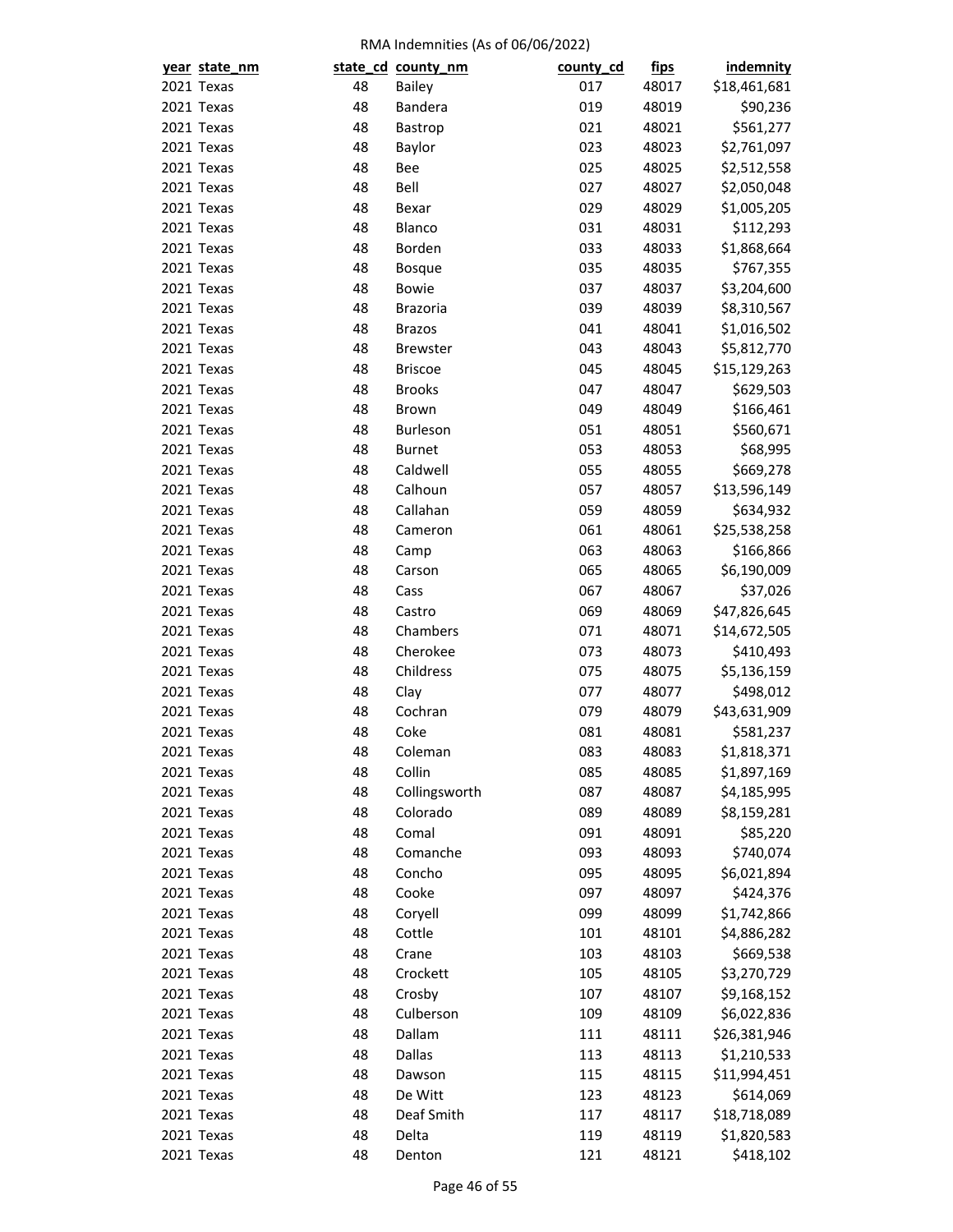RMA Indemnities (As of 06/06/2022)

| year | state_nm | state_cd | county_nm | county_cd | fips | indemnity |
|---|---|---|---|---|---|---|
| 2021 | Texas | 48 | Bailey | 017 | 48017 | $18,461,681 |
| 2021 | Texas | 48 | Bandera | 019 | 48019 | $90,236 |
| 2021 | Texas | 48 | Bastrop | 021 | 48021 | $561,277 |
| 2021 | Texas | 48 | Baylor | 023 | 48023 | $2,761,097 |
| 2021 | Texas | 48 | Bee | 025 | 48025 | $2,512,558 |
| 2021 | Texas | 48 | Bell | 027 | 48027 | $2,050,048 |
| 2021 | Texas | 48 | Bexar | 029 | 48029 | $1,005,205 |
| 2021 | Texas | 48 | Blanco | 031 | 48031 | $112,293 |
| 2021 | Texas | 48 | Borden | 033 | 48033 | $1,868,664 |
| 2021 | Texas | 48 | Bosque | 035 | 48035 | $767,355 |
| 2021 | Texas | 48 | Bowie | 037 | 48037 | $3,204,600 |
| 2021 | Texas | 48 | Brazoria | 039 | 48039 | $8,310,567 |
| 2021 | Texas | 48 | Brazos | 041 | 48041 | $1,016,502 |
| 2021 | Texas | 48 | Brewster | 043 | 48043 | $5,812,770 |
| 2021 | Texas | 48 | Briscoe | 045 | 48045 | $15,129,263 |
| 2021 | Texas | 48 | Brooks | 047 | 48047 | $629,503 |
| 2021 | Texas | 48 | Brown | 049 | 48049 | $166,461 |
| 2021 | Texas | 48 | Burleson | 051 | 48051 | $560,671 |
| 2021 | Texas | 48 | Burnet | 053 | 48053 | $68,995 |
| 2021 | Texas | 48 | Caldwell | 055 | 48055 | $669,278 |
| 2021 | Texas | 48 | Calhoun | 057 | 48057 | $13,596,149 |
| 2021 | Texas | 48 | Callahan | 059 | 48059 | $634,932 |
| 2021 | Texas | 48 | Cameron | 061 | 48061 | $25,538,258 |
| 2021 | Texas | 48 | Camp | 063 | 48063 | $166,866 |
| 2021 | Texas | 48 | Carson | 065 | 48065 | $6,190,009 |
| 2021 | Texas | 48 | Cass | 067 | 48067 | $37,026 |
| 2021 | Texas | 48 | Castro | 069 | 48069 | $47,826,645 |
| 2021 | Texas | 48 | Chambers | 071 | 48071 | $14,672,505 |
| 2021 | Texas | 48 | Cherokee | 073 | 48073 | $410,493 |
| 2021 | Texas | 48 | Childress | 075 | 48075 | $5,136,159 |
| 2021 | Texas | 48 | Clay | 077 | 48077 | $498,012 |
| 2021 | Texas | 48 | Cochran | 079 | 48079 | $43,631,909 |
| 2021 | Texas | 48 | Coke | 081 | 48081 | $581,237 |
| 2021 | Texas | 48 | Coleman | 083 | 48083 | $1,818,371 |
| 2021 | Texas | 48 | Collin | 085 | 48085 | $1,897,169 |
| 2021 | Texas | 48 | Collingsworth | 087 | 48087 | $4,185,995 |
| 2021 | Texas | 48 | Colorado | 089 | 48089 | $8,159,281 |
| 2021 | Texas | 48 | Comal | 091 | 48091 | $85,220 |
| 2021 | Texas | 48 | Comanche | 093 | 48093 | $740,074 |
| 2021 | Texas | 48 | Concho | 095 | 48095 | $6,021,894 |
| 2021 | Texas | 48 | Cooke | 097 | 48097 | $424,376 |
| 2021 | Texas | 48 | Coryell | 099 | 48099 | $1,742,866 |
| 2021 | Texas | 48 | Cottle | 101 | 48101 | $4,886,282 |
| 2021 | Texas | 48 | Crane | 103 | 48103 | $669,538 |
| 2021 | Texas | 48 | Crockett | 105 | 48105 | $3,270,729 |
| 2021 | Texas | 48 | Crosby | 107 | 48107 | $9,168,152 |
| 2021 | Texas | 48 | Culberson | 109 | 48109 | $6,022,836 |
| 2021 | Texas | 48 | Dallam | 111 | 48111 | $26,381,946 |
| 2021 | Texas | 48 | Dallas | 113 | 48113 | $1,210,533 |
| 2021 | Texas | 48 | Dawson | 115 | 48115 | $11,994,451 |
| 2021 | Texas | 48 | De Witt | 123 | 48123 | $614,069 |
| 2021 | Texas | 48 | Deaf Smith | 117 | 48117 | $18,718,089 |
| 2021 | Texas | 48 | Delta | 119 | 48119 | $1,820,583 |
| 2021 | Texas | 48 | Denton | 121 | 48121 | $418,102 |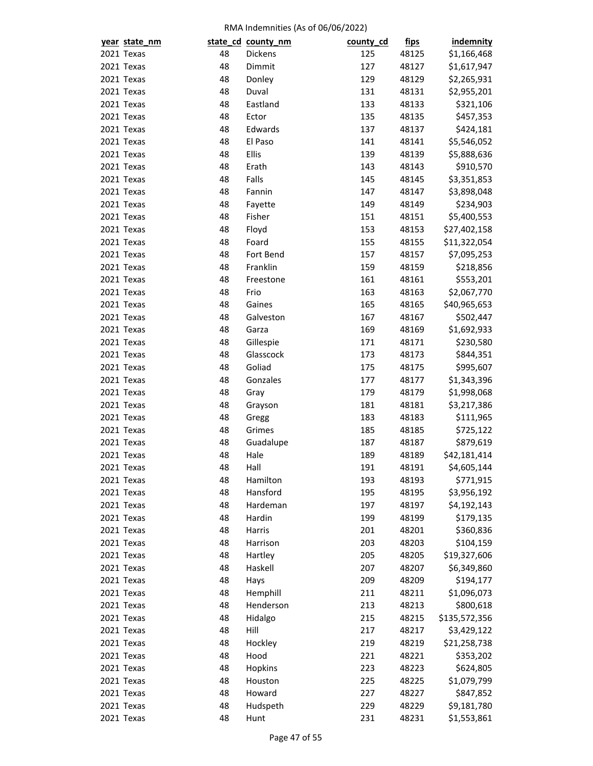RMA Indemnities (As of 06/06/2022)

| year | state_nm | state_cd | county_nm | county_cd | fips | indemnity |
|---|---|---|---|---|---|---|
| 2021 | Texas | 48 | Dickens | 125 | 48125 | $1,166,468 |
| 2021 | Texas | 48 | Dimmit | 127 | 48127 | $1,617,947 |
| 2021 | Texas | 48 | Donley | 129 | 48129 | $2,265,931 |
| 2021 | Texas | 48 | Duval | 131 | 48131 | $2,955,201 |
| 2021 | Texas | 48 | Eastland | 133 | 48133 | $321,106 |
| 2021 | Texas | 48 | Ector | 135 | 48135 | $457,353 |
| 2021 | Texas | 48 | Edwards | 137 | 48137 | $424,181 |
| 2021 | Texas | 48 | El Paso | 141 | 48141 | $5,546,052 |
| 2021 | Texas | 48 | Ellis | 139 | 48139 | $5,888,636 |
| 2021 | Texas | 48 | Erath | 143 | 48143 | $910,570 |
| 2021 | Texas | 48 | Falls | 145 | 48145 | $3,351,853 |
| 2021 | Texas | 48 | Fannin | 147 | 48147 | $3,898,048 |
| 2021 | Texas | 48 | Fayette | 149 | 48149 | $234,903 |
| 2021 | Texas | 48 | Fisher | 151 | 48151 | $5,400,553 |
| 2021 | Texas | 48 | Floyd | 153 | 48153 | $27,402,158 |
| 2021 | Texas | 48 | Foard | 155 | 48155 | $11,322,054 |
| 2021 | Texas | 48 | Fort Bend | 157 | 48157 | $7,095,253 |
| 2021 | Texas | 48 | Franklin | 159 | 48159 | $218,856 |
| 2021 | Texas | 48 | Freestone | 161 | 48161 | $553,201 |
| 2021 | Texas | 48 | Frio | 163 | 48163 | $2,067,770 |
| 2021 | Texas | 48 | Gaines | 165 | 48165 | $40,965,653 |
| 2021 | Texas | 48 | Galveston | 167 | 48167 | $502,447 |
| 2021 | Texas | 48 | Garza | 169 | 48169 | $1,692,933 |
| 2021 | Texas | 48 | Gillespie | 171 | 48171 | $230,580 |
| 2021 | Texas | 48 | Glasscock | 173 | 48173 | $844,351 |
| 2021 | Texas | 48 | Goliad | 175 | 48175 | $995,607 |
| 2021 | Texas | 48 | Gonzales | 177 | 48177 | $1,343,396 |
| 2021 | Texas | 48 | Gray | 179 | 48179 | $1,998,068 |
| 2021 | Texas | 48 | Grayson | 181 | 48181 | $3,217,386 |
| 2021 | Texas | 48 | Gregg | 183 | 48183 | $111,965 |
| 2021 | Texas | 48 | Grimes | 185 | 48185 | $725,122 |
| 2021 | Texas | 48 | Guadalupe | 187 | 48187 | $879,619 |
| 2021 | Texas | 48 | Hale | 189 | 48189 | $42,181,414 |
| 2021 | Texas | 48 | Hall | 191 | 48191 | $4,605,144 |
| 2021 | Texas | 48 | Hamilton | 193 | 48193 | $771,915 |
| 2021 | Texas | 48 | Hansford | 195 | 48195 | $3,956,192 |
| 2021 | Texas | 48 | Hardeman | 197 | 48197 | $4,192,143 |
| 2021 | Texas | 48 | Hardin | 199 | 48199 | $179,135 |
| 2021 | Texas | 48 | Harris | 201 | 48201 | $360,836 |
| 2021 | Texas | 48 | Harrison | 203 | 48203 | $104,159 |
| 2021 | Texas | 48 | Hartley | 205 | 48205 | $19,327,606 |
| 2021 | Texas | 48 | Haskell | 207 | 48207 | $6,349,860 |
| 2021 | Texas | 48 | Hays | 209 | 48209 | $194,177 |
| 2021 | Texas | 48 | Hemphill | 211 | 48211 | $1,096,073 |
| 2021 | Texas | 48 | Henderson | 213 | 48213 | $800,618 |
| 2021 | Texas | 48 | Hidalgo | 215 | 48215 | $135,572,356 |
| 2021 | Texas | 48 | Hill | 217 | 48217 | $3,429,122 |
| 2021 | Texas | 48 | Hockley | 219 | 48219 | $21,258,738 |
| 2021 | Texas | 48 | Hood | 221 | 48221 | $353,202 |
| 2021 | Texas | 48 | Hopkins | 223 | 48223 | $624,805 |
| 2021 | Texas | 48 | Houston | 225 | 48225 | $1,079,799 |
| 2021 | Texas | 48 | Howard | 227 | 48227 | $847,852 |
| 2021 | Texas | 48 | Hudspeth | 229 | 48229 | $9,181,780 |
| 2021 | Texas | 48 | Hunt | 231 | 48231 | $1,553,861 |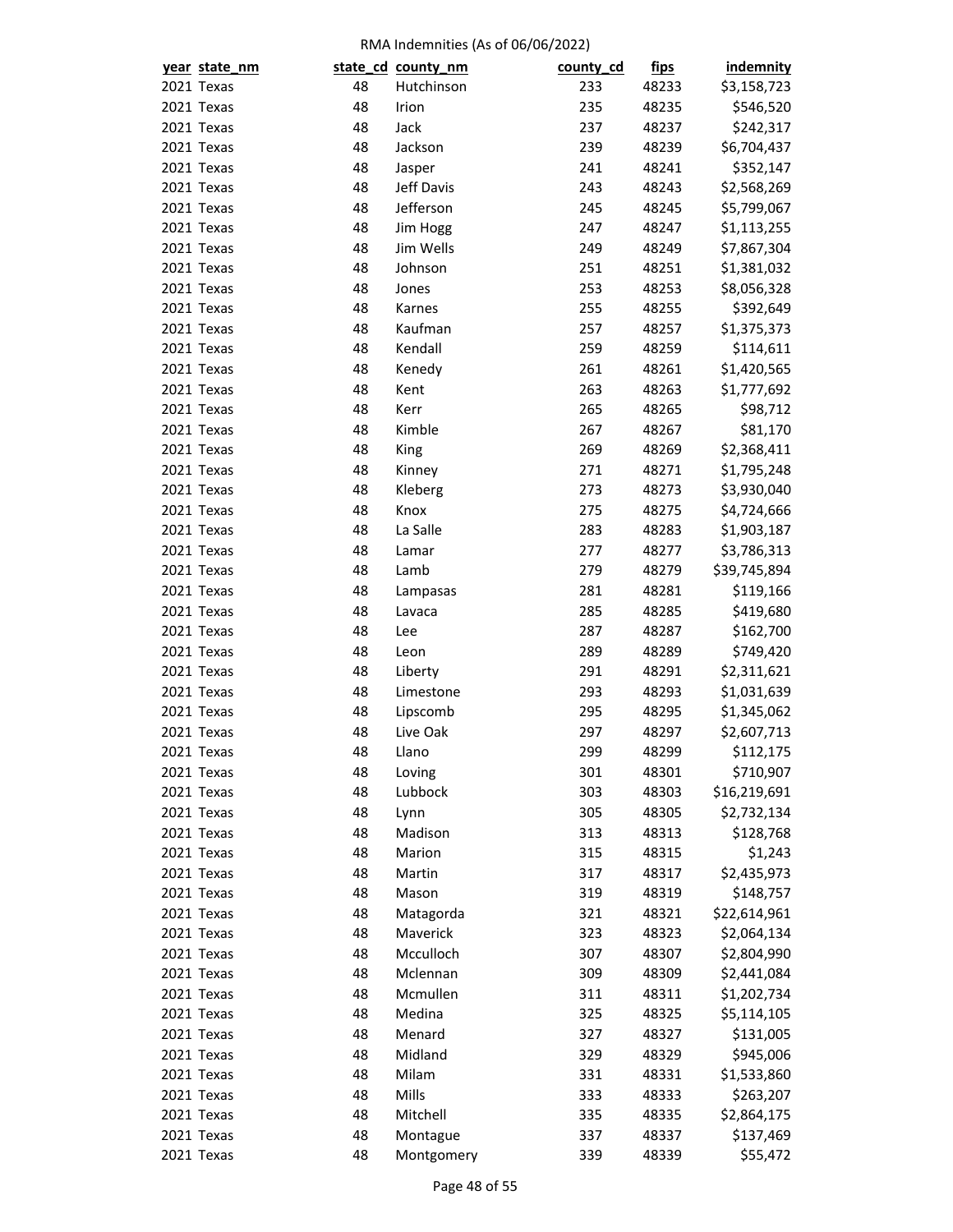RMA Indemnities (As of 06/06/2022)

| year | state_nm | state_cd | county_nm | county_cd | fips | indemnity |
|---|---|---|---|---|---|---|
| 2021 | Texas | 48 | Hutchinson | 233 | 48233 | $3,158,723 |
| 2021 | Texas | 48 | Irion | 235 | 48235 | $546,520 |
| 2021 | Texas | 48 | Jack | 237 | 48237 | $242,317 |
| 2021 | Texas | 48 | Jackson | 239 | 48239 | $6,704,437 |
| 2021 | Texas | 48 | Jasper | 241 | 48241 | $352,147 |
| 2021 | Texas | 48 | Jeff Davis | 243 | 48243 | $2,568,269 |
| 2021 | Texas | 48 | Jefferson | 245 | 48245 | $5,799,067 |
| 2021 | Texas | 48 | Jim Hogg | 247 | 48247 | $1,113,255 |
| 2021 | Texas | 48 | Jim Wells | 249 | 48249 | $7,867,304 |
| 2021 | Texas | 48 | Johnson | 251 | 48251 | $1,381,032 |
| 2021 | Texas | 48 | Jones | 253 | 48253 | $8,056,328 |
| 2021 | Texas | 48 | Karnes | 255 | 48255 | $392,649 |
| 2021 | Texas | 48 | Kaufman | 257 | 48257 | $1,375,373 |
| 2021 | Texas | 48 | Kendall | 259 | 48259 | $114,611 |
| 2021 | Texas | 48 | Kenedy | 261 | 48261 | $1,420,565 |
| 2021 | Texas | 48 | Kent | 263 | 48263 | $1,777,692 |
| 2021 | Texas | 48 | Kerr | 265 | 48265 | $98,712 |
| 2021 | Texas | 48 | Kimble | 267 | 48267 | $81,170 |
| 2021 | Texas | 48 | King | 269 | 48269 | $2,368,411 |
| 2021 | Texas | 48 | Kinney | 271 | 48271 | $1,795,248 |
| 2021 | Texas | 48 | Kleberg | 273 | 48273 | $3,930,040 |
| 2021 | Texas | 48 | Knox | 275 | 48275 | $4,724,666 |
| 2021 | Texas | 48 | La Salle | 283 | 48283 | $1,903,187 |
| 2021 | Texas | 48 | Lamar | 277 | 48277 | $3,786,313 |
| 2021 | Texas | 48 | Lamb | 279 | 48279 | $39,745,894 |
| 2021 | Texas | 48 | Lampasas | 281 | 48281 | $119,166 |
| 2021 | Texas | 48 | Lavaca | 285 | 48285 | $419,680 |
| 2021 | Texas | 48 | Lee | 287 | 48287 | $162,700 |
| 2021 | Texas | 48 | Leon | 289 | 48289 | $749,420 |
| 2021 | Texas | 48 | Liberty | 291 | 48291 | $2,311,621 |
| 2021 | Texas | 48 | Limestone | 293 | 48293 | $1,031,639 |
| 2021 | Texas | 48 | Lipscomb | 295 | 48295 | $1,345,062 |
| 2021 | Texas | 48 | Live Oak | 297 | 48297 | $2,607,713 |
| 2021 | Texas | 48 | Llano | 299 | 48299 | $112,175 |
| 2021 | Texas | 48 | Loving | 301 | 48301 | $710,907 |
| 2021 | Texas | 48 | Lubbock | 303 | 48303 | $16,219,691 |
| 2021 | Texas | 48 | Lynn | 305 | 48305 | $2,732,134 |
| 2021 | Texas | 48 | Madison | 313 | 48313 | $128,768 |
| 2021 | Texas | 48 | Marion | 315 | 48315 | $1,243 |
| 2021 | Texas | 48 | Martin | 317 | 48317 | $2,435,973 |
| 2021 | Texas | 48 | Mason | 319 | 48319 | $148,757 |
| 2021 | Texas | 48 | Matagorda | 321 | 48321 | $22,614,961 |
| 2021 | Texas | 48 | Maverick | 323 | 48323 | $2,064,134 |
| 2021 | Texas | 48 | Mcculloch | 307 | 48307 | $2,804,990 |
| 2021 | Texas | 48 | Mclennan | 309 | 48309 | $2,441,084 |
| 2021 | Texas | 48 | Mcmullen | 311 | 48311 | $1,202,734 |
| 2021 | Texas | 48 | Medina | 325 | 48325 | $5,114,105 |
| 2021 | Texas | 48 | Menard | 327 | 48327 | $131,005 |
| 2021 | Texas | 48 | Midland | 329 | 48329 | $945,006 |
| 2021 | Texas | 48 | Milam | 331 | 48331 | $1,533,860 |
| 2021 | Texas | 48 | Mills | 333 | 48333 | $263,207 |
| 2021 | Texas | 48 | Mitchell | 335 | 48335 | $2,864,175 |
| 2021 | Texas | 48 | Montague | 337 | 48337 | $137,469 |
| 2021 | Texas | 48 | Montgomery | 339 | 48339 | $55,472 |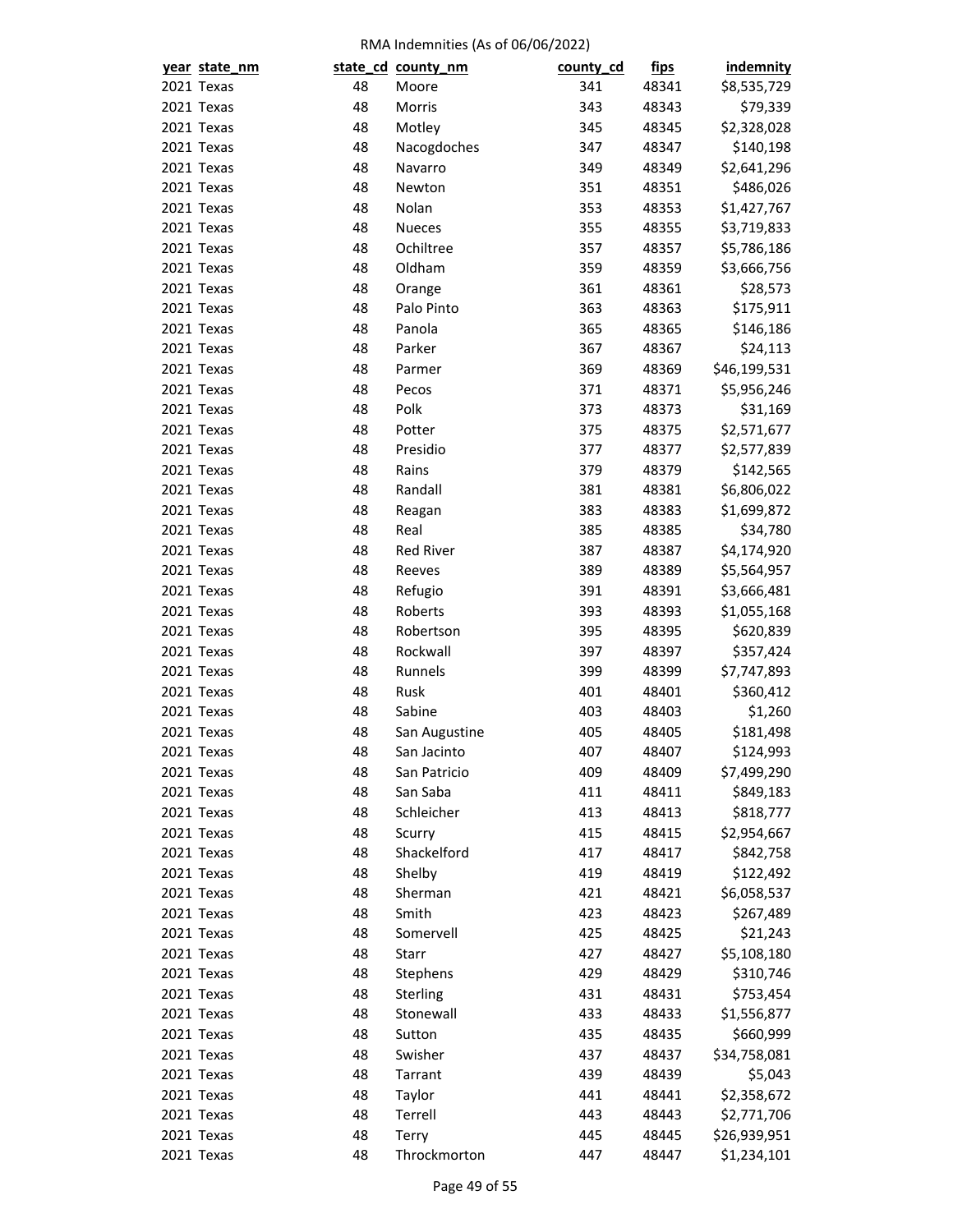RMA Indemnities (As of 06/06/2022)

| year | state_nm | state_cd | county_nm | county_cd | fips | indemnity |
|---|---|---|---|---|---|---|
| 2021 | Texas | 48 | Moore | 341 | 48341 | $8,535,729 |
| 2021 | Texas | 48 | Morris | 343 | 48343 | $79,339 |
| 2021 | Texas | 48 | Motley | 345 | 48345 | $2,328,028 |
| 2021 | Texas | 48 | Nacogdoches | 347 | 48347 | $140,198 |
| 2021 | Texas | 48 | Navarro | 349 | 48349 | $2,641,296 |
| 2021 | Texas | 48 | Newton | 351 | 48351 | $486,026 |
| 2021 | Texas | 48 | Nolan | 353 | 48353 | $1,427,767 |
| 2021 | Texas | 48 | Nueces | 355 | 48355 | $3,719,833 |
| 2021 | Texas | 48 | Ochiltree | 357 | 48357 | $5,786,186 |
| 2021 | Texas | 48 | Oldham | 359 | 48359 | $3,666,756 |
| 2021 | Texas | 48 | Orange | 361 | 48361 | $28,573 |
| 2021 | Texas | 48 | Palo Pinto | 363 | 48363 | $175,911 |
| 2021 | Texas | 48 | Panola | 365 | 48365 | $146,186 |
| 2021 | Texas | 48 | Parker | 367 | 48367 | $24,113 |
| 2021 | Texas | 48 | Parmer | 369 | 48369 | $46,199,531 |
| 2021 | Texas | 48 | Pecos | 371 | 48371 | $5,956,246 |
| 2021 | Texas | 48 | Polk | 373 | 48373 | $31,169 |
| 2021 | Texas | 48 | Potter | 375 | 48375 | $2,571,677 |
| 2021 | Texas | 48 | Presidio | 377 | 48377 | $2,577,839 |
| 2021 | Texas | 48 | Rains | 379 | 48379 | $142,565 |
| 2021 | Texas | 48 | Randall | 381 | 48381 | $6,806,022 |
| 2021 | Texas | 48 | Reagan | 383 | 48383 | $1,699,872 |
| 2021 | Texas | 48 | Real | 385 | 48385 | $34,780 |
| 2021 | Texas | 48 | Red River | 387 | 48387 | $4,174,920 |
| 2021 | Texas | 48 | Reeves | 389 | 48389 | $5,564,957 |
| 2021 | Texas | 48 | Refugio | 391 | 48391 | $3,666,481 |
| 2021 | Texas | 48 | Roberts | 393 | 48393 | $1,055,168 |
| 2021 | Texas | 48 | Robertson | 395 | 48395 | $620,839 |
| 2021 | Texas | 48 | Rockwall | 397 | 48397 | $357,424 |
| 2021 | Texas | 48 | Runnels | 399 | 48399 | $7,747,893 |
| 2021 | Texas | 48 | Rusk | 401 | 48401 | $360,412 |
| 2021 | Texas | 48 | Sabine | 403 | 48403 | $1,260 |
| 2021 | Texas | 48 | San Augustine | 405 | 48405 | $181,498 |
| 2021 | Texas | 48 | San Jacinto | 407 | 48407 | $124,993 |
| 2021 | Texas | 48 | San Patricio | 409 | 48409 | $7,499,290 |
| 2021 | Texas | 48 | San Saba | 411 | 48411 | $849,183 |
| 2021 | Texas | 48 | Schleicher | 413 | 48413 | $818,777 |
| 2021 | Texas | 48 | Scurry | 415 | 48415 | $2,954,667 |
| 2021 | Texas | 48 | Shackelford | 417 | 48417 | $842,758 |
| 2021 | Texas | 48 | Shelby | 419 | 48419 | $122,492 |
| 2021 | Texas | 48 | Sherman | 421 | 48421 | $6,058,537 |
| 2021 | Texas | 48 | Smith | 423 | 48423 | $267,489 |
| 2021 | Texas | 48 | Somervell | 425 | 48425 | $21,243 |
| 2021 | Texas | 48 | Starr | 427 | 48427 | $5,108,180 |
| 2021 | Texas | 48 | Stephens | 429 | 48429 | $310,746 |
| 2021 | Texas | 48 | Sterling | 431 | 48431 | $753,454 |
| 2021 | Texas | 48 | Stonewall | 433 | 48433 | $1,556,877 |
| 2021 | Texas | 48 | Sutton | 435 | 48435 | $660,999 |
| 2021 | Texas | 48 | Swisher | 437 | 48437 | $34,758,081 |
| 2021 | Texas | 48 | Tarrant | 439 | 48439 | $5,043 |
| 2021 | Texas | 48 | Taylor | 441 | 48441 | $2,358,672 |
| 2021 | Texas | 48 | Terrell | 443 | 48443 | $2,771,706 |
| 2021 | Texas | 48 | Terry | 445 | 48445 | $26,939,951 |
| 2021 | Texas | 48 | Throckmorton | 447 | 48447 | $1,234,101 |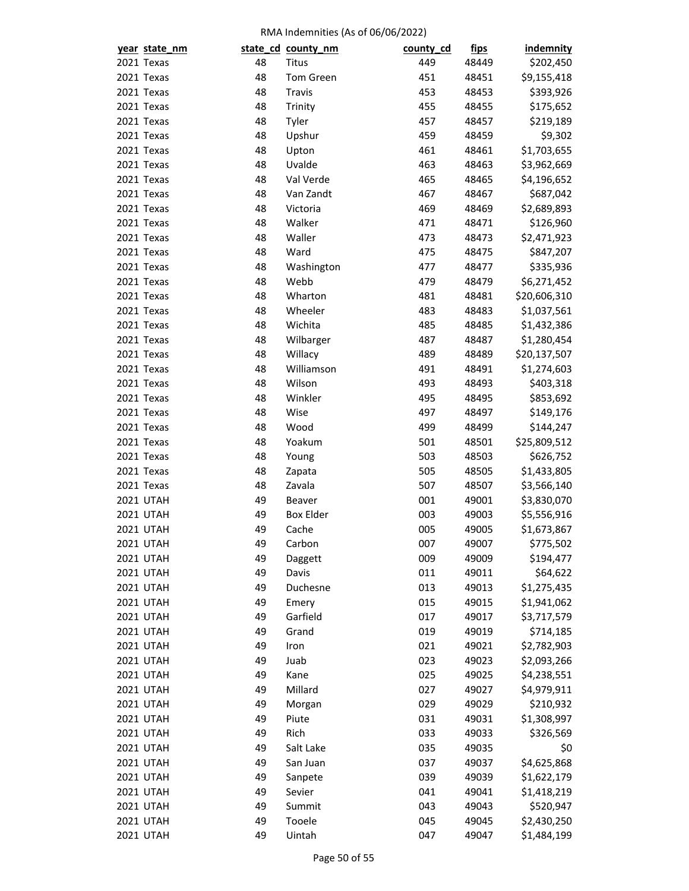RMA Indemnities (As of 06/06/2022)

| year | state_nm | state_cd | county_nm | county_cd | fips | indemnity |
|---|---|---|---|---|---|---|
| 2021 | Texas | 48 | Titus | 449 | 48449 | $202,450 |
| 2021 | Texas | 48 | Tom Green | 451 | 48451 | $9,155,418 |
| 2021 | Texas | 48 | Travis | 453 | 48453 | $393,926 |
| 2021 | Texas | 48 | Trinity | 455 | 48455 | $175,652 |
| 2021 | Texas | 48 | Tyler | 457 | 48457 | $219,189 |
| 2021 | Texas | 48 | Upshur | 459 | 48459 | $9,302 |
| 2021 | Texas | 48 | Upton | 461 | 48461 | $1,703,655 |
| 2021 | Texas | 48 | Uvalde | 463 | 48463 | $3,962,669 |
| 2021 | Texas | 48 | Val Verde | 465 | 48465 | $4,196,652 |
| 2021 | Texas | 48 | Van Zandt | 467 | 48467 | $687,042 |
| 2021 | Texas | 48 | Victoria | 469 | 48469 | $2,689,893 |
| 2021 | Texas | 48 | Walker | 471 | 48471 | $126,960 |
| 2021 | Texas | 48 | Waller | 473 | 48473 | $2,471,923 |
| 2021 | Texas | 48 | Ward | 475 | 48475 | $847,207 |
| 2021 | Texas | 48 | Washington | 477 | 48477 | $335,936 |
| 2021 | Texas | 48 | Webb | 479 | 48479 | $6,271,452 |
| 2021 | Texas | 48 | Wharton | 481 | 48481 | $20,606,310 |
| 2021 | Texas | 48 | Wheeler | 483 | 48483 | $1,037,561 |
| 2021 | Texas | 48 | Wichita | 485 | 48485 | $1,432,386 |
| 2021 | Texas | 48 | Wilbarger | 487 | 48487 | $1,280,454 |
| 2021 | Texas | 48 | Willacy | 489 | 48489 | $20,137,507 |
| 2021 | Texas | 48 | Williamson | 491 | 48491 | $1,274,603 |
| 2021 | Texas | 48 | Wilson | 493 | 48493 | $403,318 |
| 2021 | Texas | 48 | Winkler | 495 | 48495 | $853,692 |
| 2021 | Texas | 48 | Wise | 497 | 48497 | $149,176 |
| 2021 | Texas | 48 | Wood | 499 | 48499 | $144,247 |
| 2021 | Texas | 48 | Yoakum | 501 | 48501 | $25,809,512 |
| 2021 | Texas | 48 | Young | 503 | 48503 | $626,752 |
| 2021 | Texas | 48 | Zapata | 505 | 48505 | $1,433,805 |
| 2021 | Texas | 48 | Zavala | 507 | 48507 | $3,566,140 |
| 2021 | UTAH | 49 | Beaver | 001 | 49001 | $3,830,070 |
| 2021 | UTAH | 49 | Box Elder | 003 | 49003 | $5,556,916 |
| 2021 | UTAH | 49 | Cache | 005 | 49005 | $1,673,867 |
| 2021 | UTAH | 49 | Carbon | 007 | 49007 | $775,502 |
| 2021 | UTAH | 49 | Daggett | 009 | 49009 | $194,477 |
| 2021 | UTAH | 49 | Davis | 011 | 49011 | $64,622 |
| 2021 | UTAH | 49 | Duchesne | 013 | 49013 | $1,275,435 |
| 2021 | UTAH | 49 | Emery | 015 | 49015 | $1,941,062 |
| 2021 | UTAH | 49 | Garfield | 017 | 49017 | $3,717,579 |
| 2021 | UTAH | 49 | Grand | 019 | 49019 | $714,185 |
| 2021 | UTAH | 49 | Iron | 021 | 49021 | $2,782,903 |
| 2021 | UTAH | 49 | Juab | 023 | 49023 | $2,093,266 |
| 2021 | UTAH | 49 | Kane | 025 | 49025 | $4,238,551 |
| 2021 | UTAH | 49 | Millard | 027 | 49027 | $4,979,911 |
| 2021 | UTAH | 49 | Morgan | 029 | 49029 | $210,932 |
| 2021 | UTAH | 49 | Piute | 031 | 49031 | $1,308,997 |
| 2021 | UTAH | 49 | Rich | 033 | 49033 | $326,569 |
| 2021 | UTAH | 49 | Salt Lake | 035 | 49035 | $0 |
| 2021 | UTAH | 49 | San Juan | 037 | 49037 | $4,625,868 |
| 2021 | UTAH | 49 | Sanpete | 039 | 49039 | $1,622,179 |
| 2021 | UTAH | 49 | Sevier | 041 | 49041 | $1,418,219 |
| 2021 | UTAH | 49 | Summit | 043 | 49043 | $520,947 |
| 2021 | UTAH | 49 | Tooele | 045 | 49045 | $2,430,250 |
| 2021 | UTAH | 49 | Uintah | 047 | 49047 | $1,484,199 |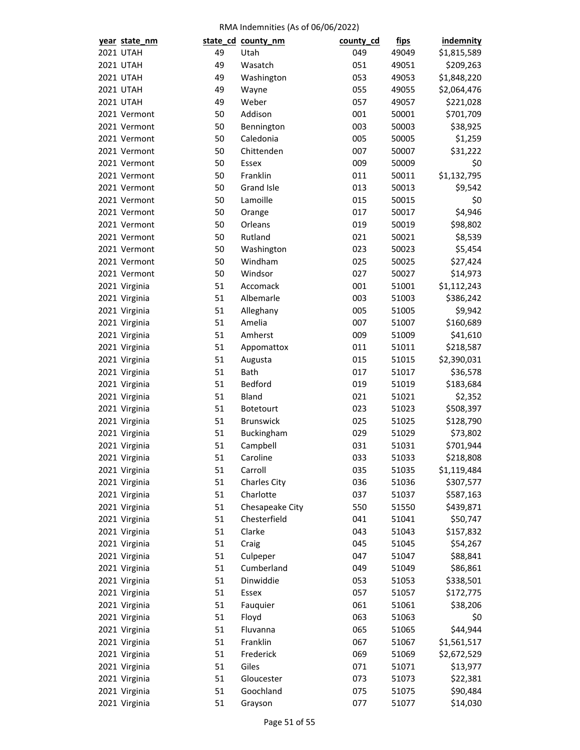RMA Indemnities (As of 06/06/2022)

| year | state_nm | state_cd | county_nm | county_cd | fips | indemnity |
|---|---|---|---|---|---|---|
| 2021 | UTAH | 49 | Utah | 049 | 49049 | $1,815,589 |
| 2021 | UTAH | 49 | Wasatch | 051 | 49051 | $209,263 |
| 2021 | UTAH | 49 | Washington | 053 | 49053 | $1,848,220 |
| 2021 | UTAH | 49 | Wayne | 055 | 49055 | $2,064,476 |
| 2021 | UTAH | 49 | Weber | 057 | 49057 | $221,028 |
| 2021 | Vermont | 50 | Addison | 001 | 50001 | $701,709 |
| 2021 | Vermont | 50 | Bennington | 003 | 50003 | $38,925 |
| 2021 | Vermont | 50 | Caledonia | 005 | 50005 | $1,259 |
| 2021 | Vermont | 50 | Chittenden | 007 | 50007 | $31,222 |
| 2021 | Vermont | 50 | Essex | 009 | 50009 | $0 |
| 2021 | Vermont | 50 | Franklin | 011 | 50011 | $1,132,795 |
| 2021 | Vermont | 50 | Grand Isle | 013 | 50013 | $9,542 |
| 2021 | Vermont | 50 | Lamoille | 015 | 50015 | $0 |
| 2021 | Vermont | 50 | Orange | 017 | 50017 | $4,946 |
| 2021 | Vermont | 50 | Orleans | 019 | 50019 | $98,802 |
| 2021 | Vermont | 50 | Rutland | 021 | 50021 | $8,539 |
| 2021 | Vermont | 50 | Washington | 023 | 50023 | $5,454 |
| 2021 | Vermont | 50 | Windham | 025 | 50025 | $27,424 |
| 2021 | Vermont | 50 | Windsor | 027 | 50027 | $14,973 |
| 2021 | Virginia | 51 | Accomack | 001 | 51001 | $1,112,243 |
| 2021 | Virginia | 51 | Albemarle | 003 | 51003 | $386,242 |
| 2021 | Virginia | 51 | Alleghany | 005 | 51005 | $9,942 |
| 2021 | Virginia | 51 | Amelia | 007 | 51007 | $160,689 |
| 2021 | Virginia | 51 | Amherst | 009 | 51009 | $41,610 |
| 2021 | Virginia | 51 | Appomattox | 011 | 51011 | $218,587 |
| 2021 | Virginia | 51 | Augusta | 015 | 51015 | $2,390,031 |
| 2021 | Virginia | 51 | Bath | 017 | 51017 | $36,578 |
| 2021 | Virginia | 51 | Bedford | 019 | 51019 | $183,684 |
| 2021 | Virginia | 51 | Bland | 021 | 51021 | $2,352 |
| 2021 | Virginia | 51 | Botetourt | 023 | 51023 | $508,397 |
| 2021 | Virginia | 51 | Brunswick | 025 | 51025 | $128,790 |
| 2021 | Virginia | 51 | Buckingham | 029 | 51029 | $73,802 |
| 2021 | Virginia | 51 | Campbell | 031 | 51031 | $701,944 |
| 2021 | Virginia | 51 | Caroline | 033 | 51033 | $218,808 |
| 2021 | Virginia | 51 | Carroll | 035 | 51035 | $1,119,484 |
| 2021 | Virginia | 51 | Charles City | 036 | 51036 | $307,577 |
| 2021 | Virginia | 51 | Charlotte | 037 | 51037 | $587,163 |
| 2021 | Virginia | 51 | Chesapeake City | 550 | 51550 | $439,871 |
| 2021 | Virginia | 51 | Chesterfield | 041 | 51041 | $50,747 |
| 2021 | Virginia | 51 | Clarke | 043 | 51043 | $157,832 |
| 2021 | Virginia | 51 | Craig | 045 | 51045 | $54,267 |
| 2021 | Virginia | 51 | Culpeper | 047 | 51047 | $88,841 |
| 2021 | Virginia | 51 | Cumberland | 049 | 51049 | $86,861 |
| 2021 | Virginia | 51 | Dinwiddie | 053 | 51053 | $338,501 |
| 2021 | Virginia | 51 | Essex | 057 | 51057 | $172,775 |
| 2021 | Virginia | 51 | Fauquier | 061 | 51061 | $38,206 |
| 2021 | Virginia | 51 | Floyd | 063 | 51063 | $0 |
| 2021 | Virginia | 51 | Fluvanna | 065 | 51065 | $44,944 |
| 2021 | Virginia | 51 | Franklin | 067 | 51067 | $1,561,517 |
| 2021 | Virginia | 51 | Frederick | 069 | 51069 | $2,672,529 |
| 2021 | Virginia | 51 | Giles | 071 | 51071 | $13,977 |
| 2021 | Virginia | 51 | Gloucester | 073 | 51073 | $22,381 |
| 2021 | Virginia | 51 | Goochland | 075 | 51075 | $90,484 |
| 2021 | Virginia | 51 | Grayson | 077 | 51077 | $14,030 |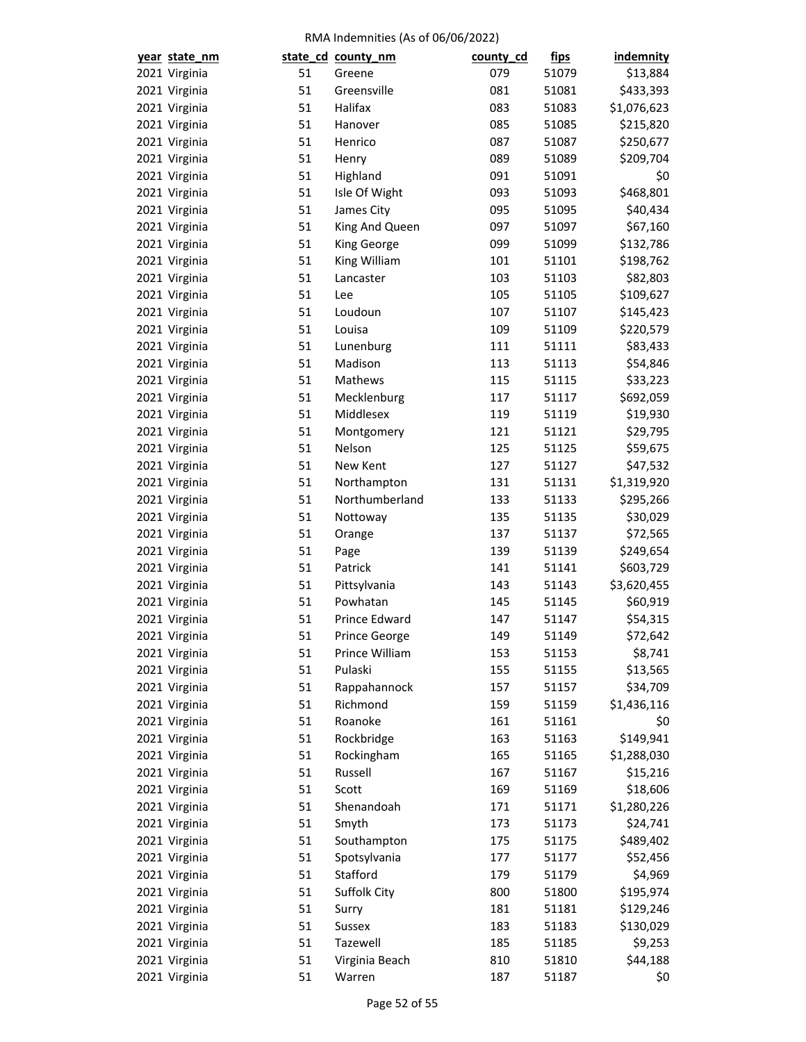RMA Indemnities (As of 06/06/2022)

| year | state_nm | state_cd | county_nm | county_cd | fips | indemnity |
|---|---|---|---|---|---|---|
| 2021 | Virginia | 51 | Greene | 079 | 51079 | $13,884 |
| 2021 | Virginia | 51 | Greensville | 081 | 51081 | $433,393 |
| 2021 | Virginia | 51 | Halifax | 083 | 51083 | $1,076,623 |
| 2021 | Virginia | 51 | Hanover | 085 | 51085 | $215,820 |
| 2021 | Virginia | 51 | Henrico | 087 | 51087 | $250,677 |
| 2021 | Virginia | 51 | Henry | 089 | 51089 | $209,704 |
| 2021 | Virginia | 51 | Highland | 091 | 51091 | $0 |
| 2021 | Virginia | 51 | Isle Of Wight | 093 | 51093 | $468,801 |
| 2021 | Virginia | 51 | James City | 095 | 51095 | $40,434 |
| 2021 | Virginia | 51 | King And Queen | 097 | 51097 | $67,160 |
| 2021 | Virginia | 51 | King George | 099 | 51099 | $132,786 |
| 2021 | Virginia | 51 | King William | 101 | 51101 | $198,762 |
| 2021 | Virginia | 51 | Lancaster | 103 | 51103 | $82,803 |
| 2021 | Virginia | 51 | Lee | 105 | 51105 | $109,627 |
| 2021 | Virginia | 51 | Loudoun | 107 | 51107 | $145,423 |
| 2021 | Virginia | 51 | Louisa | 109 | 51109 | $220,579 |
| 2021 | Virginia | 51 | Lunenburg | 111 | 51111 | $83,433 |
| 2021 | Virginia | 51 | Madison | 113 | 51113 | $54,846 |
| 2021 | Virginia | 51 | Mathews | 115 | 51115 | $33,223 |
| 2021 | Virginia | 51 | Mecklenburg | 117 | 51117 | $692,059 |
| 2021 | Virginia | 51 | Middlesex | 119 | 51119 | $19,930 |
| 2021 | Virginia | 51 | Montgomery | 121 | 51121 | $29,795 |
| 2021 | Virginia | 51 | Nelson | 125 | 51125 | $59,675 |
| 2021 | Virginia | 51 | New Kent | 127 | 51127 | $47,532 |
| 2021 | Virginia | 51 | Northampton | 131 | 51131 | $1,319,920 |
| 2021 | Virginia | 51 | Northumberland | 133 | 51133 | $295,266 |
| 2021 | Virginia | 51 | Nottoway | 135 | 51135 | $30,029 |
| 2021 | Virginia | 51 | Orange | 137 | 51137 | $72,565 |
| 2021 | Virginia | 51 | Page | 139 | 51139 | $249,654 |
| 2021 | Virginia | 51 | Patrick | 141 | 51141 | $603,729 |
| 2021 | Virginia | 51 | Pittsylvania | 143 | 51143 | $3,620,455 |
| 2021 | Virginia | 51 | Powhatan | 145 | 51145 | $60,919 |
| 2021 | Virginia | 51 | Prince Edward | 147 | 51147 | $54,315 |
| 2021 | Virginia | 51 | Prince George | 149 | 51149 | $72,642 |
| 2021 | Virginia | 51 | Prince William | 153 | 51153 | $8,741 |
| 2021 | Virginia | 51 | Pulaski | 155 | 51155 | $13,565 |
| 2021 | Virginia | 51 | Rappahannock | 157 | 51157 | $34,709 |
| 2021 | Virginia | 51 | Richmond | 159 | 51159 | $1,436,116 |
| 2021 | Virginia | 51 | Roanoke | 161 | 51161 | $0 |
| 2021 | Virginia | 51 | Rockbridge | 163 | 51163 | $149,941 |
| 2021 | Virginia | 51 | Rockingham | 165 | 51165 | $1,288,030 |
| 2021 | Virginia | 51 | Russell | 167 | 51167 | $15,216 |
| 2021 | Virginia | 51 | Scott | 169 | 51169 | $18,606 |
| 2021 | Virginia | 51 | Shenandoah | 171 | 51171 | $1,280,226 |
| 2021 | Virginia | 51 | Smyth | 173 | 51173 | $24,741 |
| 2021 | Virginia | 51 | Southampton | 175 | 51175 | $489,402 |
| 2021 | Virginia | 51 | Spotsylvania | 177 | 51177 | $52,456 |
| 2021 | Virginia | 51 | Stafford | 179 | 51179 | $4,969 |
| 2021 | Virginia | 51 | Suffolk City | 800 | 51800 | $195,974 |
| 2021 | Virginia | 51 | Surry | 181 | 51181 | $129,246 |
| 2021 | Virginia | 51 | Sussex | 183 | 51183 | $130,029 |
| 2021 | Virginia | 51 | Tazewell | 185 | 51185 | $9,253 |
| 2021 | Virginia | 51 | Virginia Beach | 810 | 51810 | $44,188 |
| 2021 | Virginia | 51 | Warren | 187 | 51187 | $0 |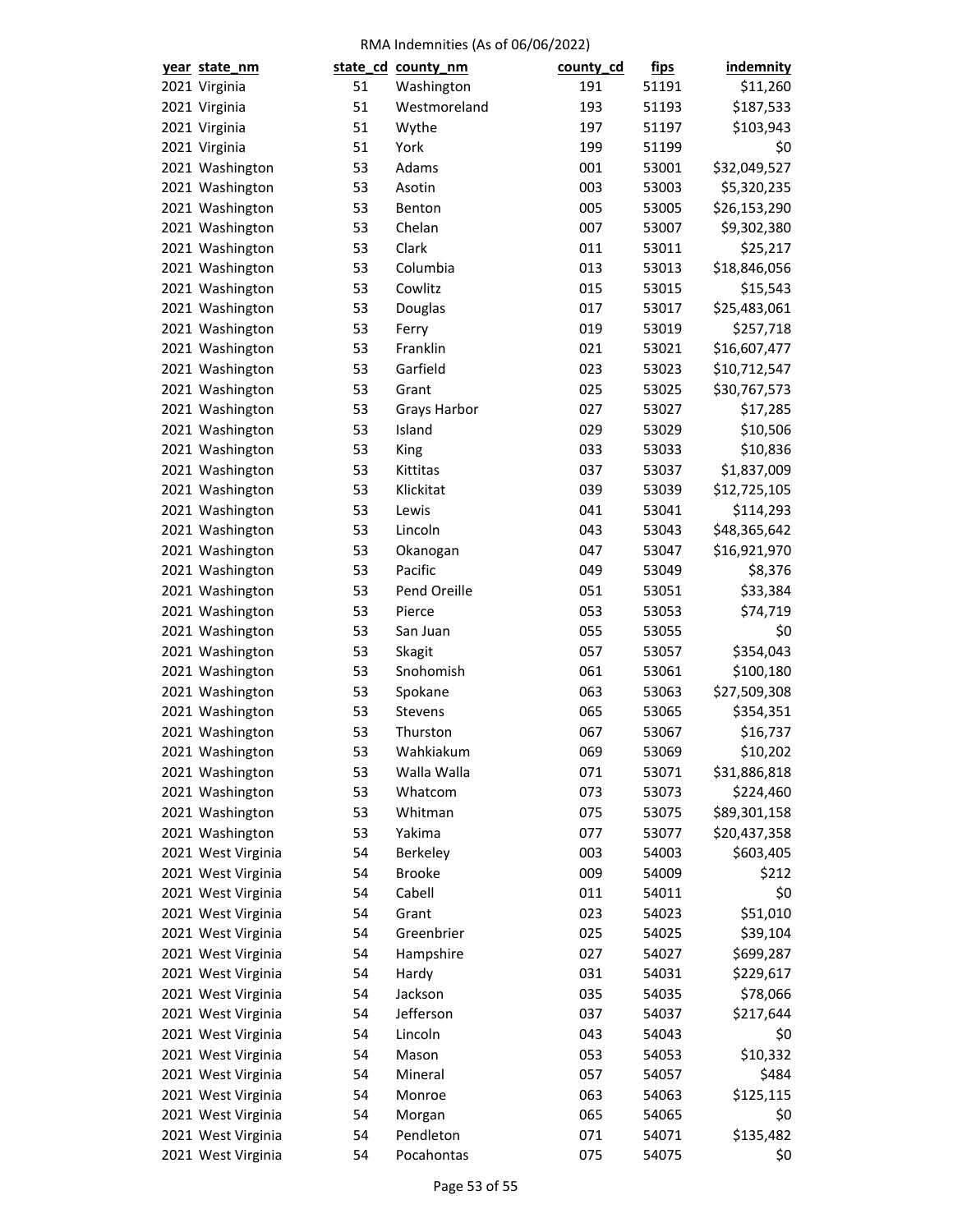RMA Indemnities (As of 06/06/2022)

| year | state_nm | state_cd | county_nm | county_cd | fips | indemnity |
|---|---|---|---|---|---|---|
| 2021 | Virginia | 51 | Washington | 191 | 51191 | $11,260 |
| 2021 | Virginia | 51 | Westmoreland | 193 | 51193 | $187,533 |
| 2021 | Virginia | 51 | Wythe | 197 | 51197 | $103,943 |
| 2021 | Virginia | 51 | York | 199 | 51199 | $0 |
| 2021 | Washington | 53 | Adams | 001 | 53001 | $32,049,527 |
| 2021 | Washington | 53 | Asotin | 003 | 53003 | $5,320,235 |
| 2021 | Washington | 53 | Benton | 005 | 53005 | $26,153,290 |
| 2021 | Washington | 53 | Chelan | 007 | 53007 | $9,302,380 |
| 2021 | Washington | 53 | Clark | 011 | 53011 | $25,217 |
| 2021 | Washington | 53 | Columbia | 013 | 53013 | $18,846,056 |
| 2021 | Washington | 53 | Cowlitz | 015 | 53015 | $15,543 |
| 2021 | Washington | 53 | Douglas | 017 | 53017 | $25,483,061 |
| 2021 | Washington | 53 | Ferry | 019 | 53019 | $257,718 |
| 2021 | Washington | 53 | Franklin | 021 | 53021 | $16,607,477 |
| 2021 | Washington | 53 | Garfield | 023 | 53023 | $10,712,547 |
| 2021 | Washington | 53 | Grant | 025 | 53025 | $30,767,573 |
| 2021 | Washington | 53 | Grays Harbor | 027 | 53027 | $17,285 |
| 2021 | Washington | 53 | Island | 029 | 53029 | $10,506 |
| 2021 | Washington | 53 | King | 033 | 53033 | $10,836 |
| 2021 | Washington | 53 | Kittitas | 037 | 53037 | $1,837,009 |
| 2021 | Washington | 53 | Klickitat | 039 | 53039 | $12,725,105 |
| 2021 | Washington | 53 | Lewis | 041 | 53041 | $114,293 |
| 2021 | Washington | 53 | Lincoln | 043 | 53043 | $48,365,642 |
| 2021 | Washington | 53 | Okanogan | 047 | 53047 | $16,921,970 |
| 2021 | Washington | 53 | Pacific | 049 | 53049 | $8,376 |
| 2021 | Washington | 53 | Pend Oreille | 051 | 53051 | $33,384 |
| 2021 | Washington | 53 | Pierce | 053 | 53053 | $74,719 |
| 2021 | Washington | 53 | San Juan | 055 | 53055 | $0 |
| 2021 | Washington | 53 | Skagit | 057 | 53057 | $354,043 |
| 2021 | Washington | 53 | Snohomish | 061 | 53061 | $100,180 |
| 2021 | Washington | 53 | Spokane | 063 | 53063 | $27,509,308 |
| 2021 | Washington | 53 | Stevens | 065 | 53065 | $354,351 |
| 2021 | Washington | 53 | Thurston | 067 | 53067 | $16,737 |
| 2021 | Washington | 53 | Wahkiakum | 069 | 53069 | $10,202 |
| 2021 | Washington | 53 | Walla Walla | 071 | 53071 | $31,886,818 |
| 2021 | Washington | 53 | Whatcom | 073 | 53073 | $224,460 |
| 2021 | Washington | 53 | Whitman | 075 | 53075 | $89,301,158 |
| 2021 | Washington | 53 | Yakima | 077 | 53077 | $20,437,358 |
| 2021 | West Virginia | 54 | Berkeley | 003 | 54003 | $603,405 |
| 2021 | West Virginia | 54 | Brooke | 009 | 54009 | $212 |
| 2021 | West Virginia | 54 | Cabell | 011 | 54011 | $0 |
| 2021 | West Virginia | 54 | Grant | 023 | 54023 | $51,010 |
| 2021 | West Virginia | 54 | Greenbrier | 025 | 54025 | $39,104 |
| 2021 | West Virginia | 54 | Hampshire | 027 | 54027 | $699,287 |
| 2021 | West Virginia | 54 | Hardy | 031 | 54031 | $229,617 |
| 2021 | West Virginia | 54 | Jackson | 035 | 54035 | $78,066 |
| 2021 | West Virginia | 54 | Jefferson | 037 | 54037 | $217,644 |
| 2021 | West Virginia | 54 | Lincoln | 043 | 54043 | $0 |
| 2021 | West Virginia | 54 | Mason | 053 | 54053 | $10,332 |
| 2021 | West Virginia | 54 | Mineral | 057 | 54057 | $484 |
| 2021 | West Virginia | 54 | Monroe | 063 | 54063 | $125,115 |
| 2021 | West Virginia | 54 | Morgan | 065 | 54065 | $0 |
| 2021 | West Virginia | 54 | Pendleton | 071 | 54071 | $135,482 |
| 2021 | West Virginia | 54 | Pocahontas | 075 | 54075 | $0 |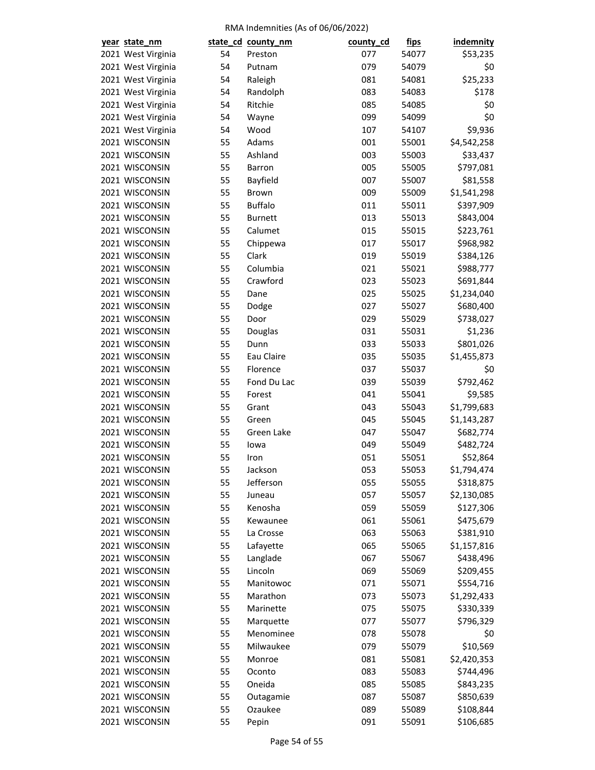RMA Indemnities (As of 06/06/2022)

| year | state_nm | state_cd | county_nm | county_cd | fips | indemnity |
|---|---|---|---|---|---|---|
| 2021 | West Virginia | 54 | Preston | 077 | 54077 | $53,235 |
| 2021 | West Virginia | 54 | Putnam | 079 | 54079 | $0 |
| 2021 | West Virginia | 54 | Raleigh | 081 | 54081 | $25,233 |
| 2021 | West Virginia | 54 | Randolph | 083 | 54083 | $178 |
| 2021 | West Virginia | 54 | Ritchie | 085 | 54085 | $0 |
| 2021 | West Virginia | 54 | Wayne | 099 | 54099 | $0 |
| 2021 | West Virginia | 54 | Wood | 107 | 54107 | $9,936 |
| 2021 | WISCONSIN | 55 | Adams | 001 | 55001 | $4,542,258 |
| 2021 | WISCONSIN | 55 | Ashland | 003 | 55003 | $33,437 |
| 2021 | WISCONSIN | 55 | Barron | 005 | 55005 | $797,081 |
| 2021 | WISCONSIN | 55 | Bayfield | 007 | 55007 | $81,558 |
| 2021 | WISCONSIN | 55 | Brown | 009 | 55009 | $1,541,298 |
| 2021 | WISCONSIN | 55 | Buffalo | 011 | 55011 | $397,909 |
| 2021 | WISCONSIN | 55 | Burnett | 013 | 55013 | $843,004 |
| 2021 | WISCONSIN | 55 | Calumet | 015 | 55015 | $223,761 |
| 2021 | WISCONSIN | 55 | Chippewa | 017 | 55017 | $968,982 |
| 2021 | WISCONSIN | 55 | Clark | 019 | 55019 | $384,126 |
| 2021 | WISCONSIN | 55 | Columbia | 021 | 55021 | $988,777 |
| 2021 | WISCONSIN | 55 | Crawford | 023 | 55023 | $691,844 |
| 2021 | WISCONSIN | 55 | Dane | 025 | 55025 | $1,234,040 |
| 2021 | WISCONSIN | 55 | Dodge | 027 | 55027 | $680,400 |
| 2021 | WISCONSIN | 55 | Door | 029 | 55029 | $738,027 |
| 2021 | WISCONSIN | 55 | Douglas | 031 | 55031 | $1,236 |
| 2021 | WISCONSIN | 55 | Dunn | 033 | 55033 | $801,026 |
| 2021 | WISCONSIN | 55 | Eau Claire | 035 | 55035 | $1,455,873 |
| 2021 | WISCONSIN | 55 | Florence | 037 | 55037 | $0 |
| 2021 | WISCONSIN | 55 | Fond Du Lac | 039 | 55039 | $792,462 |
| 2021 | WISCONSIN | 55 | Forest | 041 | 55041 | $9,585 |
| 2021 | WISCONSIN | 55 | Grant | 043 | 55043 | $1,799,683 |
| 2021 | WISCONSIN | 55 | Green | 045 | 55045 | $1,143,287 |
| 2021 | WISCONSIN | 55 | Green Lake | 047 | 55047 | $682,774 |
| 2021 | WISCONSIN | 55 | Iowa | 049 | 55049 | $482,724 |
| 2021 | WISCONSIN | 55 | Iron | 051 | 55051 | $52,864 |
| 2021 | WISCONSIN | 55 | Jackson | 053 | 55053 | $1,794,474 |
| 2021 | WISCONSIN | 55 | Jefferson | 055 | 55055 | $318,875 |
| 2021 | WISCONSIN | 55 | Juneau | 057 | 55057 | $2,130,085 |
| 2021 | WISCONSIN | 55 | Kenosha | 059 | 55059 | $127,306 |
| 2021 | WISCONSIN | 55 | Kewaunee | 061 | 55061 | $475,679 |
| 2021 | WISCONSIN | 55 | La Crosse | 063 | 55063 | $381,910 |
| 2021 | WISCONSIN | 55 | Lafayette | 065 | 55065 | $1,157,816 |
| 2021 | WISCONSIN | 55 | Langlade | 067 | 55067 | $438,496 |
| 2021 | WISCONSIN | 55 | Lincoln | 069 | 55069 | $209,455 |
| 2021 | WISCONSIN | 55 | Manitowoc | 071 | 55071 | $554,716 |
| 2021 | WISCONSIN | 55 | Marathon | 073 | 55073 | $1,292,433 |
| 2021 | WISCONSIN | 55 | Marinette | 075 | 55075 | $330,339 |
| 2021 | WISCONSIN | 55 | Marquette | 077 | 55077 | $796,329 |
| 2021 | WISCONSIN | 55 | Menominee | 078 | 55078 | $0 |
| 2021 | WISCONSIN | 55 | Milwaukee | 079 | 55079 | $10,569 |
| 2021 | WISCONSIN | 55 | Monroe | 081 | 55081 | $2,420,353 |
| 2021 | WISCONSIN | 55 | Oconto | 083 | 55083 | $744,496 |
| 2021 | WISCONSIN | 55 | Oneida | 085 | 55085 | $843,235 |
| 2021 | WISCONSIN | 55 | Outagamie | 087 | 55087 | $850,639 |
| 2021 | WISCONSIN | 55 | Ozaukee | 089 | 55089 | $108,844 |
| 2021 | WISCONSIN | 55 | Pepin | 091 | 55091 | $106,685 |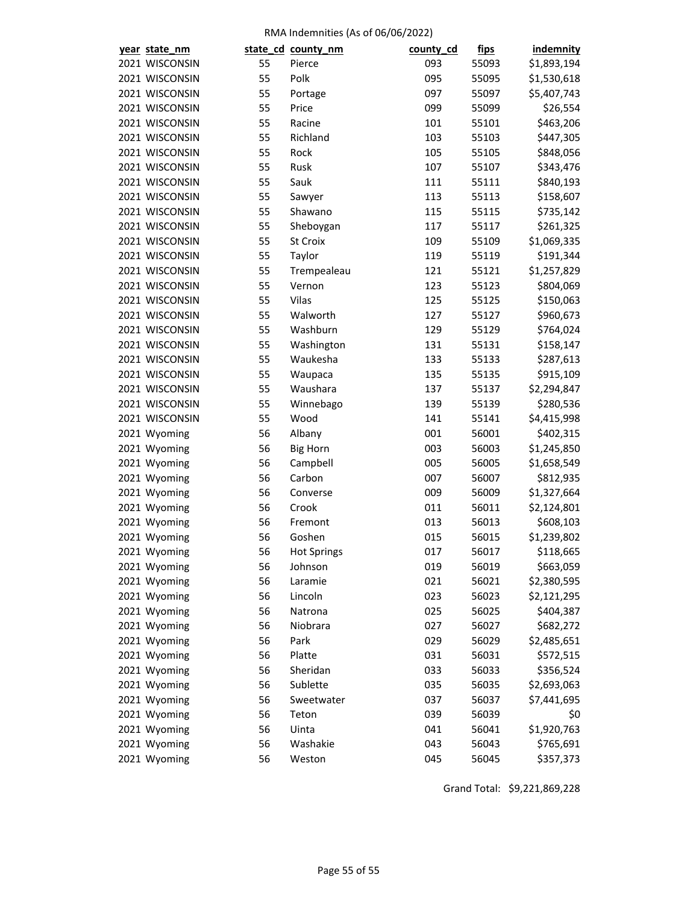RMA Indemnities (As of 06/06/2022)

| year | state_nm | state_cd | county_nm | county_cd | fips | indemnity |
|---|---|---|---|---|---|---|
| 2021 | WISCONSIN | 55 | Pierce | 093 | 55093 | $1,893,194 |
| 2021 | WISCONSIN | 55 | Polk | 095 | 55095 | $1,530,618 |
| 2021 | WISCONSIN | 55 | Portage | 097 | 55097 | $5,407,743 |
| 2021 | WISCONSIN | 55 | Price | 099 | 55099 | $26,554 |
| 2021 | WISCONSIN | 55 | Racine | 101 | 55101 | $463,206 |
| 2021 | WISCONSIN | 55 | Richland | 103 | 55103 | $447,305 |
| 2021 | WISCONSIN | 55 | Rock | 105 | 55105 | $848,056 |
| 2021 | WISCONSIN | 55 | Rusk | 107 | 55107 | $343,476 |
| 2021 | WISCONSIN | 55 | Sauk | 111 | 55111 | $840,193 |
| 2021 | WISCONSIN | 55 | Sawyer | 113 | 55113 | $158,607 |
| 2021 | WISCONSIN | 55 | Shawano | 115 | 55115 | $735,142 |
| 2021 | WISCONSIN | 55 | Sheboygan | 117 | 55117 | $261,325 |
| 2021 | WISCONSIN | 55 | St Croix | 109 | 55109 | $1,069,335 |
| 2021 | WISCONSIN | 55 | Taylor | 119 | 55119 | $191,344 |
| 2021 | WISCONSIN | 55 | Trempealeau | 121 | 55121 | $1,257,829 |
| 2021 | WISCONSIN | 55 | Vernon | 123 | 55123 | $804,069 |
| 2021 | WISCONSIN | 55 | Vilas | 125 | 55125 | $150,063 |
| 2021 | WISCONSIN | 55 | Walworth | 127 | 55127 | $960,673 |
| 2021 | WISCONSIN | 55 | Washburn | 129 | 55129 | $764,024 |
| 2021 | WISCONSIN | 55 | Washington | 131 | 55131 | $158,147 |
| 2021 | WISCONSIN | 55 | Waukesha | 133 | 55133 | $287,613 |
| 2021 | WISCONSIN | 55 | Waupaca | 135 | 55135 | $915,109 |
| 2021 | WISCONSIN | 55 | Waushara | 137 | 55137 | $2,294,847 |
| 2021 | WISCONSIN | 55 | Winnebago | 139 | 55139 | $280,536 |
| 2021 | WISCONSIN | 55 | Wood | 141 | 55141 | $4,415,998 |
| 2021 | Wyoming | 56 | Albany | 001 | 56001 | $402,315 |
| 2021 | Wyoming | 56 | Big Horn | 003 | 56003 | $1,245,850 |
| 2021 | Wyoming | 56 | Campbell | 005 | 56005 | $1,658,549 |
| 2021 | Wyoming | 56 | Carbon | 007 | 56007 | $812,935 |
| 2021 | Wyoming | 56 | Converse | 009 | 56009 | $1,327,664 |
| 2021 | Wyoming | 56 | Crook | 011 | 56011 | $2,124,801 |
| 2021 | Wyoming | 56 | Fremont | 013 | 56013 | $608,103 |
| 2021 | Wyoming | 56 | Goshen | 015 | 56015 | $1,239,802 |
| 2021 | Wyoming | 56 | Hot Springs | 017 | 56017 | $118,665 |
| 2021 | Wyoming | 56 | Johnson | 019 | 56019 | $663,059 |
| 2021 | Wyoming | 56 | Laramie | 021 | 56021 | $2,380,595 |
| 2021 | Wyoming | 56 | Lincoln | 023 | 56023 | $2,121,295 |
| 2021 | Wyoming | 56 | Natrona | 025 | 56025 | $404,387 |
| 2021 | Wyoming | 56 | Niobrara | 027 | 56027 | $682,272 |
| 2021 | Wyoming | 56 | Park | 029 | 56029 | $2,485,651 |
| 2021 | Wyoming | 56 | Platte | 031 | 56031 | $572,515 |
| 2021 | Wyoming | 56 | Sheridan | 033 | 56033 | $356,524 |
| 2021 | Wyoming | 56 | Sublette | 035 | 56035 | $2,693,063 |
| 2021 | Wyoming | 56 | Sweetwater | 037 | 56037 | $7,441,695 |
| 2021 | Wyoming | 56 | Teton | 039 | 56039 | $0 |
| 2021 | Wyoming | 56 | Uinta | 041 | 56041 | $1,920,763 |
| 2021 | Wyoming | 56 | Washakie | 043 | 56043 | $765,691 |
| 2021 | Wyoming | 56 | Weston | 045 | 56045 | $357,373 |

Grand Total: $9,221,869,228